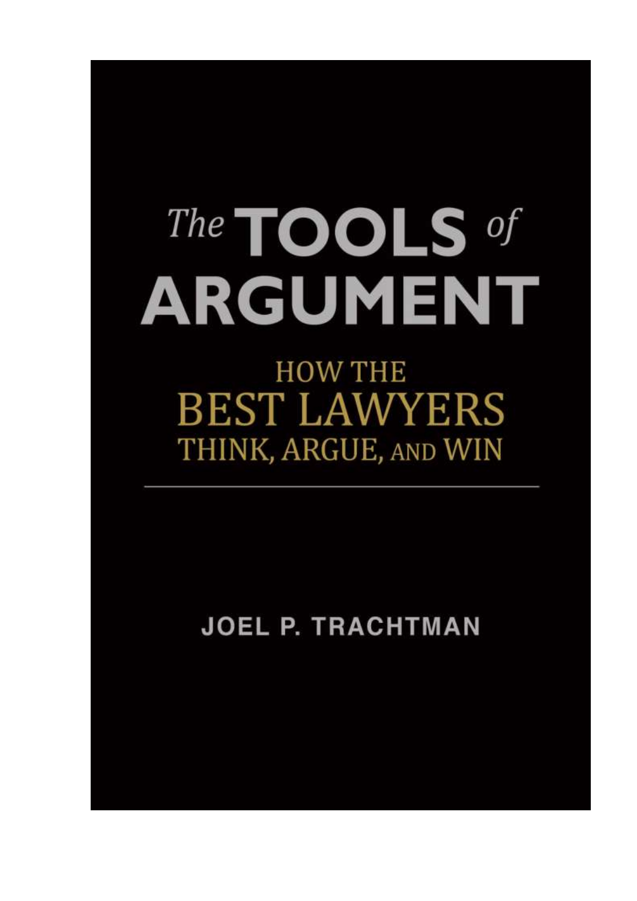# The TOOLS of ARGUMENT

## HOW THE BEST LAWYERS THINK, ARGUE, AND WIN

---

JOEL P. TRACHTMAN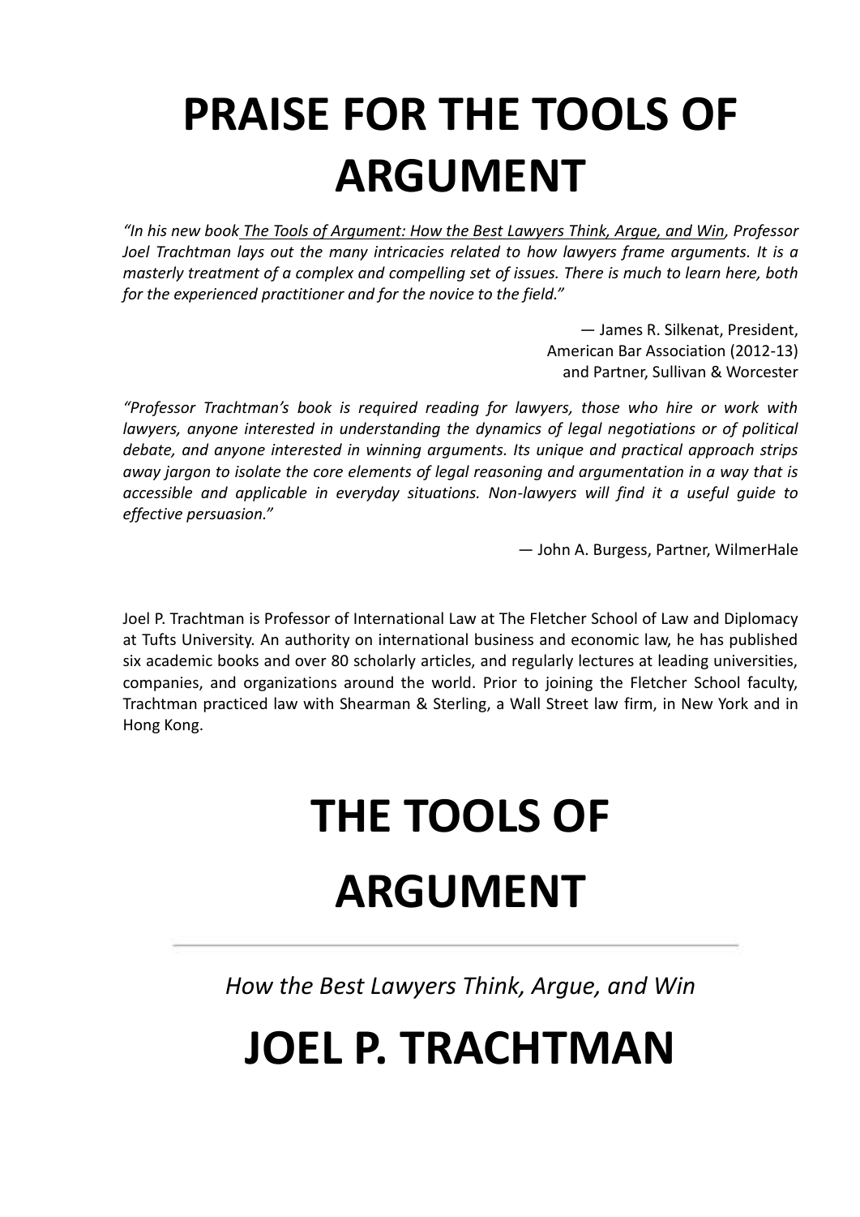# PRAISE FOR THE TOOLS OF ARGUMENT

*"In his new book The Tools of Argument: How the Best Lawyers Think, Argue, and Win, Professor Joel Trachtman lays out the many intricacies related to how lawyers frame arguments. It is a masterly treatment of a complex and compelling set of issues. There is much to learn here, both for the experienced practitioner and for the novice to the field."*

— James R. Silkenat, President,
American Bar Association (2012-13)
and Partner, Sullivan & Worcester

*"Professor Trachtman's book is required reading for lawyers, those who hire or work with lawyers, anyone interested in understanding the dynamics of legal negotiations or of political debate, and anyone interested in winning arguments. Its unique and practical approach strips away jargon to isolate the core elements of legal reasoning and argumentation in a way that is accessible and applicable in everyday situations. Non-lawyers will find it a useful guide to effective persuasion."*

— John A. Burgess, Partner, WilmerHale

Joel P. Trachtman is Professor of International Law at The Fletcher School of Law and Diplomacy at Tufts University. An authority on international business and economic law, he has published six academic books and over 80 scholarly articles, and regularly lectures at leading universities, companies, and organizations around the world. Prior to joining the Fletcher School faculty, Trachtman practiced law with Shearman & Sterling, a Wall Street law firm, in New York and in Hong Kong.

# THE TOOLS OF ARGUMENT

---

*How the Best Lawyers Think, Argue, and Win*

# JOEL P. TRACHTMAN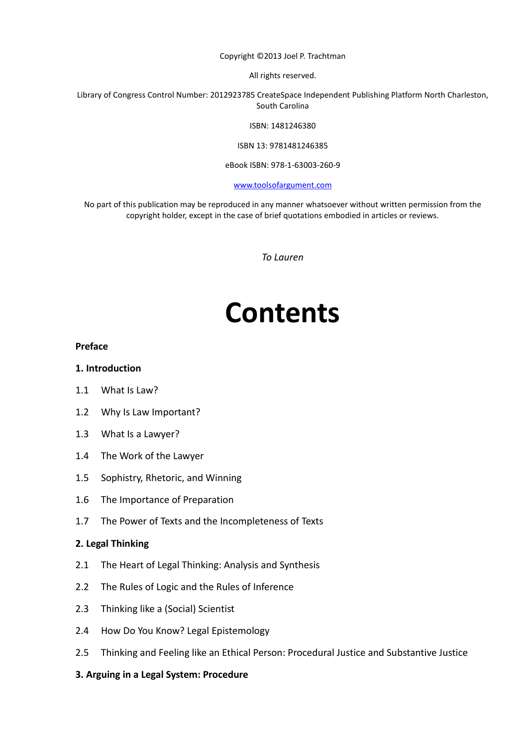Copyright ©2013 Joel P. Trachtman

All rights reserved.

Library of Congress Control Number: 2012923785 CreateSpace Independent Publishing Platform North Charleston, South Carolina

ISBN: 1481246380

ISBN 13: 9781481246385

eBook ISBN: 978-1-63003-260-9

www.toolsofargument.com

No part of this publication may be reproduced in any manner whatsoever without written permission from the copyright holder, except in the case of brief quotations embodied in articles or reviews.

*To Lauren*

# Contents

**Preface**

**1. Introduction**

1.1 What Is Law?

1.2 Why Is Law Important?

1.3 What Is a Lawyer?

1.4 The Work of the Lawyer

1.5 Sophistry, Rhetoric, and Winning

1.6 The Importance of Preparation

1.7 The Power of Texts and the Incompleteness of Texts

**2. Legal Thinking**

2.1 The Heart of Legal Thinking: Analysis and Synthesis

2.2 The Rules of Logic and the Rules of Inference

2.3 Thinking like a (Social) Scientist

2.4 How Do You Know? Legal Epistemology

2.5 Thinking and Feeling like an Ethical Person: Procedural Justice and Substantive Justice

**3. Arguing in a Legal System: Procedure**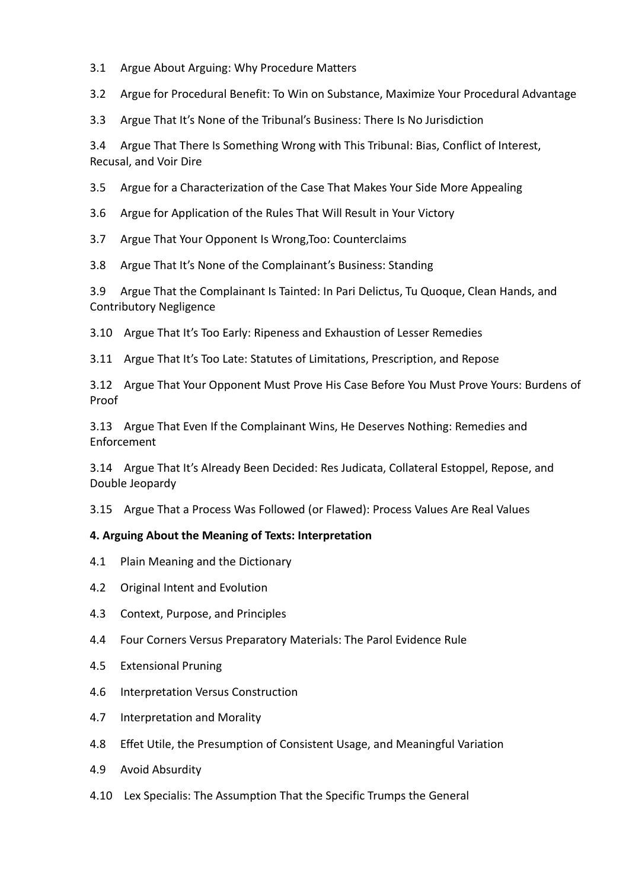3.1 Argue About Arguing: Why Procedure Matters

3.2 Argue for Procedural Benefit: To Win on Substance, Maximize Your Procedural Advantage

3.3 Argue That It's None of the Tribunal's Business: There Is No Jurisdiction

3.4 Argue That There Is Something Wrong with This Tribunal: Bias, Conflict of Interest, Recusal, and Voir Dire

3.5 Argue for a Characterization of the Case That Makes Your Side More Appealing

3.6 Argue for Application of the Rules That Will Result in Your Victory

3.7 Argue That Your Opponent Is Wrong,Too: Counterclaims

3.8 Argue That It's None of the Complainant's Business: Standing

3.9 Argue That the Complainant Is Tainted: In Pari Delictus, Tu Quoque, Clean Hands, and Contributory Negligence

3.10 Argue That It's Too Early: Ripeness and Exhaustion of Lesser Remedies

3.11 Argue That It's Too Late: Statutes of Limitations, Prescription, and Repose

3.12 Argue That Your Opponent Must Prove His Case Before You Must Prove Yours: Burdens of Proof

3.13 Argue That Even If the Complainant Wins, He Deserves Nothing: Remedies and Enforcement

3.14 Argue That It's Already Been Decided: Res Judicata, Collateral Estoppel, Repose, and Double Jeopardy

3.15 Argue That a Process Was Followed (or Flawed): Process Values Are Real Values

**4. Arguing About the Meaning of Texts: Interpretation**

4.1 Plain Meaning and the Dictionary

4.2 Original Intent and Evolution

4.3 Context, Purpose, and Principles

4.4 Four Corners Versus Preparatory Materials: The Parol Evidence Rule

4.5 Extensional Pruning

4.6 Interpretation Versus Construction

4.7 Interpretation and Morality

4.8 Effet Utile, the Presumption of Consistent Usage, and Meaningful Variation

4.9 Avoid Absurdity

4.10 Lex Specialis: The Assumption That the Specific Trumps the General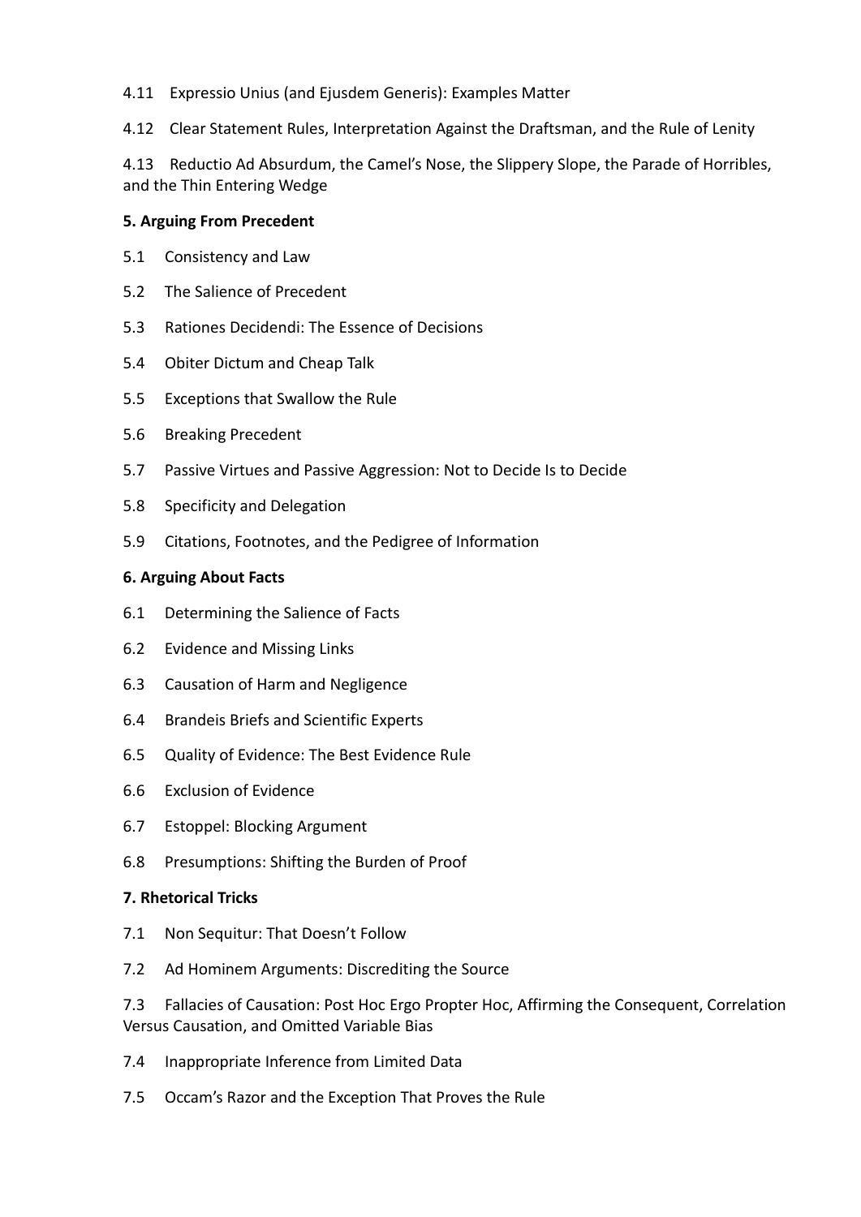4.11 Expressio Unius (and Ejusdem Generis): Examples Matter

4.12 Clear Statement Rules, Interpretation Against the Draftsman, and the Rule of Lenity

4.13 Reductio Ad Absurdum, the Camel's Nose, the Slippery Slope, the Parade of Horribles, and the Thin Entering Wedge

**5. Arguing From Precedent**

5.1 Consistency and Law

5.2 The Salience of Precedent

5.3 Rationes Decidendi: The Essence of Decisions

5.4 Obiter Dictum and Cheap Talk

5.5 Exceptions that Swallow the Rule

5.6 Breaking Precedent

5.7 Passive Virtues and Passive Aggression: Not to Decide Is to Decide

5.8 Specificity and Delegation

5.9 Citations, Footnotes, and the Pedigree of Information

**6. Arguing About Facts**

6.1 Determining the Salience of Facts

6.2 Evidence and Missing Links

6.3 Causation of Harm and Negligence

6.4 Brandeis Briefs and Scientific Experts

6.5 Quality of Evidence: The Best Evidence Rule

6.6 Exclusion of Evidence

6.7 Estoppel: Blocking Argument

6.8 Presumptions: Shifting the Burden of Proof

**7. Rhetorical Tricks**

7.1 Non Sequitur: That Doesn't Follow

7.2 Ad Hominem Arguments: Discrediting the Source

7.3 Fallacies of Causation: Post Hoc Ergo Propter Hoc, Affirming the Consequent, Correlation Versus Causation, and Omitted Variable Bias

7.4 Inappropriate Inference from Limited Data

7.5 Occam's Razor and the Exception That Proves the Rule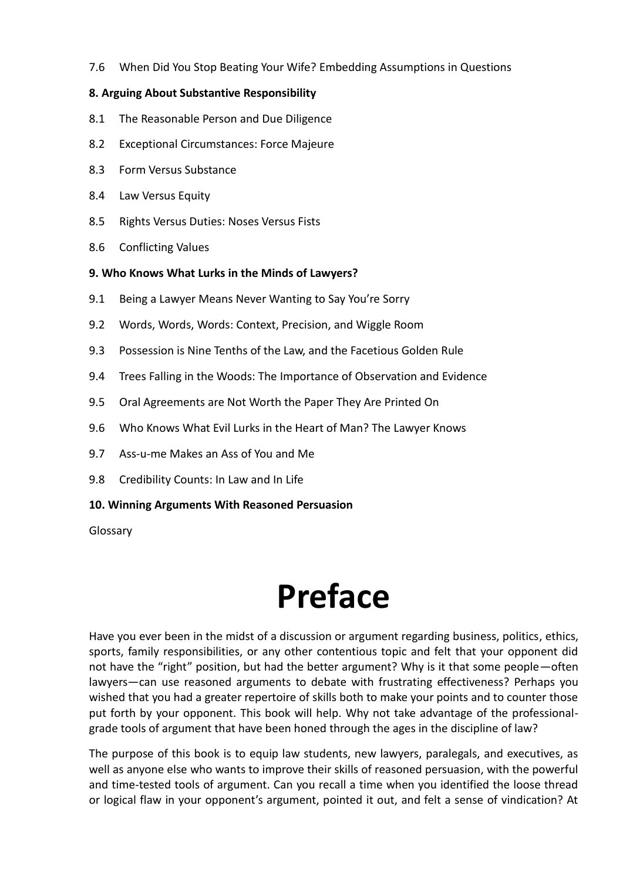7.6 When Did You Stop Beating Your Wife? Embedding Assumptions in Questions

**8. Arguing About Substantive Responsibility**

8.1 The Reasonable Person and Due Diligence

8.2 Exceptional Circumstances: Force Majeure

8.3 Form Versus Substance

8.4 Law Versus Equity

8.5 Rights Versus Duties: Noses Versus Fists

8.6 Conflicting Values

**9. Who Knows What Lurks in the Minds of Lawyers?**

9.1 Being a Lawyer Means Never Wanting to Say You're Sorry

9.2 Words, Words, Words: Context, Precision, and Wiggle Room

9.3 Possession is Nine Tenths of the Law, and the Facetious Golden Rule

9.4 Trees Falling in the Woods: The Importance of Observation and Evidence

9.5 Oral Agreements are Not Worth the Paper They Are Printed On

9.6 Who Knows What Evil Lurks in the Heart of Man? The Lawyer Knows

9.7 Ass-u-me Makes an Ass of You and Me

9.8 Credibility Counts: In Law and In Life

**10. Winning Arguments With Reasoned Persuasion**

Glossary

# Preface

Have you ever been in the midst of a discussion or argument regarding business, politics, ethics, sports, family responsibilities, or any other contentious topic and felt that your opponent did not have the "right" position, but had the better argument? Why is it that some people—often lawyers—can use reasoned arguments to debate with frustrating effectiveness? Perhaps you wished that you had a greater repertoire of skills both to make your points and to counter those put forth by your opponent. This book will help. Why not take advantage of the professional-grade tools of argument that have been honed through the ages in the discipline of law?

The purpose of this book is to equip law students, new lawyers, paralegals, and executives, as well as anyone else who wants to improve their skills of reasoned persuasion, with the powerful and time-tested tools of argument. Can you recall a time when you identified the loose thread or logical flaw in your opponent's argument, pointed it out, and felt a sense of vindication? At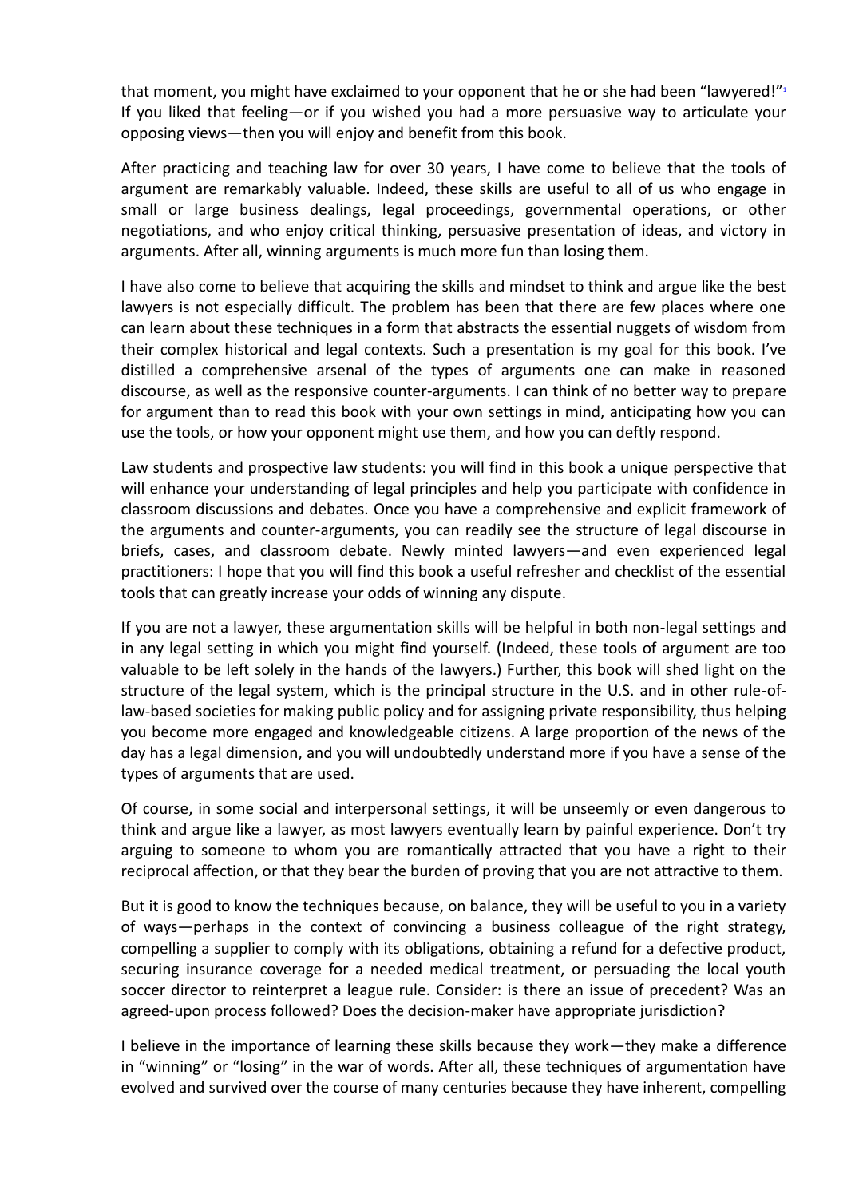that moment, you might have exclaimed to your opponent that he or she had been "lawyered!"[1] If you liked that feeling—or if you wished you had a more persuasive way to articulate your opposing views—then you will enjoy and benefit from this book.

After practicing and teaching law for over 30 years, I have come to believe that the tools of argument are remarkably valuable. Indeed, these skills are useful to all of us who engage in small or large business dealings, legal proceedings, governmental operations, or other negotiations, and who enjoy critical thinking, persuasive presentation of ideas, and victory in arguments. After all, winning arguments is much more fun than losing them.

I have also come to believe that acquiring the skills and mindset to think and argue like the best lawyers is not especially difficult. The problem has been that there are few places where one can learn about these techniques in a form that abstracts the essential nuggets of wisdom from their complex historical and legal contexts. Such a presentation is my goal for this book. I've distilled a comprehensive arsenal of the types of arguments one can make in reasoned discourse, as well as the responsive counter-arguments. I can think of no better way to prepare for argument than to read this book with your own settings in mind, anticipating how you can use the tools, or how your opponent might use them, and how you can deftly respond.

Law students and prospective law students: you will find in this book a unique perspective that will enhance your understanding of legal principles and help you participate with confidence in classroom discussions and debates. Once you have a comprehensive and explicit framework of the arguments and counter-arguments, you can readily see the structure of legal discourse in briefs, cases, and classroom debate. Newly minted lawyers—and even experienced legal practitioners: I hope that you will find this book a useful refresher and checklist of the essential tools that can greatly increase your odds of winning any dispute.

If you are not a lawyer, these argumentation skills will be helpful in both non-legal settings and in any legal setting in which you might find yourself. (Indeed, these tools of argument are too valuable to be left solely in the hands of the lawyers.) Further, this book will shed light on the structure of the legal system, which is the principal structure in the U.S. and in other rule-of-law-based societies for making public policy and for assigning private responsibility, thus helping you become more engaged and knowledgeable citizens. A large proportion of the news of the day has a legal dimension, and you will undoubtedly understand more if you have a sense of the types of arguments that are used.

Of course, in some social and interpersonal settings, it will be unseemly or even dangerous to think and argue like a lawyer, as most lawyers eventually learn by painful experience. Don't try arguing to someone to whom you are romantically attracted that you have a right to their reciprocal affection, or that they bear the burden of proving that you are not attractive to them.

But it is good to know the techniques because, on balance, they will be useful to you in a variety of ways—perhaps in the context of convincing a business colleague of the right strategy, compelling a supplier to comply with its obligations, obtaining a refund for a defective product, securing insurance coverage for a needed medical treatment, or persuading the local youth soccer director to reinterpret a league rule. Consider: is there an issue of precedent? Was an agreed-upon process followed? Does the decision-maker have appropriate jurisdiction?

I believe in the importance of learning these skills because they work—they make a difference in "winning" or "losing" in the war of words. After all, these techniques of argumentation have evolved and survived over the course of many centuries because they have inherent, compelling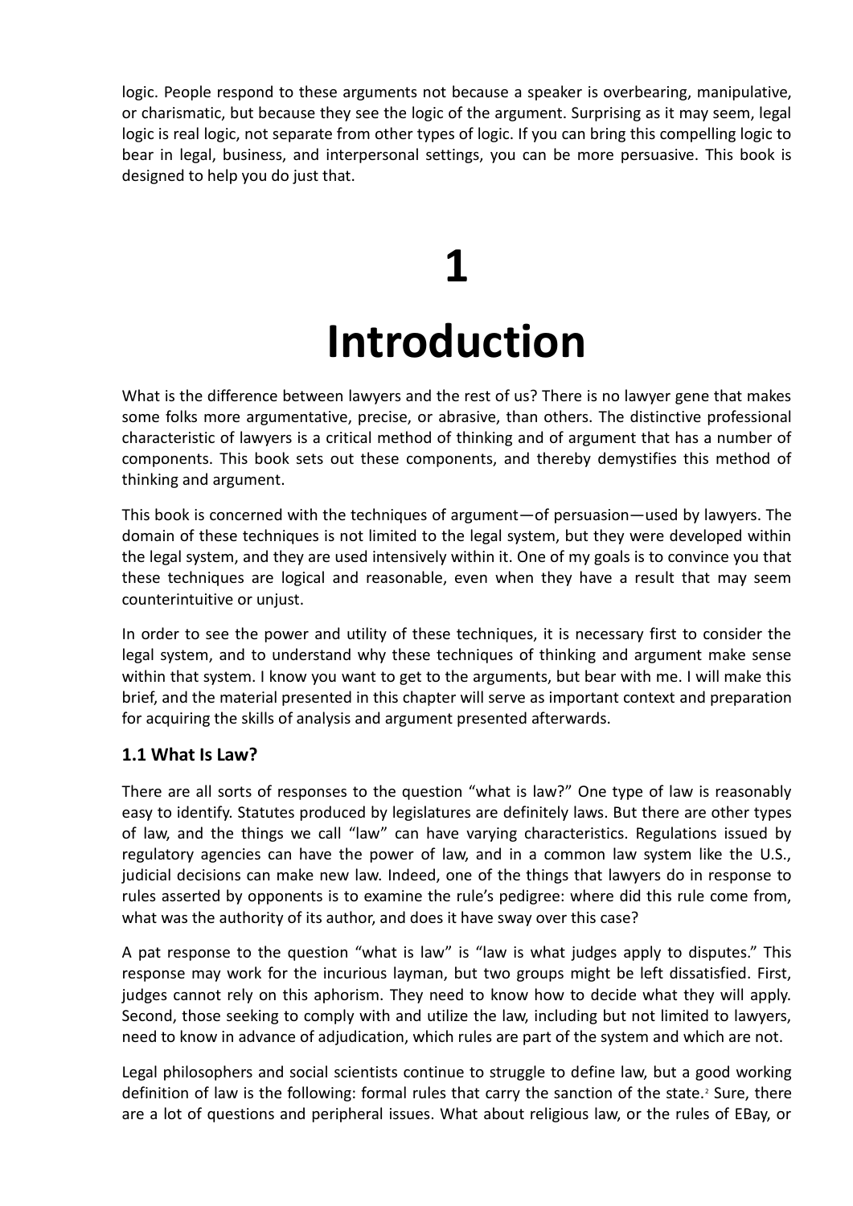logic. People respond to these arguments not because a speaker is overbearing, manipulative, or charismatic, but because they see the logic of the argument. Surprising as it may seem, legal logic is real logic, not separate from other types of logic. If you can bring this compelling logic to bear in legal, business, and interpersonal settings, you can be more persuasive. This book is designed to help you do just that.

# 1

# Introduction

What is the difference between lawyers and the rest of us? There is no lawyer gene that makes some folks more argumentative, precise, or abrasive, than others. The distinctive professional characteristic of lawyers is a critical method of thinking and of argument that has a number of components. This book sets out these components, and thereby demystifies this method of thinking and argument.

This book is concerned with the techniques of argument—of persuasion—used by lawyers. The domain of these techniques is not limited to the legal system, but they were developed within the legal system, and they are used intensively within it. One of my goals is to convince you that these techniques are logical and reasonable, even when they have a result that may seem counterintuitive or unjust.

In order to see the power and utility of these techniques, it is necessary first to consider the legal system, and to understand why these techniques of thinking and argument make sense within that system. I know you want to get to the arguments, but bear with me. I will make this brief, and the material presented in this chapter will serve as important context and preparation for acquiring the skills of analysis and argument presented afterwards.

### 1.1 What Is Law?

There are all sorts of responses to the question "what is law?" One type of law is reasonably easy to identify. Statutes produced by legislatures are definitely laws. But there are other types of law, and the things we call "law" can have varying characteristics. Regulations issued by regulatory agencies can have the power of law, and in a common law system like the U.S., judicial decisions can make new law. Indeed, one of the things that lawyers do in response to rules asserted by opponents is to examine the rule's pedigree: where did this rule come from, what was the authority of its author, and does it have sway over this case?

A pat response to the question "what is law" is "law is what judges apply to disputes." This response may work for the incurious layman, but two groups might be left dissatisfied. First, judges cannot rely on this aphorism. They need to know how to decide what they will apply. Second, those seeking to comply with and utilize the law, including but not limited to lawyers, need to know in advance of adjudication, which rules are part of the system and which are not.

Legal philosophers and social scientists continue to struggle to define law, but a good working definition of law is the following: formal rules that carry the sanction of the state.[2] Sure, there are a lot of questions and peripheral issues. What about religious law, or the rules of EBay, or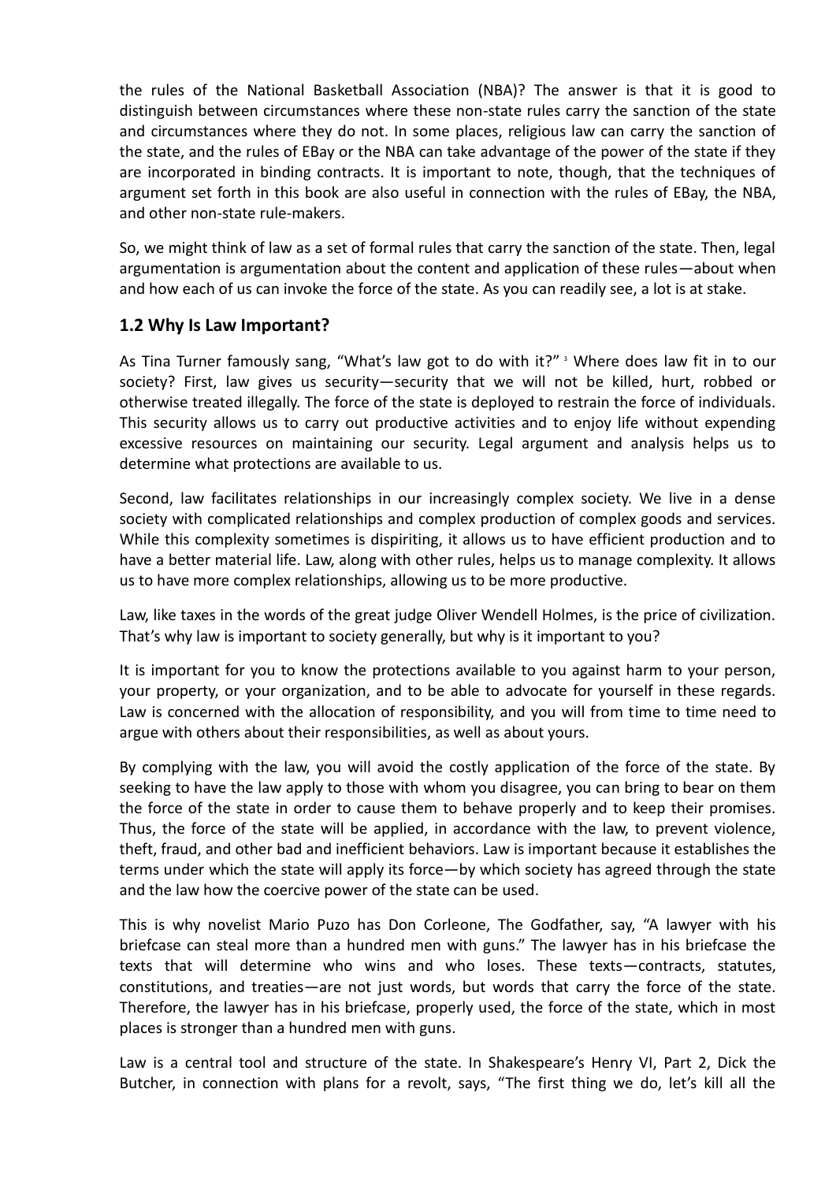the rules of the National Basketball Association (NBA)? The answer is that it is good to distinguish between circumstances where these non-state rules carry the sanction of the state and circumstances where they do not. In some places, religious law can carry the sanction of the state, and the rules of EBay or the NBA can take advantage of the power of the state if they are incorporated in binding contracts. It is important to note, though, that the techniques of argument set forth in this book are also useful in connection with the rules of EBay, the NBA, and other non-state rule-makers.

So, we might think of law as a set of formal rules that carry the sanction of the state. Then, legal argumentation is argumentation about the content and application of these rules—about when and how each of us can invoke the force of the state. As you can readily see, a lot is at stake.

## 1.2 Why Is Law Important?

As Tina Turner famously sang, "What's law got to do with it?" [3] Where does law fit in to our society? First, law gives us security—security that we will not be killed, hurt, robbed or otherwise treated illegally. The force of the state is deployed to restrain the force of individuals. This security allows us to carry out productive activities and to enjoy life without expending excessive resources on maintaining our security. Legal argument and analysis helps us to determine what protections are available to us.

Second, law facilitates relationships in our increasingly complex society. We live in a dense society with complicated relationships and complex production of complex goods and services. While this complexity sometimes is dispiriting, it allows us to have efficient production and to have a better material life. Law, along with other rules, helps us to manage complexity. It allows us to have more complex relationships, allowing us to be more productive.

Law, like taxes in the words of the great judge Oliver Wendell Holmes, is the price of civilization. That's why law is important to society generally, but why is it important to you?

It is important for you to know the protections available to you against harm to your person, your property, or your organization, and to be able to advocate for yourself in these regards. Law is concerned with the allocation of responsibility, and you will from time to time need to argue with others about their responsibilities, as well as about yours.

By complying with the law, you will avoid the costly application of the force of the state. By seeking to have the law apply to those with whom you disagree, you can bring to bear on them the force of the state in order to cause them to behave properly and to keep their promises. Thus, the force of the state will be applied, in accordance with the law, to prevent violence, theft, fraud, and other bad and inefficient behaviors. Law is important because it establishes the terms under which the state will apply its force—by which society has agreed through the state and the law how the coercive power of the state can be used.

This is why novelist Mario Puzo has Don Corleone, The Godfather, say, "A lawyer with his briefcase can steal more than a hundred men with guns." The lawyer has in his briefcase the texts that will determine who wins and who loses. These texts—contracts, statutes, constitutions, and treaties—are not just words, but words that carry the force of the state. Therefore, the lawyer has in his briefcase, properly used, the force of the state, which in most places is stronger than a hundred men with guns.

Law is a central tool and structure of the state. In Shakespeare's Henry VI, Part 2, Dick the Butcher, in connection with plans for a revolt, says, "The first thing we do, let's kill all the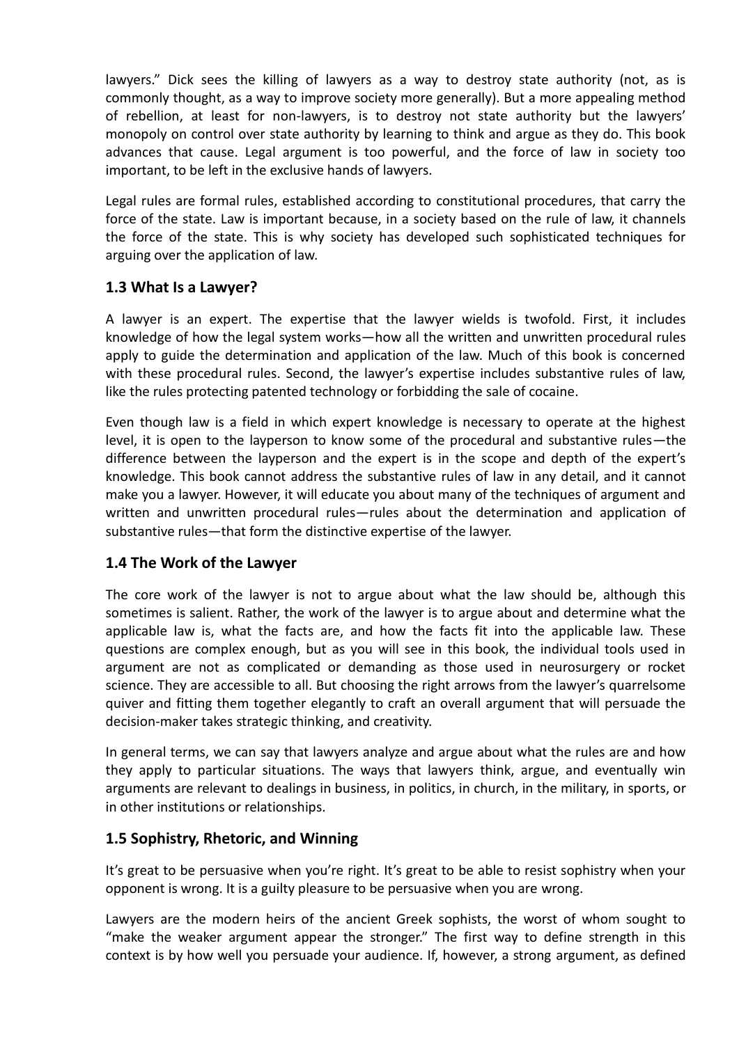lawyers." Dick sees the killing of lawyers as a way to destroy state authority (not, as is commonly thought, as a way to improve society more generally). But a more appealing method of rebellion, at least for non-lawyers, is to destroy not state authority but the lawyers' monopoly on control over state authority by learning to think and argue as they do. This book advances that cause. Legal argument is too powerful, and the force of law in society too important, to be left in the exclusive hands of lawyers.

Legal rules are formal rules, established according to constitutional procedures, that carry the force of the state. Law is important because, in a society based on the rule of law, it channels the force of the state. This is why society has developed such sophisticated techniques for arguing over the application of law.

## 1.3 What Is a Lawyer?

A lawyer is an expert. The expertise that the lawyer wields is twofold. First, it includes knowledge of how the legal system works—how all the written and unwritten procedural rules apply to guide the determination and application of the law. Much of this book is concerned with these procedural rules. Second, the lawyer's expertise includes substantive rules of law, like the rules protecting patented technology or forbidding the sale of cocaine.

Even though law is a field in which expert knowledge is necessary to operate at the highest level, it is open to the layperson to know some of the procedural and substantive rules—the difference between the layperson and the expert is in the scope and depth of the expert's knowledge. This book cannot address the substantive rules of law in any detail, and it cannot make you a lawyer. However, it will educate you about many of the techniques of argument and written and unwritten procedural rules—rules about the determination and application of substantive rules—that form the distinctive expertise of the lawyer.

## 1.4 The Work of the Lawyer

The core work of the lawyer is not to argue about what the law should be, although this sometimes is salient. Rather, the work of the lawyer is to argue about and determine what the applicable law is, what the facts are, and how the facts fit into the applicable law. These questions are complex enough, but as you will see in this book, the individual tools used in argument are not as complicated or demanding as those used in neurosurgery or rocket science. They are accessible to all. But choosing the right arrows from the lawyer's quarrelsome quiver and fitting them together elegantly to craft an overall argument that will persuade the decision-maker takes strategic thinking, and creativity.

In general terms, we can say that lawyers analyze and argue about what the rules are and how they apply to particular situations. The ways that lawyers think, argue, and eventually win arguments are relevant to dealings in business, in politics, in church, in the military, in sports, or in other institutions or relationships.

## 1.5 Sophistry, Rhetoric, and Winning

It's great to be persuasive when you're right. It's great to be able to resist sophistry when your opponent is wrong. It is a guilty pleasure to be persuasive when you are wrong.

Lawyers are the modern heirs of the ancient Greek sophists, the worst of whom sought to "make the weaker argument appear the stronger." The first way to define strength in this context is by how well you persuade your audience. If, however, a strong argument, as defined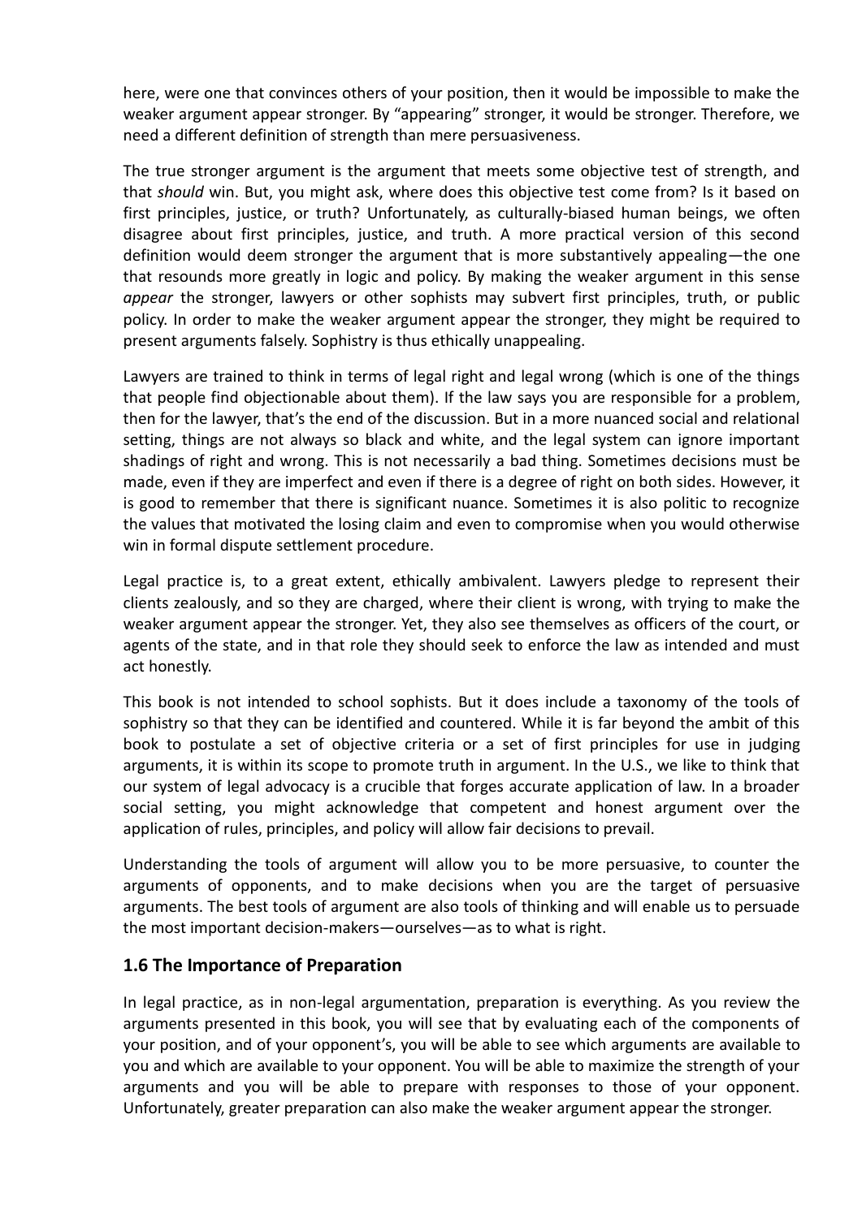here, were one that convinces others of your position, then it would be impossible to make the weaker argument appear stronger. By "appearing" stronger, it would be stronger. Therefore, we need a different definition of strength than mere persuasiveness.

The true stronger argument is the argument that meets some objective test of strength, and that *should* win. But, you might ask, where does this objective test come from? Is it based on first principles, justice, or truth? Unfortunately, as culturally-biased human beings, we often disagree about first principles, justice, and truth. A more practical version of this second definition would deem stronger the argument that is more substantively appealing—the one that resounds more greatly in logic and policy. By making the weaker argument in this sense *appear* the stronger, lawyers or other sophists may subvert first principles, truth, or public policy. In order to make the weaker argument appear the stronger, they might be required to present arguments falsely. Sophistry is thus ethically unappealing.

Lawyers are trained to think in terms of legal right and legal wrong (which is one of the things that people find objectionable about them). If the law says you are responsible for a problem, then for the lawyer, that's the end of the discussion. But in a more nuanced social and relational setting, things are not always so black and white, and the legal system can ignore important shadings of right and wrong. This is not necessarily a bad thing. Sometimes decisions must be made, even if they are imperfect and even if there is a degree of right on both sides. However, it is good to remember that there is significant nuance. Sometimes it is also politic to recognize the values that motivated the losing claim and even to compromise when you would otherwise win in formal dispute settlement procedure.

Legal practice is, to a great extent, ethically ambivalent. Lawyers pledge to represent their clients zealously, and so they are charged, where their client is wrong, with trying to make the weaker argument appear the stronger. Yet, they also see themselves as officers of the court, or agents of the state, and in that role they should seek to enforce the law as intended and must act honestly.

This book is not intended to school sophists. But it does include a taxonomy of the tools of sophistry so that they can be identified and countered. While it is far beyond the ambit of this book to postulate a set of objective criteria or a set of first principles for use in judging arguments, it is within its scope to promote truth in argument. In the U.S., we like to think that our system of legal advocacy is a crucible that forges accurate application of law. In a broader social setting, you might acknowledge that competent and honest argument over the application of rules, principles, and policy will allow fair decisions to prevail.

Understanding the tools of argument will allow you to be more persuasive, to counter the arguments of opponents, and to make decisions when you are the target of persuasive arguments. The best tools of argument are also tools of thinking and will enable us to persuade the most important decision-makers—ourselves—as to what is right.

## 1.6 The Importance of Preparation

In legal practice, as in non-legal argumentation, preparation is everything. As you review the arguments presented in this book, you will see that by evaluating each of the components of your position, and of your opponent's, you will be able to see which arguments are available to you and which are available to your opponent. You will be able to maximize the strength of your arguments and you will be able to prepare with responses to those of your opponent. Unfortunately, greater preparation can also make the weaker argument appear the stronger.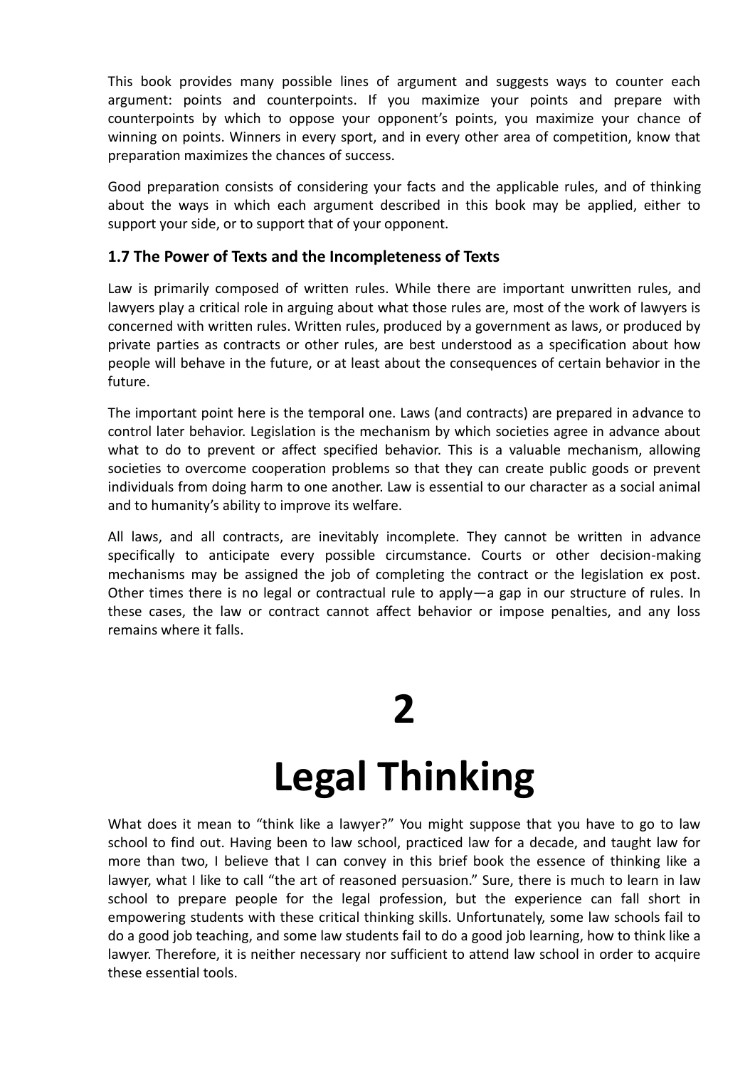This book provides many possible lines of argument and suggests ways to counter each argument: points and counterpoints. If you maximize your points and prepare with counterpoints by which to oppose your opponent's points, you maximize your chance of winning on points. Winners in every sport, and in every other area of competition, know that preparation maximizes the chances of success.

Good preparation consists of considering your facts and the applicable rules, and of thinking about the ways in which each argument described in this book may be applied, either to support your side, or to support that of your opponent.

### 1.7 The Power of Texts and the Incompleteness of Texts

Law is primarily composed of written rules. While there are important unwritten rules, and lawyers play a critical role in arguing about what those rules are, most of the work of lawyers is concerned with written rules. Written rules, produced by a government as laws, or produced by private parties as contracts or other rules, are best understood as a specification about how people will behave in the future, or at least about the consequences of certain behavior in the future.

The important point here is the temporal one. Laws (and contracts) are prepared in advance to control later behavior. Legislation is the mechanism by which societies agree in advance about what to do to prevent or affect specified behavior. This is a valuable mechanism, allowing societies to overcome cooperation problems so that they can create public goods or prevent individuals from doing harm to one another. Law is essential to our character as a social animal and to humanity's ability to improve its welfare.

All laws, and all contracts, are inevitably incomplete. They cannot be written in advance specifically to anticipate every possible circumstance. Courts or other decision-making mechanisms may be assigned the job of completing the contract or the legislation ex post. Other times there is no legal or contractual rule to apply—a gap in our structure of rules. In these cases, the law or contract cannot affect behavior or impose penalties, and any loss remains where it falls.

# 2

# Legal Thinking

What does it mean to "think like a lawyer?" You might suppose that you have to go to law school to find out. Having been to law school, practiced law for a decade, and taught law for more than two, I believe that I can convey in this brief book the essence of thinking like a lawyer, what I like to call "the art of reasoned persuasion." Sure, there is much to learn in law school to prepare people for the legal profession, but the experience can fall short in empowering students with these critical thinking skills. Unfortunately, some law schools fail to do a good job teaching, and some law students fail to do a good job learning, how to think like a lawyer. Therefore, it is neither necessary nor sufficient to attend law school in order to acquire these essential tools.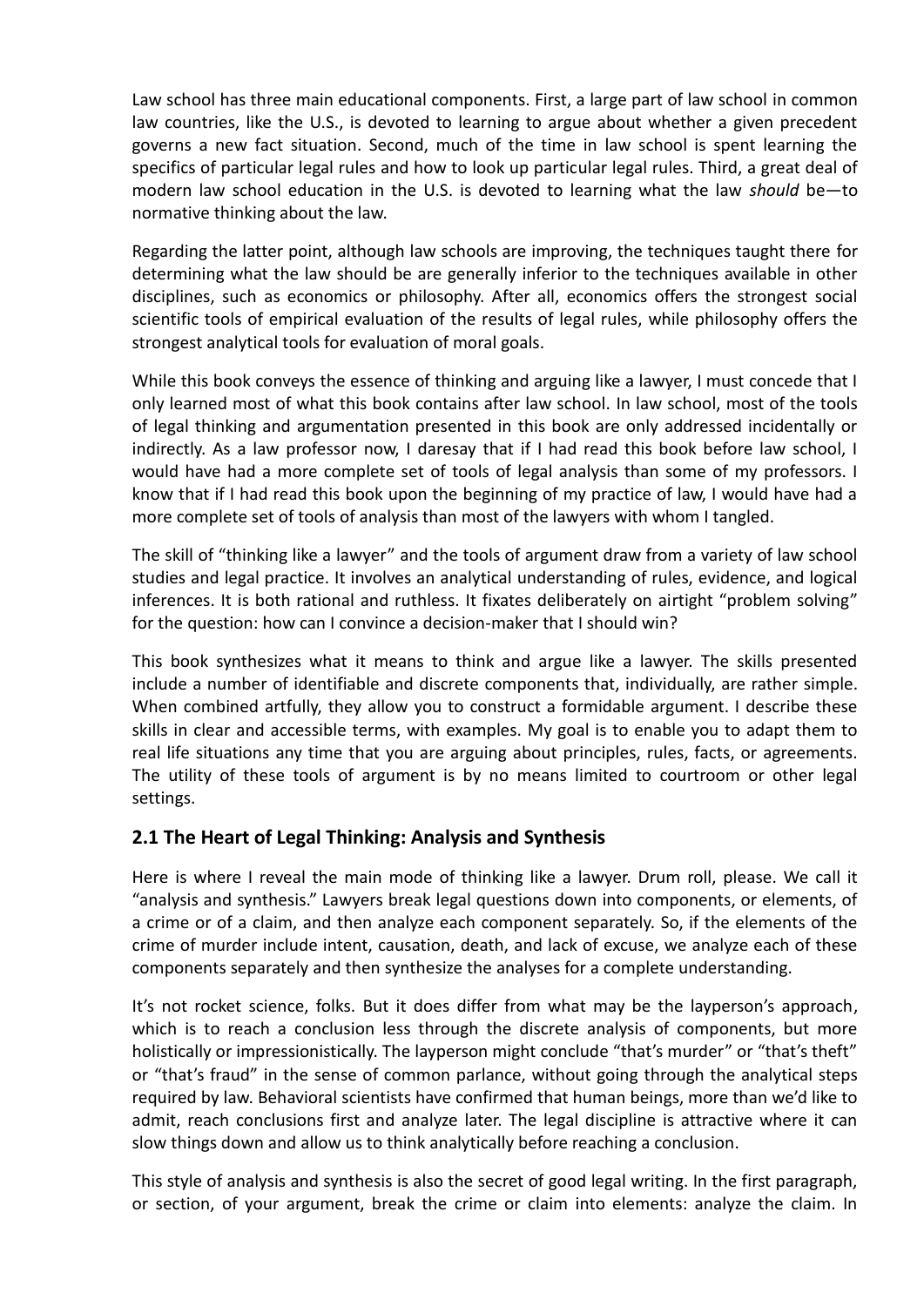Law school has three main educational components. First, a large part of law school in common law countries, like the U.S., is devoted to learning to argue about whether a given precedent governs a new fact situation. Second, much of the time in law school is spent learning the specifics of particular legal rules and how to look up particular legal rules. Third, a great deal of modern law school education in the U.S. is devoted to learning what the law *should* be—to normative thinking about the law.

Regarding the latter point, although law schools are improving, the techniques taught there for determining what the law should be are generally inferior to the techniques available in other disciplines, such as economics or philosophy. After all, economics offers the strongest social scientific tools of empirical evaluation of the results of legal rules, while philosophy offers the strongest analytical tools for evaluation of moral goals.

While this book conveys the essence of thinking and arguing like a lawyer, I must concede that I only learned most of what this book contains after law school. In law school, most of the tools of legal thinking and argumentation presented in this book are only addressed incidentally or indirectly. As a law professor now, I daresay that if I had read this book before law school, I would have had a more complete set of tools of legal analysis than some of my professors. I know that if I had read this book upon the beginning of my practice of law, I would have had a more complete set of tools of analysis than most of the lawyers with whom I tangled.

The skill of "thinking like a lawyer" and the tools of argument draw from a variety of law school studies and legal practice. It involves an analytical understanding of rules, evidence, and logical inferences. It is both rational and ruthless. It fixates deliberately on airtight "problem solving" for the question: how can I convince a decision-maker that I should win?

This book synthesizes what it means to think and argue like a lawyer. The skills presented include a number of identifiable and discrete components that, individually, are rather simple. When combined artfully, they allow you to construct a formidable argument. I describe these skills in clear and accessible terms, with examples. My goal is to enable you to adapt them to real life situations any time that you are arguing about principles, rules, facts, or agreements. The utility of these tools of argument is by no means limited to courtroom or other legal settings.

## 2.1 The Heart of Legal Thinking: Analysis and Synthesis

Here is where I reveal the main mode of thinking like a lawyer. Drum roll, please. We call it "analysis and synthesis." Lawyers break legal questions down into components, or elements, of a crime or of a claim, and then analyze each component separately. So, if the elements of the crime of murder include intent, causation, death, and lack of excuse, we analyze each of these components separately and then synthesize the analyses for a complete understanding.

It's not rocket science, folks. But it does differ from what may be the layperson's approach, which is to reach a conclusion less through the discrete analysis of components, but more holistically or impressionistically. The layperson might conclude "that's murder" or "that's theft" or "that's fraud" in the sense of common parlance, without going through the analytical steps required by law. Behavioral scientists have confirmed that human beings, more than we'd like to admit, reach conclusions first and analyze later. The legal discipline is attractive where it can slow things down and allow us to think analytically before reaching a conclusion.

This style of analysis and synthesis is also the secret of good legal writing. In the first paragraph, or section, of your argument, break the crime or claim into elements: analyze the claim. In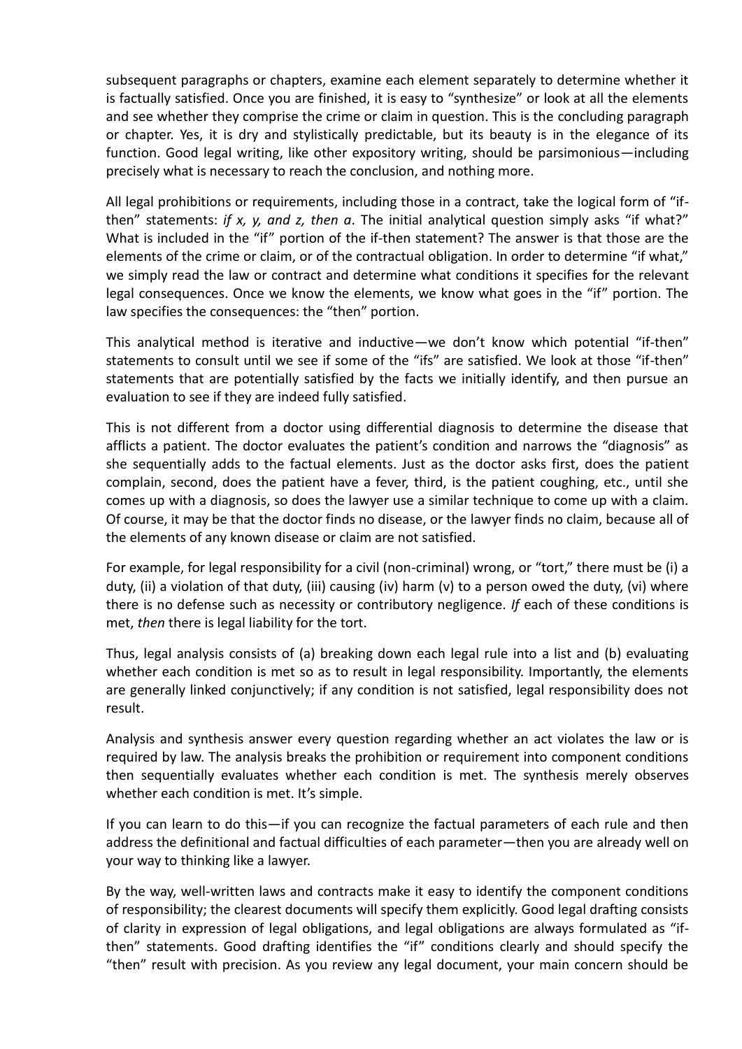subsequent paragraphs or chapters, examine each element separately to determine whether it is factually satisfied. Once you are finished, it is easy to "synthesize" or look at all the elements and see whether they comprise the crime or claim in question. This is the concluding paragraph or chapter. Yes, it is dry and stylistically predictable, but its beauty is in the elegance of its function. Good legal writing, like other expository writing, should be parsimonious—including precisely what is necessary to reach the conclusion, and nothing more.

All legal prohibitions or requirements, including those in a contract, take the logical form of "if-then" statements: *if x, y, and z, then a*. The initial analytical question simply asks "if what?" What is included in the "if" portion of the if-then statement? The answer is that those are the elements of the crime or claim, or of the contractual obligation. In order to determine "if what," we simply read the law or contract and determine what conditions it specifies for the relevant legal consequences. Once we know the elements, we know what goes in the "if" portion. The law specifies the consequences: the "then" portion.

This analytical method is iterative and inductive—we don't know which potential "if-then" statements to consult until we see if some of the "ifs" are satisfied. We look at those "if-then" statements that are potentially satisfied by the facts we initially identify, and then pursue an evaluation to see if they are indeed fully satisfied.

This is not different from a doctor using differential diagnosis to determine the disease that afflicts a patient. The doctor evaluates the patient's condition and narrows the "diagnosis" as she sequentially adds to the factual elements. Just as the doctor asks first, does the patient complain, second, does the patient have a fever, third, is the patient coughing, etc., until she comes up with a diagnosis, so does the lawyer use a similar technique to come up with a claim. Of course, it may be that the doctor finds no disease, or the lawyer finds no claim, because all of the elements of any known disease or claim are not satisfied.

For example, for legal responsibility for a civil (non-criminal) wrong, or "tort," there must be (i) a duty, (ii) a violation of that duty, (iii) causing (iv) harm (v) to a person owed the duty, (vi) where there is no defense such as necessity or contributory negligence. *If* each of these conditions is met, *then* there is legal liability for the tort.

Thus, legal analysis consists of (a) breaking down each legal rule into a list and (b) evaluating whether each condition is met so as to result in legal responsibility. Importantly, the elements are generally linked conjunctively; if any condition is not satisfied, legal responsibility does not result.

Analysis and synthesis answer every question regarding whether an act violates the law or is required by law. The analysis breaks the prohibition or requirement into component conditions then sequentially evaluates whether each condition is met. The synthesis merely observes whether each condition is met. It's simple.

If you can learn to do this—if you can recognize the factual parameters of each rule and then address the definitional and factual difficulties of each parameter—then you are already well on your way to thinking like a lawyer.

By the way, well-written laws and contracts make it easy to identify the component conditions of responsibility; the clearest documents will specify them explicitly. Good legal drafting consists of clarity in expression of legal obligations, and legal obligations are always formulated as "if-then" statements. Good drafting identifies the "if" conditions clearly and should specify the "then" result with precision. As you review any legal document, your main concern should be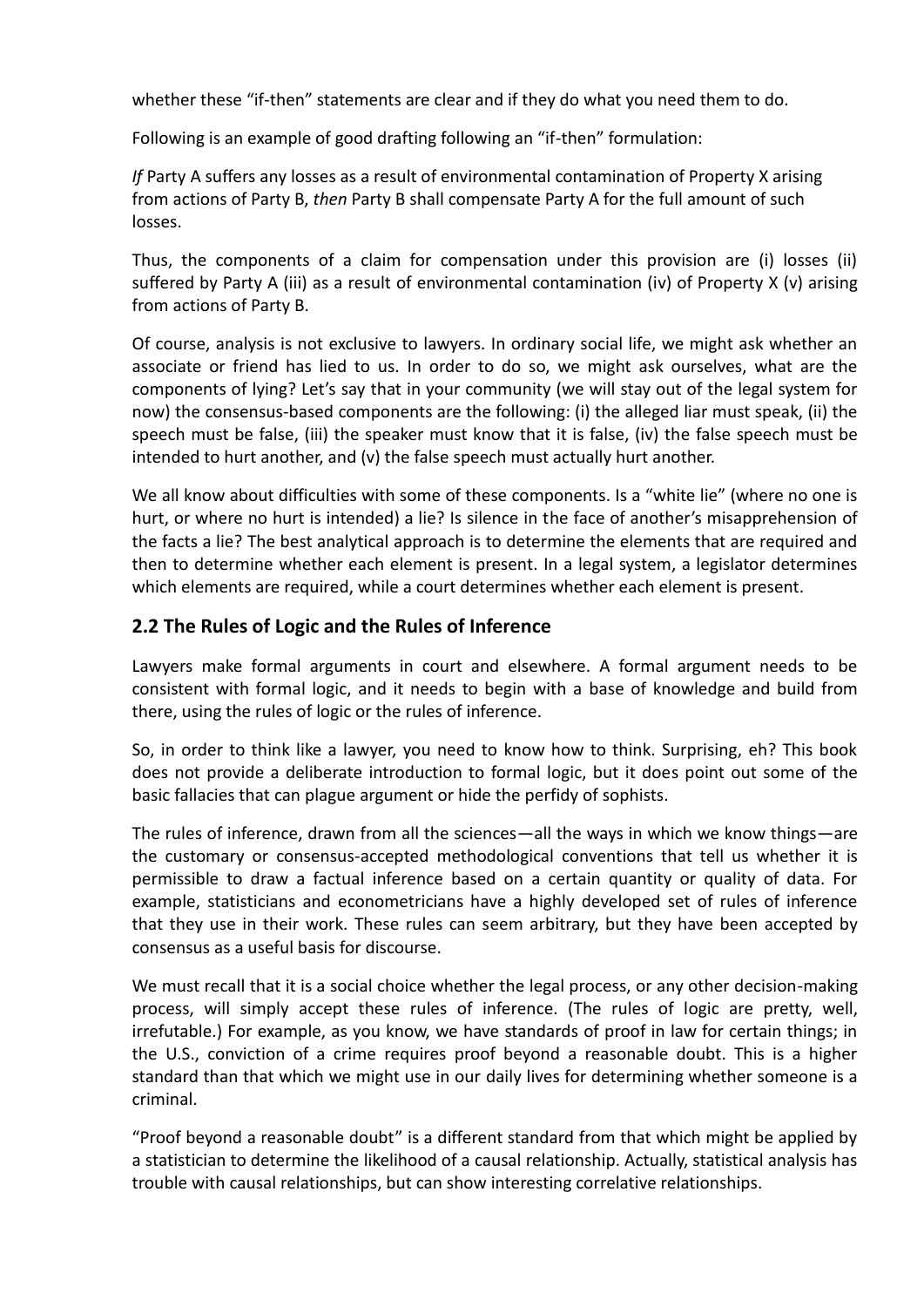whether these "if-then" statements are clear and if they do what you need them to do.

Following is an example of good drafting following an "if-then" formulation:

*If* Party A suffers any losses as a result of environmental contamination of Property X arising from actions of Party B, *then* Party B shall compensate Party A for the full amount of such losses.

Thus, the components of a claim for compensation under this provision are (i) losses (ii) suffered by Party A (iii) as a result of environmental contamination (iv) of Property X (v) arising from actions of Party B.

Of course, analysis is not exclusive to lawyers. In ordinary social life, we might ask whether an associate or friend has lied to us. In order to do so, we might ask ourselves, what are the components of lying? Let's say that in your community (we will stay out of the legal system for now) the consensus-based components are the following: (i) the alleged liar must speak, (ii) the speech must be false, (iii) the speaker must know that it is false, (iv) the false speech must be intended to hurt another, and (v) the false speech must actually hurt another.

We all know about difficulties with some of these components. Is a "white lie" (where no one is hurt, or where no hurt is intended) a lie? Is silence in the face of another's misapprehension of the facts a lie? The best analytical approach is to determine the elements that are required and then to determine whether each element is present. In a legal system, a legislator determines which elements are required, while a court determines whether each element is present.

## 2.2 The Rules of Logic and the Rules of Inference

Lawyers make formal arguments in court and elsewhere. A formal argument needs to be consistent with formal logic, and it needs to begin with a base of knowledge and build from there, using the rules of logic or the rules of inference.

So, in order to think like a lawyer, you need to know how to think. Surprising, eh? This book does not provide a deliberate introduction to formal logic, but it does point out some of the basic fallacies that can plague argument or hide the perfidy of sophists.

The rules of inference, drawn from all the sciences—all the ways in which we know things—are the customary or consensus-accepted methodological conventions that tell us whether it is permissible to draw a factual inference based on a certain quantity or quality of data. For example, statisticians and econometricians have a highly developed set of rules of inference that they use in their work. These rules can seem arbitrary, but they have been accepted by consensus as a useful basis for discourse.

We must recall that it is a social choice whether the legal process, or any other decision-making process, will simply accept these rules of inference. (The rules of logic are pretty, well, irrefutable.) For example, as you know, we have standards of proof in law for certain things; in the U.S., conviction of a crime requires proof beyond a reasonable doubt. This is a higher standard than that which we might use in our daily lives for determining whether someone is a criminal.

"Proof beyond a reasonable doubt" is a different standard from that which might be applied by a statistician to determine the likelihood of a causal relationship. Actually, statistical analysis has trouble with causal relationships, but can show interesting correlative relationships.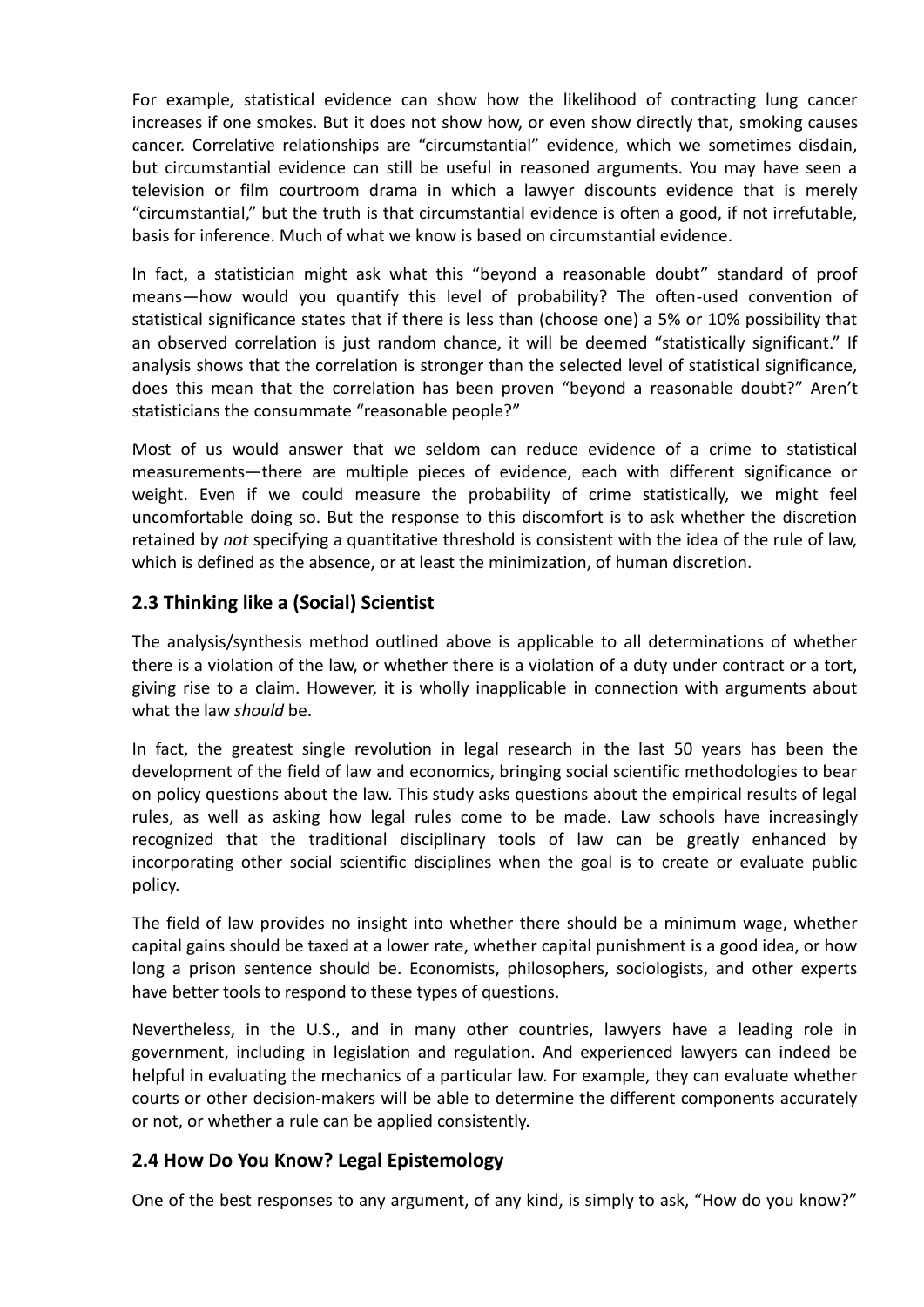For example, statistical evidence can show how the likelihood of contracting lung cancer increases if one smokes. But it does not show how, or even show directly that, smoking causes cancer. Correlative relationships are "circumstantial" evidence, which we sometimes disdain, but circumstantial evidence can still be useful in reasoned arguments. You may have seen a television or film courtroom drama in which a lawyer discounts evidence that is merely "circumstantial," but the truth is that circumstantial evidence is often a good, if not irrefutable, basis for inference. Much of what we know is based on circumstantial evidence.

In fact, a statistician might ask what this "beyond a reasonable doubt" standard of proof means—how would you quantify this level of probability? The often-used convention of statistical significance states that if there is less than (choose one) a 5% or 10% possibility that an observed correlation is just random chance, it will be deemed "statistically significant." If analysis shows that the correlation is stronger than the selected level of statistical significance, does this mean that the correlation has been proven "beyond a reasonable doubt?" Aren't statisticians the consummate "reasonable people?"

Most of us would answer that we seldom can reduce evidence of a crime to statistical measurements—there are multiple pieces of evidence, each with different significance or weight. Even if we could measure the probability of crime statistically, we might feel uncomfortable doing so. But the response to this discomfort is to ask whether the discretion retained by *not* specifying a quantitative threshold is consistent with the idea of the rule of law, which is defined as the absence, or at least the minimization, of human discretion.

## 2.3 Thinking like a (Social) Scientist

The analysis/synthesis method outlined above is applicable to all determinations of whether there is a violation of the law, or whether there is a violation of a duty under contract or a tort, giving rise to a claim. However, it is wholly inapplicable in connection with arguments about what the law *should* be.

In fact, the greatest single revolution in legal research in the last 50 years has been the development of the field of law and economics, bringing social scientific methodologies to bear on policy questions about the law. This study asks questions about the empirical results of legal rules, as well as asking how legal rules come to be made. Law schools have increasingly recognized that the traditional disciplinary tools of law can be greatly enhanced by incorporating other social scientific disciplines when the goal is to create or evaluate public policy.

The field of law provides no insight into whether there should be a minimum wage, whether capital gains should be taxed at a lower rate, whether capital punishment is a good idea, or how long a prison sentence should be. Economists, philosophers, sociologists, and other experts have better tools to respond to these types of questions.

Nevertheless, in the U.S., and in many other countries, lawyers have a leading role in government, including in legislation and regulation. And experienced lawyers can indeed be helpful in evaluating the mechanics of a particular law. For example, they can evaluate whether courts or other decision-makers will be able to determine the different components accurately or not, or whether a rule can be applied consistently.

## 2.4 How Do You Know? Legal Epistemology

One of the best responses to any argument, of any kind, is simply to ask, "How do you know?"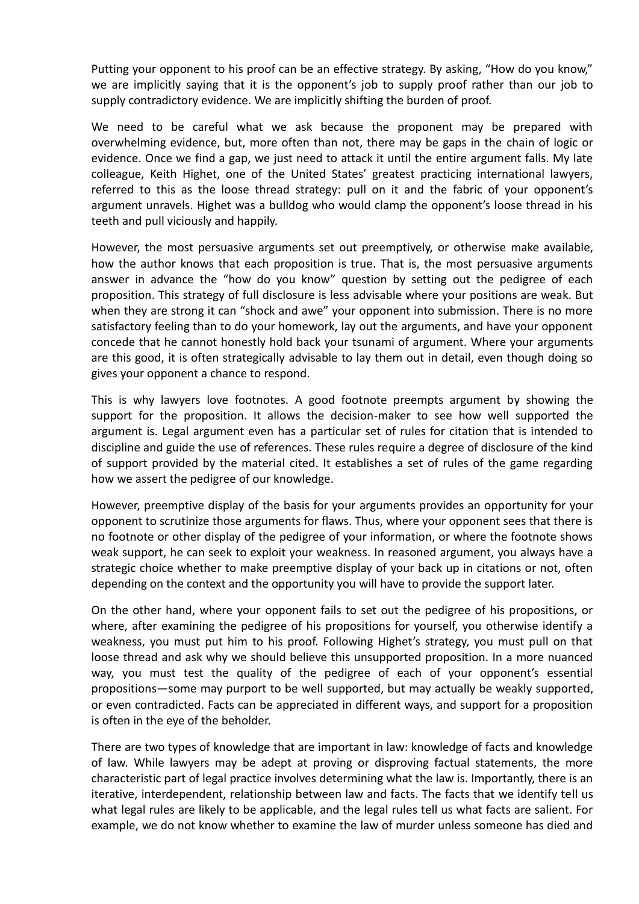Putting your opponent to his proof can be an effective strategy. By asking, "How do you know," we are implicitly saying that it is the opponent's job to supply proof rather than our job to supply contradictory evidence. We are implicitly shifting the burden of proof.

We need to be careful what we ask because the proponent may be prepared with overwhelming evidence, but, more often than not, there may be gaps in the chain of logic or evidence. Once we find a gap, we just need to attack it until the entire argument falls. My late colleague, Keith Highet, one of the United States' greatest practicing international lawyers, referred to this as the loose thread strategy: pull on it and the fabric of your opponent's argument unravels. Highet was a bulldog who would clamp the opponent's loose thread in his teeth and pull viciously and happily.

However, the most persuasive arguments set out preemptively, or otherwise make available, how the author knows that each proposition is true. That is, the most persuasive arguments answer in advance the "how do you know" question by setting out the pedigree of each proposition. This strategy of full disclosure is less advisable where your positions are weak. But when they are strong it can "shock and awe" your opponent into submission. There is no more satisfactory feeling than to do your homework, lay out the arguments, and have your opponent concede that he cannot honestly hold back your tsunami of argument. Where your arguments are this good, it is often strategically advisable to lay them out in detail, even though doing so gives your opponent a chance to respond.

This is why lawyers love footnotes. A good footnote preempts argument by showing the support for the proposition. It allows the decision-maker to see how well supported the argument is. Legal argument even has a particular set of rules for citation that is intended to discipline and guide the use of references. These rules require a degree of disclosure of the kind of support provided by the material cited. It establishes a set of rules of the game regarding how we assert the pedigree of our knowledge.

However, preemptive display of the basis for your arguments provides an opportunity for your opponent to scrutinize those arguments for flaws. Thus, where your opponent sees that there is no footnote or other display of the pedigree of your information, or where the footnote shows weak support, he can seek to exploit your weakness. In reasoned argument, you always have a strategic choice whether to make preemptive display of your back up in citations or not, often depending on the context and the opportunity you will have to provide the support later.

On the other hand, where your opponent fails to set out the pedigree of his propositions, or where, after examining the pedigree of his propositions for yourself, you otherwise identify a weakness, you must put him to his proof. Following Highet's strategy, you must pull on that loose thread and ask why we should believe this unsupported proposition. In a more nuanced way, you must test the quality of the pedigree of each of your opponent's essential propositions—some may purport to be well supported, but may actually be weakly supported, or even contradicted. Facts can be appreciated in different ways, and support for a proposition is often in the eye of the beholder.

There are two types of knowledge that are important in law: knowledge of facts and knowledge of law. While lawyers may be adept at proving or disproving factual statements, the more characteristic part of legal practice involves determining what the law is. Importantly, there is an iterative, interdependent, relationship between law and facts. The facts that we identify tell us what legal rules are likely to be applicable, and the legal rules tell us what facts are salient. For example, we do not know whether to examine the law of murder unless someone has died and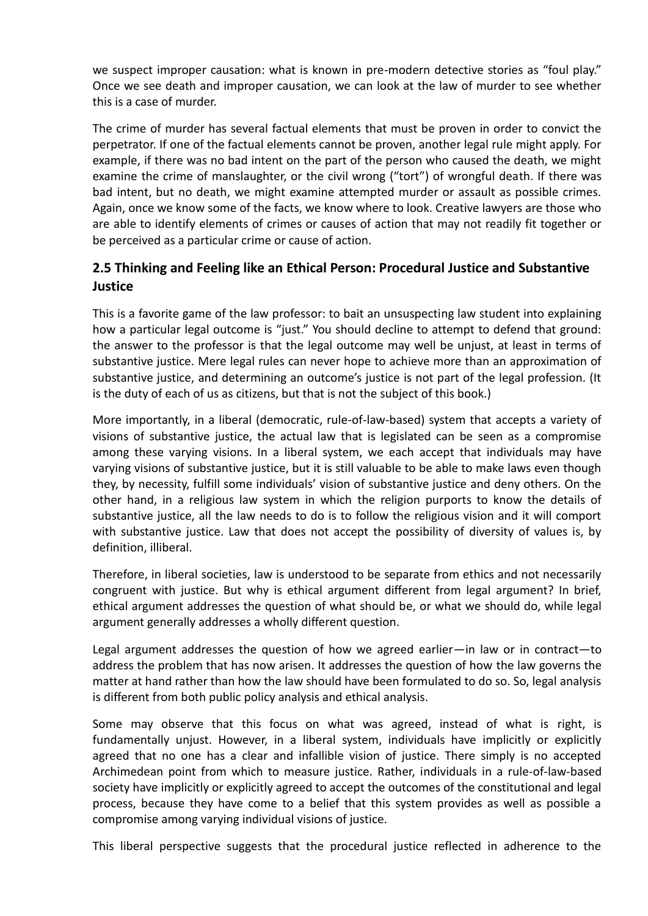we suspect improper causation: what is known in pre-modern detective stories as "foul play." Once we see death and improper causation, we can look at the law of murder to see whether this is a case of murder.

The crime of murder has several factual elements that must be proven in order to convict the perpetrator. If one of the factual elements cannot be proven, another legal rule might apply. For example, if there was no bad intent on the part of the person who caused the death, we might examine the crime of manslaughter, or the civil wrong ("tort") of wrongful death. If there was bad intent, but no death, we might examine attempted murder or assault as possible crimes. Again, once we know some of the facts, we know where to look. Creative lawyers are those who are able to identify elements of crimes or causes of action that may not readily fit together or be perceived as a particular crime or cause of action.

## 2.5 Thinking and Feeling like an Ethical Person: Procedural Justice and Substantive Justice

This is a favorite game of the law professor: to bait an unsuspecting law student into explaining how a particular legal outcome is "just." You should decline to attempt to defend that ground: the answer to the professor is that the legal outcome may well be unjust, at least in terms of substantive justice. Mere legal rules can never hope to achieve more than an approximation of substantive justice, and determining an outcome's justice is not part of the legal profession. (It is the duty of each of us as citizens, but that is not the subject of this book.)

More importantly, in a liberal (democratic, rule-of-law-based) system that accepts a variety of visions of substantive justice, the actual law that is legislated can be seen as a compromise among these varying visions. In a liberal system, we each accept that individuals may have varying visions of substantive justice, but it is still valuable to be able to make laws even though they, by necessity, fulfill some individuals' vision of substantive justice and deny others. On the other hand, in a religious law system in which the religion purports to know the details of substantive justice, all the law needs to do is to follow the religious vision and it will comport with substantive justice. Law that does not accept the possibility of diversity of values is, by definition, illiberal.

Therefore, in liberal societies, law is understood to be separate from ethics and not necessarily congruent with justice. But why is ethical argument different from legal argument? In brief, ethical argument addresses the question of what should be, or what we should do, while legal argument generally addresses a wholly different question.

Legal argument addresses the question of how we agreed earlier—in law or in contract—to address the problem that has now arisen. It addresses the question of how the law governs the matter at hand rather than how the law should have been formulated to do so. So, legal analysis is different from both public policy analysis and ethical analysis.

Some may observe that this focus on what was agreed, instead of what is right, is fundamentally unjust. However, in a liberal system, individuals have implicitly or explicitly agreed that no one has a clear and infallible vision of justice. There simply is no accepted Archimedean point from which to measure justice. Rather, individuals in a rule-of-law-based society have implicitly or explicitly agreed to accept the outcomes of the constitutional and legal process, because they have come to a belief that this system provides as well as possible a compromise among varying individual visions of justice.

This liberal perspective suggests that the procedural justice reflected in adherence to the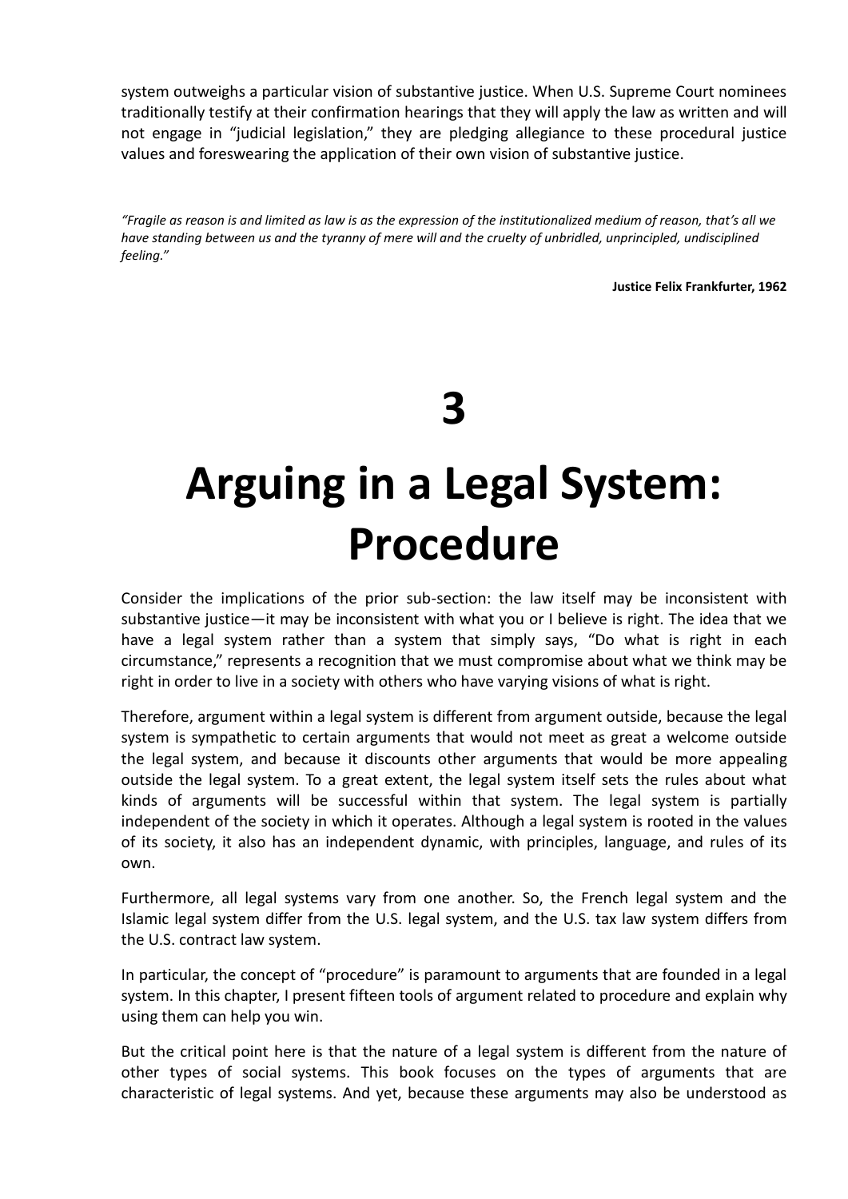system outweighs a particular vision of substantive justice. When U.S. Supreme Court nominees traditionally testify at their confirmation hearings that they will apply the law as written and will not engage in "judicial legislation," they are pledging allegiance to these procedural justice values and foreswearing the application of their own vision of substantive justice.

*"Fragile as reason is and limited as law is as the expression of the institutionalized medium of reason, that's all we have standing between us and the tyranny of mere will and the cruelty of unbridled, unprincipled, undisciplined feeling."*

**Justice Felix Frankfurter, 1962**

# 3

# Arguing in a Legal System: Procedure

Consider the implications of the prior sub-section: the law itself may be inconsistent with substantive justice—it may be inconsistent with what you or I believe is right. The idea that we have a legal system rather than a system that simply says, "Do what is right in each circumstance," represents a recognition that we must compromise about what we think may be right in order to live in a society with others who have varying visions of what is right.

Therefore, argument within a legal system is different from argument outside, because the legal system is sympathetic to certain arguments that would not meet as great a welcome outside the legal system, and because it discounts other arguments that would be more appealing outside the legal system. To a great extent, the legal system itself sets the rules about what kinds of arguments will be successful within that system. The legal system is partially independent of the society in which it operates. Although a legal system is rooted in the values of its society, it also has an independent dynamic, with principles, language, and rules of its own.

Furthermore, all legal systems vary from one another. So, the French legal system and the Islamic legal system differ from the U.S. legal system, and the U.S. tax law system differs from the U.S. contract law system.

In particular, the concept of "procedure" is paramount to arguments that are founded in a legal system. In this chapter, I present fifteen tools of argument related to procedure and explain why using them can help you win.

But the critical point here is that the nature of a legal system is different from the nature of other types of social systems. This book focuses on the types of arguments that are characteristic of legal systems. And yet, because these arguments may also be understood as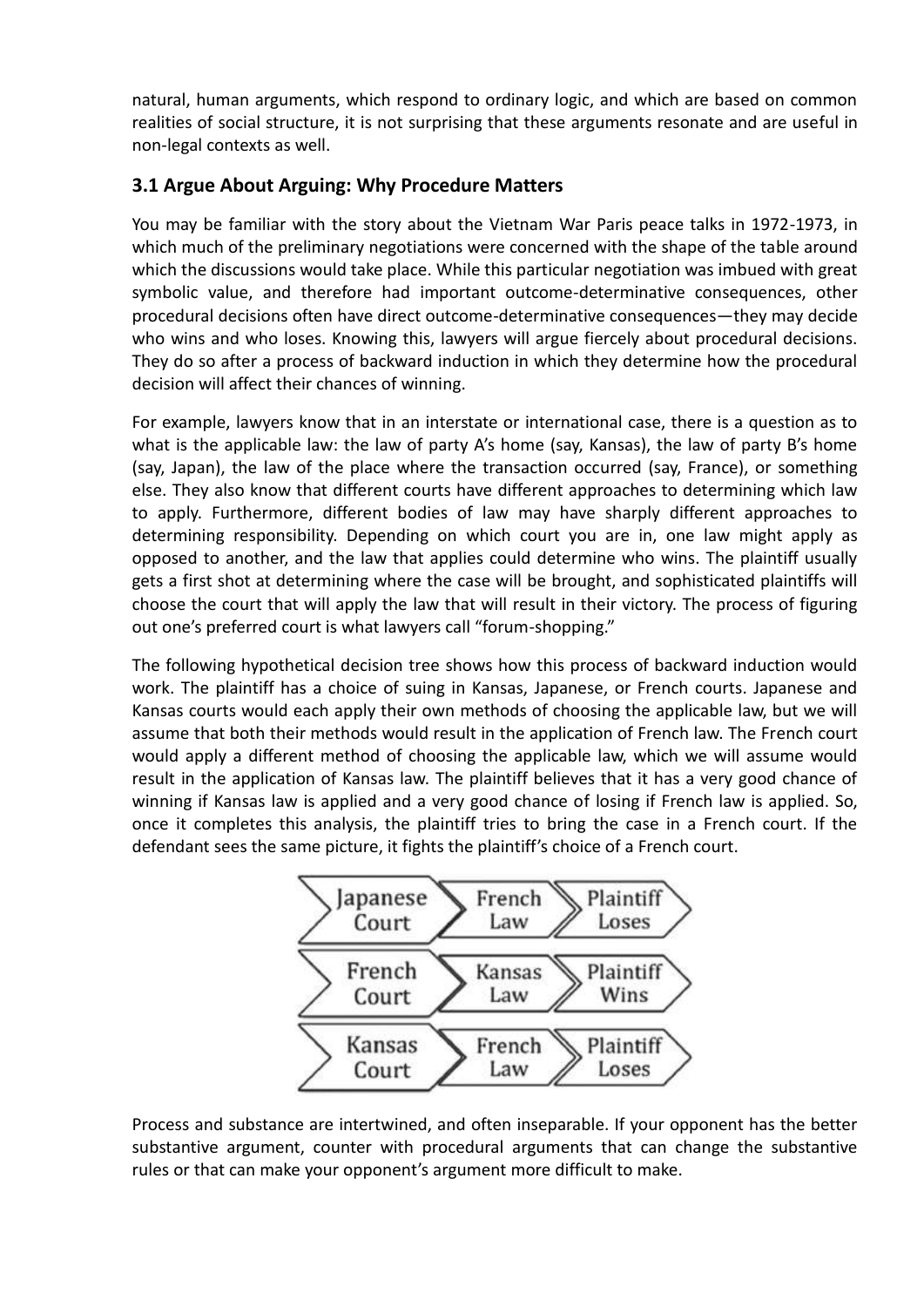natural, human arguments, which respond to ordinary logic, and which are based on common realities of social structure, it is not surprising that these arguments resonate and are useful in non-legal contexts as well.

### 3.1 Argue About Arguing: Why Procedure Matters

You may be familiar with the story about the Vietnam War Paris peace talks in 1972-1973, in which much of the preliminary negotiations were concerned with the shape of the table around which the discussions would take place. While this particular negotiation was imbued with great symbolic value, and therefore had important outcome-determinative consequences, other procedural decisions often have direct outcome-determinative consequences—they may decide who wins and who loses. Knowing this, lawyers will argue fiercely about procedural decisions. They do so after a process of backward induction in which they determine how the procedural decision will affect their chances of winning.

For example, lawyers know that in an interstate or international case, there is a question as to what is the applicable law: the law of party A's home (say, Kansas), the law of party B's home (say, Japan), the law of the place where the transaction occurred (say, France), or something else. They also know that different courts have different approaches to determining which law to apply. Furthermore, different bodies of law may have sharply different approaches to determining responsibility. Depending on which court you are in, one law might apply as opposed to another, and the law that applies could determine who wins. The plaintiff usually gets a first shot at determining where the case will be brought, and sophisticated plaintiffs will choose the court that will apply the law that will result in their victory. The process of figuring out one's preferred court is what lawyers call "forum-shopping."

The following hypothetical decision tree shows how this process of backward induction would work. The plaintiff has a choice of suing in Kansas, Japanese, or French courts. Japanese and Kansas courts would each apply their own methods of choosing the applicable law, but we will assume that both their methods would result in the application of French law. The French court would apply a different method of choosing the applicable law, which we will assume would result in the application of Kansas law. The plaintiff believes that it has a very good chance of winning if Kansas law is applied and a very good chance of losing if French law is applied. So, once it completes this analysis, the plaintiff tries to bring the case in a French court. If the defendant sees the same picture, it fights the plaintiff's choice of a French court.

| | | |
|---|---|---|
| Japanese Court | French Law | Plaintiff Loses |
| French Court | Kansas Law | Plaintiff Wins |
| Kansas Court | French Law | Plaintiff Loses |

Process and substance are intertwined, and often inseparable. If your opponent has the better substantive argument, counter with procedural arguments that can change the substantive rules or that can make your opponent's argument more difficult to make.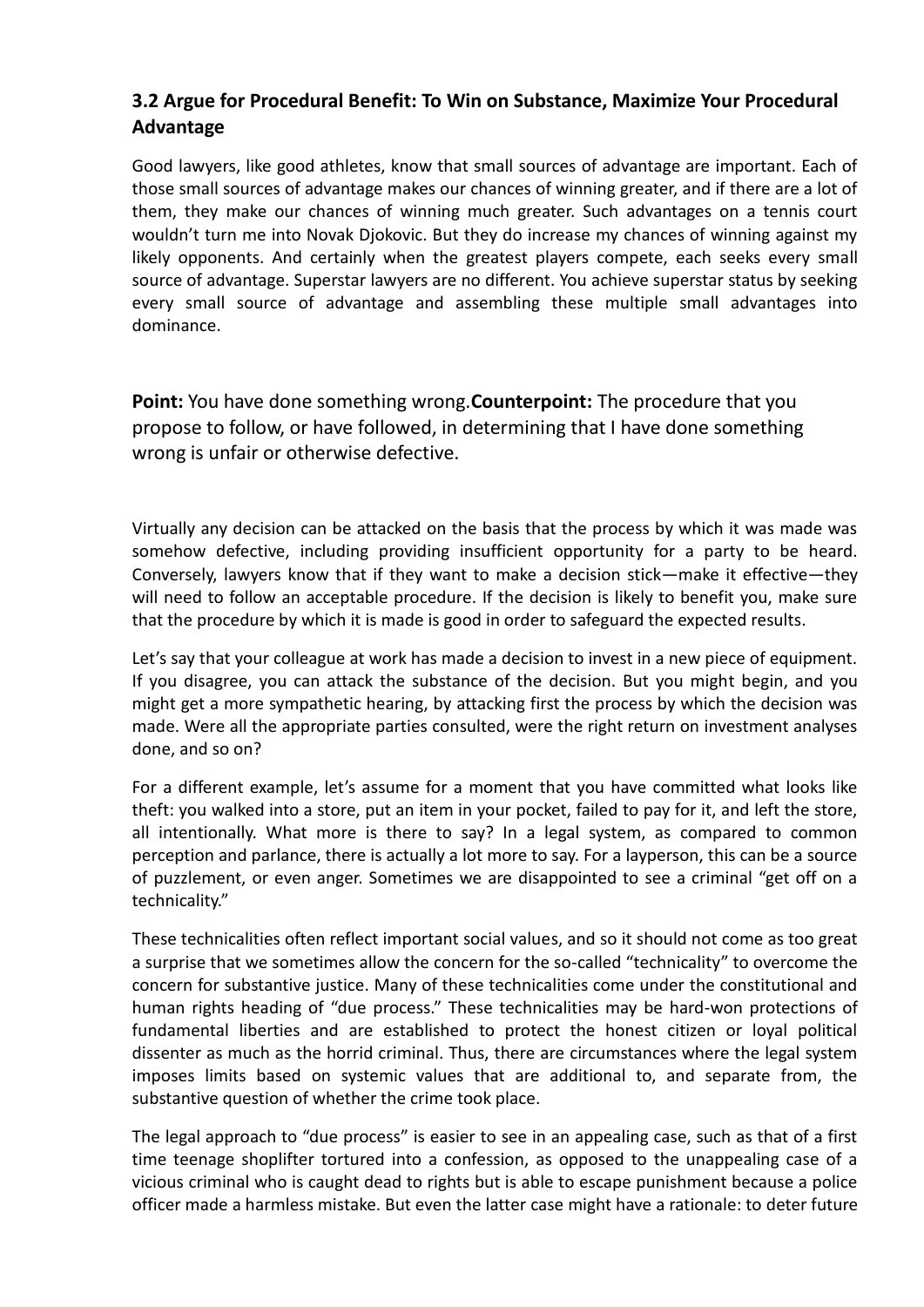### 3.2 Argue for Procedural Benefit: To Win on Substance, Maximize Your Procedural Advantage

Good lawyers, like good athletes, know that small sources of advantage are important. Each of those small sources of advantage makes our chances of winning greater, and if there are a lot of them, they make our chances of winning much greater. Such advantages on a tennis court wouldn't turn me into Novak Djokovic. But they do increase my chances of winning against my likely opponents. And certainly when the greatest players compete, each seeks every small source of advantage. Superstar lawyers are no different. You achieve superstar status by seeking every small source of advantage and assembling these multiple small advantages into dominance.

**Point:** You have done something wrong.**Counterpoint:** The procedure that you propose to follow, or have followed, in determining that I have done something wrong is unfair or otherwise defective.

Virtually any decision can be attacked on the basis that the process by which it was made was somehow defective, including providing insufficient opportunity for a party to be heard. Conversely, lawyers know that if they want to make a decision stick—make it effective—they will need to follow an acceptable procedure. If the decision is likely to benefit you, make sure that the procedure by which it is made is good in order to safeguard the expected results.

Let's say that your colleague at work has made a decision to invest in a new piece of equipment. If you disagree, you can attack the substance of the decision. But you might begin, and you might get a more sympathetic hearing, by attacking first the process by which the decision was made. Were all the appropriate parties consulted, were the right return on investment analyses done, and so on?

For a different example, let's assume for a moment that you have committed what looks like theft: you walked into a store, put an item in your pocket, failed to pay for it, and left the store, all intentionally. What more is there to say? In a legal system, as compared to common perception and parlance, there is actually a lot more to say. For a layperson, this can be a source of puzzlement, or even anger. Sometimes we are disappointed to see a criminal "get off on a technicality."

These technicalities often reflect important social values, and so it should not come as too great a surprise that we sometimes allow the concern for the so-called "technicality" to overcome the concern for substantive justice. Many of these technicalities come under the constitutional and human rights heading of "due process." These technicalities may be hard-won protections of fundamental liberties and are established to protect the honest citizen or loyal political dissenter as much as the horrid criminal. Thus, there are circumstances where the legal system imposes limits based on systemic values that are additional to, and separate from, the substantive question of whether the crime took place.

The legal approach to "due process" is easier to see in an appealing case, such as that of a first time teenage shoplifter tortured into a confession, as opposed to the unappealing case of a vicious criminal who is caught dead to rights but is able to escape punishment because a police officer made a harmless mistake. But even the latter case might have a rationale: to deter future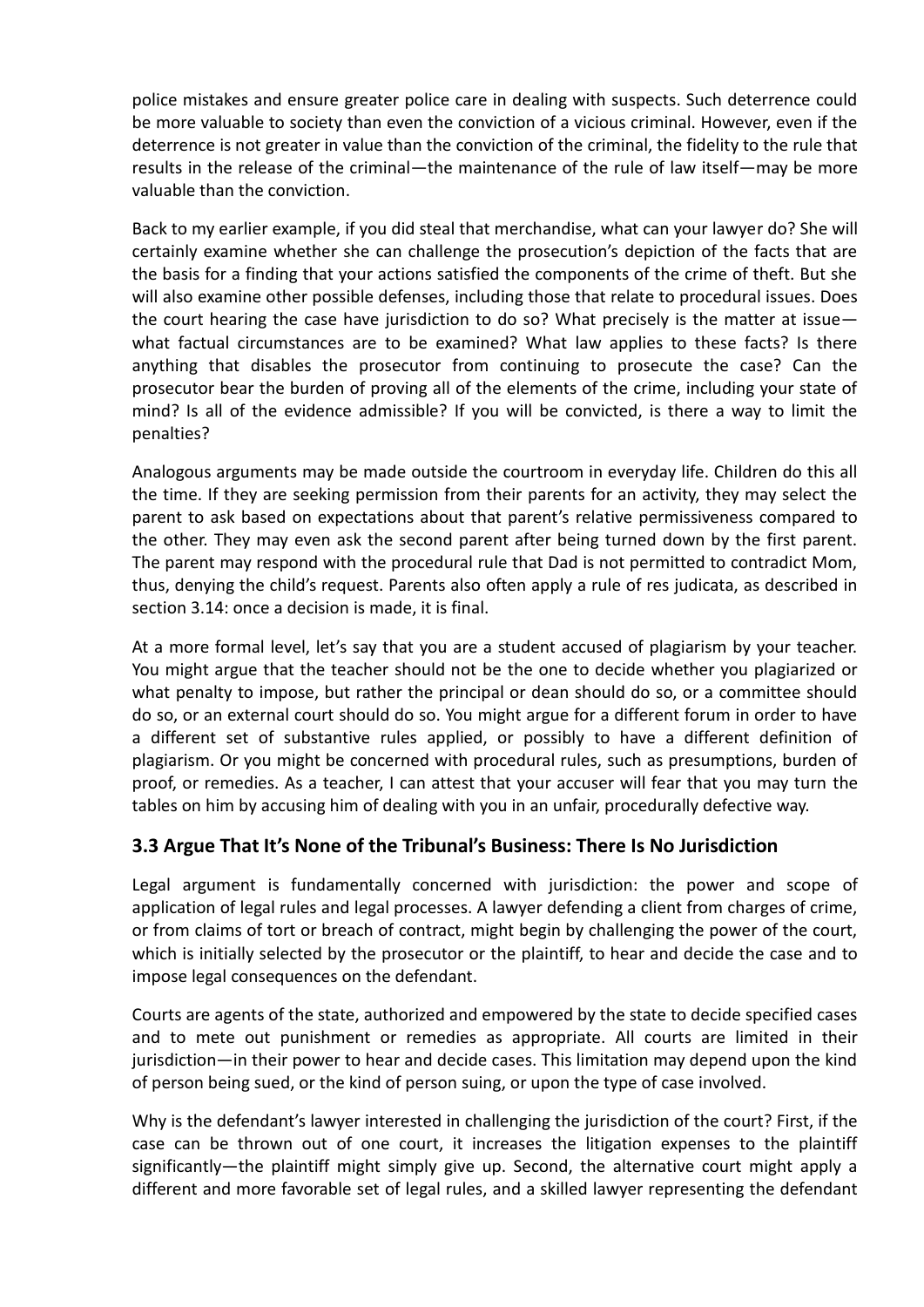police mistakes and ensure greater police care in dealing with suspects. Such deterrence could be more valuable to society than even the conviction of a vicious criminal. However, even if the deterrence is not greater in value than the conviction of the criminal, the fidelity to the rule that results in the release of the criminal—the maintenance of the rule of law itself—may be more valuable than the conviction.

Back to my earlier example, if you did steal that merchandise, what can your lawyer do? She will certainly examine whether she can challenge the prosecution's depiction of the facts that are the basis for a finding that your actions satisfied the components of the crime of theft. But she will also examine other possible defenses, including those that relate to procedural issues. Does the court hearing the case have jurisdiction to do so? What precisely is the matter at issue—what factual circumstances are to be examined? What law applies to these facts? Is there anything that disables the prosecutor from continuing to prosecute the case? Can the prosecutor bear the burden of proving all of the elements of the crime, including your state of mind? Is all of the evidence admissible? If you will be convicted, is there a way to limit the penalties?

Analogous arguments may be made outside the courtroom in everyday life. Children do this all the time. If they are seeking permission from their parents for an activity, they may select the parent to ask based on expectations about that parent's relative permissiveness compared to the other. They may even ask the second parent after being turned down by the first parent. The parent may respond with the procedural rule that Dad is not permitted to contradict Mom, thus, denying the child's request. Parents also often apply a rule of res judicata, as described in section 3.14: once a decision is made, it is final.

At a more formal level, let's say that you are a student accused of plagiarism by your teacher. You might argue that the teacher should not be the one to decide whether you plagiarized or what penalty to impose, but rather the principal or dean should do so, or a committee should do so, or an external court should do so. You might argue for a different forum in order to have a different set of substantive rules applied, or possibly to have a different definition of plagiarism. Or you might be concerned with procedural rules, such as presumptions, burden of proof, or remedies. As a teacher, I can attest that your accuser will fear that you may turn the tables on him by accusing him of dealing with you in an unfair, procedurally defective way.

## 3.3 Argue That It's None of the Tribunal's Business: There Is No Jurisdiction

Legal argument is fundamentally concerned with jurisdiction: the power and scope of application of legal rules and legal processes. A lawyer defending a client from charges of crime, or from claims of tort or breach of contract, might begin by challenging the power of the court, which is initially selected by the prosecutor or the plaintiff, to hear and decide the case and to impose legal consequences on the defendant.

Courts are agents of the state, authorized and empowered by the state to decide specified cases and to mete out punishment or remedies as appropriate. All courts are limited in their jurisdiction—in their power to hear and decide cases. This limitation may depend upon the kind of person being sued, or the kind of person suing, or upon the type of case involved.

Why is the defendant's lawyer interested in challenging the jurisdiction of the court? First, if the case can be thrown out of one court, it increases the litigation expenses to the plaintiff significantly—the plaintiff might simply give up. Second, the alternative court might apply a different and more favorable set of legal rules, and a skilled lawyer representing the defendant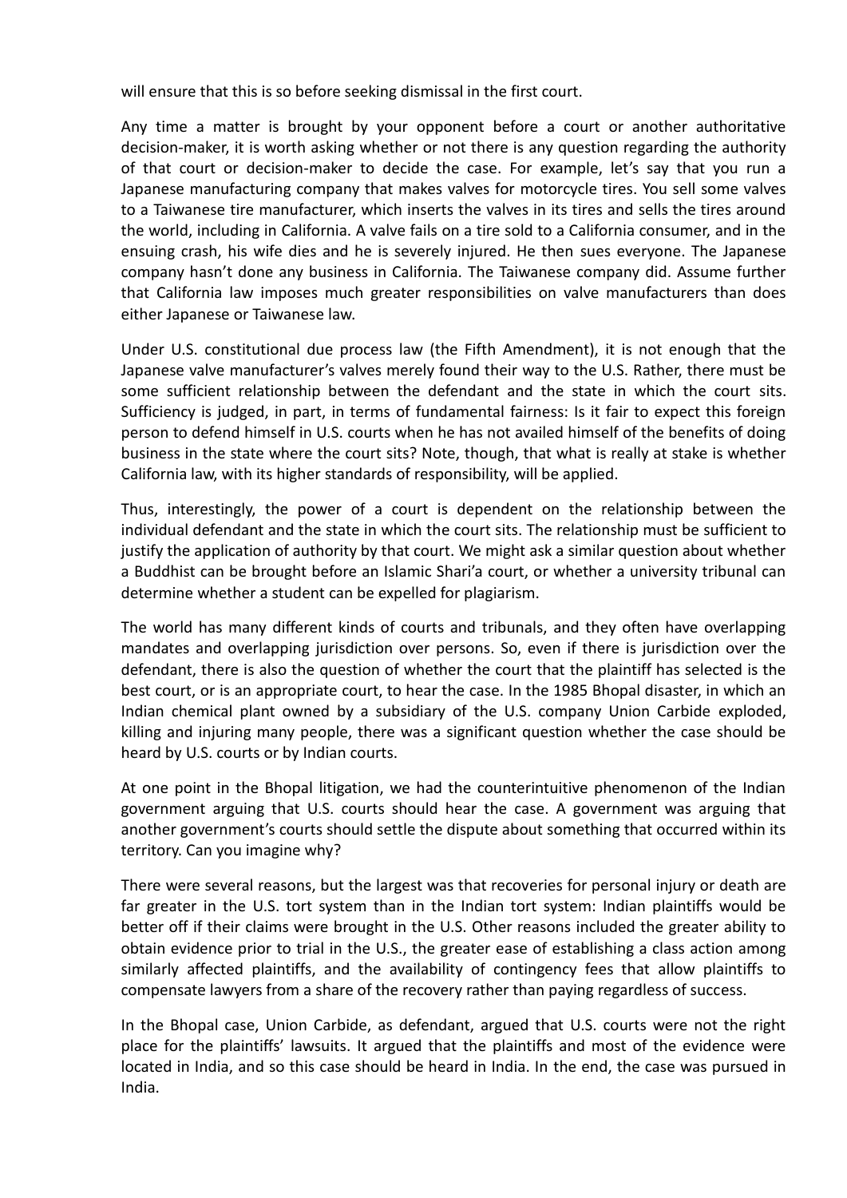will ensure that this is so before seeking dismissal in the first court.

Any time a matter is brought by your opponent before a court or another authoritative decision-maker, it is worth asking whether or not there is any question regarding the authority of that court or decision-maker to decide the case. For example, let's say that you run a Japanese manufacturing company that makes valves for motorcycle tires. You sell some valves to a Taiwanese tire manufacturer, which inserts the valves in its tires and sells the tires around the world, including in California. A valve fails on a tire sold to a California consumer, and in the ensuing crash, his wife dies and he is severely injured. He then sues everyone. The Japanese company hasn't done any business in California. The Taiwanese company did. Assume further that California law imposes much greater responsibilities on valve manufacturers than does either Japanese or Taiwanese law.

Under U.S. constitutional due process law (the Fifth Amendment), it is not enough that the Japanese valve manufacturer's valves merely found their way to the U.S. Rather, there must be some sufficient relationship between the defendant and the state in which the court sits. Sufficiency is judged, in part, in terms of fundamental fairness: Is it fair to expect this foreign person to defend himself in U.S. courts when he has not availed himself of the benefits of doing business in the state where the court sits? Note, though, that what is really at stake is whether California law, with its higher standards of responsibility, will be applied.

Thus, interestingly, the power of a court is dependent on the relationship between the individual defendant and the state in which the court sits. The relationship must be sufficient to justify the application of authority by that court. We might ask a similar question about whether a Buddhist can be brought before an Islamic Shari'a court, or whether a university tribunal can determine whether a student can be expelled for plagiarism.

The world has many different kinds of courts and tribunals, and they often have overlapping mandates and overlapping jurisdiction over persons. So, even if there is jurisdiction over the defendant, there is also the question of whether the court that the plaintiff has selected is the best court, or is an appropriate court, to hear the case. In the 1985 Bhopal disaster, in which an Indian chemical plant owned by a subsidiary of the U.S. company Union Carbide exploded, killing and injuring many people, there was a significant question whether the case should be heard by U.S. courts or by Indian courts.

At one point in the Bhopal litigation, we had the counterintuitive phenomenon of the Indian government arguing that U.S. courts should hear the case. A government was arguing that another government's courts should settle the dispute about something that occurred within its territory. Can you imagine why?

There were several reasons, but the largest was that recoveries for personal injury or death are far greater in the U.S. tort system than in the Indian tort system: Indian plaintiffs would be better off if their claims were brought in the U.S. Other reasons included the greater ability to obtain evidence prior to trial in the U.S., the greater ease of establishing a class action among similarly affected plaintiffs, and the availability of contingency fees that allow plaintiffs to compensate lawyers from a share of the recovery rather than paying regardless of success.

In the Bhopal case, Union Carbide, as defendant, argued that U.S. courts were not the right place for the plaintiffs' lawsuits. It argued that the plaintiffs and most of the evidence were located in India, and so this case should be heard in India. In the end, the case was pursued in India.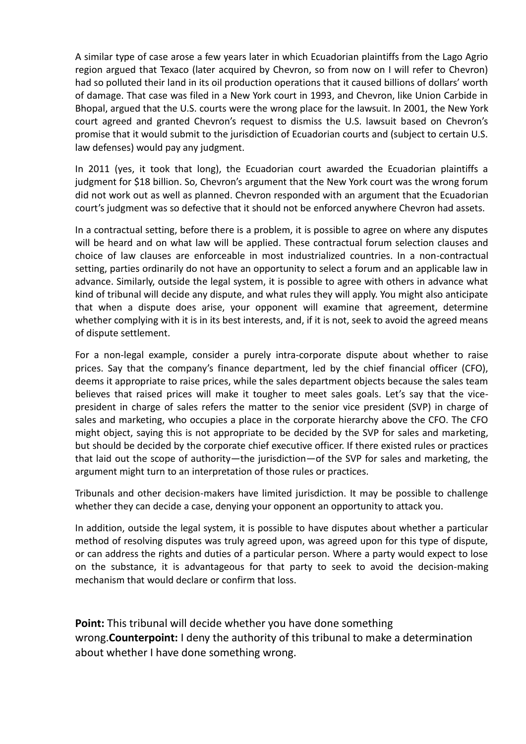A similar type of case arose a few years later in which Ecuadorian plaintiffs from the Lago Agrio region argued that Texaco (later acquired by Chevron, so from now on I will refer to Chevron) had so polluted their land in its oil production operations that it caused billions of dollars' worth of damage. That case was filed in a New York court in 1993, and Chevron, like Union Carbide in Bhopal, argued that the U.S. courts were the wrong place for the lawsuit. In 2001, the New York court agreed and granted Chevron's request to dismiss the U.S. lawsuit based on Chevron's promise that it would submit to the jurisdiction of Ecuadorian courts and (subject to certain U.S. law defenses) would pay any judgment.

In 2011 (yes, it took that long), the Ecuadorian court awarded the Ecuadorian plaintiffs a judgment for $18 billion. So, Chevron's argument that the New York court was the wrong forum did not work out as well as planned. Chevron responded with an argument that the Ecuadorian court's judgment was so defective that it should not be enforced anywhere Chevron had assets.

In a contractual setting, before there is a problem, it is possible to agree on where any disputes will be heard and on what law will be applied. These contractual forum selection clauses and choice of law clauses are enforceable in most industrialized countries. In a non-contractual setting, parties ordinarily do not have an opportunity to select a forum and an applicable law in advance. Similarly, outside the legal system, it is possible to agree with others in advance what kind of tribunal will decide any dispute, and what rules they will apply. You might also anticipate that when a dispute does arise, your opponent will examine that agreement, determine whether complying with it is in its best interests, and, if it is not, seek to avoid the agreed means of dispute settlement.

For a non-legal example, consider a purely intra-corporate dispute about whether to raise prices. Say that the company's finance department, led by the chief financial officer (CFO), deems it appropriate to raise prices, while the sales department objects because the sales team believes that raised prices will make it tougher to meet sales goals. Let's say that the vice-president in charge of sales refers the matter to the senior vice president (SVP) in charge of sales and marketing, who occupies a place in the corporate hierarchy above the CFO. The CFO might object, saying this is not appropriate to be decided by the SVP for sales and marketing, but should be decided by the corporate chief executive officer. If there existed rules or practices that laid out the scope of authority—the jurisdiction—of the SVP for sales and marketing, the argument might turn to an interpretation of those rules or practices.

Tribunals and other decision-makers have limited jurisdiction. It may be possible to challenge whether they can decide a case, denying your opponent an opportunity to attack you.

In addition, outside the legal system, it is possible to have disputes about whether a particular method of resolving disputes was truly agreed upon, was agreed upon for this type of dispute, or can address the rights and duties of a particular person. Where a party would expect to lose on the substance, it is advantageous for that party to seek to avoid the decision-making mechanism that would declare or confirm that loss.

**Point:** This tribunal will decide whether you have done something wrong.**Counterpoint:** I deny the authority of this tribunal to make a determination about whether I have done something wrong.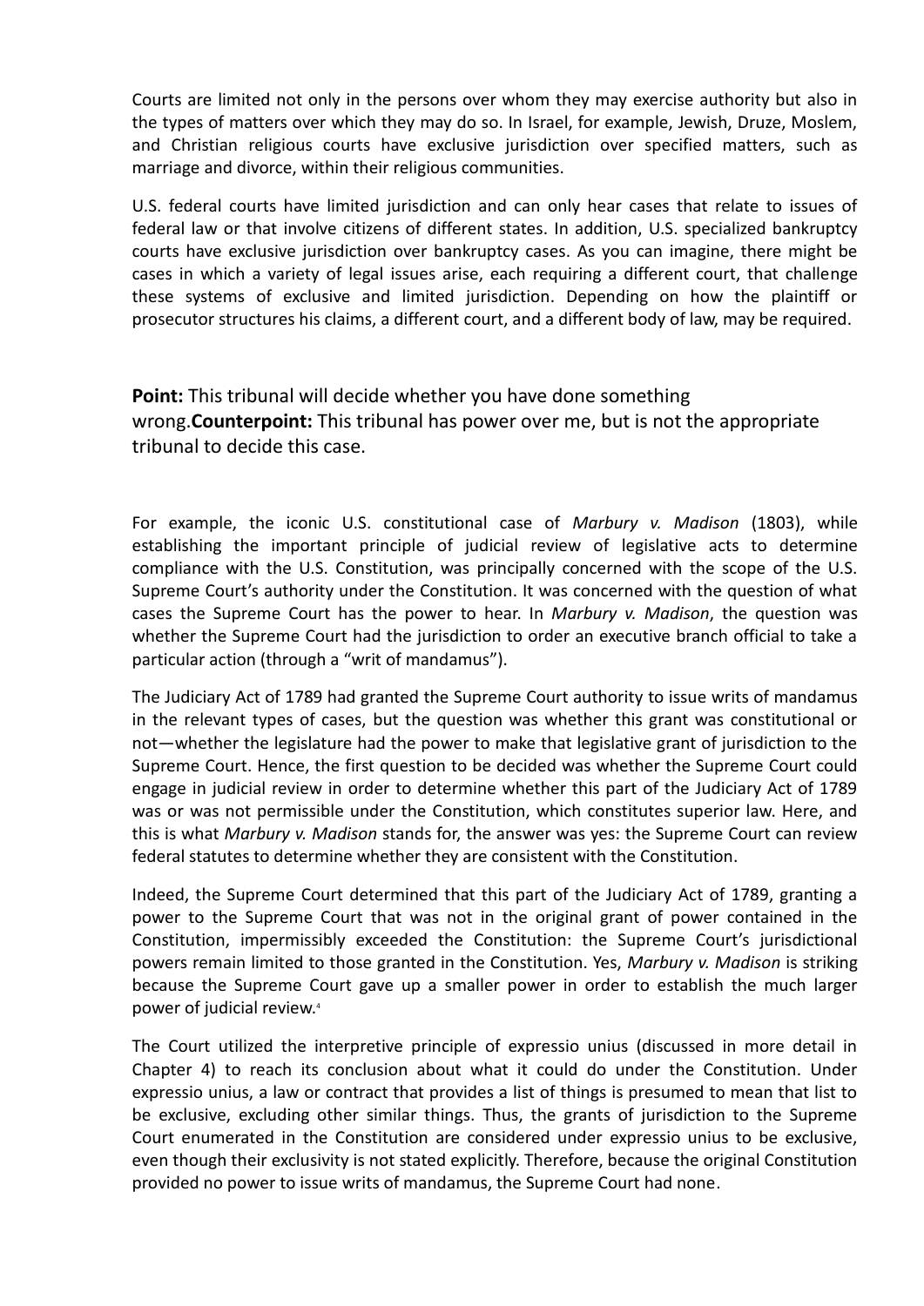Courts are limited not only in the persons over whom they may exercise authority but also in the types of matters over which they may do so. In Israel, for example, Jewish, Druze, Moslem, and Christian religious courts have exclusive jurisdiction over specified matters, such as marriage and divorce, within their religious communities.

U.S. federal courts have limited jurisdiction and can only hear cases that relate to issues of federal law or that involve citizens of different states. In addition, U.S. specialized bankruptcy courts have exclusive jurisdiction over bankruptcy cases. As you can imagine, there might be cases in which a variety of legal issues arise, each requiring a different court, that challenge these systems of exclusive and limited jurisdiction. Depending on how the plaintiff or prosecutor structures his claims, a different court, and a different body of law, may be required.

**Point:** This tribunal will decide whether you have done something wrong.**Counterpoint:** This tribunal has power over me, but is not the appropriate tribunal to decide this case.

For example, the iconic U.S. constitutional case of *Marbury v. Madison* (1803), while establishing the important principle of judicial review of legislative acts to determine compliance with the U.S. Constitution, was principally concerned with the scope of the U.S. Supreme Court's authority under the Constitution. It was concerned with the question of what cases the Supreme Court has the power to hear. In *Marbury v. Madison*, the question was whether the Supreme Court had the jurisdiction to order an executive branch official to take a particular action (through a "writ of mandamus").

The Judiciary Act of 1789 had granted the Supreme Court authority to issue writs of mandamus in the relevant types of cases, but the question was whether this grant was constitutional or not—whether the legislature had the power to make that legislative grant of jurisdiction to the Supreme Court. Hence, the first question to be decided was whether the Supreme Court could engage in judicial review in order to determine whether this part of the Judiciary Act of 1789 was or was not permissible under the Constitution, which constitutes superior law. Here, and this is what *Marbury v. Madison* stands for, the answer was yes: the Supreme Court can review federal statutes to determine whether they are consistent with the Constitution.

Indeed, the Supreme Court determined that this part of the Judiciary Act of 1789, granting a power to the Supreme Court that was not in the original grant of power contained in the Constitution, impermissibly exceeded the Constitution: the Supreme Court's jurisdictional powers remain limited to those granted in the Constitution. Yes, *Marbury v. Madison* is striking because the Supreme Court gave up a smaller power in order to establish the much larger power of judicial review.[4]

The Court utilized the interpretive principle of expressio unius (discussed in more detail in Chapter 4) to reach its conclusion about what it could do under the Constitution. Under expressio unius, a law or contract that provides a list of things is presumed to mean that list to be exclusive, excluding other similar things. Thus, the grants of jurisdiction to the Supreme Court enumerated in the Constitution are considered under expressio unius to be exclusive, even though their exclusivity is not stated explicitly. Therefore, because the original Constitution provided no power to issue writs of mandamus, the Supreme Court had none.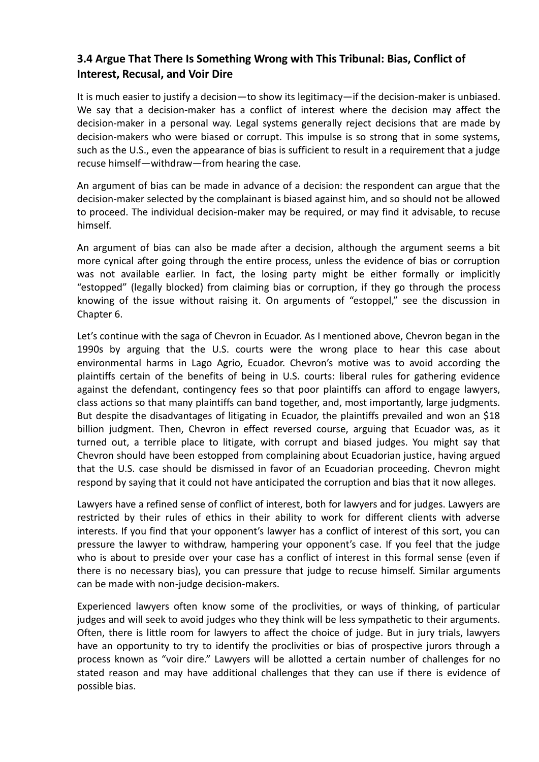### 3.4 Argue That There Is Something Wrong with This Tribunal: Bias, Conflict of Interest, Recusal, and Voir Dire

It is much easier to justify a decision—to show its legitimacy—if the decision-maker is unbiased. We say that a decision-maker has a conflict of interest where the decision may affect the decision-maker in a personal way. Legal systems generally reject decisions that are made by decision-makers who were biased or corrupt. This impulse is so strong that in some systems, such as the U.S., even the appearance of bias is sufficient to result in a requirement that a judge recuse himself—withdraw—from hearing the case.

An argument of bias can be made in advance of a decision: the respondent can argue that the decision-maker selected by the complainant is biased against him, and so should not be allowed to proceed. The individual decision-maker may be required, or may find it advisable, to recuse himself.

An argument of bias can also be made after a decision, although the argument seems a bit more cynical after going through the entire process, unless the evidence of bias or corruption was not available earlier. In fact, the losing party might be either formally or implicitly "estopped" (legally blocked) from claiming bias or corruption, if they go through the process knowing of the issue without raising it. On arguments of "estoppel," see the discussion in Chapter 6.

Let's continue with the saga of Chevron in Ecuador. As I mentioned above, Chevron began in the 1990s by arguing that the U.S. courts were the wrong place to hear this case about environmental harms in Lago Agrio, Ecuador. Chevron's motive was to avoid according the plaintiffs certain of the benefits of being in U.S. courts: liberal rules for gathering evidence against the defendant, contingency fees so that poor plaintiffs can afford to engage lawyers, class actions so that many plaintiffs can band together, and, most importantly, large judgments. But despite the disadvantages of litigating in Ecuador, the plaintiffs prevailed and won an $18 billion judgment. Then, Chevron in effect reversed course, arguing that Ecuador was, as it turned out, a terrible place to litigate, with corrupt and biased judges. You might say that Chevron should have been estopped from complaining about Ecuadorian justice, having argued that the U.S. case should be dismissed in favor of an Ecuadorian proceeding. Chevron might respond by saying that it could not have anticipated the corruption and bias that it now alleges.

Lawyers have a refined sense of conflict of interest, both for lawyers and for judges. Lawyers are restricted by their rules of ethics in their ability to work for different clients with adverse interests. If you find that your opponent's lawyer has a conflict of interest of this sort, you can pressure the lawyer to withdraw, hampering your opponent's case. If you feel that the judge who is about to preside over your case has a conflict of interest in this formal sense (even if there is no necessary bias), you can pressure that judge to recuse himself. Similar arguments can be made with non-judge decision-makers.

Experienced lawyers often know some of the proclivities, or ways of thinking, of particular judges and will seek to avoid judges who they think will be less sympathetic to their arguments. Often, there is little room for lawyers to affect the choice of judge. But in jury trials, lawyers have an opportunity to try to identify the proclivities or bias of prospective jurors through a process known as "voir dire." Lawyers will be allotted a certain number of challenges for no stated reason and may have additional challenges that they can use if there is evidence of possible bias.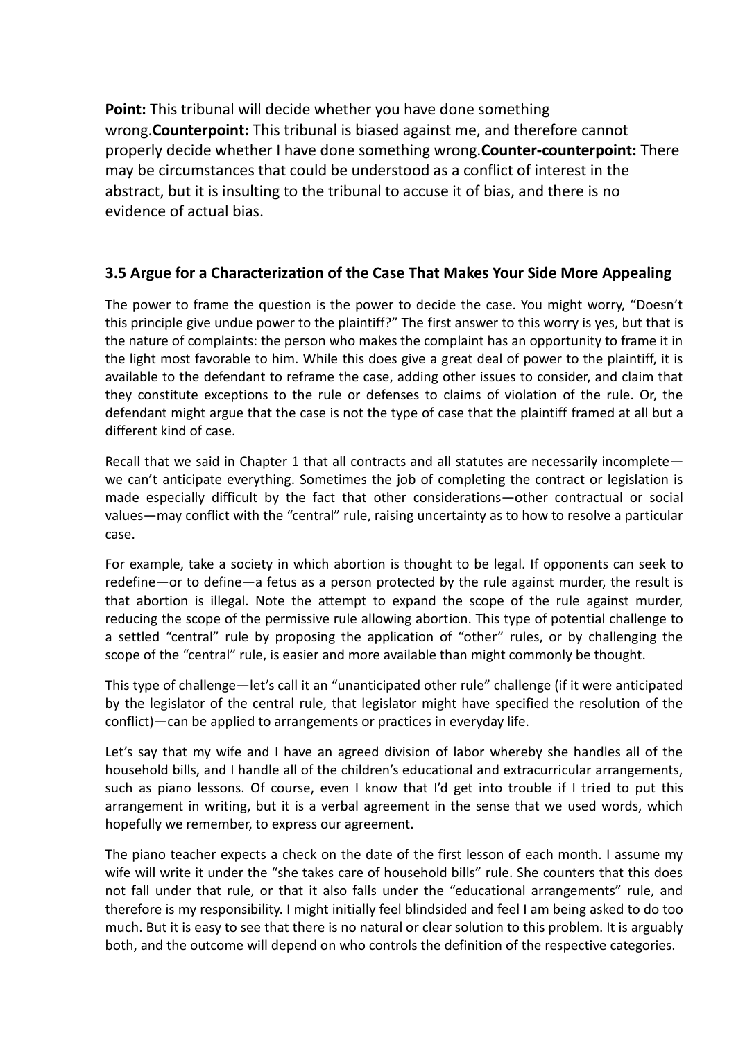**Point:** This tribunal will decide whether you have done something wrong. **Counterpoint:** This tribunal is biased against me, and therefore cannot properly decide whether I have done something wrong. **Counter-counterpoint:** There may be circumstances that could be understood as a conflict of interest in the abstract, but it is insulting to the tribunal to accuse it of bias, and there is no evidence of actual bias.

### 3.5 Argue for a Characterization of the Case That Makes Your Side More Appealing

The power to frame the question is the power to decide the case. You might worry, "Doesn't this principle give undue power to the plaintiff?" The first answer to this worry is yes, but that is the nature of complaints: the person who makes the complaint has an opportunity to frame it in the light most favorable to him. While this does give a great deal of power to the plaintiff, it is available to the defendant to reframe the case, adding other issues to consider, and claim that they constitute exceptions to the rule or defenses to claims of violation of the rule. Or, the defendant might argue that the case is not the type of case that the plaintiff framed at all but a different kind of case.

Recall that we said in Chapter 1 that all contracts and all statutes are necessarily incomplete—we can't anticipate everything. Sometimes the job of completing the contract or legislation is made especially difficult by the fact that other considerations—other contractual or social values—may conflict with the "central" rule, raising uncertainty as to how to resolve a particular case.

For example, take a society in which abortion is thought to be legal. If opponents can seek to redefine—or to define—a fetus as a person protected by the rule against murder, the result is that abortion is illegal. Note the attempt to expand the scope of the rule against murder, reducing the scope of the permissive rule allowing abortion. This type of potential challenge to a settled "central" rule by proposing the application of "other" rules, or by challenging the scope of the "central" rule, is easier and more available than might commonly be thought.

This type of challenge—let's call it an "unanticipated other rule" challenge (if it were anticipated by the legislator of the central rule, that legislator might have specified the resolution of the conflict)—can be applied to arrangements or practices in everyday life.

Let's say that my wife and I have an agreed division of labor whereby she handles all of the household bills, and I handle all of the children's educational and extracurricular arrangements, such as piano lessons. Of course, even I know that I'd get into trouble if I tried to put this arrangement in writing, but it is a verbal agreement in the sense that we used words, which hopefully we remember, to express our agreement.

The piano teacher expects a check on the date of the first lesson of each month. I assume my wife will write it under the "she takes care of household bills" rule. She counters that this does not fall under that rule, or that it also falls under the "educational arrangements" rule, and therefore is my responsibility. I might initially feel blindsided and feel I am being asked to do too much. But it is easy to see that there is no natural or clear solution to this problem. It is arguably both, and the outcome will depend on who controls the definition of the respective categories.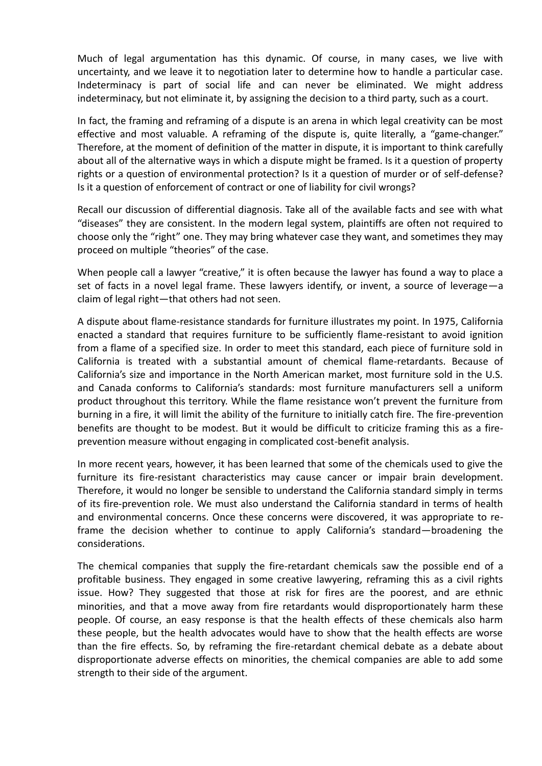Much of legal argumentation has this dynamic. Of course, in many cases, we live with uncertainty, and we leave it to negotiation later to determine how to handle a particular case. Indeterminacy is part of social life and can never be eliminated. We might address indeterminacy, but not eliminate it, by assigning the decision to a third party, such as a court.

In fact, the framing and reframing of a dispute is an arena in which legal creativity can be most effective and most valuable. A reframing of the dispute is, quite literally, a "game-changer." Therefore, at the moment of definition of the matter in dispute, it is important to think carefully about all of the alternative ways in which a dispute might be framed. Is it a question of property rights or a question of environmental protection? Is it a question of murder or of self-defense? Is it a question of enforcement of contract or one of liability for civil wrongs?

Recall our discussion of differential diagnosis. Take all of the available facts and see with what "diseases" they are consistent. In the modern legal system, plaintiffs are often not required to choose only the "right" one. They may bring whatever case they want, and sometimes they may proceed on multiple "theories" of the case.

When people call a lawyer "creative," it is often because the lawyer has found a way to place a set of facts in a novel legal frame. These lawyers identify, or invent, a source of leverage—a claim of legal right—that others had not seen.

A dispute about flame-resistance standards for furniture illustrates my point. In 1975, California enacted a standard that requires furniture to be sufficiently flame-resistant to avoid ignition from a flame of a specified size. In order to meet this standard, each piece of furniture sold in California is treated with a substantial amount of chemical flame-retardants. Because of California's size and importance in the North American market, most furniture sold in the U.S. and Canada conforms to California's standards: most furniture manufacturers sell a uniform product throughout this territory. While the flame resistance won't prevent the furniture from burning in a fire, it will limit the ability of the furniture to initially catch fire. The fire-prevention benefits are thought to be modest. But it would be difficult to criticize framing this as a fire-prevention measure without engaging in complicated cost-benefit analysis.

In more recent years, however, it has been learned that some of the chemicals used to give the furniture its fire-resistant characteristics may cause cancer or impair brain development. Therefore, it would no longer be sensible to understand the California standard simply in terms of its fire-prevention role. We must also understand the California standard in terms of health and environmental concerns. Once these concerns were discovered, it was appropriate to re-frame the decision whether to continue to apply California's standard—broadening the considerations.

The chemical companies that supply the fire-retardant chemicals saw the possible end of a profitable business. They engaged in some creative lawyering, reframing this as a civil rights issue. How? They suggested that those at risk for fires are the poorest, and are ethnic minorities, and that a move away from fire retardants would disproportionately harm these people. Of course, an easy response is that the health effects of these chemicals also harm these people, but the health advocates would have to show that the health effects are worse than the fire effects. So, by reframing the fire-retardant chemical debate as a debate about disproportionate adverse effects on minorities, the chemical companies are able to add some strength to their side of the argument.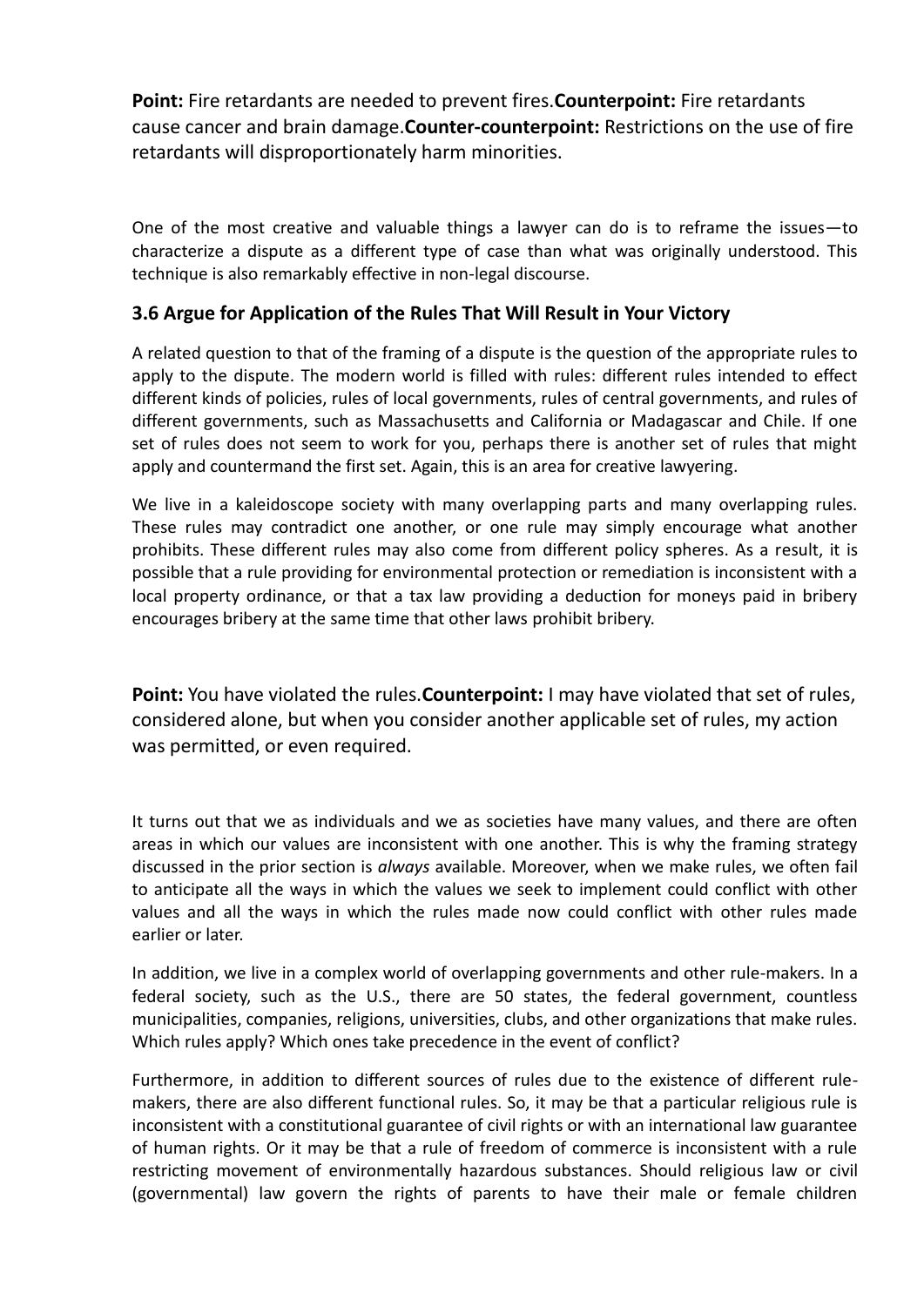**Point:** Fire retardants are needed to prevent fires.**Counterpoint:** Fire retardants cause cancer and brain damage.**Counter-counterpoint:** Restrictions on the use of fire retardants will disproportionately harm minorities.

One of the most creative and valuable things a lawyer can do is to reframe the issues—to characterize a dispute as a different type of case than what was originally understood. This technique is also remarkably effective in non-legal discourse.

### 3.6 Argue for Application of the Rules That Will Result in Your Victory

A related question to that of the framing of a dispute is the question of the appropriate rules to apply to the dispute. The modern world is filled with rules: different rules intended to effect different kinds of policies, rules of local governments, rules of central governments, and rules of different governments, such as Massachusetts and California or Madagascar and Chile. If one set of rules does not seem to work for you, perhaps there is another set of rules that might apply and countermand the first set. Again, this is an area for creative lawyering.

We live in a kaleidoscope society with many overlapping parts and many overlapping rules. These rules may contradict one another, or one rule may simply encourage what another prohibits. These different rules may also come from different policy spheres. As a result, it is possible that a rule providing for environmental protection or remediation is inconsistent with a local property ordinance, or that a tax law providing a deduction for moneys paid in bribery encourages bribery at the same time that other laws prohibit bribery.

**Point:** You have violated the rules.**Counterpoint:** I may have violated that set of rules, considered alone, but when you consider another applicable set of rules, my action was permitted, or even required.

It turns out that we as individuals and we as societies have many values, and there are often areas in which our values are inconsistent with one another. This is why the framing strategy discussed in the prior section is *always* available. Moreover, when we make rules, we often fail to anticipate all the ways in which the values we seek to implement could conflict with other values and all the ways in which the rules made now could conflict with other rules made earlier or later.

In addition, we live in a complex world of overlapping governments and other rule-makers. In a federal society, such as the U.S., there are 50 states, the federal government, countless municipalities, companies, religions, universities, clubs, and other organizations that make rules. Which rules apply? Which ones take precedence in the event of conflict?

Furthermore, in addition to different sources of rules due to the existence of different rule-makers, there are also different functional rules. So, it may be that a particular religious rule is inconsistent with a constitutional guarantee of civil rights or with an international law guarantee of human rights. Or it may be that a rule of freedom of commerce is inconsistent with a rule restricting movement of environmentally hazardous substances. Should religious law or civil (governmental) law govern the rights of parents to have their male or female children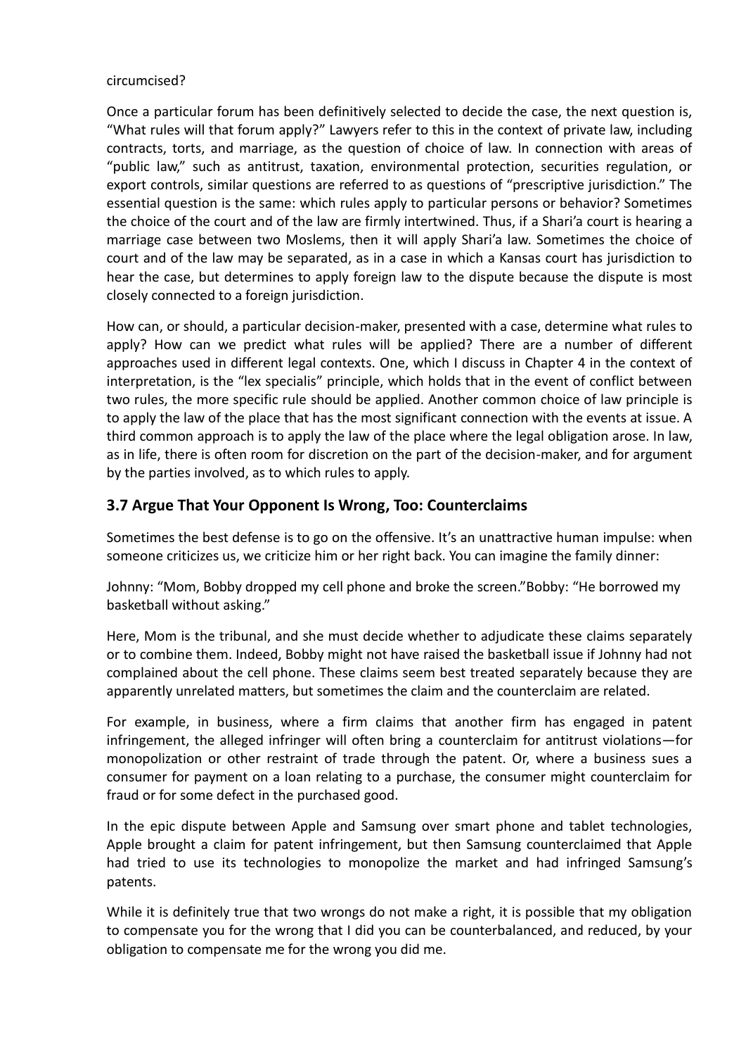circumcised?

Once a particular forum has been definitively selected to decide the case, the next question is, "What rules will that forum apply?" Lawyers refer to this in the context of private law, including contracts, torts, and marriage, as the question of choice of law. In connection with areas of "public law," such as antitrust, taxation, environmental protection, securities regulation, or export controls, similar questions are referred to as questions of "prescriptive jurisdiction." The essential question is the same: which rules apply to particular persons or behavior? Sometimes the choice of the court and of the law are firmly intertwined. Thus, if a Shari'a court is hearing a marriage case between two Moslems, then it will apply Shari'a law. Sometimes the choice of court and of the law may be separated, as in a case in which a Kansas court has jurisdiction to hear the case, but determines to apply foreign law to the dispute because the dispute is most closely connected to a foreign jurisdiction.

How can, or should, a particular decision-maker, presented with a case, determine what rules to apply? How can we predict what rules will be applied? There are a number of different approaches used in different legal contexts. One, which I discuss in Chapter 4 in the context of interpretation, is the "lex specialis" principle, which holds that in the event of conflict between two rules, the more specific rule should be applied. Another common choice of law principle is to apply the law of the place that has the most significant connection with the events at issue. A third common approach is to apply the law of the place where the legal obligation arose. In law, as in life, there is often room for discretion on the part of the decision-maker, and for argument by the parties involved, as to which rules to apply.

## 3.7 Argue That Your Opponent Is Wrong, Too: Counterclaims

Sometimes the best defense is to go on the offensive. It's an unattractive human impulse: when someone criticizes us, we criticize him or her right back. You can imagine the family dinner:

Johnny: "Mom, Bobby dropped my cell phone and broke the screen."Bobby: "He borrowed my basketball without asking."

Here, Mom is the tribunal, and she must decide whether to adjudicate these claims separately or to combine them. Indeed, Bobby might not have raised the basketball issue if Johnny had not complained about the cell phone. These claims seem best treated separately because they are apparently unrelated matters, but sometimes the claim and the counterclaim are related.

For example, in business, where a firm claims that another firm has engaged in patent infringement, the alleged infringer will often bring a counterclaim for antitrust violations—for monopolization or other restraint of trade through the patent. Or, where a business sues a consumer for payment on a loan relating to a purchase, the consumer might counterclaim for fraud or for some defect in the purchased good.

In the epic dispute between Apple and Samsung over smart phone and tablet technologies, Apple brought a claim for patent infringement, but then Samsung counterclaimed that Apple had tried to use its technologies to monopolize the market and had infringed Samsung's patents.

While it is definitely true that two wrongs do not make a right, it is possible that my obligation to compensate you for the wrong that I did you can be counterbalanced, and reduced, by your obligation to compensate me for the wrong you did me.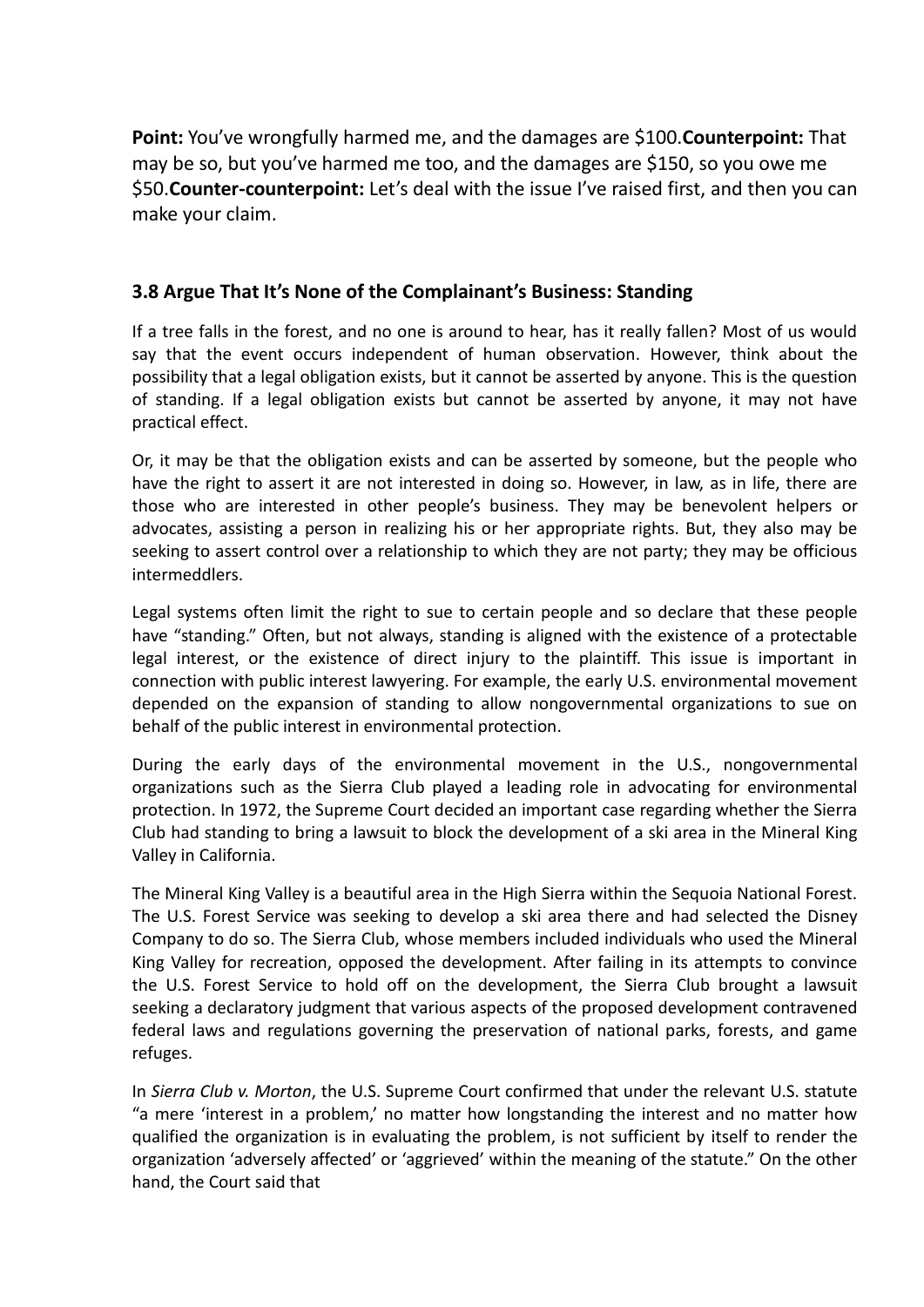**Point:** You've wrongfully harmed me, and the damages are $100.**Counterpoint:** That may be so, but you've harmed me too, and the damages are $150, so you owe me $50.**Counter-counterpoint:** Let's deal with the issue I've raised first, and then you can make your claim.

### 3.8 Argue That It's None of the Complainant's Business: Standing

If a tree falls in the forest, and no one is around to hear, has it really fallen? Most of us would say that the event occurs independent of human observation. However, think about the possibility that a legal obligation exists, but it cannot be asserted by anyone. This is the question of standing. If a legal obligation exists but cannot be asserted by anyone, it may not have practical effect.

Or, it may be that the obligation exists and can be asserted by someone, but the people who have the right to assert it are not interested in doing so. However, in law, as in life, there are those who are interested in other people's business. They may be benevolent helpers or advocates, assisting a person in realizing his or her appropriate rights. But, they also may be seeking to assert control over a relationship to which they are not party; they may be officious intermeddlers.

Legal systems often limit the right to sue to certain people and so declare that these people have "standing." Often, but not always, standing is aligned with the existence of a protectable legal interest, or the existence of direct injury to the plaintiff. This issue is important in connection with public interest lawyering. For example, the early U.S. environmental movement depended on the expansion of standing to allow nongovernmental organizations to sue on behalf of the public interest in environmental protection.

During the early days of the environmental movement in the U.S., nongovernmental organizations such as the Sierra Club played a leading role in advocating for environmental protection. In 1972, the Supreme Court decided an important case regarding whether the Sierra Club had standing to bring a lawsuit to block the development of a ski area in the Mineral King Valley in California.

The Mineral King Valley is a beautiful area in the High Sierra within the Sequoia National Forest. The U.S. Forest Service was seeking to develop a ski area there and had selected the Disney Company to do so. The Sierra Club, whose members included individuals who used the Mineral King Valley for recreation, opposed the development. After failing in its attempts to convince the U.S. Forest Service to hold off on the development, the Sierra Club brought a lawsuit seeking a declaratory judgment that various aspects of the proposed development contravened federal laws and regulations governing the preservation of national parks, forests, and game refuges.

In *Sierra Club v. Morton*, the U.S. Supreme Court confirmed that under the relevant U.S. statute "a mere 'interest in a problem,' no matter how longstanding the interest and no matter how qualified the organization is in evaluating the problem, is not sufficient by itself to render the organization 'adversely affected' or 'aggrieved' within the meaning of the statute." On the other hand, the Court said that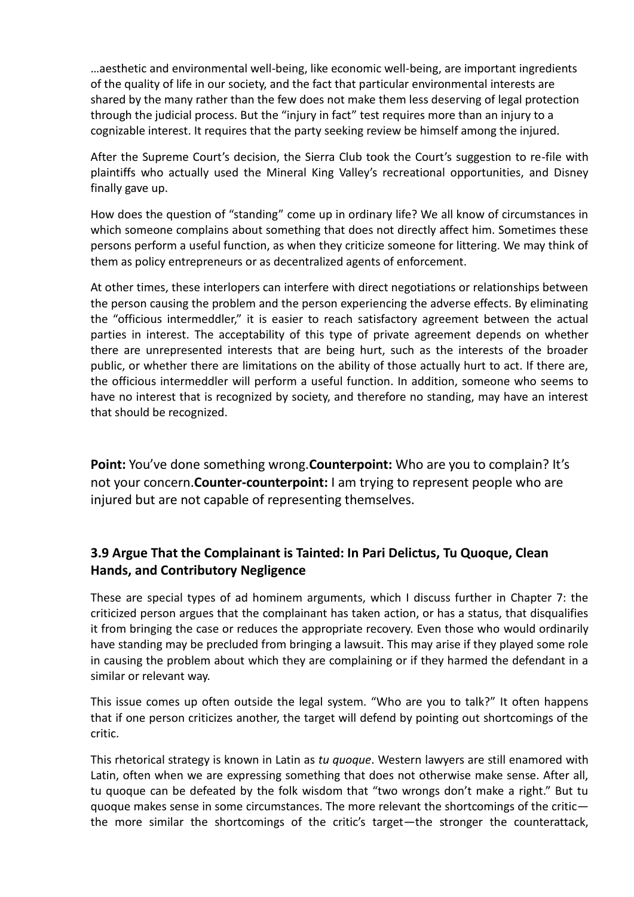…aesthetic and environmental well-being, like economic well-being, are important ingredients of the quality of life in our society, and the fact that particular environmental interests are shared by the many rather than the few does not make them less deserving of legal protection through the judicial process. But the "injury in fact" test requires more than an injury to a cognizable interest. It requires that the party seeking review be himself among the injured.

After the Supreme Court's decision, the Sierra Club took the Court's suggestion to re-file with plaintiffs who actually used the Mineral King Valley's recreational opportunities, and Disney finally gave up.

How does the question of "standing" come up in ordinary life? We all know of circumstances in which someone complains about something that does not directly affect him. Sometimes these persons perform a useful function, as when they criticize someone for littering. We may think of them as policy entrepreneurs or as decentralized agents of enforcement.

At other times, these interlopers can interfere with direct negotiations or relationships between the person causing the problem and the person experiencing the adverse effects. By eliminating the "officious intermeddler," it is easier to reach satisfactory agreement between the actual parties in interest. The acceptability of this type of private agreement depends on whether there are unrepresented interests that are being hurt, such as the interests of the broader public, or whether there are limitations on the ability of those actually hurt to act. If there are, the officious intermeddler will perform a useful function. In addition, someone who seems to have no interest that is recognized by society, and therefore no standing, may have an interest that should be recognized.

**Point:** You've done something wrong.**Counterpoint:** Who are you to complain? It's not your concern.**Counter-counterpoint:** I am trying to represent people who are injured but are not capable of representing themselves.

### 3.9 Argue That the Complainant is Tainted: In Pari Delictus, Tu Quoque, Clean Hands, and Contributory Negligence

These are special types of ad hominem arguments, which I discuss further in Chapter 7: the criticized person argues that the complainant has taken action, or has a status, that disqualifies it from bringing the case or reduces the appropriate recovery. Even those who would ordinarily have standing may be precluded from bringing a lawsuit. This may arise if they played some role in causing the problem about which they are complaining or if they harmed the defendant in a similar or relevant way.

This issue comes up often outside the legal system. "Who are you to talk?" It often happens that if one person criticizes another, the target will defend by pointing out shortcomings of the critic.

This rhetorical strategy is known in Latin as *tu quoque*. Western lawyers are still enamored with Latin, often when we are expressing something that does not otherwise make sense. After all, tu quoque can be defeated by the folk wisdom that "two wrongs don't make a right." But tu quoque makes sense in some circumstances. The more relevant the shortcomings of the critic—the more similar the shortcomings of the critic's target—the stronger the counterattack,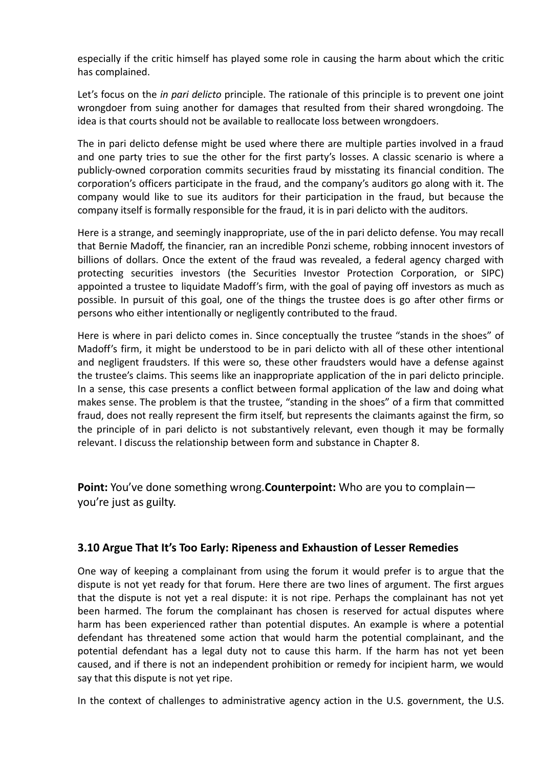especially if the critic himself has played some role in causing the harm about which the critic has complained.

Let's focus on the *in pari delicto* principle. The rationale of this principle is to prevent one joint wrongdoer from suing another for damages that resulted from their shared wrongdoing. The idea is that courts should not be available to reallocate loss between wrongdoers.

The in pari delicto defense might be used where there are multiple parties involved in a fraud and one party tries to sue the other for the first party's losses. A classic scenario is where a publicly-owned corporation commits securities fraud by misstating its financial condition. The corporation's officers participate in the fraud, and the company's auditors go along with it. The company would like to sue its auditors for their participation in the fraud, but because the company itself is formally responsible for the fraud, it is in pari delicto with the auditors.

Here is a strange, and seemingly inappropriate, use of the in pari delicto defense. You may recall that Bernie Madoff, the financier, ran an incredible Ponzi scheme, robbing innocent investors of billions of dollars. Once the extent of the fraud was revealed, a federal agency charged with protecting securities investors (the Securities Investor Protection Corporation, or SIPC) appointed a trustee to liquidate Madoff's firm, with the goal of paying off investors as much as possible. In pursuit of this goal, one of the things the trustee does is go after other firms or persons who either intentionally or negligently contributed to the fraud.

Here is where in pari delicto comes in. Since conceptually the trustee "stands in the shoes" of Madoff's firm, it might be understood to be in pari delicto with all of these other intentional and negligent fraudsters. If this were so, these other fraudsters would have a defense against the trustee's claims. This seems like an inappropriate application of the in pari delicto principle. In a sense, this case presents a conflict between formal application of the law and doing what makes sense. The problem is that the trustee, "standing in the shoes" of a firm that committed fraud, does not really represent the firm itself, but represents the claimants against the firm, so the principle of in pari delicto is not substantively relevant, even though it may be formally relevant. I discuss the relationship between form and substance in Chapter 8.

**Point:** You've done something wrong. **Counterpoint:** Who are you to complain—you're just as guilty.

### 3.10 Argue That It's Too Early: Ripeness and Exhaustion of Lesser Remedies

One way of keeping a complainant from using the forum it would prefer is to argue that the dispute is not yet ready for that forum. Here there are two lines of argument. The first argues that the dispute is not yet a real dispute: it is not ripe. Perhaps the complainant has not yet been harmed. The forum the complainant has chosen is reserved for actual disputes where harm has been experienced rather than potential disputes. An example is where a potential defendant has threatened some action that would harm the potential complainant, and the potential defendant has a legal duty not to cause this harm. If the harm has not yet been caused, and if there is not an independent prohibition or remedy for incipient harm, we would say that this dispute is not yet ripe.

In the context of challenges to administrative agency action in the U.S. government, the U.S.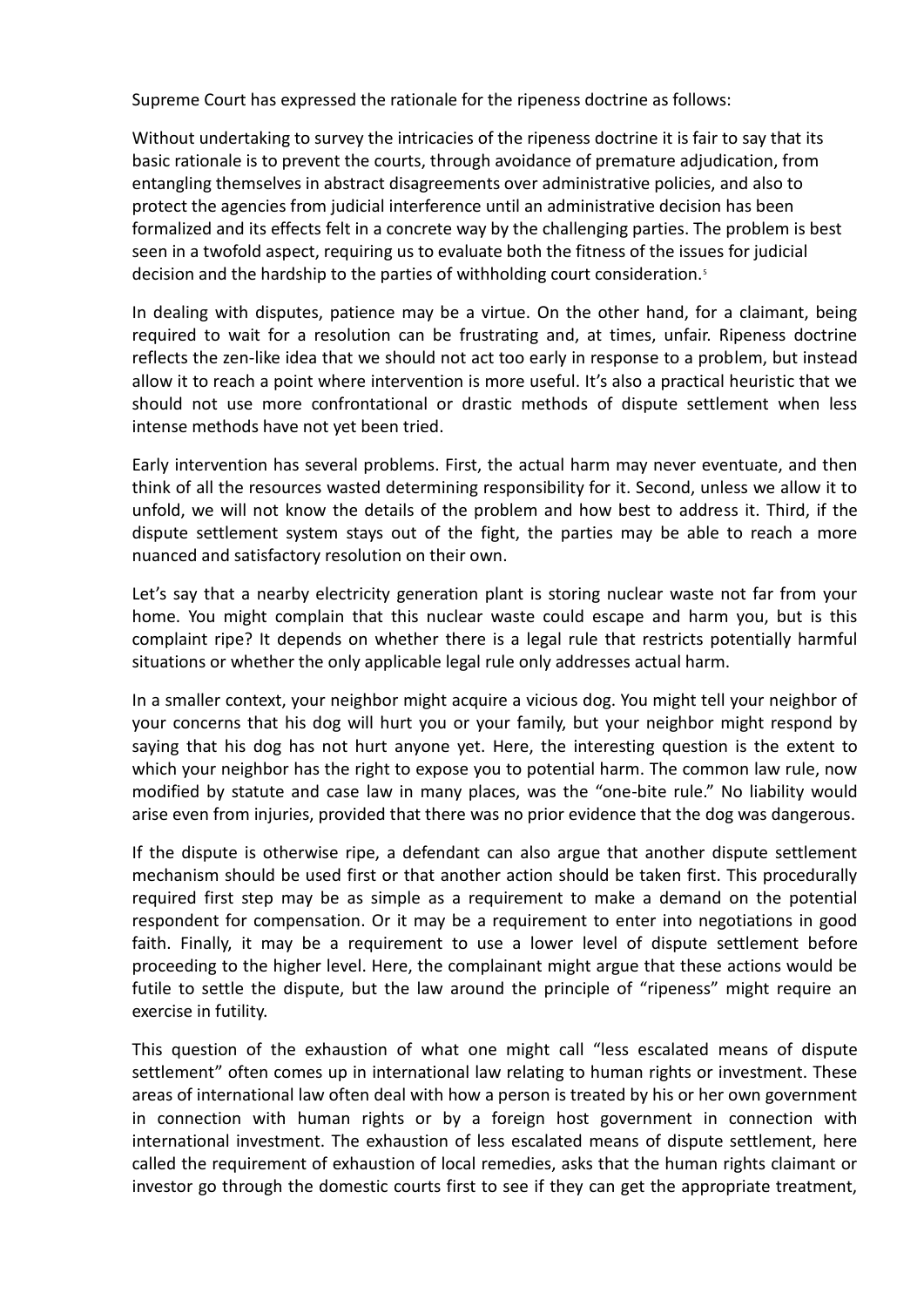Supreme Court has expressed the rationale for the ripeness doctrine as follows:

Without undertaking to survey the intricacies of the ripeness doctrine it is fair to say that its basic rationale is to prevent the courts, through avoidance of premature adjudication, from entangling themselves in abstract disagreements over administrative policies, and also to protect the agencies from judicial interference until an administrative decision has been formalized and its effects felt in a concrete way by the challenging parties. The problem is best seen in a twofold aspect, requiring us to evaluate both the fitness of the issues for judicial decision and the hardship to the parties of withholding court consideration.[5]

In dealing with disputes, patience may be a virtue. On the other hand, for a claimant, being required to wait for a resolution can be frustrating and, at times, unfair. Ripeness doctrine reflects the zen-like idea that we should not act too early in response to a problem, but instead allow it to reach a point where intervention is more useful. It's also a practical heuristic that we should not use more confrontational or drastic methods of dispute settlement when less intense methods have not yet been tried.

Early intervention has several problems. First, the actual harm may never eventuate, and then think of all the resources wasted determining responsibility for it. Second, unless we allow it to unfold, we will not know the details of the problem and how best to address it. Third, if the dispute settlement system stays out of the fight, the parties may be able to reach a more nuanced and satisfactory resolution on their own.

Let's say that a nearby electricity generation plant is storing nuclear waste not far from your home. You might complain that this nuclear waste could escape and harm you, but is this complaint ripe? It depends on whether there is a legal rule that restricts potentially harmful situations or whether the only applicable legal rule only addresses actual harm.

In a smaller context, your neighbor might acquire a vicious dog. You might tell your neighbor of your concerns that his dog will hurt you or your family, but your neighbor might respond by saying that his dog has not hurt anyone yet. Here, the interesting question is the extent to which your neighbor has the right to expose you to potential harm. The common law rule, now modified by statute and case law in many places, was the "one-bite rule." No liability would arise even from injuries, provided that there was no prior evidence that the dog was dangerous.

If the dispute is otherwise ripe, a defendant can also argue that another dispute settlement mechanism should be used first or that another action should be taken first. This procedurally required first step may be as simple as a requirement to make a demand on the potential respondent for compensation. Or it may be a requirement to enter into negotiations in good faith. Finally, it may be a requirement to use a lower level of dispute settlement before proceeding to the higher level. Here, the complainant might argue that these actions would be futile to settle the dispute, but the law around the principle of "ripeness" might require an exercise in futility.

This question of the exhaustion of what one might call "less escalated means of dispute settlement" often comes up in international law relating to human rights or investment. These areas of international law often deal with how a person is treated by his or her own government in connection with human rights or by a foreign host government in connection with international investment. The exhaustion of less escalated means of dispute settlement, here called the requirement of exhaustion of local remedies, asks that the human rights claimant or investor go through the domestic courts first to see if they can get the appropriate treatment,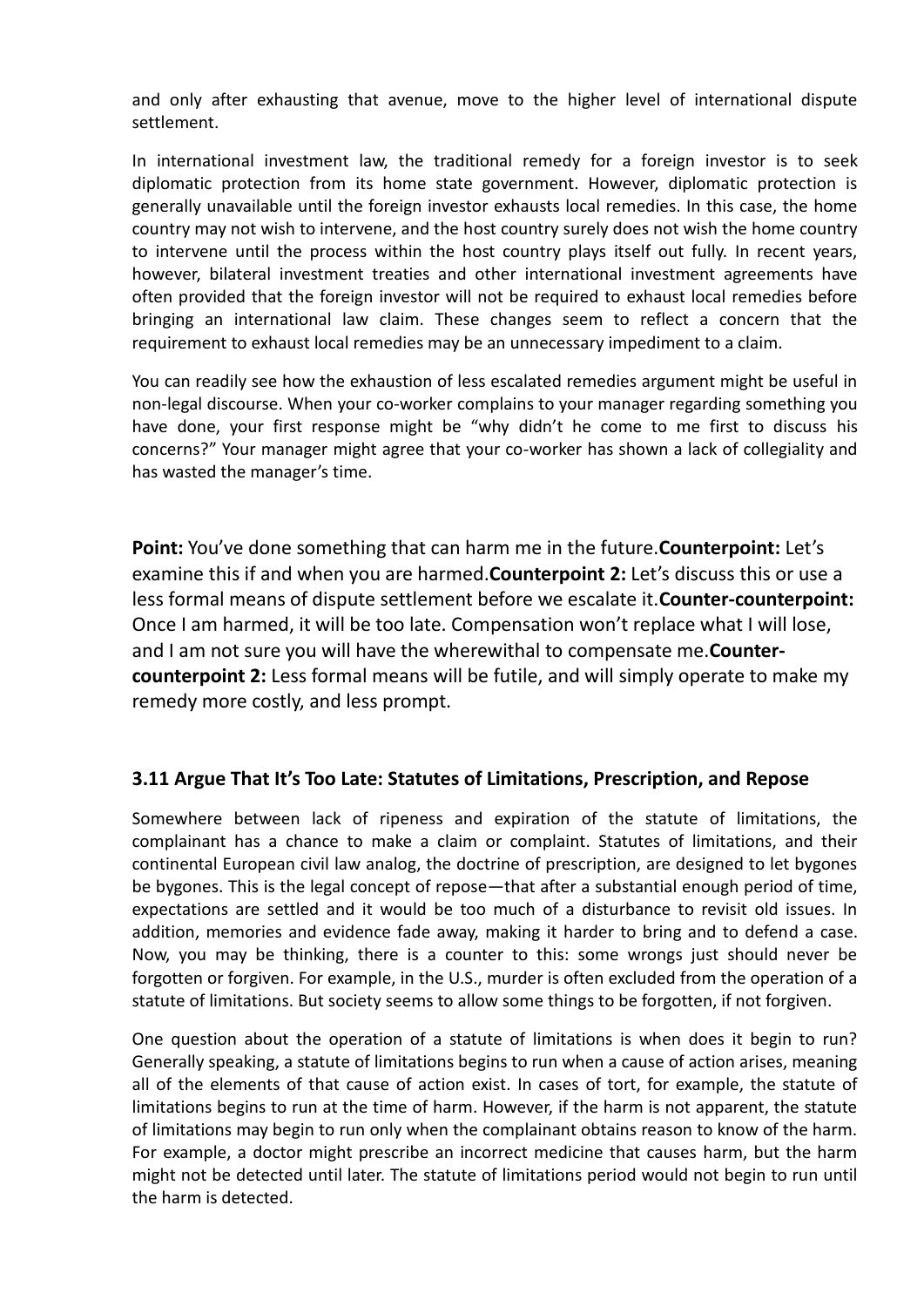and only after exhausting that avenue, move to the higher level of international dispute settlement.

In international investment law, the traditional remedy for a foreign investor is to seek diplomatic protection from its home state government. However, diplomatic protection is generally unavailable until the foreign investor exhausts local remedies. In this case, the home country may not wish to intervene, and the host country surely does not wish the home country to intervene until the process within the host country plays itself out fully. In recent years, however, bilateral investment treaties and other international investment agreements have often provided that the foreign investor will not be required to exhaust local remedies before bringing an international law claim. These changes seem to reflect a concern that the requirement to exhaust local remedies may be an unnecessary impediment to a claim.

You can readily see how the exhaustion of less escalated remedies argument might be useful in non-legal discourse. When your co-worker complains to your manager regarding something you have done, your first response might be "why didn't he come to me first to discuss his concerns?" Your manager might agree that your co-worker has shown a lack of collegiality and has wasted the manager's time.

**Point:** You've done something that can harm me in the future.**Counterpoint:** Let's examine this if and when you are harmed.**Counterpoint 2:** Let's discuss this or use a less formal means of dispute settlement before we escalate it.**Counter-counterpoint:** Once I am harmed, it will be too late. Compensation won't replace what I will lose, and I am not sure you will have the wherewithal to compensate me.**Counter-counterpoint 2:** Less formal means will be futile, and will simply operate to make my remedy more costly, and less prompt.

### 3.11 Argue That It's Too Late: Statutes of Limitations, Prescription, and Repose

Somewhere between lack of ripeness and expiration of the statute of limitations, the complainant has a chance to make a claim or complaint. Statutes of limitations, and their continental European civil law analog, the doctrine of prescription, are designed to let bygones be bygones. This is the legal concept of repose—that after a substantial enough period of time, expectations are settled and it would be too much of a disturbance to revisit old issues. In addition, memories and evidence fade away, making it harder to bring and to defend a case. Now, you may be thinking, there is a counter to this: some wrongs just should never be forgotten or forgiven. For example, in the U.S., murder is often excluded from the operation of a statute of limitations. But society seems to allow some things to be forgotten, if not forgiven.

One question about the operation of a statute of limitations is when does it begin to run? Generally speaking, a statute of limitations begins to run when a cause of action arises, meaning all of the elements of that cause of action exist. In cases of tort, for example, the statute of limitations begins to run at the time of harm. However, if the harm is not apparent, the statute of limitations may begin to run only when the complainant obtains reason to know of the harm. For example, a doctor might prescribe an incorrect medicine that causes harm, but the harm might not be detected until later. The statute of limitations period would not begin to run until the harm is detected.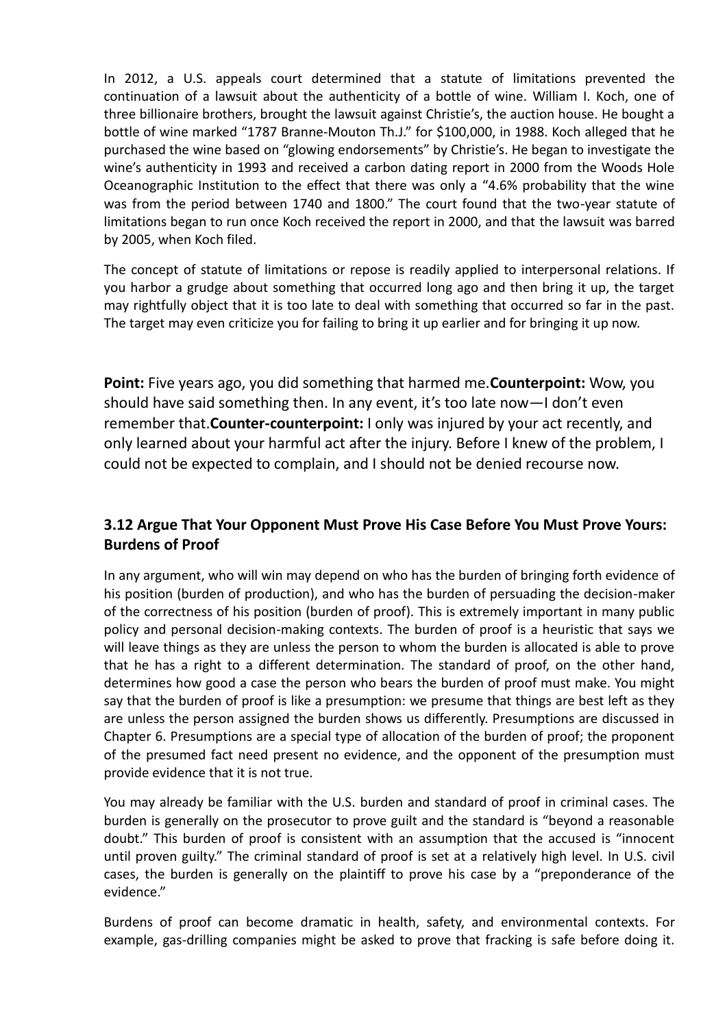In 2012, a U.S. appeals court determined that a statute of limitations prevented the continuation of a lawsuit about the authenticity of a bottle of wine. William I. Koch, one of three billionaire brothers, brought the lawsuit against Christie's, the auction house. He bought a bottle of wine marked "1787 Branne-Mouton Th.J." for $100,000, in 1988. Koch alleged that he purchased the wine based on "glowing endorsements" by Christie's. He began to investigate the wine's authenticity in 1993 and received a carbon dating report in 2000 from the Woods Hole Oceanographic Institution to the effect that there was only a "4.6% probability that the wine was from the period between 1740 and 1800." The court found that the two-year statute of limitations began to run once Koch received the report in 2000, and that the lawsuit was barred by 2005, when Koch filed.

The concept of statute of limitations or repose is readily applied to interpersonal relations. If you harbor a grudge about something that occurred long ago and then bring it up, the target may rightfully object that it is too late to deal with something that occurred so far in the past. The target may even criticize you for failing to bring it up earlier and for bringing it up now.

**Point:** Five years ago, you did something that harmed me.**Counterpoint:** Wow, you should have said something then. In any event, it's too late now—I don't even remember that.**Counter-counterpoint:** I only was injured by your act recently, and only learned about your harmful act after the injury. Before I knew of the problem, I could not be expected to complain, and I should not be denied recourse now.

### 3.12 Argue That Your Opponent Must Prove His Case Before You Must Prove Yours: Burdens of Proof

In any argument, who will win may depend on who has the burden of bringing forth evidence of his position (burden of production), and who has the burden of persuading the decision-maker of the correctness of his position (burden of proof). This is extremely important in many public policy and personal decision-making contexts. The burden of proof is a heuristic that says we will leave things as they are unless the person to whom the burden is allocated is able to prove that he has a right to a different determination. The standard of proof, on the other hand, determines how good a case the person who bears the burden of proof must make. You might say that the burden of proof is like a presumption: we presume that things are best left as they are unless the person assigned the burden shows us differently. Presumptions are discussed in Chapter 6. Presumptions are a special type of allocation of the burden of proof; the proponent of the presumed fact need present no evidence, and the opponent of the presumption must provide evidence that it is not true.

You may already be familiar with the U.S. burden and standard of proof in criminal cases. The burden is generally on the prosecutor to prove guilt and the standard is "beyond a reasonable doubt." This burden of proof is consistent with an assumption that the accused is "innocent until proven guilty." The criminal standard of proof is set at a relatively high level. In U.S. civil cases, the burden is generally on the plaintiff to prove his case by a "preponderance of the evidence."

Burdens of proof can become dramatic in health, safety, and environmental contexts. For example, gas-drilling companies might be asked to prove that fracking is safe before doing it.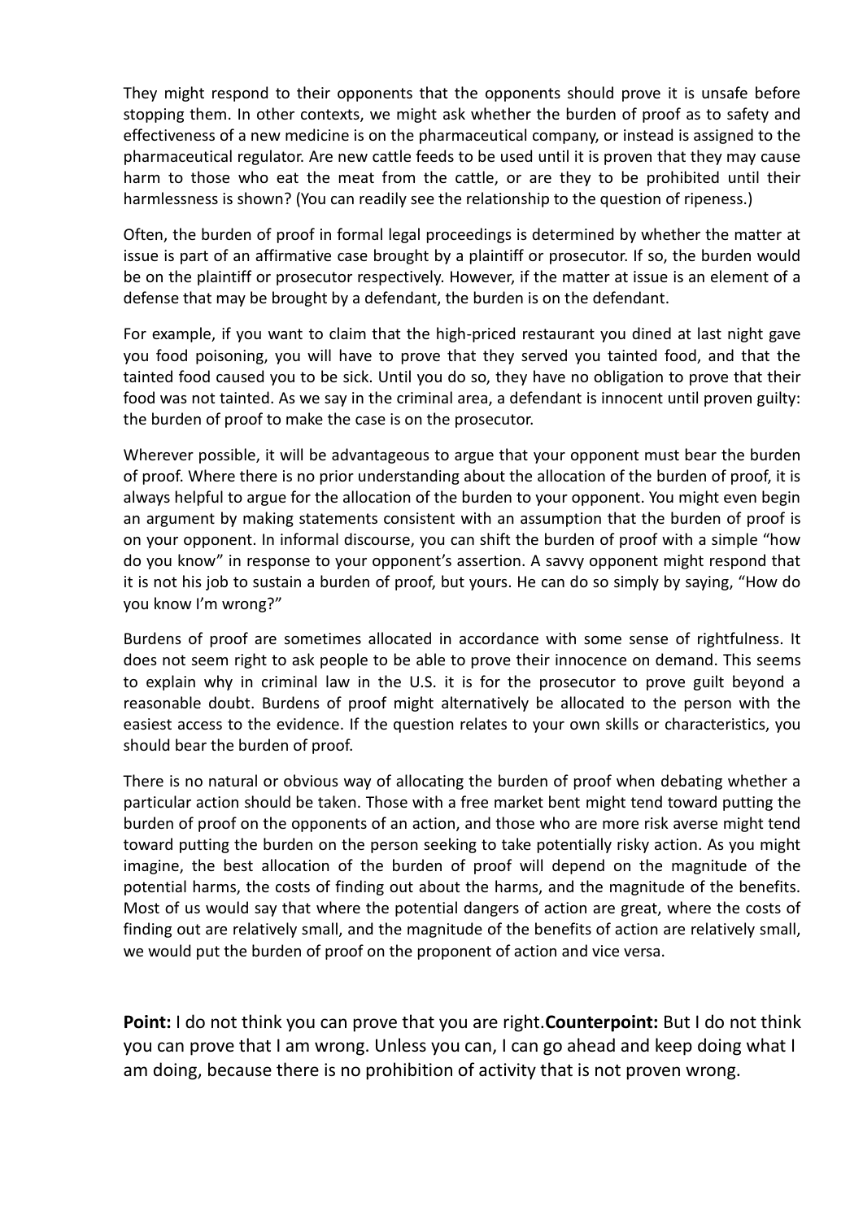They might respond to their opponents that the opponents should prove it is unsafe before stopping them. In other contexts, we might ask whether the burden of proof as to safety and effectiveness of a new medicine is on the pharmaceutical company, or instead is assigned to the pharmaceutical regulator. Are new cattle feeds to be used until it is proven that they may cause harm to those who eat the meat from the cattle, or are they to be prohibited until their harmlessness is shown? (You can readily see the relationship to the question of ripeness.)

Often, the burden of proof in formal legal proceedings is determined by whether the matter at issue is part of an affirmative case brought by a plaintiff or prosecutor. If so, the burden would be on the plaintiff or prosecutor respectively. However, if the matter at issue is an element of a defense that may be brought by a defendant, the burden is on the defendant.

For example, if you want to claim that the high-priced restaurant you dined at last night gave you food poisoning, you will have to prove that they served you tainted food, and that the tainted food caused you to be sick. Until you do so, they have no obligation to prove that their food was not tainted. As we say in the criminal area, a defendant is innocent until proven guilty: the burden of proof to make the case is on the prosecutor.

Wherever possible, it will be advantageous to argue that your opponent must bear the burden of proof. Where there is no prior understanding about the allocation of the burden of proof, it is always helpful to argue for the allocation of the burden to your opponent. You might even begin an argument by making statements consistent with an assumption that the burden of proof is on your opponent. In informal discourse, you can shift the burden of proof with a simple "how do you know" in response to your opponent's assertion. A savvy opponent might respond that it is not his job to sustain a burden of proof, but yours. He can do so simply by saying, "How do you know I'm wrong?"

Burdens of proof are sometimes allocated in accordance with some sense of rightfulness. It does not seem right to ask people to be able to prove their innocence on demand. This seems to explain why in criminal law in the U.S. it is for the prosecutor to prove guilt beyond a reasonable doubt. Burdens of proof might alternatively be allocated to the person with the easiest access to the evidence. If the question relates to your own skills or characteristics, you should bear the burden of proof.

There is no natural or obvious way of allocating the burden of proof when debating whether a particular action should be taken. Those with a free market bent might tend toward putting the burden of proof on the opponents of an action, and those who are more risk averse might tend toward putting the burden on the person seeking to take potentially risky action. As you might imagine, the best allocation of the burden of proof will depend on the magnitude of the potential harms, the costs of finding out about the harms, and the magnitude of the benefits. Most of us would say that where the potential dangers of action are great, where the costs of finding out are relatively small, and the magnitude of the benefits of action are relatively small, we would put the burden of proof on the proponent of action and vice versa.

**Point:** I do not think you can prove that you are right. **Counterpoint:** But I do not think you can prove that I am wrong. Unless you can, I can go ahead and keep doing what I am doing, because there is no prohibition of activity that is not proven wrong.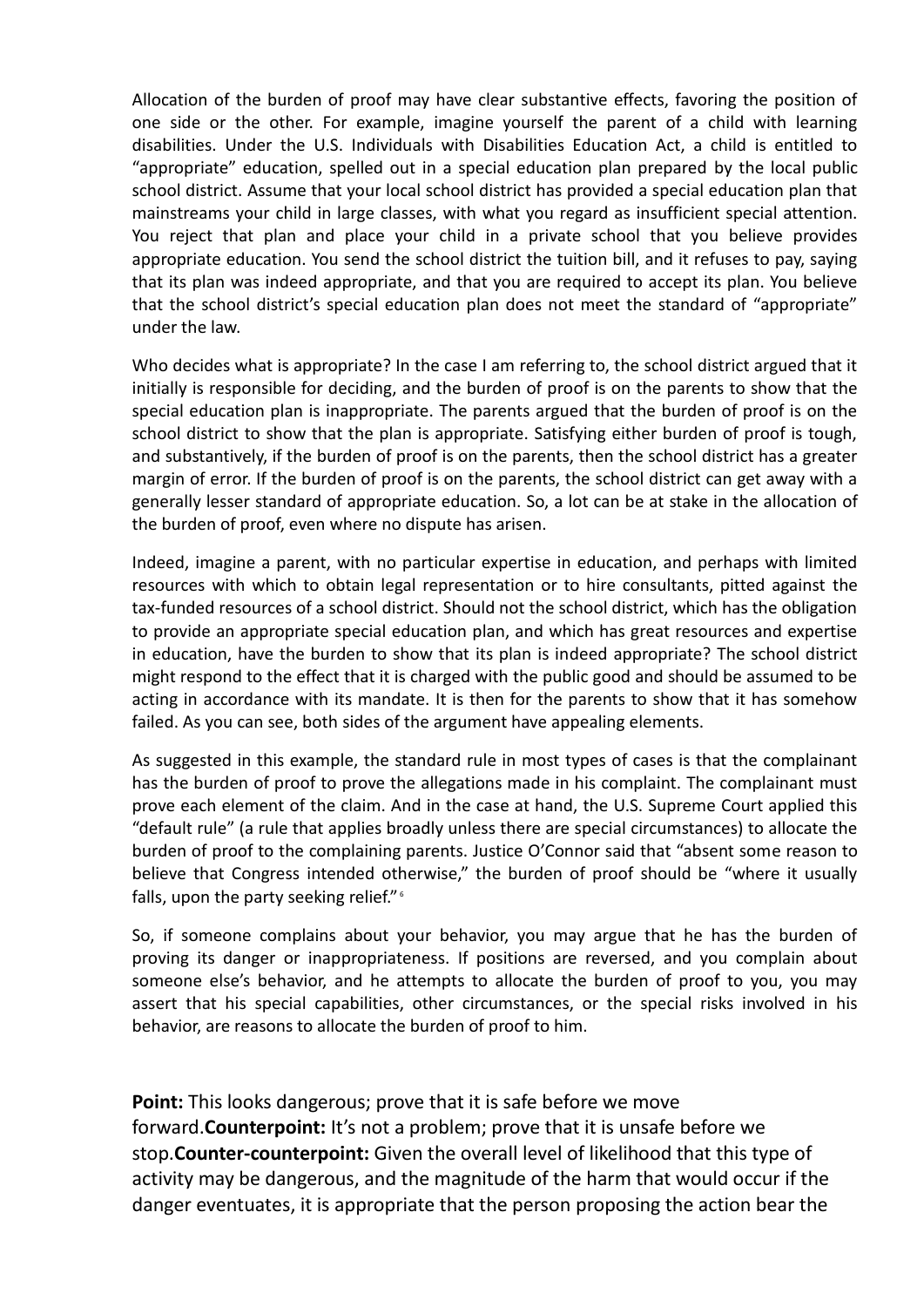Allocation of the burden of proof may have clear substantive effects, favoring the position of one side or the other. For example, imagine yourself the parent of a child with learning disabilities. Under the U.S. Individuals with Disabilities Education Act, a child is entitled to "appropriate" education, spelled out in a special education plan prepared by the local public school district. Assume that your local school district has provided a special education plan that mainstreams your child in large classes, with what you regard as insufficient special attention. You reject that plan and place your child in a private school that you believe provides appropriate education. You send the school district the tuition bill, and it refuses to pay, saying that its plan was indeed appropriate, and that you are required to accept its plan. You believe that the school district's special education plan does not meet the standard of "appropriate" under the law.

Who decides what is appropriate? In the case I am referring to, the school district argued that it initially is responsible for deciding, and the burden of proof is on the parents to show that the special education plan is inappropriate. The parents argued that the burden of proof is on the school district to show that the plan is appropriate. Satisfying either burden of proof is tough, and substantively, if the burden of proof is on the parents, then the school district has a greater margin of error. If the burden of proof is on the parents, the school district can get away with a generally lesser standard of appropriate education. So, a lot can be at stake in the allocation of the burden of proof, even where no dispute has arisen.

Indeed, imagine a parent, with no particular expertise in education, and perhaps with limited resources with which to obtain legal representation or to hire consultants, pitted against the tax-funded resources of a school district. Should not the school district, which has the obligation to provide an appropriate special education plan, and which has great resources and expertise in education, have the burden to show that its plan is indeed appropriate? The school district might respond to the effect that it is charged with the public good and should be assumed to be acting in accordance with its mandate. It is then for the parents to show that it has somehow failed. As you can see, both sides of the argument have appealing elements.

As suggested in this example, the standard rule in most types of cases is that the complainant has the burden of proof to prove the allegations made in his complaint. The complainant must prove each element of the claim. And in the case at hand, the U.S. Supreme Court applied this "default rule" (a rule that applies broadly unless there are special circumstances) to allocate the burden of proof to the complaining parents. Justice O'Connor said that "absent some reason to believe that Congress intended otherwise," the burden of proof should be "where it usually falls, upon the party seeking relief."[6]

So, if someone complains about your behavior, you may argue that he has the burden of proving its danger or inappropriateness. If positions are reversed, and you complain about someone else's behavior, and he attempts to allocate the burden of proof to you, you may assert that his special capabilities, other circumstances, or the special risks involved in his behavior, are reasons to allocate the burden of proof to him.

**Point:** This looks dangerous; prove that it is safe before we move forward.**Counterpoint:** It's not a problem; prove that it is unsafe before we stop.**Counter-counterpoint:** Given the overall level of likelihood that this type of activity may be dangerous, and the magnitude of the harm that would occur if the danger eventuates, it is appropriate that the person proposing the action bear the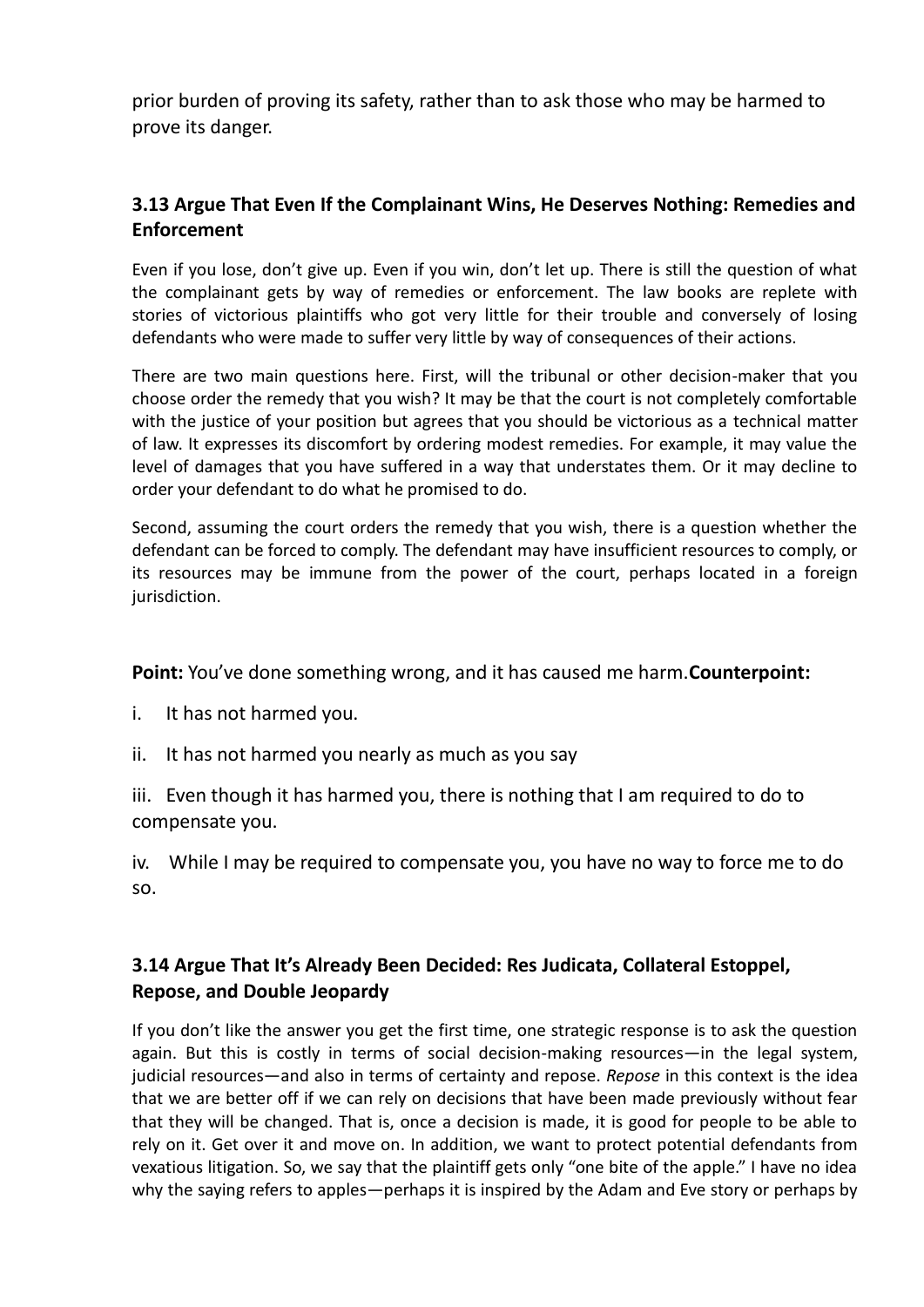prior burden of proving its safety, rather than to ask those who may be harmed to prove its danger.

### 3.13 Argue That Even If the Complainant Wins, He Deserves Nothing: Remedies and Enforcement

Even if you lose, don't give up. Even if you win, don't let up. There is still the question of what the complainant gets by way of remedies or enforcement. The law books are replete with stories of victorious plaintiffs who got very little for their trouble and conversely of losing defendants who were made to suffer very little by way of consequences of their actions.

There are two main questions here. First, will the tribunal or other decision-maker that you choose order the remedy that you wish? It may be that the court is not completely comfortable with the justice of your position but agrees that you should be victorious as a technical matter of law. It expresses its discomfort by ordering modest remedies. For example, it may value the level of damages that you have suffered in a way that understates them. Or it may decline to order your defendant to do what he promised to do.

Second, assuming the court orders the remedy that you wish, there is a question whether the defendant can be forced to comply. The defendant may have insufficient resources to comply, or its resources may be immune from the power of the court, perhaps located in a foreign jurisdiction.

**Point:** You've done something wrong, and it has caused me harm.**Counterpoint:**

i. It has not harmed you.

ii. It has not harmed you nearly as much as you say

iii. Even though it has harmed you, there is nothing that I am required to do to compensate you.

iv. While I may be required to compensate you, you have no way to force me to do so.

### 3.14 Argue That It's Already Been Decided: Res Judicata, Collateral Estoppel, Repose, and Double Jeopardy

If you don't like the answer you get the first time, one strategic response is to ask the question again. But this is costly in terms of social decision-making resources—in the legal system, judicial resources—and also in terms of certainty and repose. *Repose* in this context is the idea that we are better off if we can rely on decisions that have been made previously without fear that they will be changed. That is, once a decision is made, it is good for people to be able to rely on it. Get over it and move on. In addition, we want to protect potential defendants from vexatious litigation. So, we say that the plaintiff gets only "one bite of the apple." I have no idea why the saying refers to apples—perhaps it is inspired by the Adam and Eve story or perhaps by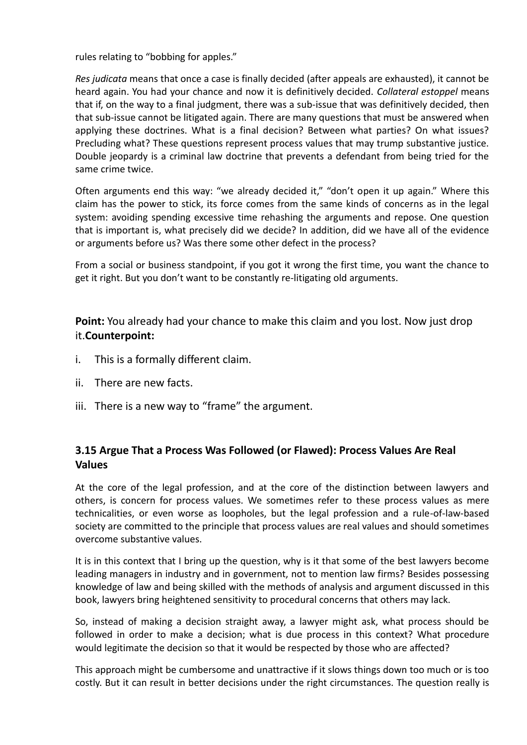rules relating to "bobbing for apples."

*Res judicata* means that once a case is finally decided (after appeals are exhausted), it cannot be heard again. You had your chance and now it is definitively decided. *Collateral estoppel* means that if, on the way to a final judgment, there was a sub-issue that was definitively decided, then that sub-issue cannot be litigated again. There are many questions that must be answered when applying these doctrines. What is a final decision? Between what parties? On what issues? Precluding what? These questions represent process values that may trump substantive justice. Double jeopardy is a criminal law doctrine that prevents a defendant from being tried for the same crime twice.

Often arguments end this way: "we already decided it," "don't open it up again." Where this claim has the power to stick, its force comes from the same kinds of concerns as in the legal system: avoiding spending excessive time rehashing the arguments and repose. One question that is important is, what precisely did we decide? In addition, did we have all of the evidence or arguments before us? Was there some other defect in the process?

From a social or business standpoint, if you got it wrong the first time, you want the chance to get it right. But you don't want to be constantly re-litigating old arguments.

**Point:** You already had your chance to make this claim and you lost. Now just drop it.**Counterpoint:**

i. This is a formally different claim.

ii. There are new facts.

iii. There is a new way to "frame" the argument.

### 3.15 Argue That a Process Was Followed (or Flawed): Process Values Are Real Values

At the core of the legal profession, and at the core of the distinction between lawyers and others, is concern for process values. We sometimes refer to these process values as mere technicalities, or even worse as loopholes, but the legal profession and a rule-of-law-based society are committed to the principle that process values are real values and should sometimes overcome substantive values.

It is in this context that I bring up the question, why is it that some of the best lawyers become leading managers in industry and in government, not to mention law firms? Besides possessing knowledge of law and being skilled with the methods of analysis and argument discussed in this book, lawyers bring heightened sensitivity to procedural concerns that others may lack.

So, instead of making a decision straight away, a lawyer might ask, what process should be followed in order to make a decision; what is due process in this context? What procedure would legitimate the decision so that it would be respected by those who are affected?

This approach might be cumbersome and unattractive if it slows things down too much or is too costly. But it can result in better decisions under the right circumstances. The question really is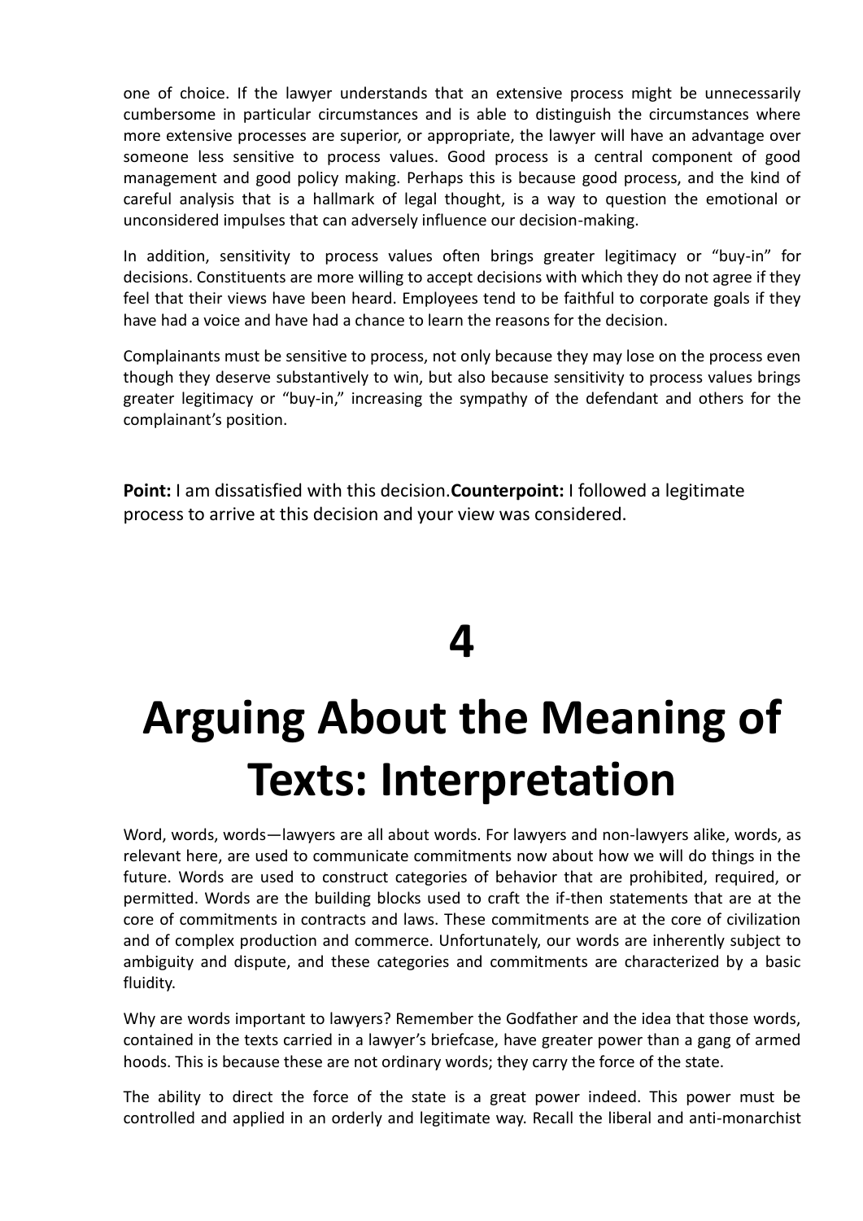one of choice. If the lawyer understands that an extensive process might be unnecessarily cumbersome in particular circumstances and is able to distinguish the circumstances where more extensive processes are superior, or appropriate, the lawyer will have an advantage over someone less sensitive to process values. Good process is a central component of good management and good policy making. Perhaps this is because good process, and the kind of careful analysis that is a hallmark of legal thought, is a way to question the emotional or unconsidered impulses that can adversely influence our decision-making.

In addition, sensitivity to process values often brings greater legitimacy or "buy-in" for decisions. Constituents are more willing to accept decisions with which they do not agree if they feel that their views have been heard. Employees tend to be faithful to corporate goals if they have had a voice and have had a chance to learn the reasons for the decision.

Complainants must be sensitive to process, not only because they may lose on the process even though they deserve substantively to win, but also because sensitivity to process values brings greater legitimacy or "buy-in," increasing the sympathy of the defendant and others for the complainant's position.

**Point:** I am dissatisfied with this decision.**Counterpoint:** I followed a legitimate process to arrive at this decision and your view was considered.

# 4

# Arguing About the Meaning of Texts: Interpretation

Word, words, words—lawyers are all about words. For lawyers and non-lawyers alike, words, as relevant here, are used to communicate commitments now about how we will do things in the future. Words are used to construct categories of behavior that are prohibited, required, or permitted. Words are the building blocks used to craft the if-then statements that are at the core of commitments in contracts and laws. These commitments are at the core of civilization and of complex production and commerce. Unfortunately, our words are inherently subject to ambiguity and dispute, and these categories and commitments are characterized by a basic fluidity.

Why are words important to lawyers? Remember the Godfather and the idea that those words, contained in the texts carried in a lawyer's briefcase, have greater power than a gang of armed hoods. This is because these are not ordinary words; they carry the force of the state.

The ability to direct the force of the state is a great power indeed. This power must be controlled and applied in an orderly and legitimate way. Recall the liberal and anti-monarchist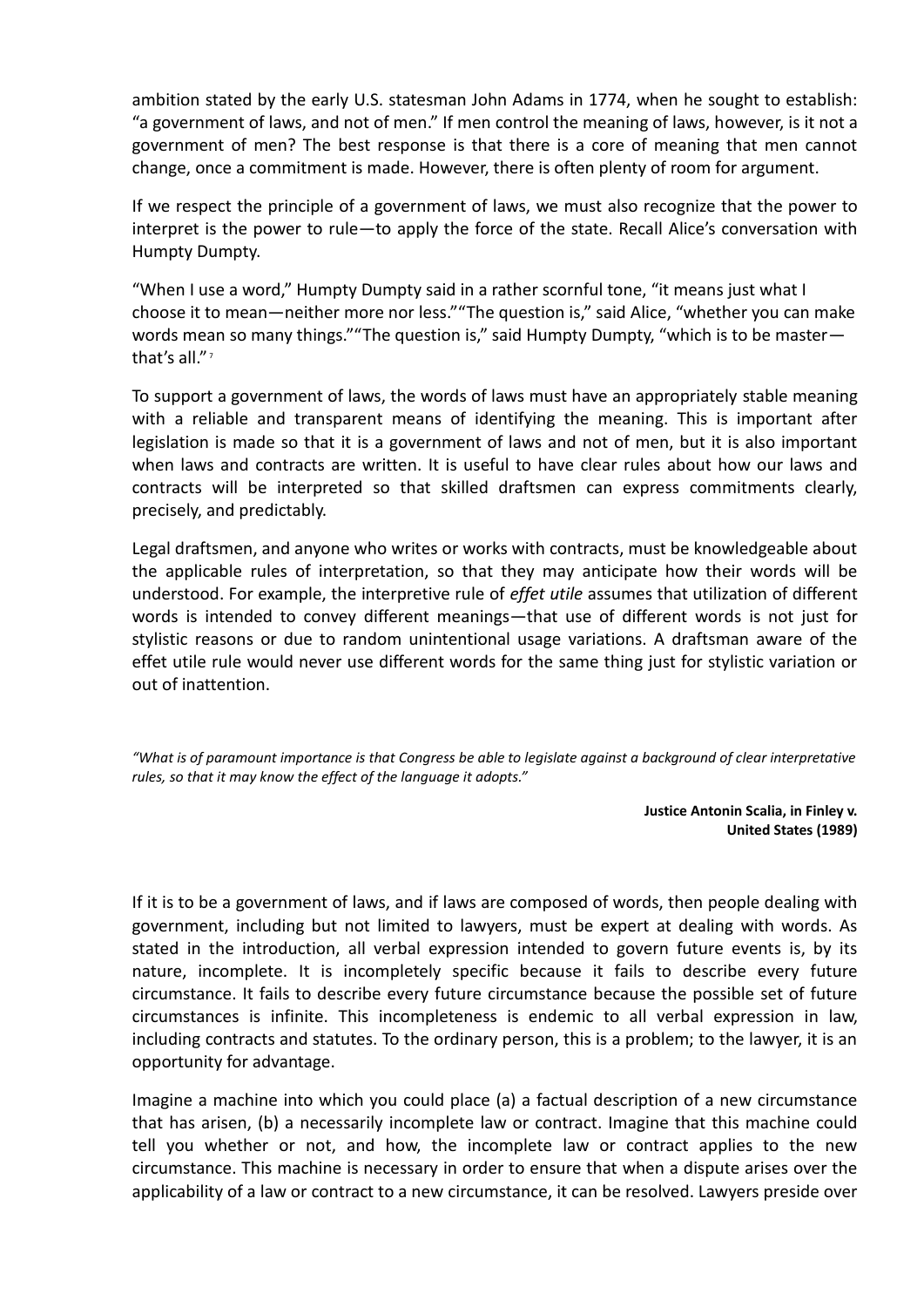ambition stated by the early U.S. statesman John Adams in 1774, when he sought to establish: "a government of laws, and not of men." If men control the meaning of laws, however, is it not a government of men? The best response is that there is a core of meaning that men cannot change, once a commitment is made. However, there is often plenty of room for argument.

If we respect the principle of a government of laws, we must also recognize that the power to interpret is the power to rule—to apply the force of the state. Recall Alice's conversation with Humpty Dumpty.

"When I use a word," Humpty Dumpty said in a rather scornful tone, "it means just what I choose it to mean—neither more nor less." "The question is," said Alice, "whether you can make words mean so many things." "The question is," said Humpty Dumpty, "which is to be master—that's all."[7]

To support a government of laws, the words of laws must have an appropriately stable meaning with a reliable and transparent means of identifying the meaning. This is important after legislation is made so that it is a government of laws and not of men, but it is also important when laws and contracts are written. It is useful to have clear rules about how our laws and contracts will be interpreted so that skilled draftsmen can express commitments clearly, precisely, and predictably.

Legal draftsmen, and anyone who writes or works with contracts, must be knowledgeable about the applicable rules of interpretation, so that they may anticipate how their words will be understood. For example, the interpretive rule of *effet utile* assumes that utilization of different words is intended to convey different meanings—that use of different words is not just for stylistic reasons or due to random unintentional usage variations. A draftsman aware of the effet utile rule would never use different words for the same thing just for stylistic variation or out of inattention.

*"What is of paramount importance is that Congress be able to legislate against a background of clear interpretative rules, so that it may know the effect of the language it adopts."*

**Justice Antonin Scalia, in Finley v. United States (1989)**

If it is to be a government of laws, and if laws are composed of words, then people dealing with government, including but not limited to lawyers, must be expert at dealing with words. As stated in the introduction, all verbal expression intended to govern future events is, by its nature, incomplete. It is incompletely specific because it fails to describe every future circumstance. It fails to describe every future circumstance because the possible set of future circumstances is infinite. This incompleteness is endemic to all verbal expression in law, including contracts and statutes. To the ordinary person, this is a problem; to the lawyer, it is an opportunity for advantage.

Imagine a machine into which you could place (a) a factual description of a new circumstance that has arisen, (b) a necessarily incomplete law or contract. Imagine that this machine could tell you whether or not, and how, the incomplete law or contract applies to the new circumstance. This machine is necessary in order to ensure that when a dispute arises over the applicability of a law or contract to a new circumstance, it can be resolved. Lawyers preside over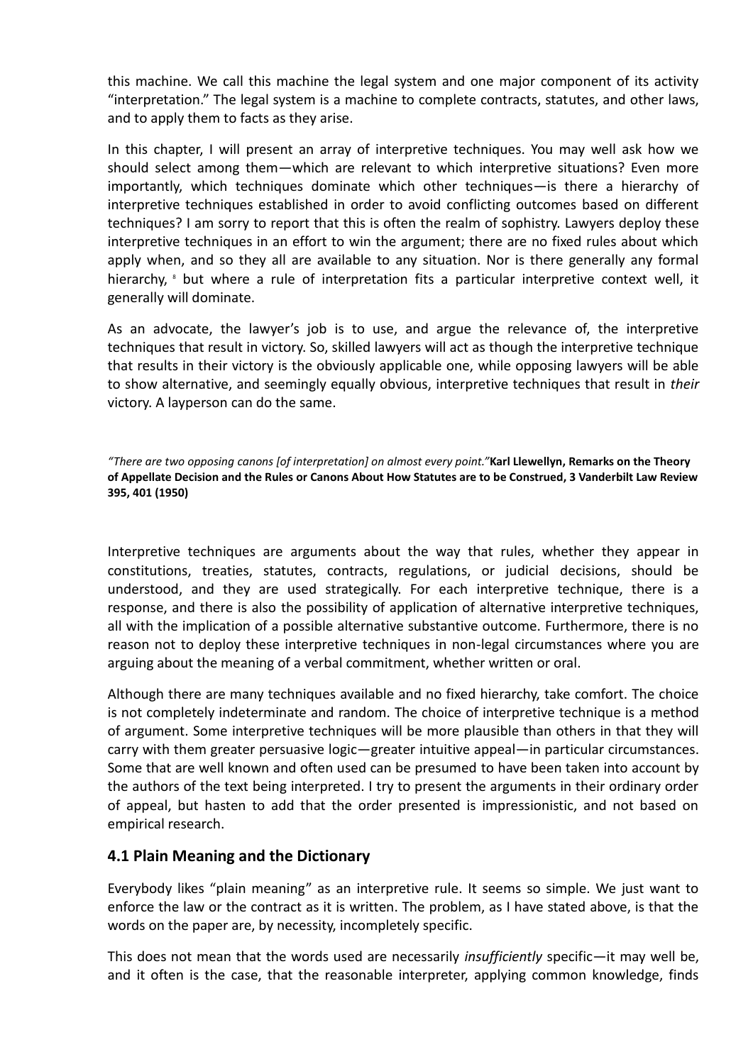this machine. We call this machine the legal system and one major component of its activity "interpretation." The legal system is a machine to complete contracts, statutes, and other laws, and to apply them to facts as they arise.

In this chapter, I will present an array of interpretive techniques. You may well ask how we should select among them—which are relevant to which interpretive situations? Even more importantly, which techniques dominate which other techniques—is there a hierarchy of interpretive techniques established in order to avoid conflicting outcomes based on different techniques? I am sorry to report that this is often the realm of sophistry. Lawyers deploy these interpretive techniques in an effort to win the argument; there are no fixed rules about which apply when, and so they all are available to any situation. Nor is there generally any formal hierarchy, [8] but where a rule of interpretation fits a particular interpretive context well, it generally will dominate.

As an advocate, the lawyer's job is to use, and argue the relevance of, the interpretive techniques that result in victory. So, skilled lawyers will act as though the interpretive technique that results in their victory is the obviously applicable one, while opposing lawyers will be able to show alternative, and seemingly equally obvious, interpretive techniques that result in *their* victory. A layperson can do the same.

*"There are two opposing canons [of interpretation] on almost every point."* **Karl Llewellyn, Remarks on the Theory of Appellate Decision and the Rules or Canons About How Statutes are to be Construed, 3 Vanderbilt Law Review 395, 401 (1950)**

Interpretive techniques are arguments about the way that rules, whether they appear in constitutions, treaties, statutes, contracts, regulations, or judicial decisions, should be understood, and they are used strategically. For each interpretive technique, there is a response, and there is also the possibility of application of alternative interpretive techniques, all with the implication of a possible alternative substantive outcome. Furthermore, there is no reason not to deploy these interpretive techniques in non-legal circumstances where you are arguing about the meaning of a verbal commitment, whether written or oral.

Although there are many techniques available and no fixed hierarchy, take comfort. The choice is not completely indeterminate and random. The choice of interpretive technique is a method of argument. Some interpretive techniques will be more plausible than others in that they will carry with them greater persuasive logic—greater intuitive appeal—in particular circumstances. Some that are well known and often used can be presumed to have been taken into account by the authors of the text being interpreted. I try to present the arguments in their ordinary order of appeal, but hasten to add that the order presented is impressionistic, and not based on empirical research.

## 4.1 Plain Meaning and the Dictionary

Everybody likes "plain meaning" as an interpretive rule. It seems so simple. We just want to enforce the law or the contract as it is written. The problem, as I have stated above, is that the words on the paper are, by necessity, incompletely specific.

This does not mean that the words used are necessarily *insufficiently* specific—it may well be, and it often is the case, that the reasonable interpreter, applying common knowledge, finds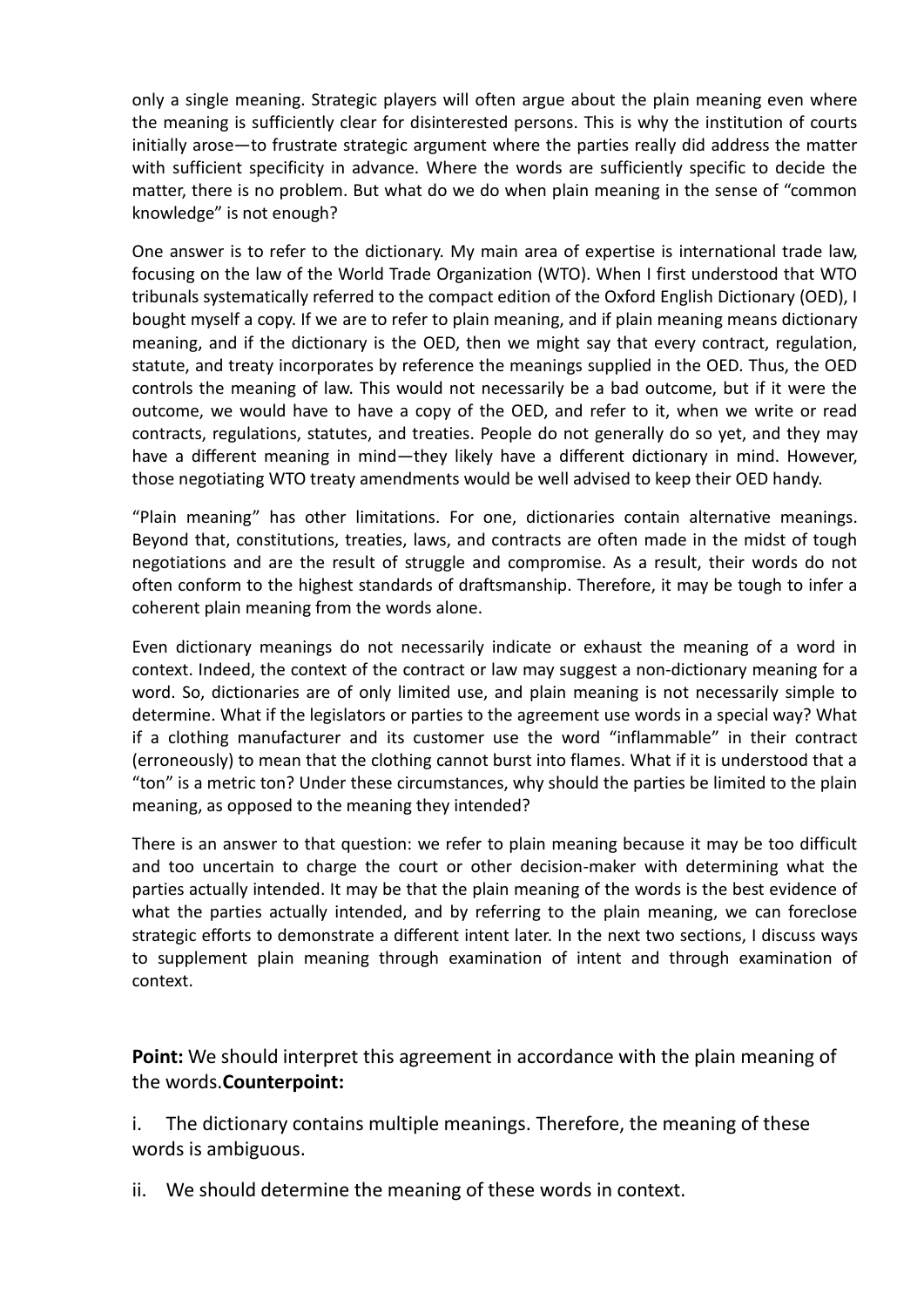only a single meaning. Strategic players will often argue about the plain meaning even where the meaning is sufficiently clear for disinterested persons. This is why the institution of courts initially arose—to frustrate strategic argument where the parties really did address the matter with sufficient specificity in advance. Where the words are sufficiently specific to decide the matter, there is no problem. But what do we do when plain meaning in the sense of "common knowledge" is not enough?

One answer is to refer to the dictionary. My main area of expertise is international trade law, focusing on the law of the World Trade Organization (WTO). When I first understood that WTO tribunals systematically referred to the compact edition of the Oxford English Dictionary (OED), I bought myself a copy. If we are to refer to plain meaning, and if plain meaning means dictionary meaning, and if the dictionary is the OED, then we might say that every contract, regulation, statute, and treaty incorporates by reference the meanings supplied in the OED. Thus, the OED controls the meaning of law. This would not necessarily be a bad outcome, but if it were the outcome, we would have to have a copy of the OED, and refer to it, when we write or read contracts, regulations, statutes, and treaties. People do not generally do so yet, and they may have a different meaning in mind—they likely have a different dictionary in mind. However, those negotiating WTO treaty amendments would be well advised to keep their OED handy.

"Plain meaning" has other limitations. For one, dictionaries contain alternative meanings. Beyond that, constitutions, treaties, laws, and contracts are often made in the midst of tough negotiations and are the result of struggle and compromise. As a result, their words do not often conform to the highest standards of draftsmanship. Therefore, it may be tough to infer a coherent plain meaning from the words alone.

Even dictionary meanings do not necessarily indicate or exhaust the meaning of a word in context. Indeed, the context of the contract or law may suggest a non-dictionary meaning for a word. So, dictionaries are of only limited use, and plain meaning is not necessarily simple to determine. What if the legislators or parties to the agreement use words in a special way? What if a clothing manufacturer and its customer use the word "inflammable" in their contract (erroneously) to mean that the clothing cannot burst into flames. What if it is understood that a "ton" is a metric ton? Under these circumstances, why should the parties be limited to the plain meaning, as opposed to the meaning they intended?

There is an answer to that question: we refer to plain meaning because it may be too difficult and too uncertain to charge the court or other decision-maker with determining what the parties actually intended. It may be that the plain meaning of the words is the best evidence of what the parties actually intended, and by referring to the plain meaning, we can foreclose strategic efforts to demonstrate a different intent later. In the next two sections, I discuss ways to supplement plain meaning through examination of intent and through examination of context.

**Point:** We should interpret this agreement in accordance with the plain meaning of the words.**Counterpoint:**

i. The dictionary contains multiple meanings. Therefore, the meaning of these words is ambiguous.

ii. We should determine the meaning of these words in context.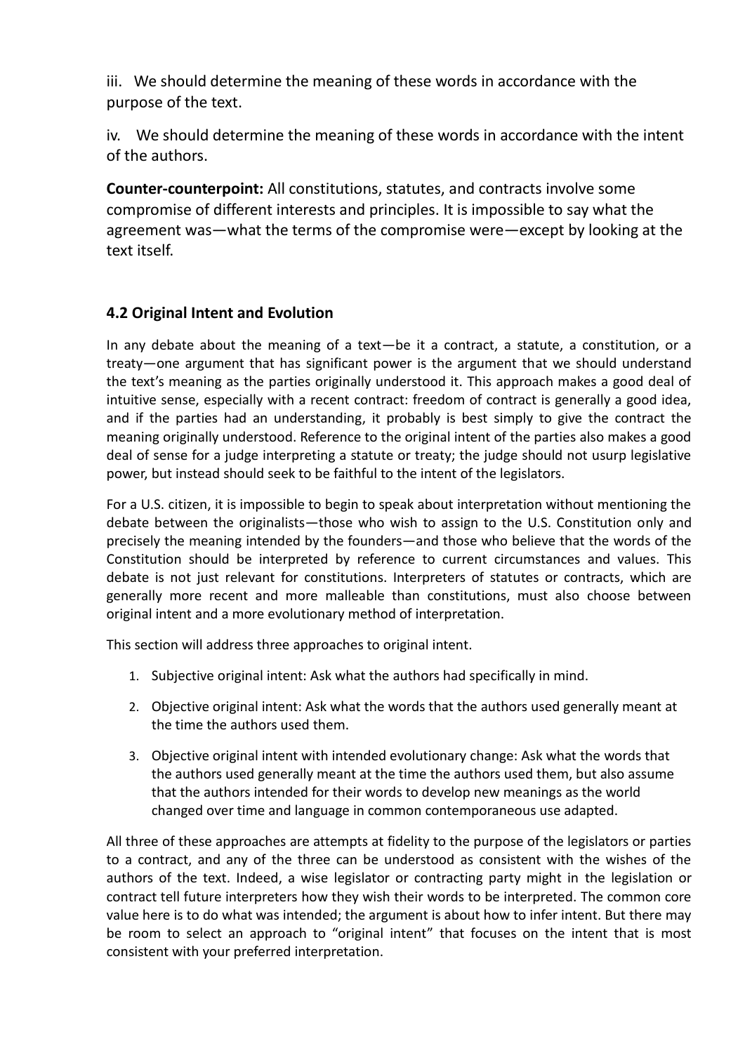iii. We should determine the meaning of these words in accordance with the purpose of the text.

iv. We should determine the meaning of these words in accordance with the intent of the authors.

**Counter-counterpoint:** All constitutions, statutes, and contracts involve some compromise of different interests and principles. It is impossible to say what the agreement was—what the terms of the compromise were—except by looking at the text itself.

### 4.2 Original Intent and Evolution

In any debate about the meaning of a text—be it a contract, a statute, a constitution, or a treaty—one argument that has significant power is the argument that we should understand the text's meaning as the parties originally understood it. This approach makes a good deal of intuitive sense, especially with a recent contract: freedom of contract is generally a good idea, and if the parties had an understanding, it probably is best simply to give the contract the meaning originally understood. Reference to the original intent of the parties also makes a good deal of sense for a judge interpreting a statute or treaty; the judge should not usurp legislative power, but instead should seek to be faithful to the intent of the legislators.

For a U.S. citizen, it is impossible to begin to speak about interpretation without mentioning the debate between the originalists—those who wish to assign to the U.S. Constitution only and precisely the meaning intended by the founders—and those who believe that the words of the Constitution should be interpreted by reference to current circumstances and values. This debate is not just relevant for constitutions. Interpreters of statutes or contracts, which are generally more recent and more malleable than constitutions, must also choose between original intent and a more evolutionary method of interpretation.

This section will address three approaches to original intent.

1. Subjective original intent: Ask what the authors had specifically in mind.
2. Objective original intent: Ask what the words that the authors used generally meant at the time the authors used them.
3. Objective original intent with intended evolutionary change: Ask what the words that the authors used generally meant at the time the authors used them, but also assume that the authors intended for their words to develop new meanings as the world changed over time and language in common contemporaneous use adapted.

All three of these approaches are attempts at fidelity to the purpose of the legislators or parties to a contract, and any of the three can be understood as consistent with the wishes of the authors of the text. Indeed, a wise legislator or contracting party might in the legislation or contract tell future interpreters how they wish their words to be interpreted. The common core value here is to do what was intended; the argument is about how to infer intent. But there may be room to select an approach to "original intent" that focuses on the intent that is most consistent with your preferred interpretation.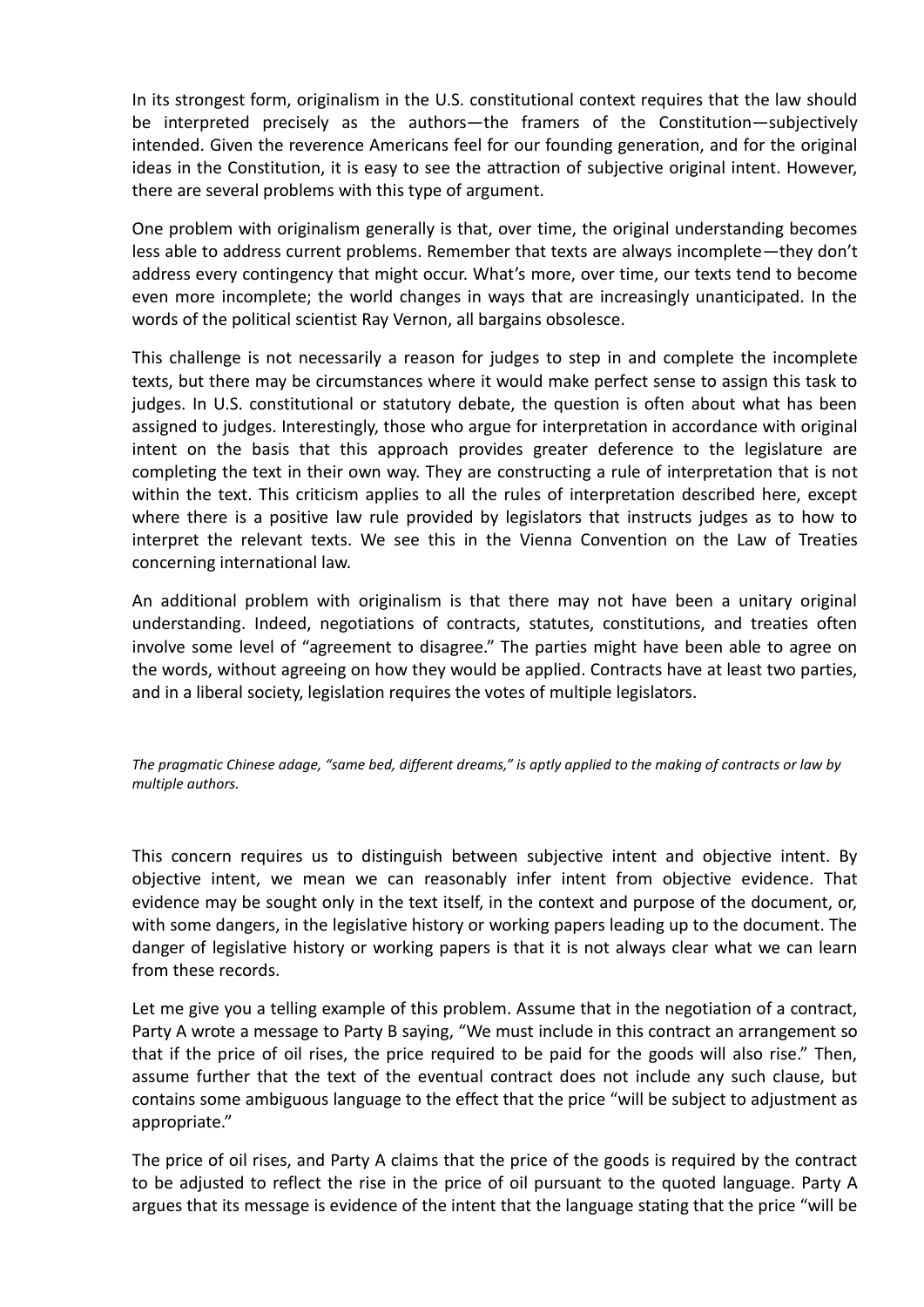In its strongest form, originalism in the U.S. constitutional context requires that the law should be interpreted precisely as the authors—the framers of the Constitution—subjectively intended. Given the reverence Americans feel for our founding generation, and for the original ideas in the Constitution, it is easy to see the attraction of subjective original intent. However, there are several problems with this type of argument.

One problem with originalism generally is that, over time, the original understanding becomes less able to address current problems. Remember that texts are always incomplete—they don't address every contingency that might occur. What's more, over time, our texts tend to become even more incomplete; the world changes in ways that are increasingly unanticipated. In the words of the political scientist Ray Vernon, all bargains obsolesce.

This challenge is not necessarily a reason for judges to step in and complete the incomplete texts, but there may be circumstances where it would make perfect sense to assign this task to judges. In U.S. constitutional or statutory debate, the question is often about what has been assigned to judges. Interestingly, those who argue for interpretation in accordance with original intent on the basis that this approach provides greater deference to the legislature are completing the text in their own way. They are constructing a rule of interpretation that is not within the text. This criticism applies to all the rules of interpretation described here, except where there is a positive law rule provided by legislators that instructs judges as to how to interpret the relevant texts. We see this in the Vienna Convention on the Law of Treaties concerning international law.

An additional problem with originalism is that there may not have been a unitary original understanding. Indeed, negotiations of contracts, statutes, constitutions, and treaties often involve some level of "agreement to disagree." The parties might have been able to agree on the words, without agreeing on how they would be applied. Contracts have at least two parties, and in a liberal society, legislation requires the votes of multiple legislators.

*The pragmatic Chinese adage, "same bed, different dreams," is aptly applied to the making of contracts or law by multiple authors.*

This concern requires us to distinguish between subjective intent and objective intent. By objective intent, we mean we can reasonably infer intent from objective evidence. That evidence may be sought only in the text itself, in the context and purpose of the document, or, with some dangers, in the legislative history or working papers leading up to the document. The danger of legislative history or working papers is that it is not always clear what we can learn from these records.

Let me give you a telling example of this problem. Assume that in the negotiation of a contract, Party A wrote a message to Party B saying, "We must include in this contract an arrangement so that if the price of oil rises, the price required to be paid for the goods will also rise." Then, assume further that the text of the eventual contract does not include any such clause, but contains some ambiguous language to the effect that the price "will be subject to adjustment as appropriate."

The price of oil rises, and Party A claims that the price of the goods is required by the contract to be adjusted to reflect the rise in the price of oil pursuant to the quoted language. Party A argues that its message is evidence of the intent that the language stating that the price "will be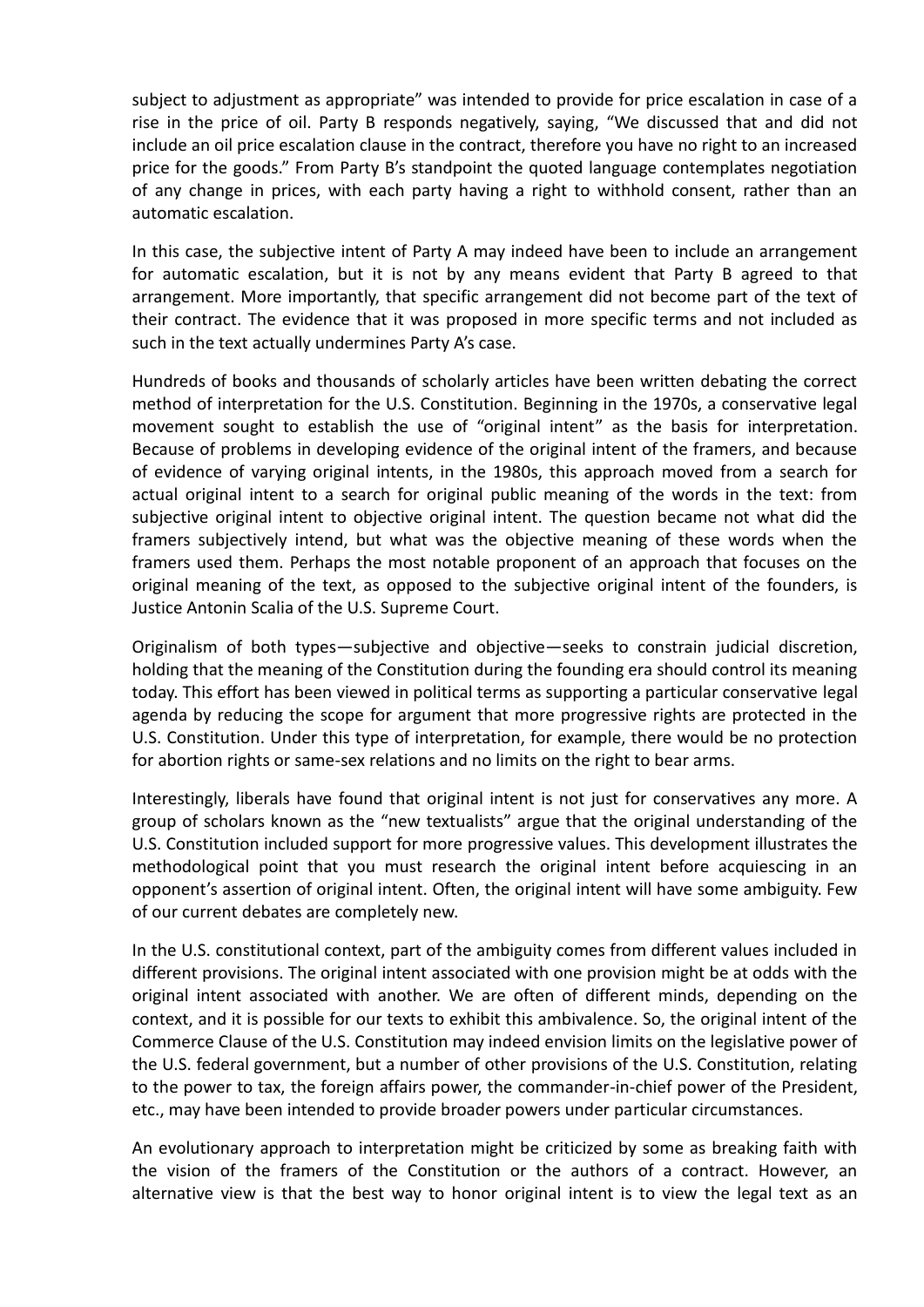subject to adjustment as appropriate" was intended to provide for price escalation in case of a rise in the price of oil. Party B responds negatively, saying, "We discussed that and did not include an oil price escalation clause in the contract, therefore you have no right to an increased price for the goods." From Party B's standpoint the quoted language contemplates negotiation of any change in prices, with each party having a right to withhold consent, rather than an automatic escalation.

In this case, the subjective intent of Party A may indeed have been to include an arrangement for automatic escalation, but it is not by any means evident that Party B agreed to that arrangement. More importantly, that specific arrangement did not become part of the text of their contract. The evidence that it was proposed in more specific terms and not included as such in the text actually undermines Party A's case.

Hundreds of books and thousands of scholarly articles have been written debating the correct method of interpretation for the U.S. Constitution. Beginning in the 1970s, a conservative legal movement sought to establish the use of "original intent" as the basis for interpretation. Because of problems in developing evidence of the original intent of the framers, and because of evidence of varying original intents, in the 1980s, this approach moved from a search for actual original intent to a search for original public meaning of the words in the text: from subjective original intent to objective original intent. The question became not what did the framers subjectively intend, but what was the objective meaning of these words when the framers used them. Perhaps the most notable proponent of an approach that focuses on the original meaning of the text, as opposed to the subjective original intent of the founders, is Justice Antonin Scalia of the U.S. Supreme Court.

Originalism of both types—subjective and objective—seeks to constrain judicial discretion, holding that the meaning of the Constitution during the founding era should control its meaning today. This effort has been viewed in political terms as supporting a particular conservative legal agenda by reducing the scope for argument that more progressive rights are protected in the U.S. Constitution. Under this type of interpretation, for example, there would be no protection for abortion rights or same-sex relations and no limits on the right to bear arms.

Interestingly, liberals have found that original intent is not just for conservatives any more. A group of scholars known as the "new textualists" argue that the original understanding of the U.S. Constitution included support for more progressive values. This development illustrates the methodological point that you must research the original intent before acquiescing in an opponent's assertion of original intent. Often, the original intent will have some ambiguity. Few of our current debates are completely new.

In the U.S. constitutional context, part of the ambiguity comes from different values included in different provisions. The original intent associated with one provision might be at odds with the original intent associated with another. We are often of different minds, depending on the context, and it is possible for our texts to exhibit this ambivalence. So, the original intent of the Commerce Clause of the U.S. Constitution may indeed envision limits on the legislative power of the U.S. federal government, but a number of other provisions of the U.S. Constitution, relating to the power to tax, the foreign affairs power, the commander-in-chief power of the President, etc., may have been intended to provide broader powers under particular circumstances.

An evolutionary approach to interpretation might be criticized by some as breaking faith with the vision of the framers of the Constitution or the authors of a contract. However, an alternative view is that the best way to honor original intent is to view the legal text as an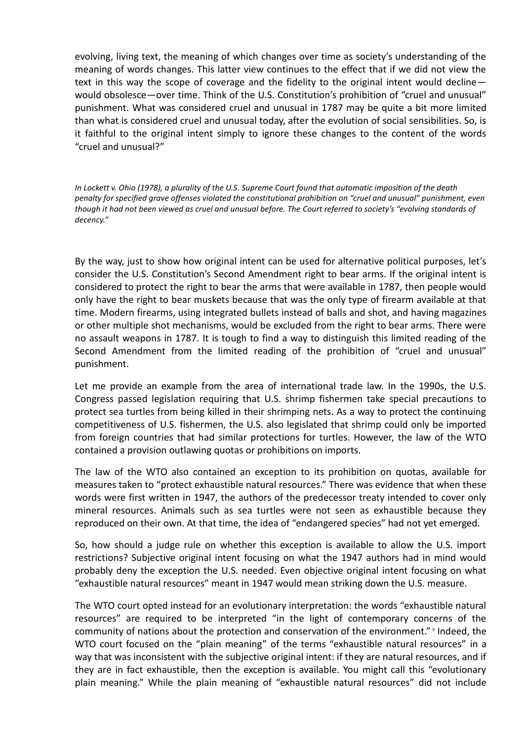evolving, living text, the meaning of which changes over time as society's understanding of the meaning of words changes. This latter view continues to the effect that if we did not view the text in this way the scope of coverage and the fidelity to the original intent would decline—would obsolesce—over time. Think of the U.S. Constitution's prohibition of "cruel and unusual" punishment. What was considered cruel and unusual in 1787 may be quite a bit more limited than what is considered cruel and unusual today, after the evolution of social sensibilities. So, is it faithful to the original intent simply to ignore these changes to the content of the words "cruel and unusual?"

*In Lockett v. Ohio (1978), a plurality of the U.S. Supreme Court found that automatic imposition of the death penalty for specified grave offenses violated the constitutional prohibition on "cruel and unusual" punishment, even though it had not been viewed as cruel and unusual before. The Court referred to society's "evolving standards of decency."*

By the way, just to show how original intent can be used for alternative political purposes, let's consider the U.S. Constitution's Second Amendment right to bear arms. If the original intent is considered to protect the right to bear the arms that were available in 1787, then people would only have the right to bear muskets because that was the only type of firearm available at that time. Modern firearms, using integrated bullets instead of balls and shot, and having magazines or other multiple shot mechanisms, would be excluded from the right to bear arms. There were no assault weapons in 1787. It is tough to find a way to distinguish this limited reading of the Second Amendment from the limited reading of the prohibition of "cruel and unusual" punishment.

Let me provide an example from the area of international trade law. In the 1990s, the U.S. Congress passed legislation requiring that U.S. shrimp fishermen take special precautions to protect sea turtles from being killed in their shrimping nets. As a way to protect the continuing competitiveness of U.S. fishermen, the U.S. also legislated that shrimp could only be imported from foreign countries that had similar protections for turtles. However, the law of the WTO contained a provision outlawing quotas or prohibitions on imports.

The law of the WTO also contained an exception to its prohibition on quotas, available for measures taken to "protect exhaustible natural resources." There was evidence that when these words were first written in 1947, the authors of the predecessor treaty intended to cover only mineral resources. Animals such as sea turtles were not seen as exhaustible because they reproduced on their own. At that time, the idea of "endangered species" had not yet emerged.

So, how should a judge rule on whether this exception is available to allow the U.S. import restrictions? Subjective original intent focusing on what the 1947 authors had in mind would probably deny the exception the U.S. needed. Even objective original intent focusing on what "exhaustible natural resources" meant in 1947 would mean striking down the U.S. measure.

The WTO court opted instead for an evolutionary interpretation: the words "exhaustible natural resources" are required to be interpreted "in the light of contemporary concerns of the community of nations about the protection and conservation of the environment."[9] Indeed, the WTO court focused on the "plain meaning" of the terms "exhaustible natural resources" in a way that was inconsistent with the subjective original intent: if they are natural resources, and if they are in fact exhaustible, then the exception is available. You might call this "evolutionary plain meaning." While the plain meaning of "exhaustible natural resources" did not include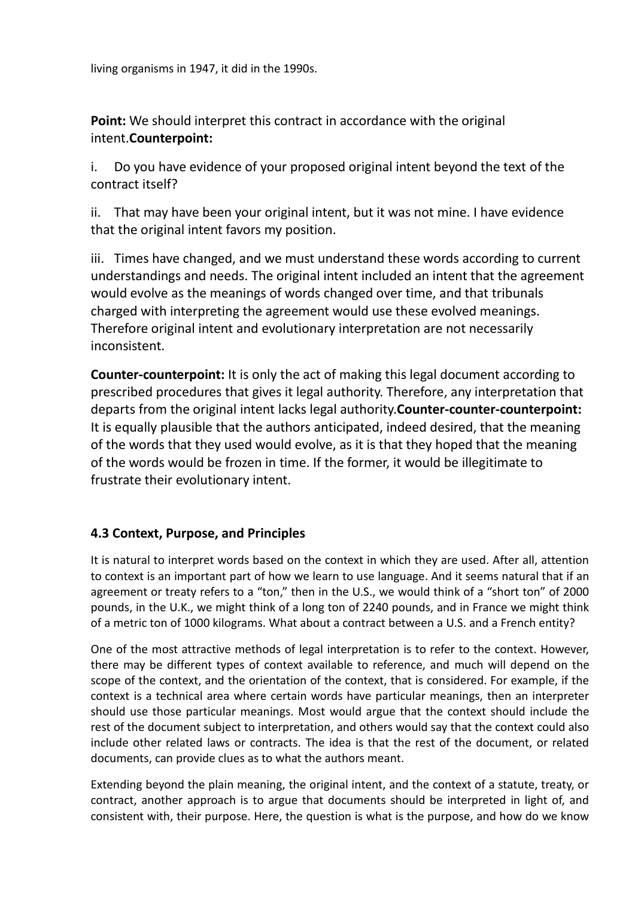living organisms in 1947, it did in the 1990s.

**Point:** We should interpret this contract in accordance with the original intent.

**Counterpoint:**

i. Do you have evidence of your proposed original intent beyond the text of the contract itself?

ii. That may have been your original intent, but it was not mine. I have evidence that the original intent favors my position.

iii. Times have changed, and we must understand these words according to current understandings and needs. The original intent included an intent that the agreement would evolve as the meanings of words changed over time, and that tribunals charged with interpreting the agreement would use these evolved meanings. Therefore original intent and evolutionary interpretation are not necessarily inconsistent.

**Counter-counterpoint:** It is only the act of making this legal document according to prescribed procedures that gives it legal authority. Therefore, any interpretation that departs from the original intent lacks legal authority.

**Counter-counter-counterpoint:** It is equally plausible that the authors anticipated, indeed desired, that the meaning of the words that they used would evolve, as it is that they hoped that the meaning of the words would be frozen in time. If the former, it would be illegitimate to frustrate their evolutionary intent.

### 4.3 Context, Purpose, and Principles

It is natural to interpret words based on the context in which they are used. After all, attention to context is an important part of how we learn to use language. And it seems natural that if an agreement or treaty refers to a "ton," then in the U.S., we would think of a "short ton" of 2000 pounds, in the U.K., we might think of a long ton of 2240 pounds, and in France we might think of a metric ton of 1000 kilograms. What about a contract between a U.S. and a French entity?

One of the most attractive methods of legal interpretation is to refer to the context. However, there may be different types of context available to reference, and much will depend on the scope of the context, and the orientation of the context, that is considered. For example, if the context is a technical area where certain words have particular meanings, then an interpreter should use those particular meanings. Most would argue that the context should include the rest of the document subject to interpretation, and others would say that the context could also include other related laws or contracts. The idea is that the rest of the document, or related documents, can provide clues as to what the authors meant.

Extending beyond the plain meaning, the original intent, and the context of a statute, treaty, or contract, another approach is to argue that documents should be interpreted in light of, and consistent with, their purpose. Here, the question is what is the purpose, and how do we know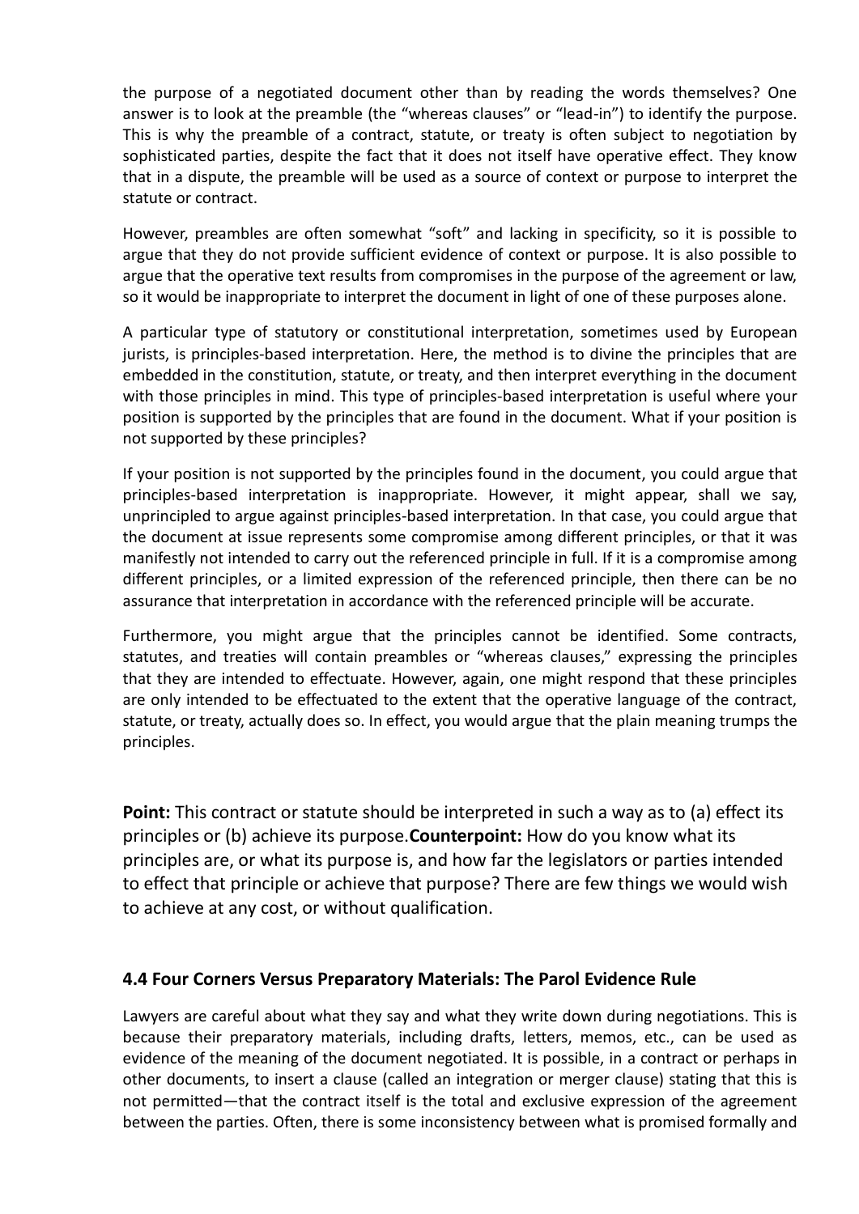the purpose of a negotiated document other than by reading the words themselves? One answer is to look at the preamble (the "whereas clauses" or "lead-in") to identify the purpose. This is why the preamble of a contract, statute, or treaty is often subject to negotiation by sophisticated parties, despite the fact that it does not itself have operative effect. They know that in a dispute, the preamble will be used as a source of context or purpose to interpret the statute or contract.

However, preambles are often somewhat "soft" and lacking in specificity, so it is possible to argue that they do not provide sufficient evidence of context or purpose. It is also possible to argue that the operative text results from compromises in the purpose of the agreement or law, so it would be inappropriate to interpret the document in light of one of these purposes alone.

A particular type of statutory or constitutional interpretation, sometimes used by European jurists, is principles-based interpretation. Here, the method is to divine the principles that are embedded in the constitution, statute, or treaty, and then interpret everything in the document with those principles in mind. This type of principles-based interpretation is useful where your position is supported by the principles that are found in the document. What if your position is not supported by these principles?

If your position is not supported by the principles found in the document, you could argue that principles-based interpretation is inappropriate. However, it might appear, shall we say, unprincipled to argue against principles-based interpretation. In that case, you could argue that the document at issue represents some compromise among different principles, or that it was manifestly not intended to carry out the referenced principle in full. If it is a compromise among different principles, or a limited expression of the referenced principle, then there can be no assurance that interpretation in accordance with the referenced principle will be accurate.

Furthermore, you might argue that the principles cannot be identified. Some contracts, statutes, and treaties will contain preambles or "whereas clauses," expressing the principles that they are intended to effectuate. However, again, one might respond that these principles are only intended to be effectuated to the extent that the operative language of the contract, statute, or treaty, actually does so. In effect, you would argue that the plain meaning trumps the principles.

**Point:** This contract or statute should be interpreted in such a way as to (a) effect its principles or (b) achieve its purpose.**Counterpoint:** How do you know what its principles are, or what its purpose is, and how far the legislators or parties intended to effect that principle or achieve that purpose? There are few things we would wish to achieve at any cost, or without qualification.

### 4.4 Four Corners Versus Preparatory Materials: The Parol Evidence Rule

Lawyers are careful about what they say and what they write down during negotiations. This is because their preparatory materials, including drafts, letters, memos, etc., can be used as evidence of the meaning of the document negotiated. It is possible, in a contract or perhaps in other documents, to insert a clause (called an integration or merger clause) stating that this is not permitted—that the contract itself is the total and exclusive expression of the agreement between the parties. Often, there is some inconsistency between what is promised formally and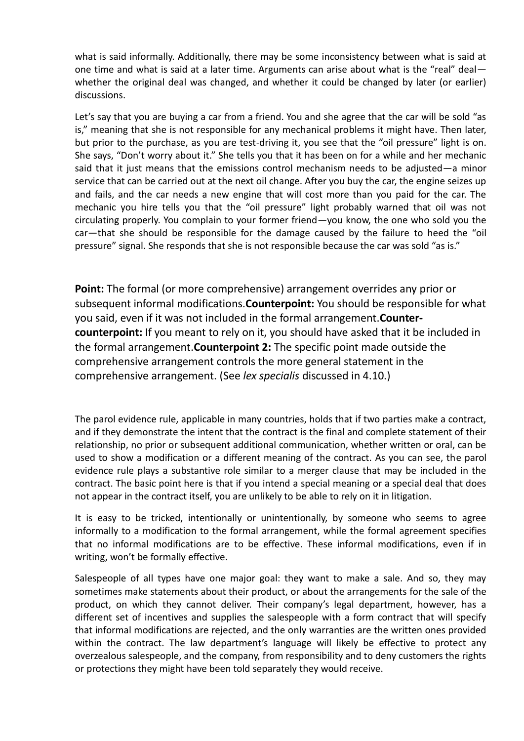what is said informally. Additionally, there may be some inconsistency between what is said at one time and what is said at a later time. Arguments can arise about what is the "real" deal—whether the original deal was changed, and whether it could be changed by later (or earlier) discussions.

Let's say that you are buying a car from a friend. You and she agree that the car will be sold "as is," meaning that she is not responsible for any mechanical problems it might have. Then later, but prior to the purchase, as you are test-driving it, you see that the "oil pressure" light is on. She says, "Don't worry about it." She tells you that it has been on for a while and her mechanic said that it just means that the emissions control mechanism needs to be adjusted—a minor service that can be carried out at the next oil change. After you buy the car, the engine seizes up and fails, and the car needs a new engine that will cost more than you paid for the car. The mechanic you hire tells you that the "oil pressure" light probably warned that oil was not circulating properly. You complain to your former friend—you know, the one who sold you the car—that she should be responsible for the damage caused by the failure to heed the "oil pressure" signal. She responds that she is not responsible because the car was sold "as is."

**Point:** The formal (or more comprehensive) arrangement overrides any prior or subsequent informal modifications.**Counterpoint:** You should be responsible for what you said, even if it was not included in the formal arrangement.**Counter-counterpoint:** If you meant to rely on it, you should have asked that it be included in the formal arrangement.**Counterpoint 2:** The specific point made outside the comprehensive arrangement controls the more general statement in the comprehensive arrangement. (See *lex specialis* discussed in 4.10.)

The parol evidence rule, applicable in many countries, holds that if two parties make a contract, and if they demonstrate the intent that the contract is the final and complete statement of their relationship, no prior or subsequent additional communication, whether written or oral, can be used to show a modification or a different meaning of the contract. As you can see, the parol evidence rule plays a substantive role similar to a merger clause that may be included in the contract. The basic point here is that if you intend a special meaning or a special deal that does not appear in the contract itself, you are unlikely to be able to rely on it in litigation.

It is easy to be tricked, intentionally or unintentionally, by someone who seems to agree informally to a modification to the formal arrangement, while the formal agreement specifies that no informal modifications are to be effective. These informal modifications, even if in writing, won't be formally effective.

Salespeople of all types have one major goal: they want to make a sale. And so, they may sometimes make statements about their product, or about the arrangements for the sale of the product, on which they cannot deliver. Their company's legal department, however, has a different set of incentives and supplies the salespeople with a form contract that will specify that informal modifications are rejected, and the only warranties are the written ones provided within the contract. The law department's language will likely be effective to protect any overzealous salespeople, and the company, from responsibility and to deny customers the rights or protections they might have been told separately they would receive.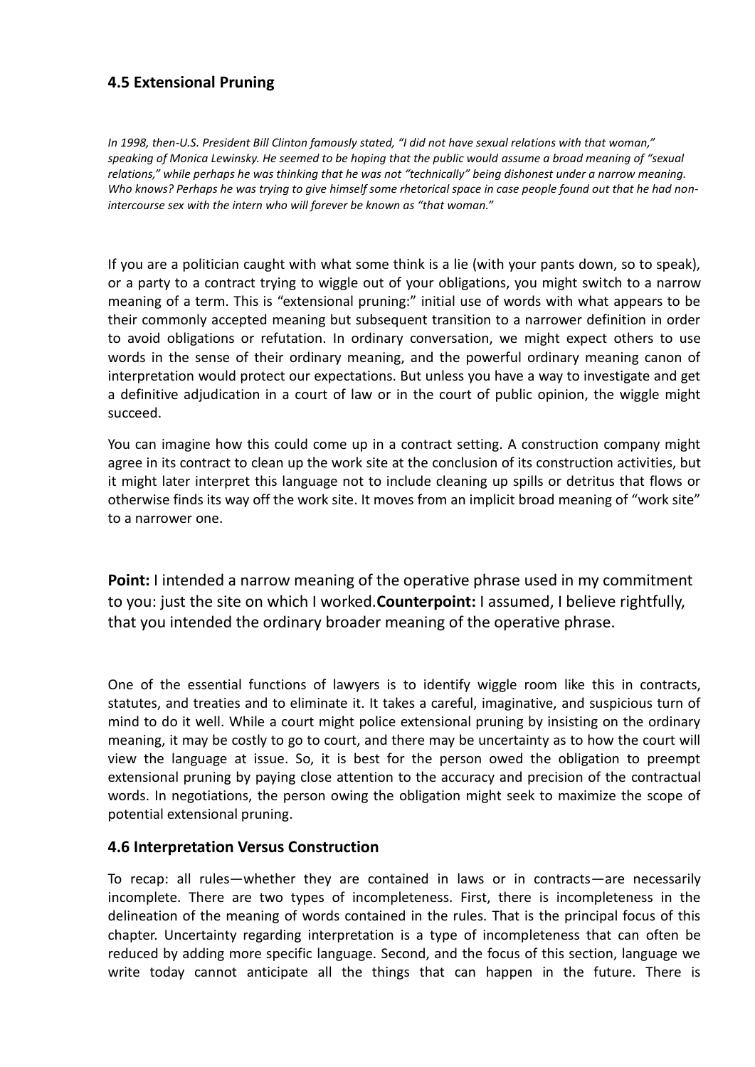### 4.5 Extensional Pruning

*In 1998, then-U.S. President Bill Clinton famously stated, "I did not have sexual relations with that woman," speaking of Monica Lewinsky. He seemed to be hoping that the public would assume a broad meaning of "sexual relations," while perhaps he was thinking that he was not "technically" being dishonest under a narrow meaning. Who knows? Perhaps he was trying to give himself some rhetorical space in case people found out that he had non-intercourse sex with the intern who will forever be known as "that woman."*

If you are a politician caught with what some think is a lie (with your pants down, so to speak), or a party to a contract trying to wiggle out of your obligations, you might switch to a narrow meaning of a term. This is "extensional pruning:" initial use of words with what appears to be their commonly accepted meaning but subsequent transition to a narrower definition in order to avoid obligations or refutation. In ordinary conversation, we might expect others to use words in the sense of their ordinary meaning, and the powerful ordinary meaning canon of interpretation would protect our expectations. But unless you have a way to investigate and get a definitive adjudication in a court of law or in the court of public opinion, the wiggle might succeed.

You can imagine how this could come up in a contract setting. A construction company might agree in its contract to clean up the work site at the conclusion of its construction activities, but it might later interpret this language not to include cleaning up spills or detritus that flows or otherwise finds its way off the work site. It moves from an implicit broad meaning of "work site" to a narrower one.

**Point:** I intended a narrow meaning of the operative phrase used in my commitment to you: just the site on which I worked.**Counterpoint:** I assumed, I believe rightfully, that you intended the ordinary broader meaning of the operative phrase.

One of the essential functions of lawyers is to identify wiggle room like this in contracts, statutes, and treaties and to eliminate it. It takes a careful, imaginative, and suspicious turn of mind to do it well. While a court might police extensional pruning by insisting on the ordinary meaning, it may be costly to go to court, and there may be uncertainty as to how the court will view the language at issue. So, it is best for the person owed the obligation to preempt extensional pruning by paying close attention to the accuracy and precision of the contractual words. In negotiations, the person owing the obligation might seek to maximize the scope of potential extensional pruning.

### 4.6 Interpretation Versus Construction

To recap: all rules—whether they are contained in laws or in contracts—are necessarily incomplete. There are two types of incompleteness. First, there is incompleteness in the delineation of the meaning of words contained in the rules. That is the principal focus of this chapter. Uncertainty regarding interpretation is a type of incompleteness that can often be reduced by adding more specific language. Second, and the focus of this section, language we write today cannot anticipate all the things that can happen in the future. There is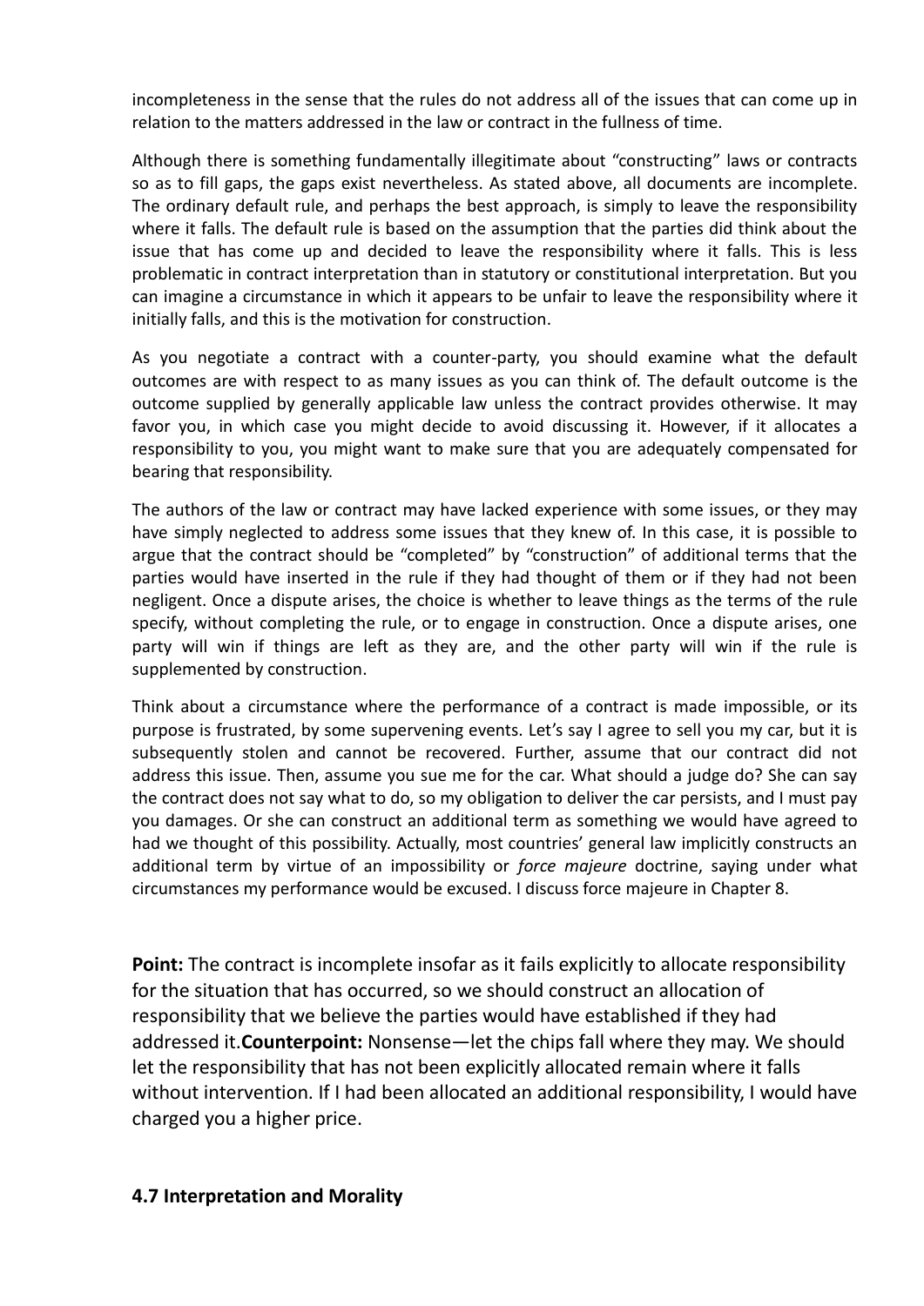incompleteness in the sense that the rules do not address all of the issues that can come up in relation to the matters addressed in the law or contract in the fullness of time.

Although there is something fundamentally illegitimate about "constructing" laws or contracts so as to fill gaps, the gaps exist nevertheless. As stated above, all documents are incomplete. The ordinary default rule, and perhaps the best approach, is simply to leave the responsibility where it falls. The default rule is based on the assumption that the parties did think about the issue that has come up and decided to leave the responsibility where it falls. This is less problematic in contract interpretation than in statutory or constitutional interpretation. But you can imagine a circumstance in which it appears to be unfair to leave the responsibility where it initially falls, and this is the motivation for construction.

As you negotiate a contract with a counter-party, you should examine what the default outcomes are with respect to as many issues as you can think of. The default outcome is the outcome supplied by generally applicable law unless the contract provides otherwise. It may favor you, in which case you might decide to avoid discussing it. However, if it allocates a responsibility to you, you might want to make sure that you are adequately compensated for bearing that responsibility.

The authors of the law or contract may have lacked experience with some issues, or they may have simply neglected to address some issues that they knew of. In this case, it is possible to argue that the contract should be "completed" by "construction" of additional terms that the parties would have inserted in the rule if they had thought of them or if they had not been negligent. Once a dispute arises, the choice is whether to leave things as the terms of the rule specify, without completing the rule, or to engage in construction. Once a dispute arises, one party will win if things are left as they are, and the other party will win if the rule is supplemented by construction.

Think about a circumstance where the performance of a contract is made impossible, or its purpose is frustrated, by some supervening events. Let's say I agree to sell you my car, but it is subsequently stolen and cannot be recovered. Further, assume that our contract did not address this issue. Then, assume you sue me for the car. What should a judge do? She can say the contract does not say what to do, so my obligation to deliver the car persists, and I must pay you damages. Or she can construct an additional term as something we would have agreed to had we thought of this possibility. Actually, most countries' general law implicitly constructs an additional term by virtue of an impossibility or *force majeure* doctrine, saying under what circumstances my performance would be excused. I discuss force majeure in Chapter 8.

**Point:** The contract is incomplete insofar as it fails explicitly to allocate responsibility for the situation that has occurred, so we should construct an allocation of responsibility that we believe the parties would have established if they had addressed it. **Counterpoint:** Nonsense—let the chips fall where they may. We should let the responsibility that has not been explicitly allocated remain where it falls without intervention. If I had been allocated an additional responsibility, I would have charged you a higher price.

### 4.7 Interpretation and Morality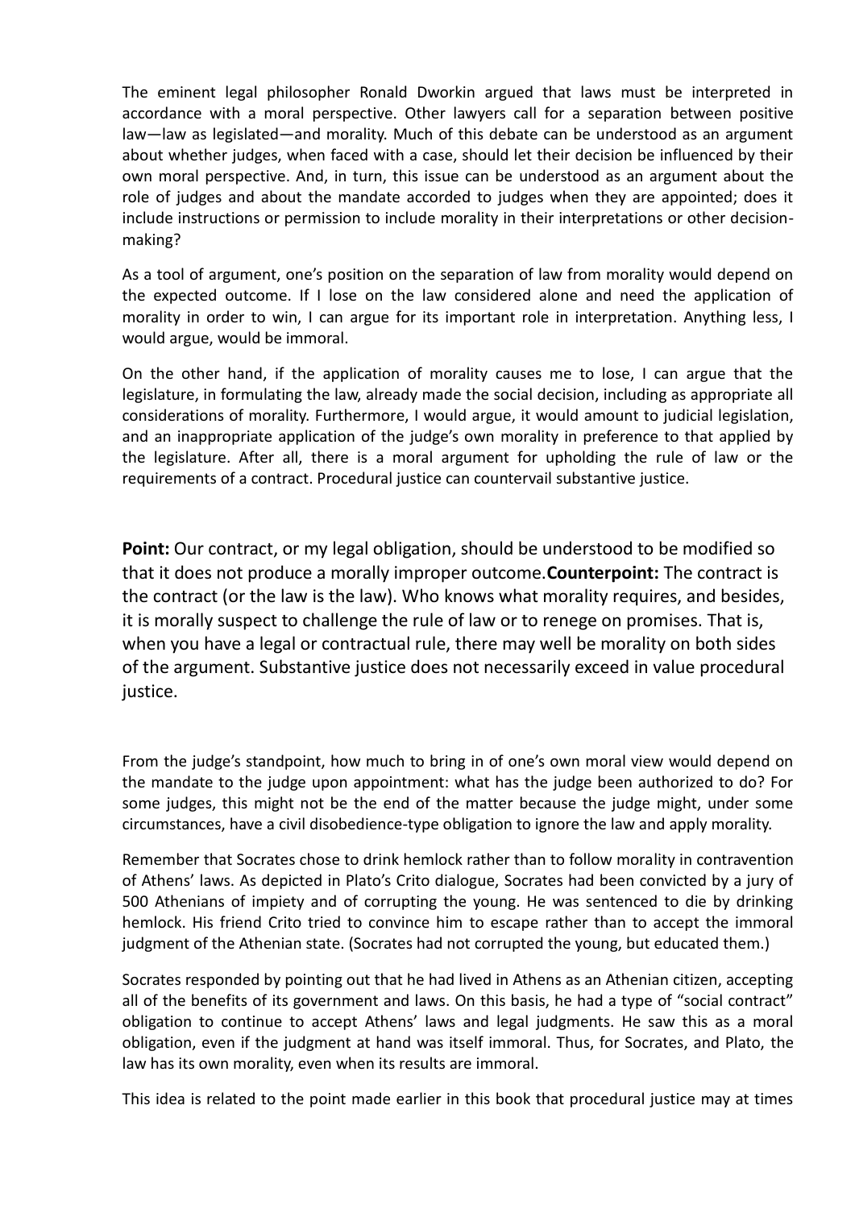The eminent legal philosopher Ronald Dworkin argued that laws must be interpreted in accordance with a moral perspective. Other lawyers call for a separation between positive law—law as legislated—and morality. Much of this debate can be understood as an argument about whether judges, when faced with a case, should let their decision be influenced by their own moral perspective. And, in turn, this issue can be understood as an argument about the role of judges and about the mandate accorded to judges when they are appointed; does it include instructions or permission to include morality in their interpretations or other decision-making?

As a tool of argument, one's position on the separation of law from morality would depend on the expected outcome. If I lose on the law considered alone and need the application of morality in order to win, I can argue for its important role in interpretation. Anything less, I would argue, would be immoral.

On the other hand, if the application of morality causes me to lose, I can argue that the legislature, in formulating the law, already made the social decision, including as appropriate all considerations of morality. Furthermore, I would argue, it would amount to judicial legislation, and an inappropriate application of the judge's own morality in preference to that applied by the legislature. After all, there is a moral argument for upholding the rule of law or the requirements of a contract. Procedural justice can countervail substantive justice.

**Point:** Our contract, or my legal obligation, should be understood to be modified so that it does not produce a morally improper outcome.**Counterpoint:** The contract is the contract (or the law is the law). Who knows what morality requires, and besides, it is morally suspect to challenge the rule of law or to renege on promises. That is, when you have a legal or contractual rule, there may well be morality on both sides of the argument. Substantive justice does not necessarily exceed in value procedural justice.

From the judge's standpoint, how much to bring in of one's own moral view would depend on the mandate to the judge upon appointment: what has the judge been authorized to do? For some judges, this might not be the end of the matter because the judge might, under some circumstances, have a civil disobedience-type obligation to ignore the law and apply morality.

Remember that Socrates chose to drink hemlock rather than to follow morality in contravention of Athens' laws. As depicted in Plato's Crito dialogue, Socrates had been convicted by a jury of 500 Athenians of impiety and of corrupting the young. He was sentenced to die by drinking hemlock. His friend Crito tried to convince him to escape rather than to accept the immoral judgment of the Athenian state. (Socrates had not corrupted the young, but educated them.)

Socrates responded by pointing out that he had lived in Athens as an Athenian citizen, accepting all of the benefits of its government and laws. On this basis, he had a type of "social contract" obligation to continue to accept Athens' laws and legal judgments. He saw this as a moral obligation, even if the judgment at hand was itself immoral. Thus, for Socrates, and Plato, the law has its own morality, even when its results are immoral.

This idea is related to the point made earlier in this book that procedural justice may at times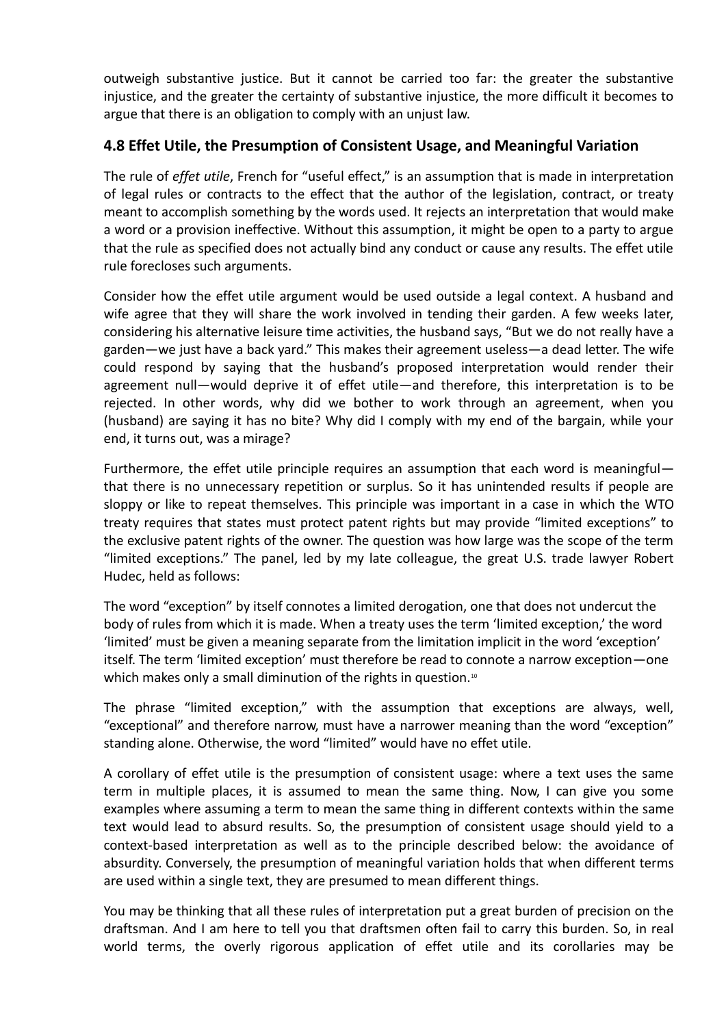outweigh substantive justice. But it cannot be carried too far: the greater the substantive injustice, and the greater the certainty of substantive injustice, the more difficult it becomes to argue that there is an obligation to comply with an unjust law.

## 4.8 Effet Utile, the Presumption of Consistent Usage, and Meaningful Variation

The rule of *effet utile*, French for "useful effect," is an assumption that is made in interpretation of legal rules or contracts to the effect that the author of the legislation, contract, or treaty meant to accomplish something by the words used. It rejects an interpretation that would make a word or a provision ineffective. Without this assumption, it might be open to a party to argue that the rule as specified does not actually bind any conduct or cause any results. The effet utile rule forecloses such arguments.

Consider how the effet utile argument would be used outside a legal context. A husband and wife agree that they will share the work involved in tending their garden. A few weeks later, considering his alternative leisure time activities, the husband says, "But we do not really have a garden—we just have a back yard." This makes their agreement useless—a dead letter. The wife could respond by saying that the husband's proposed interpretation would render their agreement null—would deprive it of effet utile—and therefore, this interpretation is to be rejected. In other words, why did we bother to work through an agreement, when you (husband) are saying it has no bite? Why did I comply with my end of the bargain, while your end, it turns out, was a mirage?

Furthermore, the effet utile principle requires an assumption that each word is meaningful—that there is no unnecessary repetition or surplus. So it has unintended results if people are sloppy or like to repeat themselves. This principle was important in a case in which the WTO treaty requires that states must protect patent rights but may provide "limited exceptions" to the exclusive patent rights of the owner. The question was how large was the scope of the term "limited exceptions." The panel, led by my late colleague, the great U.S. trade lawyer Robert Hudec, held as follows:

> The word "exception" by itself connotes a limited derogation, one that does not undercut the body of rules from which it is made. When a treaty uses the term 'limited exception,' the word 'limited' must be given a meaning separate from the limitation implicit in the word 'exception' itself. The term 'limited exception' must therefore be read to connote a narrow exception—one which makes only a small diminution of the rights in question.[10]

The phrase "limited exception," with the assumption that exceptions are always, well, "exceptional" and therefore narrow, must have a narrower meaning than the word "exception" standing alone. Otherwise, the word "limited" would have no effet utile.

A corollary of effet utile is the presumption of consistent usage: where a text uses the same term in multiple places, it is assumed to mean the same thing. Now, I can give you some examples where assuming a term to mean the same thing in different contexts within the same text would lead to absurd results. So, the presumption of consistent usage should yield to a context-based interpretation as well as to the principle described below: the avoidance of absurdity. Conversely, the presumption of meaningful variation holds that when different terms are used within a single text, they are presumed to mean different things.

You may be thinking that all these rules of interpretation put a great burden of precision on the draftsman. And I am here to tell you that draftsmen often fail to carry this burden. So, in real world terms, the overly rigorous application of effet utile and its corollaries may be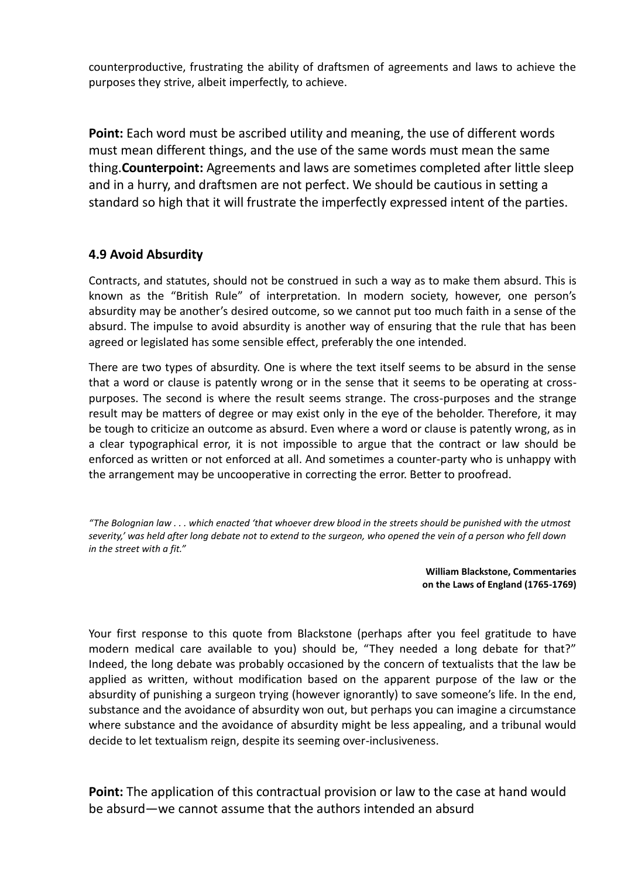counterproductive, frustrating the ability of draftsmen of agreements and laws to achieve the purposes they strive, albeit imperfectly, to achieve.

**Point:** Each word must be ascribed utility and meaning, the use of different words must mean different things, and the use of the same words must mean the same thing.**Counterpoint:** Agreements and laws are sometimes completed after little sleep and in a hurry, and draftsmen are not perfect. We should be cautious in setting a standard so high that it will frustrate the imperfectly expressed intent of the parties.

### 4.9 Avoid Absurdity

Contracts, and statutes, should not be construed in such a way as to make them absurd. This is known as the "British Rule" of interpretation. In modern society, however, one person's absurdity may be another's desired outcome, so we cannot put too much faith in a sense of the absurd. The impulse to avoid absurdity is another way of ensuring that the rule that has been agreed or legislated has some sensible effect, preferably the one intended.

There are two types of absurdity. One is where the text itself seems to be absurd in the sense that a word or clause is patently wrong or in the sense that it seems to be operating at cross-purposes. The second is where the result seems strange. The cross-purposes and the strange result may be matters of degree or may exist only in the eye of the beholder. Therefore, it may be tough to criticize an outcome as absurd. Even where a word or clause is patently wrong, as in a clear typographical error, it is not impossible to argue that the contract or law should be enforced as written or not enforced at all. And sometimes a counter-party who is unhappy with the arrangement may be uncooperative in correcting the error. Better to proofread.

*"The Bolognian law . . . which enacted 'that whoever drew blood in the streets should be punished with the utmost severity,' was held after long debate not to extend to the surgeon, who opened the vein of a person who fell down in the street with a fit."*

**William Blackstone, Commentaries on the Laws of England (1765-1769)**

Your first response to this quote from Blackstone (perhaps after you feel gratitude to have modern medical care available to you) should be, "They needed a long debate for that?" Indeed, the long debate was probably occasioned by the concern of textualists that the law be applied as written, without modification based on the apparent purpose of the law or the absurdity of punishing a surgeon trying (however ignorantly) to save someone's life. In the end, substance and the avoidance of absurdity won out, but perhaps you can imagine a circumstance where substance and the avoidance of absurdity might be less appealing, and a tribunal would decide to let textualism reign, despite its seeming over-inclusiveness.

**Point:** The application of this contractual provision or law to the case at hand would be absurd—we cannot assume that the authors intended an absurd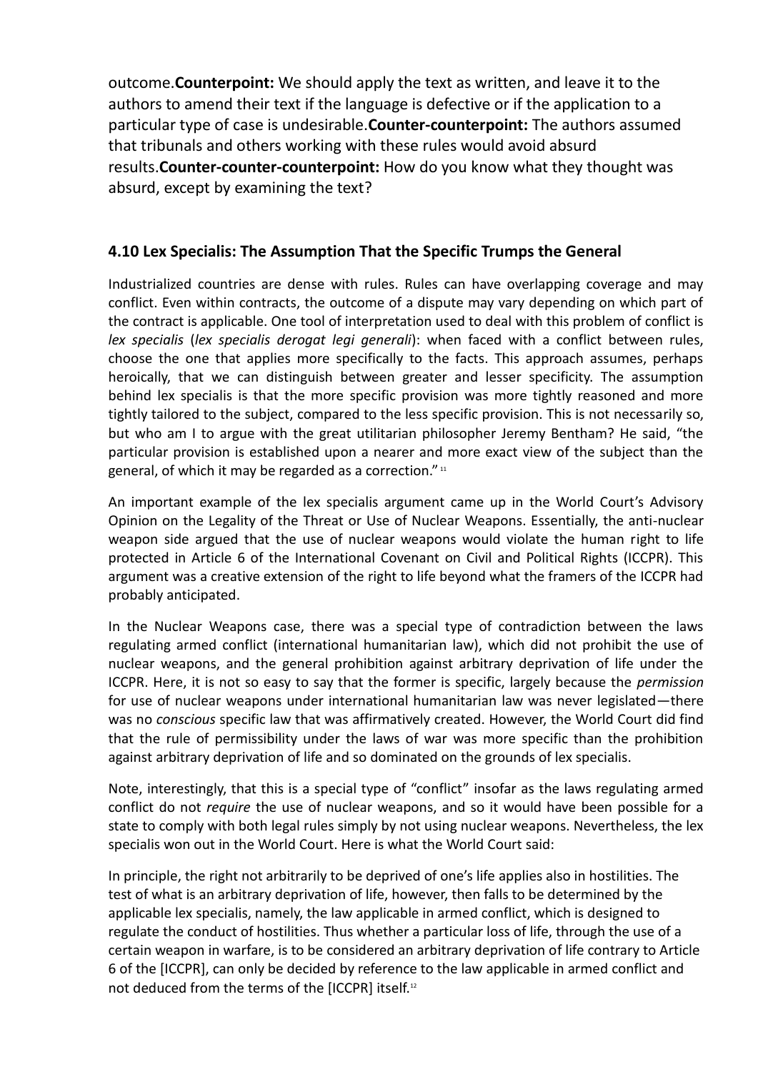outcome.**Counterpoint:** We should apply the text as written, and leave it to the authors to amend their text if the language is defective or if the application to a particular type of case is undesirable.**Counter-counterpoint:** The authors assumed that tribunals and others working with these rules would avoid absurd results.**Counter-counter-counterpoint:** How do you know what they thought was absurd, except by examining the text?

### 4.10 Lex Specialis: The Assumption That the Specific Trumps the General

Industrialized countries are dense with rules. Rules can have overlapping coverage and may conflict. Even within contracts, the outcome of a dispute may vary depending on which part of the contract is applicable. One tool of interpretation used to deal with this problem of conflict is *lex specialis* (*lex specialis derogat legi generali*): when faced with a conflict between rules, choose the one that applies more specifically to the facts. This approach assumes, perhaps heroically, that we can distinguish between greater and lesser specificity. The assumption behind lex specialis is that the more specific provision was more tightly reasoned and more tightly tailored to the subject, compared to the less specific provision. This is not necessarily so, but who am I to argue with the great utilitarian philosopher Jeremy Bentham? He said, "the particular provision is established upon a nearer and more exact view of the subject than the general, of which it may be regarded as a correction."[11]

An important example of the lex specialis argument came up in the World Court's Advisory Opinion on the Legality of the Threat or Use of Nuclear Weapons. Essentially, the anti-nuclear weapon side argued that the use of nuclear weapons would violate the human right to life protected in Article 6 of the International Covenant on Civil and Political Rights (ICCPR). This argument was a creative extension of the right to life beyond what the framers of the ICCPR had probably anticipated.

In the Nuclear Weapons case, there was a special type of contradiction between the laws regulating armed conflict (international humanitarian law), which did not prohibit the use of nuclear weapons, and the general prohibition against arbitrary deprivation of life under the ICCPR. Here, it is not so easy to say that the former is specific, largely because the *permission* for use of nuclear weapons under international humanitarian law was never legislated—there was no *conscious* specific law that was affirmatively created. However, the World Court did find that the rule of permissibility under the laws of war was more specific than the prohibition against arbitrary deprivation of life and so dominated on the grounds of lex specialis.

Note, interestingly, that this is a special type of "conflict" insofar as the laws regulating armed conflict do not *require* the use of nuclear weapons, and so it would have been possible for a state to comply with both legal rules simply by not using nuclear weapons. Nevertheless, the lex specialis won out in the World Court. Here is what the World Court said:

In principle, the right not arbitrarily to be deprived of one's life applies also in hostilities. The test of what is an arbitrary deprivation of life, however, then falls to be determined by the applicable lex specialis, namely, the law applicable in armed conflict, which is designed to regulate the conduct of hostilities. Thus whether a particular loss of life, through the use of a certain weapon in warfare, is to be considered an arbitrary deprivation of life contrary to Article 6 of the [ICCPR], can only be decided by reference to the law applicable in armed conflict and not deduced from the terms of the [ICCPR] itself.[12]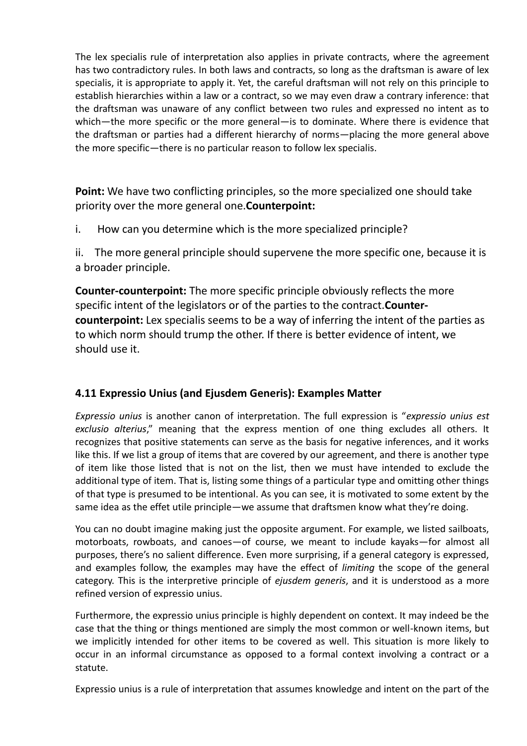The lex specialis rule of interpretation also applies in private contracts, where the agreement has two contradictory rules. In both laws and contracts, so long as the draftsman is aware of lex specialis, it is appropriate to apply it. Yet, the careful draftsman will not rely on this principle to establish hierarchies within a law or a contract, so we may even draw a contrary inference: that the draftsman was unaware of any conflict between two rules and expressed no intent as to which—the more specific or the more general—is to dominate. Where there is evidence that the draftsman or parties had a different hierarchy of norms—placing the more general above the more specific—there is no particular reason to follow lex specialis.

**Point:** We have two conflicting principles, so the more specialized one should take priority over the more general one.**Counterpoint:**

i. How can you determine which is the more specialized principle?

ii. The more general principle should supervene the more specific one, because it is a broader principle.

**Counter-counterpoint:** The more specific principle obviously reflects the more specific intent of the legislators or of the parties to the contract.**Counter-counterpoint:** Lex specialis seems to be a way of inferring the intent of the parties as to which norm should trump the other. If there is better evidence of intent, we should use it.

### 4.11 Expressio Unius (and Ejusdem Generis): Examples Matter

*Expressio unius* is another canon of interpretation. The full expression is "*expressio unius est exclusio alterius*," meaning that the express mention of one thing excludes all others. It recognizes that positive statements can serve as the basis for negative inferences, and it works like this. If we list a group of items that are covered by our agreement, and there is another type of item like those listed that is not on the list, then we must have intended to exclude the additional type of item. That is, listing some things of a particular type and omitting other things of that type is presumed to be intentional. As you can see, it is motivated to some extent by the same idea as the effet utile principle—we assume that draftsmen know what they're doing.

You can no doubt imagine making just the opposite argument. For example, we listed sailboats, motorboats, rowboats, and canoes—of course, we meant to include kayaks—for almost all purposes, there's no salient difference. Even more surprising, if a general category is expressed, and examples follow, the examples may have the effect of *limiting* the scope of the general category. This is the interpretive principle of *ejusdem generis*, and it is understood as a more refined version of expressio unius.

Furthermore, the expressio unius principle is highly dependent on context. It may indeed be the case that the thing or things mentioned are simply the most common or well-known items, but we implicitly intended for other items to be covered as well. This situation is more likely to occur in an informal circumstance as opposed to a formal context involving a contract or a statute.

Expressio unius is a rule of interpretation that assumes knowledge and intent on the part of the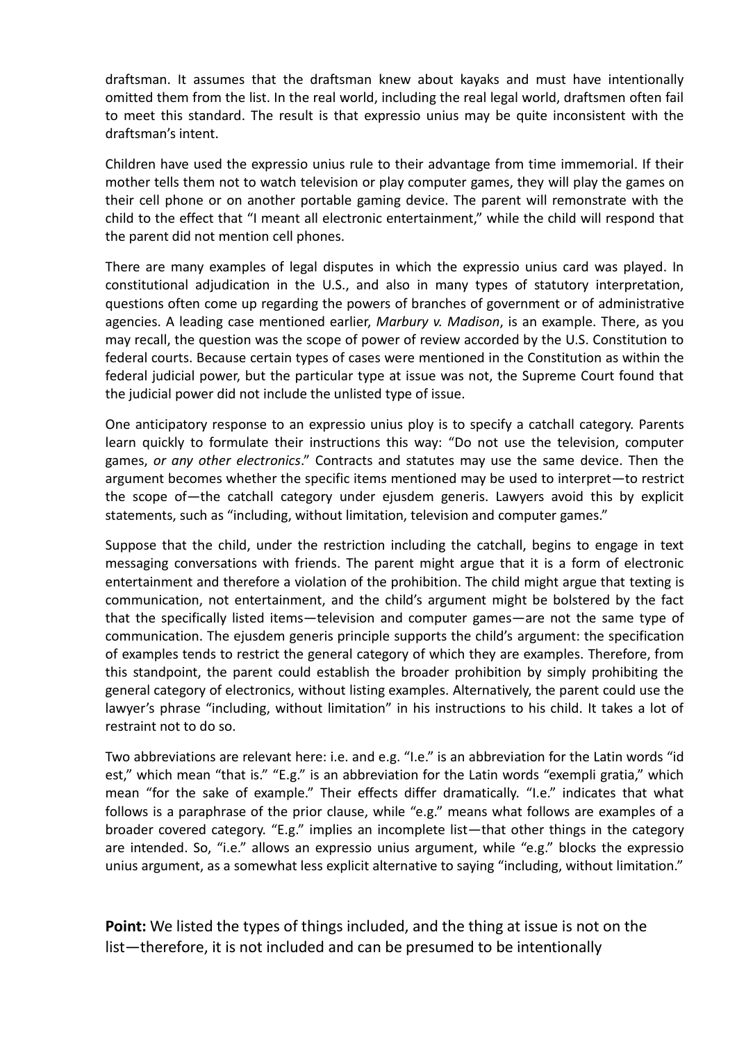draftsman. It assumes that the draftsman knew about kayaks and must have intentionally omitted them from the list. In the real world, including the real legal world, draftsmen often fail to meet this standard. The result is that expressio unius may be quite inconsistent with the draftsman's intent.

Children have used the expressio unius rule to their advantage from time immemorial. If their mother tells them not to watch television or play computer games, they will play the games on their cell phone or on another portable gaming device. The parent will remonstrate with the child to the effect that "I meant all electronic entertainment," while the child will respond that the parent did not mention cell phones.

There are many examples of legal disputes in which the expressio unius card was played. In constitutional adjudication in the U.S., and also in many types of statutory interpretation, questions often come up regarding the powers of branches of government or of administrative agencies. A leading case mentioned earlier, *Marbury v. Madison*, is an example. There, as you may recall, the question was the scope of power of review accorded by the U.S. Constitution to federal courts. Because certain types of cases were mentioned in the Constitution as within the federal judicial power, but the particular type at issue was not, the Supreme Court found that the judicial power did not include the unlisted type of issue.

One anticipatory response to an expressio unius ploy is to specify a catchall category. Parents learn quickly to formulate their instructions this way: "Do not use the television, computer games, *or any other electronics*." Contracts and statutes may use the same device. Then the argument becomes whether the specific items mentioned may be used to interpret—to restrict the scope of—the catchall category under ejusdem generis. Lawyers avoid this by explicit statements, such as "including, without limitation, television and computer games."

Suppose that the child, under the restriction including the catchall, begins to engage in text messaging conversations with friends. The parent might argue that it is a form of electronic entertainment and therefore a violation of the prohibition. The child might argue that texting is communication, not entertainment, and the child's argument might be bolstered by the fact that the specifically listed items—television and computer games—are not the same type of communication. The ejusdem generis principle supports the child's argument: the specification of examples tends to restrict the general category of which they are examples. Therefore, from this standpoint, the parent could establish the broader prohibition by simply prohibiting the general category of electronics, without listing examples. Alternatively, the parent could use the lawyer's phrase "including, without limitation" in his instructions to his child. It takes a lot of restraint not to do so.

Two abbreviations are relevant here: i.e. and e.g. "I.e." is an abbreviation for the Latin words "id est," which mean "that is." "E.g." is an abbreviation for the Latin words "exempli gratia," which mean "for the sake of example." Their effects differ dramatically. "I.e." indicates that what follows is a paraphrase of the prior clause, while "e.g." means what follows are examples of a broader covered category. "E.g." implies an incomplete list—that other things in the category are intended. So, "i.e." allows an expressio unius argument, while "e.g." blocks the expressio unius argument, as a somewhat less explicit alternative to saying "including, without limitation."

**Point:** We listed the types of things included, and the thing at issue is not on the list—therefore, it is not included and can be presumed to be intentionally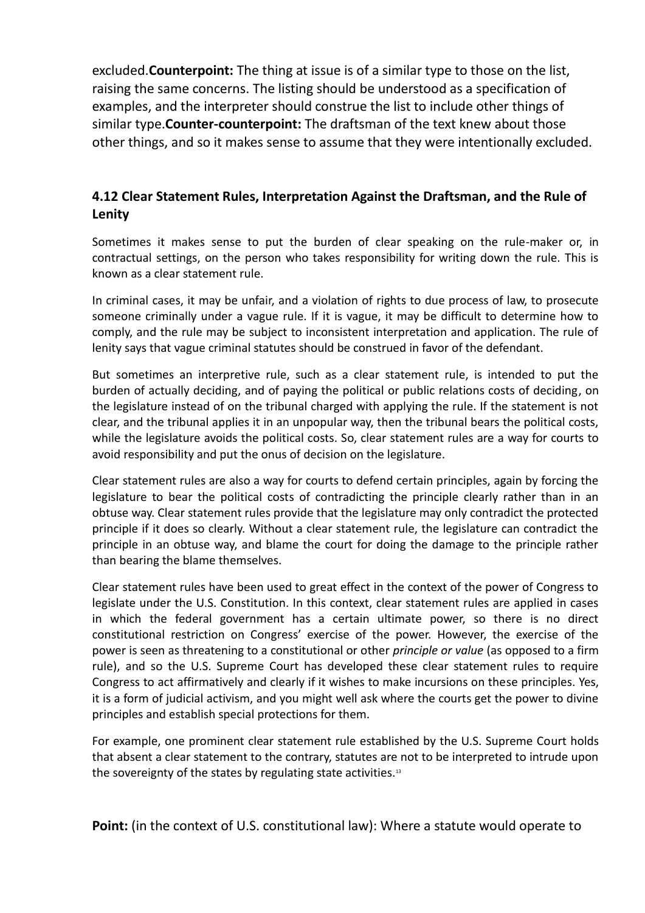excluded.**Counterpoint:** The thing at issue is of a similar type to those on the list, raising the same concerns. The listing should be understood as a specification of examples, and the interpreter should construe the list to include other things of similar type.**Counter-counterpoint:** The draftsman of the text knew about those other things, and so it makes sense to assume that they were intentionally excluded.

### 4.12 Clear Statement Rules, Interpretation Against the Draftsman, and the Rule of Lenity

Sometimes it makes sense to put the burden of clear speaking on the rule-maker or, in contractual settings, on the person who takes responsibility for writing down the rule. This is known as a clear statement rule.

In criminal cases, it may be unfair, and a violation of rights to due process of law, to prosecute someone criminally under a vague rule. If it is vague, it may be difficult to determine how to comply, and the rule may be subject to inconsistent interpretation and application. The rule of lenity says that vague criminal statutes should be construed in favor of the defendant.

But sometimes an interpretive rule, such as a clear statement rule, is intended to put the burden of actually deciding, and of paying the political or public relations costs of deciding, on the legislature instead of on the tribunal charged with applying the rule. If the statement is not clear, and the tribunal applies it in an unpopular way, then the tribunal bears the political costs, while the legislature avoids the political costs. So, clear statement rules are a way for courts to avoid responsibility and put the onus of decision on the legislature.

Clear statement rules are also a way for courts to defend certain principles, again by forcing the legislature to bear the political costs of contradicting the principle clearly rather than in an obtuse way. Clear statement rules provide that the legislature may only contradict the protected principle if it does so clearly. Without a clear statement rule, the legislature can contradict the principle in an obtuse way, and blame the court for doing the damage to the principle rather than bearing the blame themselves.

Clear statement rules have been used to great effect in the context of the power of Congress to legislate under the U.S. Constitution. In this context, clear statement rules are applied in cases in which the federal government has a certain ultimate power, so there is no direct constitutional restriction on Congress' exercise of the power. However, the exercise of the power is seen as threatening to a constitutional or other *principle or value* (as opposed to a firm rule), and so the U.S. Supreme Court has developed these clear statement rules to require Congress to act affirmatively and clearly if it wishes to make incursions on these principles. Yes, it is a form of judicial activism, and you might well ask where the courts get the power to divine principles and establish special protections for them.

For example, one prominent clear statement rule established by the U.S. Supreme Court holds that absent a clear statement to the contrary, statutes are not to be interpreted to intrude upon the sovereignty of the states by regulating state activities.[13]

**Point:** (in the context of U.S. constitutional law): Where a statute would operate to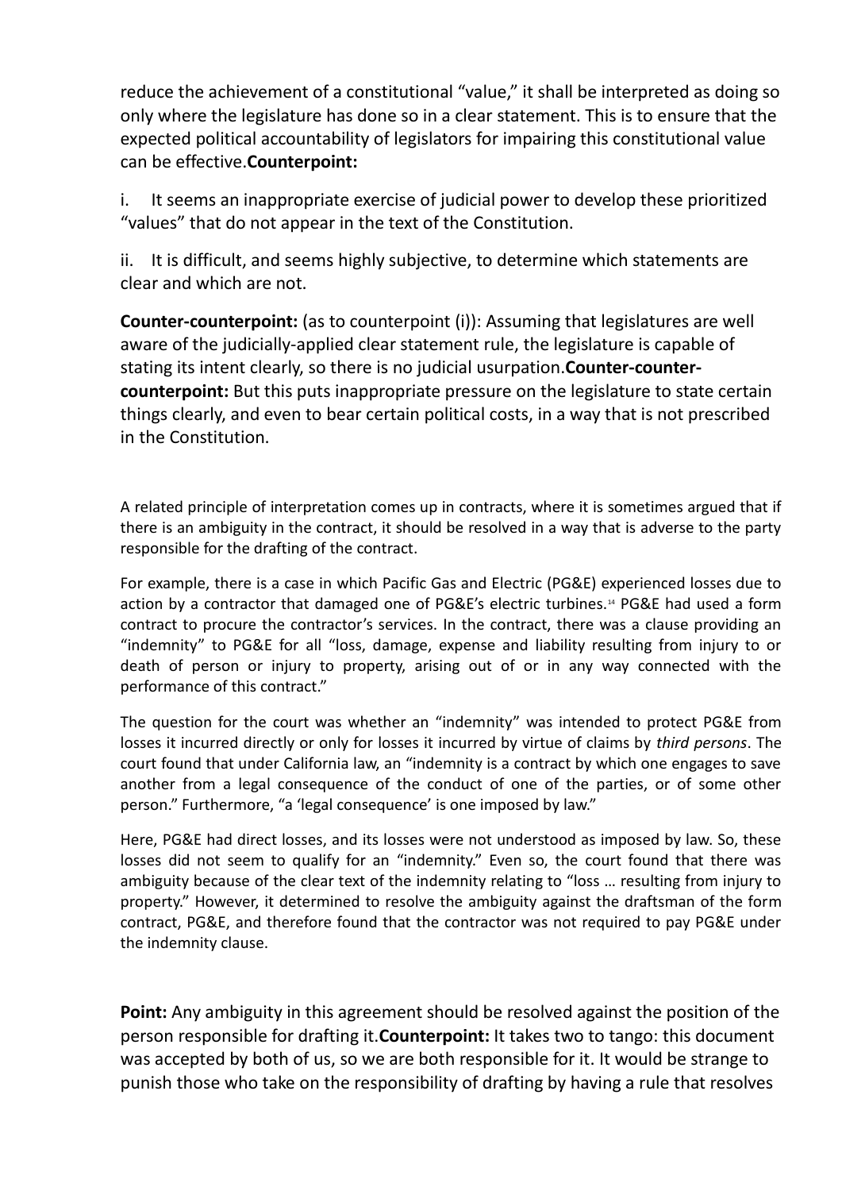reduce the achievement of a constitutional "value," it shall be interpreted as doing so only where the legislature has done so in a clear statement. This is to ensure that the expected political accountability of legislators for impairing this constitutional value can be effective.**Counterpoint:**

i. It seems an inappropriate exercise of judicial power to develop these prioritized "values" that do not appear in the text of the Constitution.

ii. It is difficult, and seems highly subjective, to determine which statements are clear and which are not.

**Counter-counterpoint:** (as to counterpoint (i)): Assuming that legislatures are well aware of the judicially-applied clear statement rule, the legislature is capable of stating its intent clearly, so there is no judicial usurpation.**Counter-counter-counterpoint:** But this puts inappropriate pressure on the legislature to state certain things clearly, and even to bear certain political costs, in a way that is not prescribed in the Constitution.

A related principle of interpretation comes up in contracts, where it is sometimes argued that if there is an ambiguity in the contract, it should be resolved in a way that is adverse to the party responsible for the drafting of the contract.

For example, there is a case in which Pacific Gas and Electric (PG&E) experienced losses due to action by a contractor that damaged one of PG&E's electric turbines.[14] PG&E had used a form contract to procure the contractor's services. In the contract, there was a clause providing an "indemnity" to PG&E for all "loss, damage, expense and liability resulting from injury to or death of person or injury to property, arising out of or in any way connected with the performance of this contract."

The question for the court was whether an "indemnity" was intended to protect PG&E from losses it incurred directly or only for losses it incurred by virtue of claims by *third persons*. The court found that under California law, an "indemnity is a contract by which one engages to save another from a legal consequence of the conduct of one of the parties, or of some other person." Furthermore, "a 'legal consequence' is one imposed by law."

Here, PG&E had direct losses, and its losses were not understood as imposed by law. So, these losses did not seem to qualify for an "indemnity." Even so, the court found that there was ambiguity because of the clear text of the indemnity relating to "loss … resulting from injury to property." However, it determined to resolve the ambiguity against the draftsman of the form contract, PG&E, and therefore found that the contractor was not required to pay PG&E under the indemnity clause.

**Point:** Any ambiguity in this agreement should be resolved against the position of the person responsible for drafting it.**Counterpoint:** It takes two to tango: this document was accepted by both of us, so we are both responsible for it. It would be strange to punish those who take on the responsibility of drafting by having a rule that resolves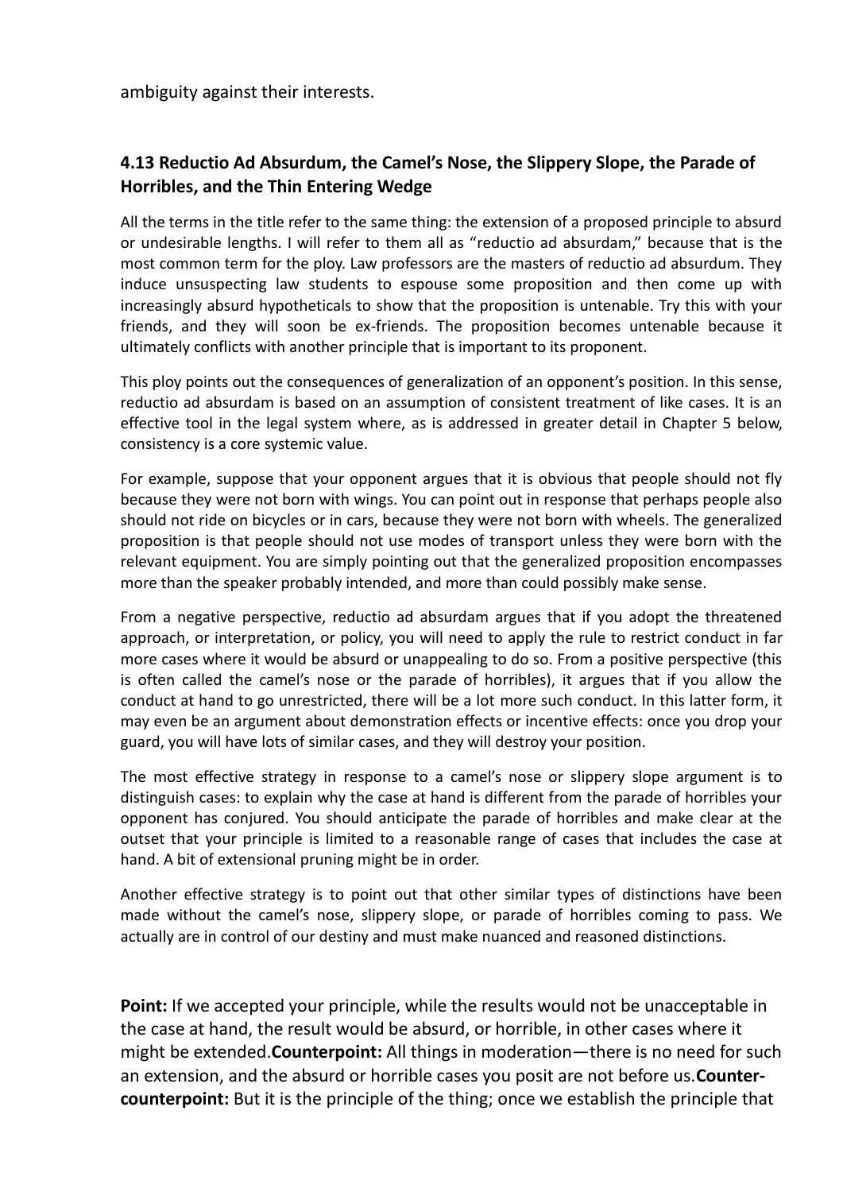ambiguity against their interests.

### 4.13 Reductio Ad Absurdum, the Camel's Nose, the Slippery Slope, the Parade of Horribles, and the Thin Entering Wedge

All the terms in the title refer to the same thing: the extension of a proposed principle to absurd or undesirable lengths. I will refer to them all as "reductio ad absurdam," because that is the most common term for the ploy. Law professors are the masters of reductio ad absurdum. They induce unsuspecting law students to espouse some proposition and then come up with increasingly absurd hypotheticals to show that the proposition is untenable. Try this with your friends, and they will soon be ex-friends. The proposition becomes untenable because it ultimately conflicts with another principle that is important to its proponent.

This ploy points out the consequences of generalization of an opponent's position. In this sense, reductio ad absurdam is based on an assumption of consistent treatment of like cases. It is an effective tool in the legal system where, as is addressed in greater detail in Chapter 5 below, consistency is a core systemic value.

For example, suppose that your opponent argues that it is obvious that people should not fly because they were not born with wings. You can point out in response that perhaps people also should not ride on bicycles or in cars, because they were not born with wheels. The generalized proposition is that people should not use modes of transport unless they were born with the relevant equipment. You are simply pointing out that the generalized proposition encompasses more than the speaker probably intended, and more than could possibly make sense.

From a negative perspective, reductio ad absurdam argues that if you adopt the threatened approach, or interpretation, or policy, you will need to apply the rule to restrict conduct in far more cases where it would be absurd or unappealing to do so. From a positive perspective (this is often called the camel's nose or the parade of horribles), it argues that if you allow the conduct at hand to go unrestricted, there will be a lot more such conduct. In this latter form, it may even be an argument about demonstration effects or incentive effects: once you drop your guard, you will have lots of similar cases, and they will destroy your position.

The most effective strategy in response to a camel's nose or slippery slope argument is to distinguish cases: to explain why the case at hand is different from the parade of horribles your opponent has conjured. You should anticipate the parade of horribles and make clear at the outset that your principle is limited to a reasonable range of cases that includes the case at hand. A bit of extensional pruning might be in order.

Another effective strategy is to point out that other similar types of distinctions have been made without the camel's nose, slippery slope, or parade of horribles coming to pass. We actually are in control of our destiny and must make nuanced and reasoned distinctions.

**Point:** If we accepted your principle, while the results would not be unacceptable in the case at hand, the result would be absurd, or horrible, in other cases where it might be extended.**Counterpoint:** All things in moderation—there is no need for such an extension, and the absurd or horrible cases you posit are not before us.**Counter-counterpoint:** But it is the principle of the thing; once we establish the principle that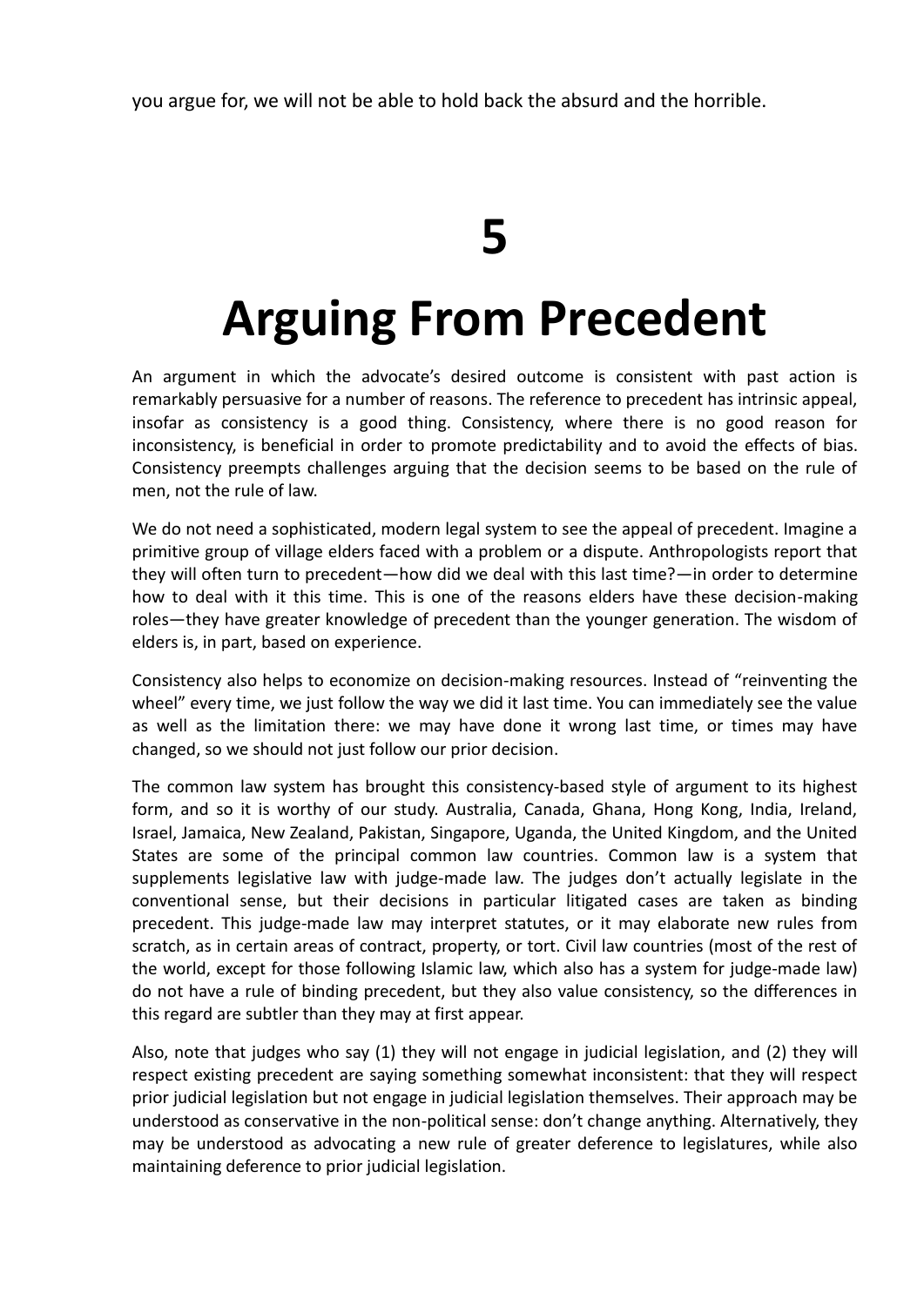you argue for, we will not be able to hold back the absurd and the horrible.

# 5

# Arguing From Precedent

An argument in which the advocate's desired outcome is consistent with past action is remarkably persuasive for a number of reasons. The reference to precedent has intrinsic appeal, insofar as consistency is a good thing. Consistency, where there is no good reason for inconsistency, is beneficial in order to promote predictability and to avoid the effects of bias. Consistency preempts challenges arguing that the decision seems to be based on the rule of men, not the rule of law.

We do not need a sophisticated, modern legal system to see the appeal of precedent. Imagine a primitive group of village elders faced with a problem or a dispute. Anthropologists report that they will often turn to precedent—how did we deal with this last time?—in order to determine how to deal with it this time. This is one of the reasons elders have these decision-making roles—they have greater knowledge of precedent than the younger generation. The wisdom of elders is, in part, based on experience.

Consistency also helps to economize on decision-making resources. Instead of "reinventing the wheel" every time, we just follow the way we did it last time. You can immediately see the value as well as the limitation there: we may have done it wrong last time, or times may have changed, so we should not just follow our prior decision.

The common law system has brought this consistency-based style of argument to its highest form, and so it is worthy of our study. Australia, Canada, Ghana, Hong Kong, India, Ireland, Israel, Jamaica, New Zealand, Pakistan, Singapore, Uganda, the United Kingdom, and the United States are some of the principal common law countries. Common law is a system that supplements legislative law with judge-made law. The judges don't actually legislate in the conventional sense, but their decisions in particular litigated cases are taken as binding precedent. This judge-made law may interpret statutes, or it may elaborate new rules from scratch, as in certain areas of contract, property, or tort. Civil law countries (most of the rest of the world, except for those following Islamic law, which also has a system for judge-made law) do not have a rule of binding precedent, but they also value consistency, so the differences in this regard are subtler than they may at first appear.

Also, note that judges who say (1) they will not engage in judicial legislation, and (2) they will respect existing precedent are saying something somewhat inconsistent: that they will respect prior judicial legislation but not engage in judicial legislation themselves. Their approach may be understood as conservative in the non-political sense: don't change anything. Alternatively, they may be understood as advocating a new rule of greater deference to legislatures, while also maintaining deference to prior judicial legislation.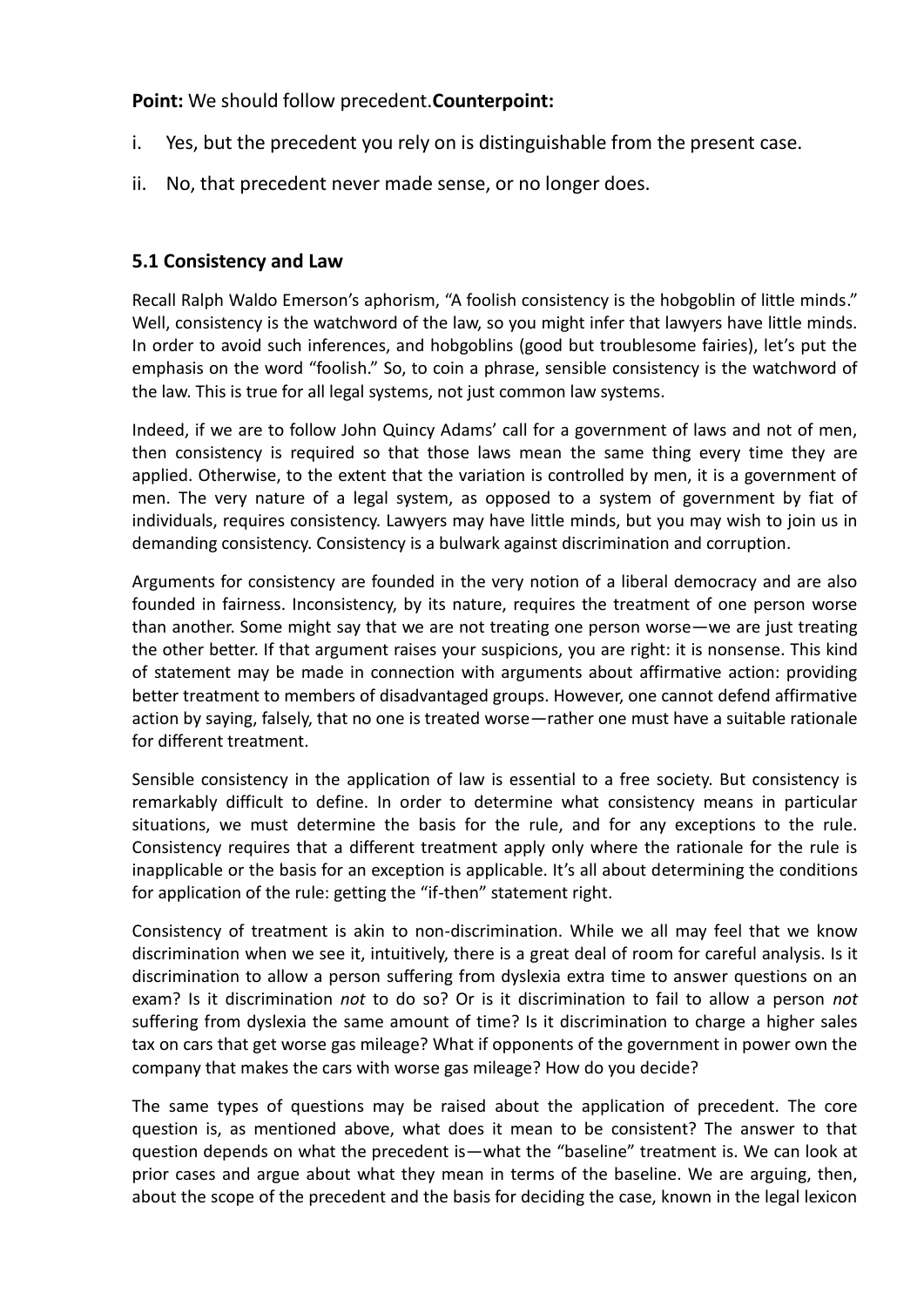**Point:** We should follow precedent.**Counterpoint:**

i. Yes, but the precedent you rely on is distinguishable from the present case.

ii. No, that precedent never made sense, or no longer does.

### 5.1 Consistency and Law

Recall Ralph Waldo Emerson's aphorism, "A foolish consistency is the hobgoblin of little minds." Well, consistency is the watchword of the law, so you might infer that lawyers have little minds. In order to avoid such inferences, and hobgoblins (good but troublesome fairies), let's put the emphasis on the word "foolish." So, to coin a phrase, sensible consistency is the watchword of the law. This is true for all legal systems, not just common law systems.

Indeed, if we are to follow John Quincy Adams' call for a government of laws and not of men, then consistency is required so that those laws mean the same thing every time they are applied. Otherwise, to the extent that the variation is controlled by men, it is a government of men. The very nature of a legal system, as opposed to a system of government by fiat of individuals, requires consistency. Lawyers may have little minds, but you may wish to join us in demanding consistency. Consistency is a bulwark against discrimination and corruption.

Arguments for consistency are founded in the very notion of a liberal democracy and are also founded in fairness. Inconsistency, by its nature, requires the treatment of one person worse than another. Some might say that we are not treating one person worse—we are just treating the other better. If that argument raises your suspicions, you are right: it is nonsense. This kind of statement may be made in connection with arguments about affirmative action: providing better treatment to members of disadvantaged groups. However, one cannot defend affirmative action by saying, falsely, that no one is treated worse—rather one must have a suitable rationale for different treatment.

Sensible consistency in the application of law is essential to a free society. But consistency is remarkably difficult to define. In order to determine what consistency means in particular situations, we must determine the basis for the rule, and for any exceptions to the rule. Consistency requires that a different treatment apply only where the rationale for the rule is inapplicable or the basis for an exception is applicable. It's all about determining the conditions for application of the rule: getting the "if-then" statement right.

Consistency of treatment is akin to non-discrimination. While we all may feel that we know discrimination when we see it, intuitively, there is a great deal of room for careful analysis. Is it discrimination to allow a person suffering from dyslexia extra time to answer questions on an exam? Is it discrimination *not* to do so? Or is it discrimination to fail to allow a person *not* suffering from dyslexia the same amount of time? Is it discrimination to charge a higher sales tax on cars that get worse gas mileage? What if opponents of the government in power own the company that makes the cars with worse gas mileage? How do you decide?

The same types of questions may be raised about the application of precedent. The core question is, as mentioned above, what does it mean to be consistent? The answer to that question depends on what the precedent is—what the "baseline" treatment is. We can look at prior cases and argue about what they mean in terms of the baseline. We are arguing, then, about the scope of the precedent and the basis for deciding the case, known in the legal lexicon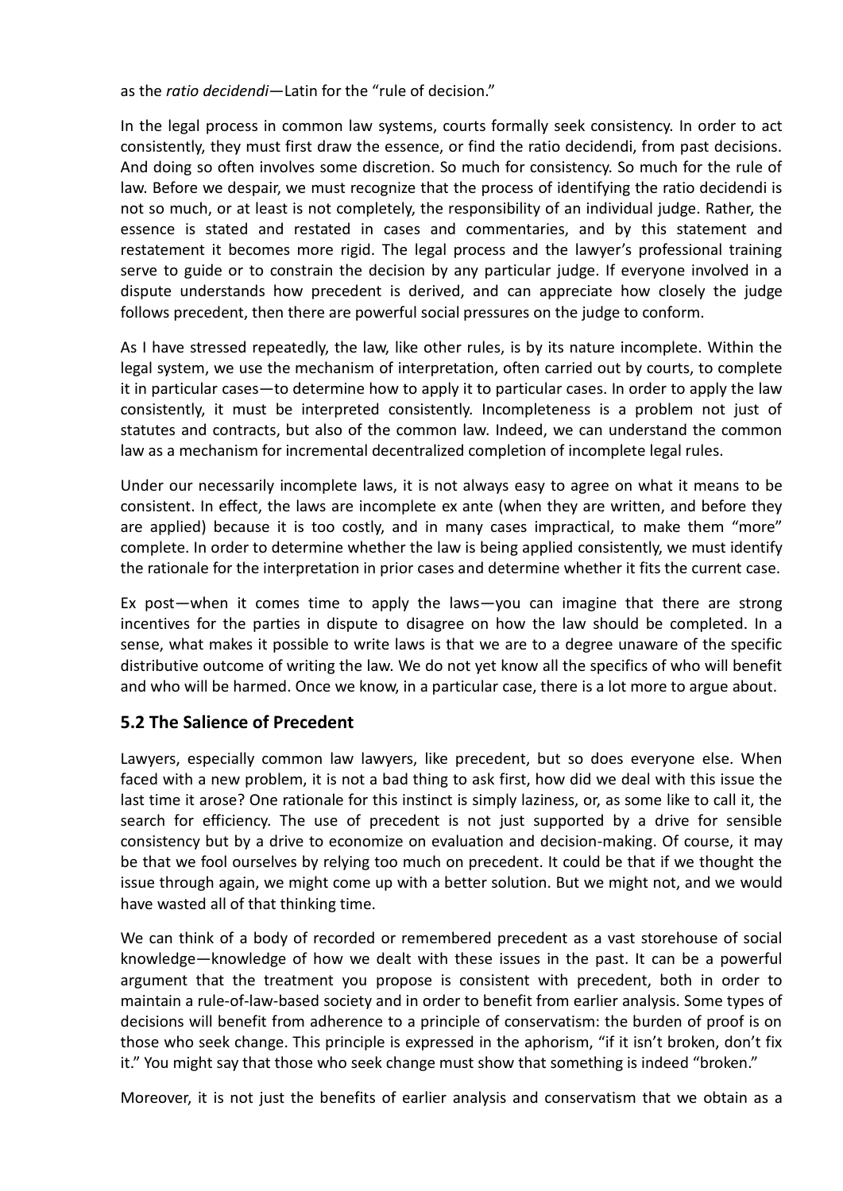as the *ratio decidendi*—Latin for the "rule of decision."

In the legal process in common law systems, courts formally seek consistency. In order to act consistently, they must first draw the essence, or find the ratio decidendi, from past decisions. And doing so often involves some discretion. So much for consistency. So much for the rule of law. Before we despair, we must recognize that the process of identifying the ratio decidendi is not so much, or at least is not completely, the responsibility of an individual judge. Rather, the essence is stated and restated in cases and commentaries, and by this statement and restatement it becomes more rigid. The legal process and the lawyer's professional training serve to guide or to constrain the decision by any particular judge. If everyone involved in a dispute understands how precedent is derived, and can appreciate how closely the judge follows precedent, then there are powerful social pressures on the judge to conform.

As I have stressed repeatedly, the law, like other rules, is by its nature incomplete. Within the legal system, we use the mechanism of interpretation, often carried out by courts, to complete it in particular cases—to determine how to apply it to particular cases. In order to apply the law consistently, it must be interpreted consistently. Incompleteness is a problem not just of statutes and contracts, but also of the common law. Indeed, we can understand the common law as a mechanism for incremental decentralized completion of incomplete legal rules.

Under our necessarily incomplete laws, it is not always easy to agree on what it means to be consistent. In effect, the laws are incomplete ex ante (when they are written, and before they are applied) because it is too costly, and in many cases impractical, to make them "more" complete. In order to determine whether the law is being applied consistently, we must identify the rationale for the interpretation in prior cases and determine whether it fits the current case.

Ex post—when it comes time to apply the laws—you can imagine that there are strong incentives for the parties in dispute to disagree on how the law should be completed. In a sense, what makes it possible to write laws is that we are to a degree unaware of the specific distributive outcome of writing the law. We do not yet know all the specifics of who will benefit and who will be harmed. Once we know, in a particular case, there is a lot more to argue about.

## 5.2 The Salience of Precedent

Lawyers, especially common law lawyers, like precedent, but so does everyone else. When faced with a new problem, it is not a bad thing to ask first, how did we deal with this issue the last time it arose? One rationale for this instinct is simply laziness, or, as some like to call it, the search for efficiency. The use of precedent is not just supported by a drive for sensible consistency but by a drive to economize on evaluation and decision-making. Of course, it may be that we fool ourselves by relying too much on precedent. It could be that if we thought the issue through again, we might come up with a better solution. But we might not, and we would have wasted all of that thinking time.

We can think of a body of recorded or remembered precedent as a vast storehouse of social knowledge—knowledge of how we dealt with these issues in the past. It can be a powerful argument that the treatment you propose is consistent with precedent, both in order to maintain a rule-of-law-based society and in order to benefit from earlier analysis. Some types of decisions will benefit from adherence to a principle of conservatism: the burden of proof is on those who seek change. This principle is expressed in the aphorism, "if it isn't broken, don't fix it." You might say that those who seek change must show that something is indeed "broken."

Moreover, it is not just the benefits of earlier analysis and conservatism that we obtain as a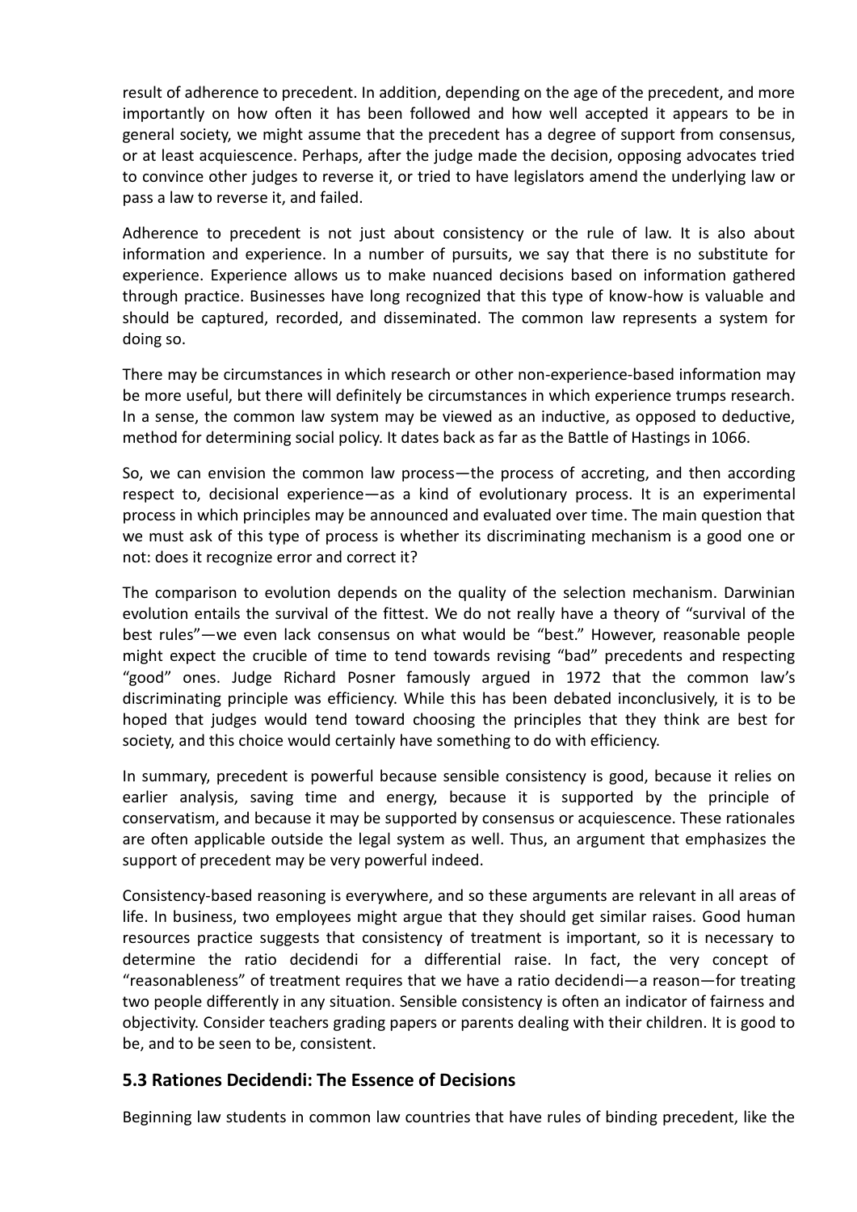result of adherence to precedent. In addition, depending on the age of the precedent, and more importantly on how often it has been followed and how well accepted it appears to be in general society, we might assume that the precedent has a degree of support from consensus, or at least acquiescence. Perhaps, after the judge made the decision, opposing advocates tried to convince other judges to reverse it, or tried to have legislators amend the underlying law or pass a law to reverse it, and failed.

Adherence to precedent is not just about consistency or the rule of law. It is also about information and experience. In a number of pursuits, we say that there is no substitute for experience. Experience allows us to make nuanced decisions based on information gathered through practice. Businesses have long recognized that this type of know-how is valuable and should be captured, recorded, and disseminated. The common law represents a system for doing so.

There may be circumstances in which research or other non-experience-based information may be more useful, but there will definitely be circumstances in which experience trumps research. In a sense, the common law system may be viewed as an inductive, as opposed to deductive, method for determining social policy. It dates back as far as the Battle of Hastings in 1066.

So, we can envision the common law process—the process of accreting, and then according respect to, decisional experience—as a kind of evolutionary process. It is an experimental process in which principles may be announced and evaluated over time. The main question that we must ask of this type of process is whether its discriminating mechanism is a good one or not: does it recognize error and correct it?

The comparison to evolution depends on the quality of the selection mechanism. Darwinian evolution entails the survival of the fittest. We do not really have a theory of "survival of the best rules"—we even lack consensus on what would be "best." However, reasonable people might expect the crucible of time to tend towards revising "bad" precedents and respecting "good" ones. Judge Richard Posner famously argued in 1972 that the common law's discriminating principle was efficiency. While this has been debated inconclusively, it is to be hoped that judges would tend toward choosing the principles that they think are best for society, and this choice would certainly have something to do with efficiency.

In summary, precedent is powerful because sensible consistency is good, because it relies on earlier analysis, saving time and energy, because it is supported by the principle of conservatism, and because it may be supported by consensus or acquiescence. These rationales are often applicable outside the legal system as well. Thus, an argument that emphasizes the support of precedent may be very powerful indeed.

Consistency-based reasoning is everywhere, and so these arguments are relevant in all areas of life. In business, two employees might argue that they should get similar raises. Good human resources practice suggests that consistency of treatment is important, so it is necessary to determine the ratio decidendi for a differential raise. In fact, the very concept of "reasonableness" of treatment requires that we have a ratio decidendi—a reason—for treating two people differently in any situation. Sensible consistency is often an indicator of fairness and objectivity. Consider teachers grading papers or parents dealing with their children. It is good to be, and to be seen to be, consistent.

## 5.3 Rationes Decidendi: The Essence of Decisions

Beginning law students in common law countries that have rules of binding precedent, like the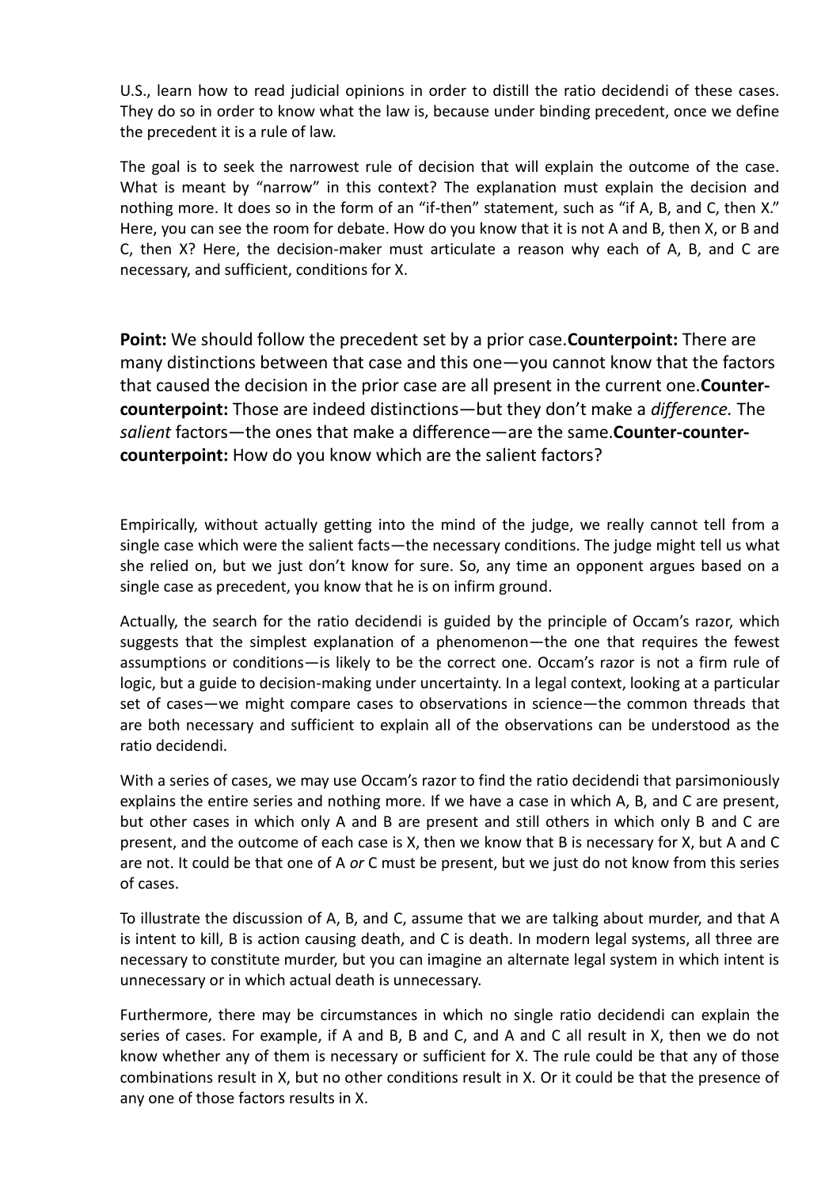U.S., learn how to read judicial opinions in order to distill the ratio decidendi of these cases. They do so in order to know what the law is, because under binding precedent, once we define the precedent it is a rule of law.

The goal is to seek the narrowest rule of decision that will explain the outcome of the case. What is meant by "narrow" in this context? The explanation must explain the decision and nothing more. It does so in the form of an "if-then" statement, such as "if A, B, and C, then X." Here, you can see the room for debate. How do you know that it is not A and B, then X, or B and C, then X? Here, the decision-maker must articulate a reason why each of A, B, and C are necessary, and sufficient, conditions for X.

**Point:** We should follow the precedent set by a prior case.**Counterpoint:** There are many distinctions between that case and this one—you cannot know that the factors that caused the decision in the prior case are all present in the current one.**Counter-counterpoint:** Those are indeed distinctions—but they don't make a *difference.* The *salient* factors—the ones that make a difference—are the same.**Counter-counter-counterpoint:** How do you know which are the salient factors?

Empirically, without actually getting into the mind of the judge, we really cannot tell from a single case which were the salient facts—the necessary conditions. The judge might tell us what she relied on, but we just don't know for sure. So, any time an opponent argues based on a single case as precedent, you know that he is on infirm ground.

Actually, the search for the ratio decidendi is guided by the principle of Occam's razor, which suggests that the simplest explanation of a phenomenon—the one that requires the fewest assumptions or conditions—is likely to be the correct one. Occam's razor is not a firm rule of logic, but a guide to decision-making under uncertainty. In a legal context, looking at a particular set of cases—we might compare cases to observations in science—the common threads that are both necessary and sufficient to explain all of the observations can be understood as the ratio decidendi.

With a series of cases, we may use Occam's razor to find the ratio decidendi that parsimoniously explains the entire series and nothing more. If we have a case in which A, B, and C are present, but other cases in which only A and B are present and still others in which only B and C are present, and the outcome of each case is X, then we know that B is necessary for X, but A and C are not. It could be that one of A *or* C must be present, but we just do not know from this series of cases.

To illustrate the discussion of A, B, and C, assume that we are talking about murder, and that A is intent to kill, B is action causing death, and C is death. In modern legal systems, all three are necessary to constitute murder, but you can imagine an alternate legal system in which intent is unnecessary or in which actual death is unnecessary.

Furthermore, there may be circumstances in which no single ratio decidendi can explain the series of cases. For example, if A and B, B and C, and A and C all result in X, then we do not know whether any of them is necessary or sufficient for X. The rule could be that any of those combinations result in X, but no other conditions result in X. Or it could be that the presence of any one of those factors results in X.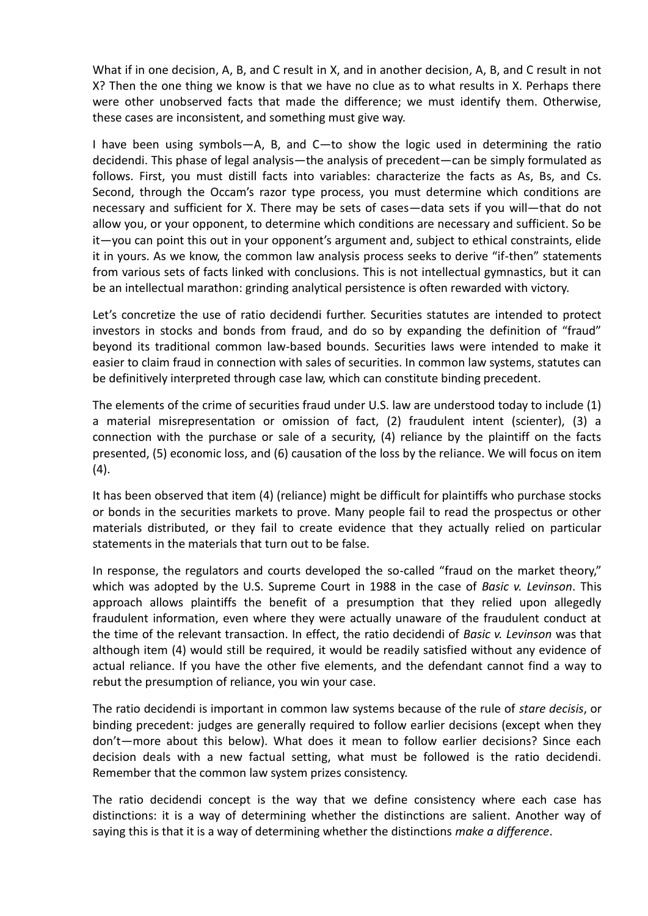What if in one decision, A, B, and C result in X, and in another decision, A, B, and C result in not X? Then the one thing we know is that we have no clue as to what results in X. Perhaps there were other unobserved facts that made the difference; we must identify them. Otherwise, these cases are inconsistent, and something must give way.

I have been using symbols—A, B, and C—to show the logic used in determining the ratio decidendi. This phase of legal analysis—the analysis of precedent—can be simply formulated as follows. First, you must distill facts into variables: characterize the facts as As, Bs, and Cs. Second, through the Occam's razor type process, you must determine which conditions are necessary and sufficient for X. There may be sets of cases—data sets if you will—that do not allow you, or your opponent, to determine which conditions are necessary and sufficient. So be it—you can point this out in your opponent's argument and, subject to ethical constraints, elide it in yours. As we know, the common law analysis process seeks to derive "if-then" statements from various sets of facts linked with conclusions. This is not intellectual gymnastics, but it can be an intellectual marathon: grinding analytical persistence is often rewarded with victory.

Let's concretize the use of ratio decidendi further. Securities statutes are intended to protect investors in stocks and bonds from fraud, and do so by expanding the definition of "fraud" beyond its traditional common law-based bounds. Securities laws were intended to make it easier to claim fraud in connection with sales of securities. In common law systems, statutes can be definitively interpreted through case law, which can constitute binding precedent.

The elements of the crime of securities fraud under U.S. law are understood today to include (1) a material misrepresentation or omission of fact, (2) fraudulent intent (scienter), (3) a connection with the purchase or sale of a security, (4) reliance by the plaintiff on the facts presented, (5) economic loss, and (6) causation of the loss by the reliance. We will focus on item (4).

It has been observed that item (4) (reliance) might be difficult for plaintiffs who purchase stocks or bonds in the securities markets to prove. Many people fail to read the prospectus or other materials distributed, or they fail to create evidence that they actually relied on particular statements in the materials that turn out to be false.

In response, the regulators and courts developed the so-called "fraud on the market theory," which was adopted by the U.S. Supreme Court in 1988 in the case of *Basic v. Levinson*. This approach allows plaintiffs the benefit of a presumption that they relied upon allegedly fraudulent information, even where they were actually unaware of the fraudulent conduct at the time of the relevant transaction. In effect, the ratio decidendi of *Basic v. Levinson* was that although item (4) would still be required, it would be readily satisfied without any evidence of actual reliance. If you have the other five elements, and the defendant cannot find a way to rebut the presumption of reliance, you win your case.

The ratio decidendi is important in common law systems because of the rule of *stare decisis*, or binding precedent: judges are generally required to follow earlier decisions (except when they don't—more about this below). What does it mean to follow earlier decisions? Since each decision deals with a new factual setting, what must be followed is the ratio decidendi. Remember that the common law system prizes consistency.

The ratio decidendi concept is the way that we define consistency where each case has distinctions: it is a way of determining whether the distinctions are salient. Another way of saying this is that it is a way of determining whether the distinctions *make a difference*.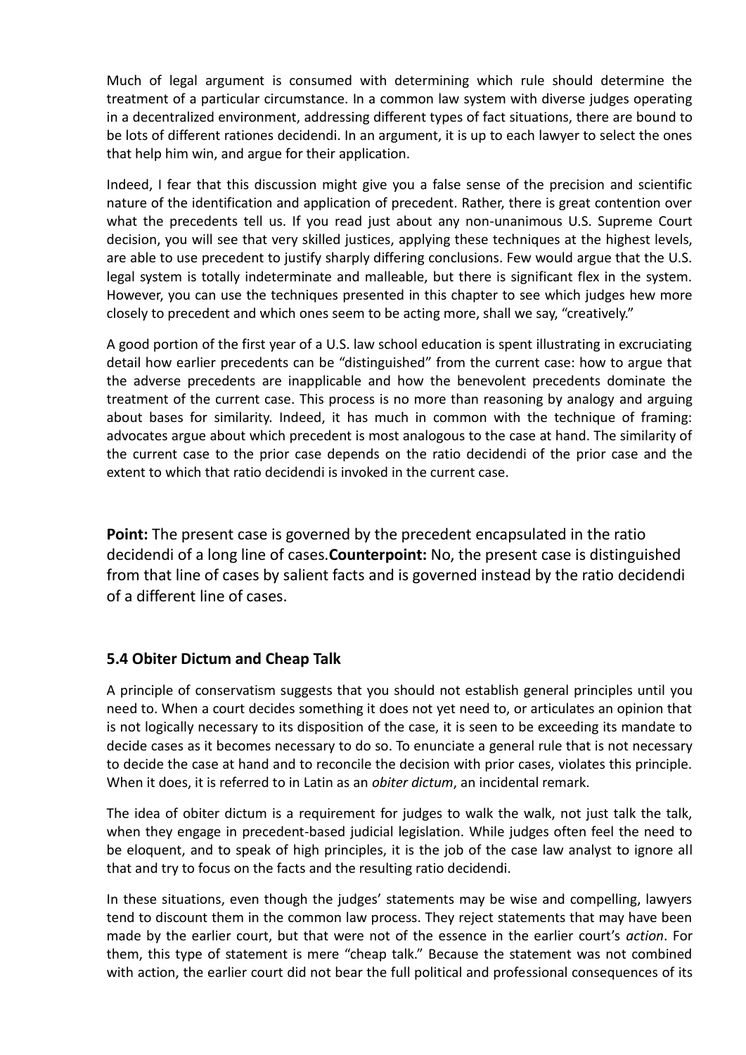Much of legal argument is consumed with determining which rule should determine the treatment of a particular circumstance. In a common law system with diverse judges operating in a decentralized environment, addressing different types of fact situations, there are bound to be lots of different rationes decidendi. In an argument, it is up to each lawyer to select the ones that help him win, and argue for their application.

Indeed, I fear that this discussion might give you a false sense of the precision and scientific nature of the identification and application of precedent. Rather, there is great contention over what the precedents tell us. If you read just about any non-unanimous U.S. Supreme Court decision, you will see that very skilled justices, applying these techniques at the highest levels, are able to use precedent to justify sharply differing conclusions. Few would argue that the U.S. legal system is totally indeterminate and malleable, but there is significant flex in the system. However, you can use the techniques presented in this chapter to see which judges hew more closely to precedent and which ones seem to be acting more, shall we say, "creatively."

A good portion of the first year of a U.S. law school education is spent illustrating in excruciating detail how earlier precedents can be "distinguished" from the current case: how to argue that the adverse precedents are inapplicable and how the benevolent precedents dominate the treatment of the current case. This process is no more than reasoning by analogy and arguing about bases for similarity. Indeed, it has much in common with the technique of framing: advocates argue about which precedent is most analogous to the case at hand. The similarity of the current case to the prior case depends on the ratio decidendi of the prior case and the extent to which that ratio decidendi is invoked in the current case.

**Point:** The present case is governed by the precedent encapsulated in the ratio decidendi of a long line of cases.**Counterpoint:** No, the present case is distinguished from that line of cases by salient facts and is governed instead by the ratio decidendi of a different line of cases.

### 5.4 Obiter Dictum and Cheap Talk

A principle of conservatism suggests that you should not establish general principles until you need to. When a court decides something it does not yet need to, or articulates an opinion that is not logically necessary to its disposition of the case, it is seen to be exceeding its mandate to decide cases as it becomes necessary to do so. To enunciate a general rule that is not necessary to decide the case at hand and to reconcile the decision with prior cases, violates this principle. When it does, it is referred to in Latin as an *obiter dictum*, an incidental remark.

The idea of obiter dictum is a requirement for judges to walk the walk, not just talk the talk, when they engage in precedent-based judicial legislation. While judges often feel the need to be eloquent, and to speak of high principles, it is the job of the case law analyst to ignore all that and try to focus on the facts and the resulting ratio decidendi.

In these situations, even though the judges' statements may be wise and compelling, lawyers tend to discount them in the common law process. They reject statements that may have been made by the earlier court, but that were not of the essence in the earlier court's *action*. For them, this type of statement is mere "cheap talk." Because the statement was not combined with action, the earlier court did not bear the full political and professional consequences of its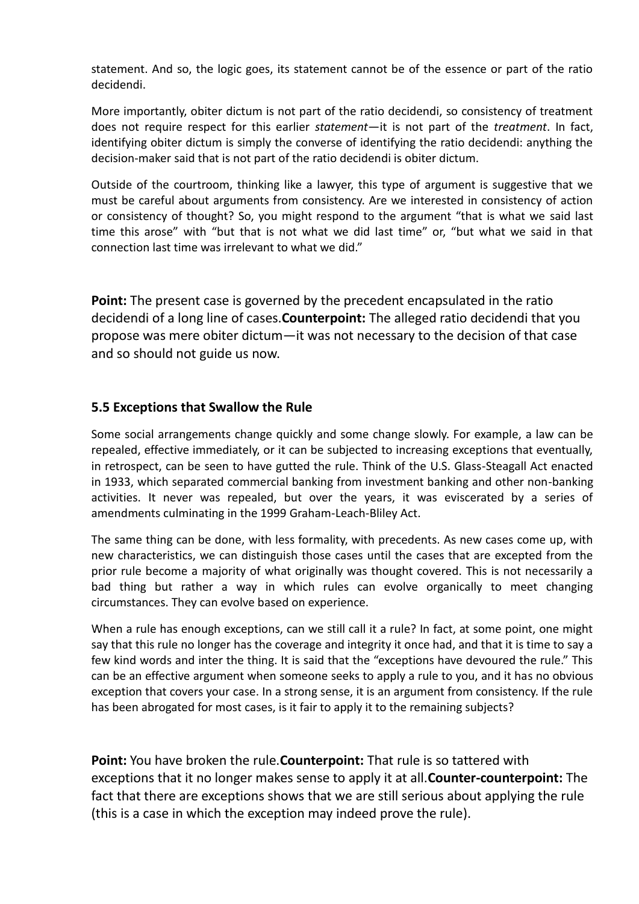statement. And so, the logic goes, its statement cannot be of the essence or part of the ratio decidendi.

More importantly, obiter dictum is not part of the ratio decidendi, so consistency of treatment does not require respect for this earlier *statement*—it is not part of the *treatment*. In fact, identifying obiter dictum is simply the converse of identifying the ratio decidendi: anything the decision-maker said that is not part of the ratio decidendi is obiter dictum.

Outside of the courtroom, thinking like a lawyer, this type of argument is suggestive that we must be careful about arguments from consistency. Are we interested in consistency of action or consistency of thought? So, you might respond to the argument "that is what we said last time this arose" with "but that is not what we did last time" or, "but what we said in that connection last time was irrelevant to what we did."

**Point:** The present case is governed by the precedent encapsulated in the ratio decidendi of a long line of cases.**Counterpoint:** The alleged ratio decidendi that you propose was mere obiter dictum—it was not necessary to the decision of that case and so should not guide us now.

### 5.5 Exceptions that Swallow the Rule

Some social arrangements change quickly and some change slowly. For example, a law can be repealed, effective immediately, or it can be subjected to increasing exceptions that eventually, in retrospect, can be seen to have gutted the rule. Think of the U.S. Glass-Steagall Act enacted in 1933, which separated commercial banking from investment banking and other non-banking activities. It never was repealed, but over the years, it was eviscerated by a series of amendments culminating in the 1999 Graham-Leach-Bliley Act.

The same thing can be done, with less formality, with precedents. As new cases come up, with new characteristics, we can distinguish those cases until the cases that are excepted from the prior rule become a majority of what originally was thought covered. This is not necessarily a bad thing but rather a way in which rules can evolve organically to meet changing circumstances. They can evolve based on experience.

When a rule has enough exceptions, can we still call it a rule? In fact, at some point, one might say that this rule no longer has the coverage and integrity it once had, and that it is time to say a few kind words and inter the thing. It is said that the "exceptions have devoured the rule." This can be an effective argument when someone seeks to apply a rule to you, and it has no obvious exception that covers your case. In a strong sense, it is an argument from consistency. If the rule has been abrogated for most cases, is it fair to apply it to the remaining subjects?

**Point:** You have broken the rule.**Counterpoint:** That rule is so tattered with exceptions that it no longer makes sense to apply it at all.**Counter-counterpoint:** The fact that there are exceptions shows that we are still serious about applying the rule (this is a case in which the exception may indeed prove the rule).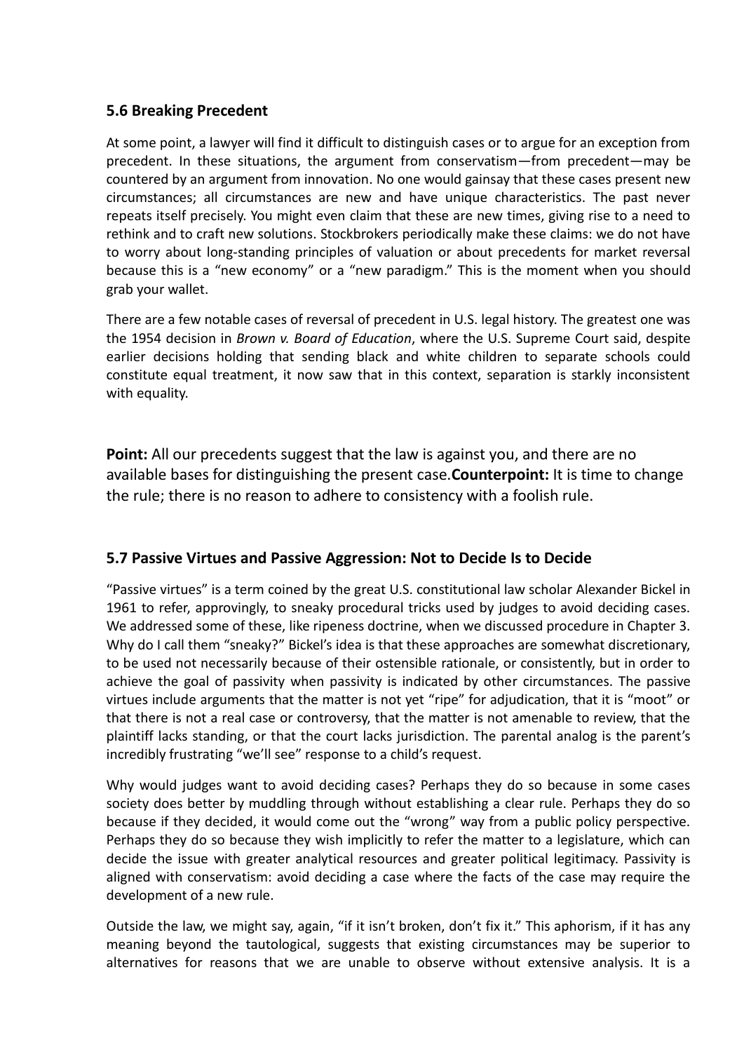### 5.6 Breaking Precedent

At some point, a lawyer will find it difficult to distinguish cases or to argue for an exception from precedent. In these situations, the argument from conservatism—from precedent—may be countered by an argument from innovation. No one would gainsay that these cases present new circumstances; all circumstances are new and have unique characteristics. The past never repeats itself precisely. You might even claim that these are new times, giving rise to a need to rethink and to craft new solutions. Stockbrokers periodically make these claims: we do not have to worry about long-standing principles of valuation or about precedents for market reversal because this is a "new economy" or a "new paradigm." This is the moment when you should grab your wallet.

There are a few notable cases of reversal of precedent in U.S. legal history. The greatest one was the 1954 decision in *Brown v. Board of Education*, where the U.S. Supreme Court said, despite earlier decisions holding that sending black and white children to separate schools could constitute equal treatment, it now saw that in this context, separation is starkly inconsistent with equality.

**Point:** All our precedents suggest that the law is against you, and there are no available bases for distinguishing the present case.**Counterpoint:** It is time to change the rule; there is no reason to adhere to consistency with a foolish rule.

### 5.7 Passive Virtues and Passive Aggression: Not to Decide Is to Decide

"Passive virtues" is a term coined by the great U.S. constitutional law scholar Alexander Bickel in 1961 to refer, approvingly, to sneaky procedural tricks used by judges to avoid deciding cases. We addressed some of these, like ripeness doctrine, when we discussed procedure in Chapter 3. Why do I call them "sneaky?" Bickel's idea is that these approaches are somewhat discretionary, to be used not necessarily because of their ostensible rationale, or consistently, but in order to achieve the goal of passivity when passivity is indicated by other circumstances. The passive virtues include arguments that the matter is not yet "ripe" for adjudication, that it is "moot" or that there is not a real case or controversy, that the matter is not amenable to review, that the plaintiff lacks standing, or that the court lacks jurisdiction. The parental analog is the parent's incredibly frustrating "we'll see" response to a child's request.

Why would judges want to avoid deciding cases? Perhaps they do so because in some cases society does better by muddling through without establishing a clear rule. Perhaps they do so because if they decided, it would come out the "wrong" way from a public policy perspective. Perhaps they do so because they wish implicitly to refer the matter to a legislature, which can decide the issue with greater analytical resources and greater political legitimacy. Passivity is aligned with conservatism: avoid deciding a case where the facts of the case may require the development of a new rule.

Outside the law, we might say, again, "if it isn't broken, don't fix it." This aphorism, if it has any meaning beyond the tautological, suggests that existing circumstances may be superior to alternatives for reasons that we are unable to observe without extensive analysis. It is a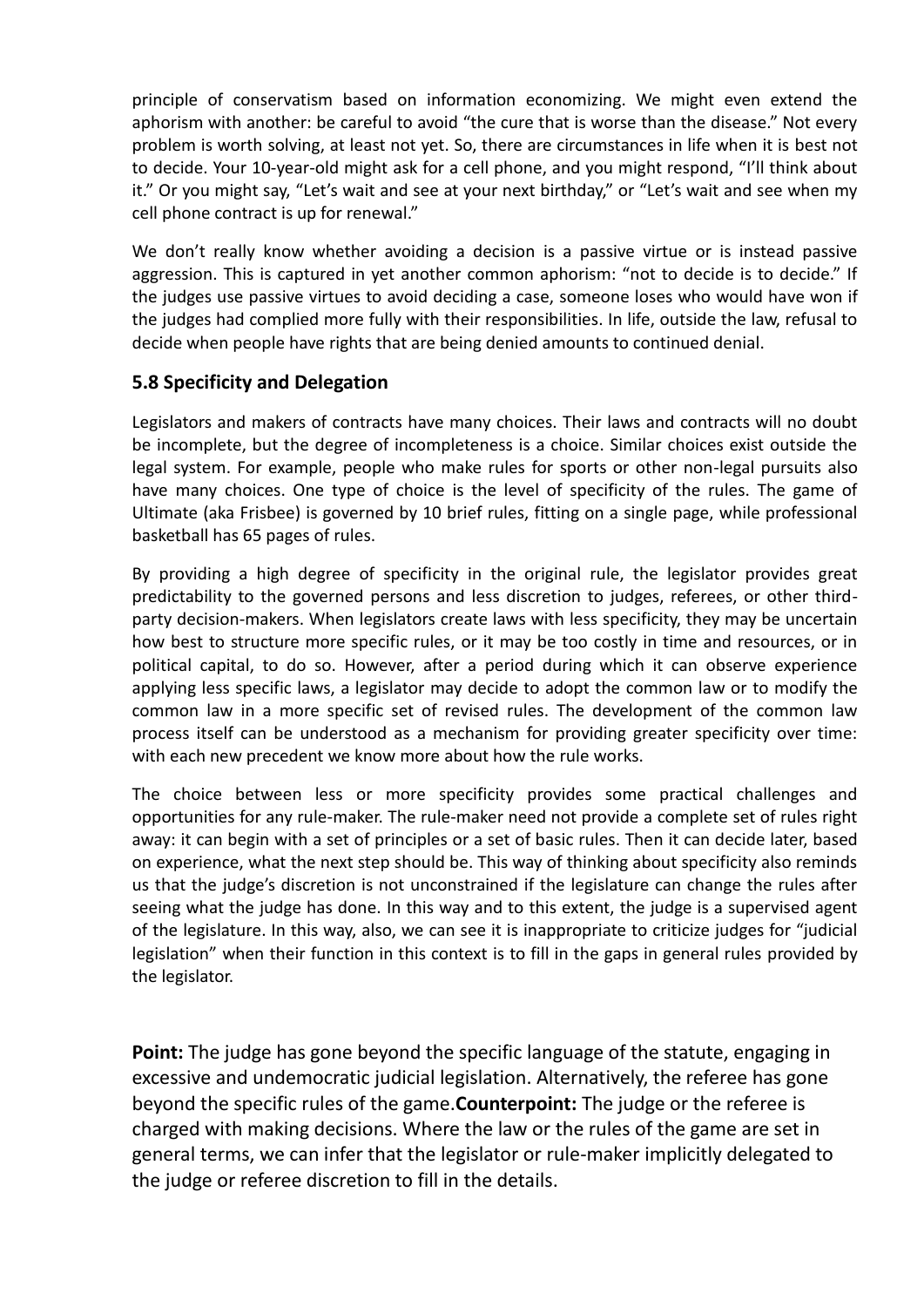principle of conservatism based on information economizing. We might even extend the aphorism with another: be careful to avoid "the cure that is worse than the disease." Not every problem is worth solving, at least not yet. So, there are circumstances in life when it is best not to decide. Your 10-year-old might ask for a cell phone, and you might respond, "I'll think about it." Or you might say, "Let's wait and see at your next birthday," or "Let's wait and see when my cell phone contract is up for renewal."

We don't really know whether avoiding a decision is a passive virtue or is instead passive aggression. This is captured in yet another common aphorism: "not to decide is to decide." If the judges use passive virtues to avoid deciding a case, someone loses who would have won if the judges had complied more fully with their responsibilities. In life, outside the law, refusal to decide when people have rights that are being denied amounts to continued denial.

### 5.8 Specificity and Delegation

Legislators and makers of contracts have many choices. Their laws and contracts will no doubt be incomplete, but the degree of incompleteness is a choice. Similar choices exist outside the legal system. For example, people who make rules for sports or other non-legal pursuits also have many choices. One type of choice is the level of specificity of the rules. The game of Ultimate (aka Frisbee) is governed by 10 brief rules, fitting on a single page, while professional basketball has 65 pages of rules.

By providing a high degree of specificity in the original rule, the legislator provides great predictability to the governed persons and less discretion to judges, referees, or other third-party decision-makers. When legislators create laws with less specificity, they may be uncertain how best to structure more specific rules, or it may be too costly in time and resources, or in political capital, to do so. However, after a period during which it can observe experience applying less specific laws, a legislator may decide to adopt the common law or to modify the common law in a more specific set of revised rules. The development of the common law process itself can be understood as a mechanism for providing greater specificity over time: with each new precedent we know more about how the rule works.

The choice between less or more specificity provides some practical challenges and opportunities for any rule-maker. The rule-maker need not provide a complete set of rules right away: it can begin with a set of principles or a set of basic rules. Then it can decide later, based on experience, what the next step should be. This way of thinking about specificity also reminds us that the judge's discretion is not unconstrained if the legislature can change the rules after seeing what the judge has done. In this way and to this extent, the judge is a supervised agent of the legislature. In this way, also, we can see it is inappropriate to criticize judges for "judicial legislation" when their function in this context is to fill in the gaps in general rules provided by the legislator.

**Point:** The judge has gone beyond the specific language of the statute, engaging in excessive and undemocratic judicial legislation. Alternatively, the referee has gone beyond the specific rules of the game.**Counterpoint:** The judge or the referee is charged with making decisions. Where the law or the rules of the game are set in general terms, we can infer that the legislator or rule-maker implicitly delegated to the judge or referee discretion to fill in the details.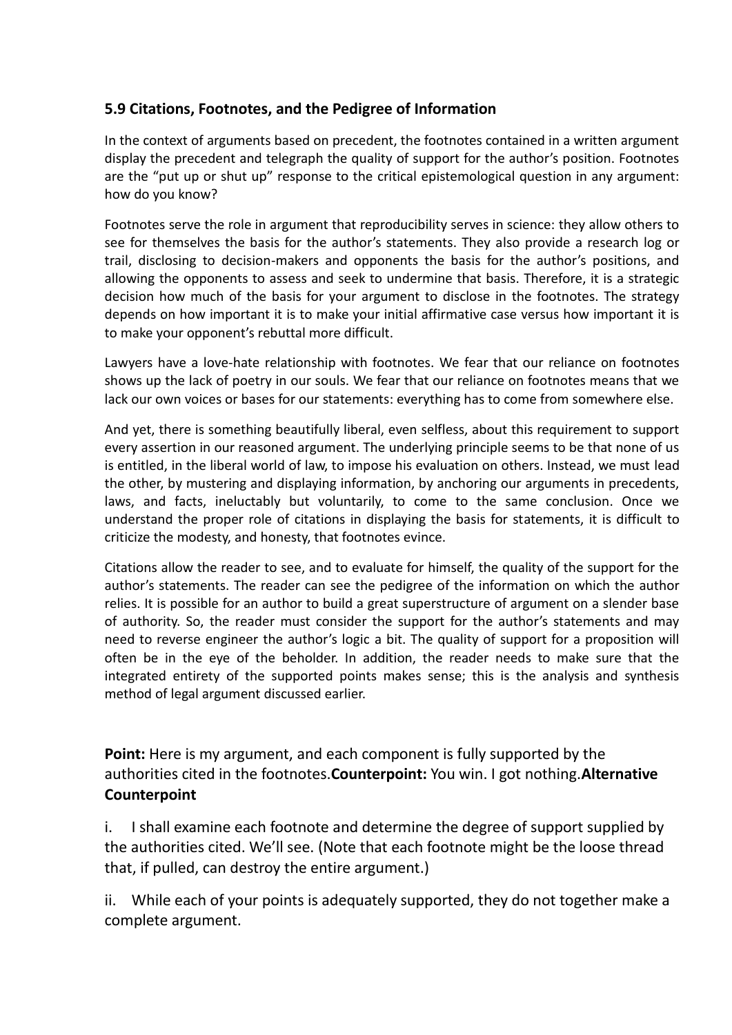### 5.9 Citations, Footnotes, and the Pedigree of Information

In the context of arguments based on precedent, the footnotes contained in a written argument display the precedent and telegraph the quality of support for the author's position. Footnotes are the "put up or shut up" response to the critical epistemological question in any argument: how do you know?

Footnotes serve the role in argument that reproducibility serves in science: they allow others to see for themselves the basis for the author's statements. They also provide a research log or trail, disclosing to decision-makers and opponents the basis for the author's positions, and allowing the opponents to assess and seek to undermine that basis. Therefore, it is a strategic decision how much of the basis for your argument to disclose in the footnotes. The strategy depends on how important it is to make your initial affirmative case versus how important it is to make your opponent's rebuttal more difficult.

Lawyers have a love-hate relationship with footnotes. We fear that our reliance on footnotes shows up the lack of poetry in our souls. We fear that our reliance on footnotes means that we lack our own voices or bases for our statements: everything has to come from somewhere else.

And yet, there is something beautifully liberal, even selfless, about this requirement to support every assertion in our reasoned argument. The underlying principle seems to be that none of us is entitled, in the liberal world of law, to impose his evaluation on others. Instead, we must lead the other, by mustering and displaying information, by anchoring our arguments in precedents, laws, and facts, ineluctably but voluntarily, to come to the same conclusion. Once we understand the proper role of citations in displaying the basis for statements, it is difficult to criticize the modesty, and honesty, that footnotes evince.

Citations allow the reader to see, and to evaluate for himself, the quality of the support for the author's statements. The reader can see the pedigree of the information on which the author relies. It is possible for an author to build a great superstructure of argument on a slender base of authority. So, the reader must consider the support for the author's statements and may need to reverse engineer the author's logic a bit. The quality of support for a proposition will often be in the eye of the beholder. In addition, the reader needs to make sure that the integrated entirety of the supported points makes sense; this is the analysis and synthesis method of legal argument discussed earlier.

**Point:** Here is my argument, and each component is fully supported by the authorities cited in the footnotes.**Counterpoint:** You win. I got nothing.**Alternative Counterpoint**

i. I shall examine each footnote and determine the degree of support supplied by the authorities cited. We'll see. (Note that each footnote might be the loose thread that, if pulled, can destroy the entire argument.)

ii. While each of your points is adequately supported, they do not together make a complete argument.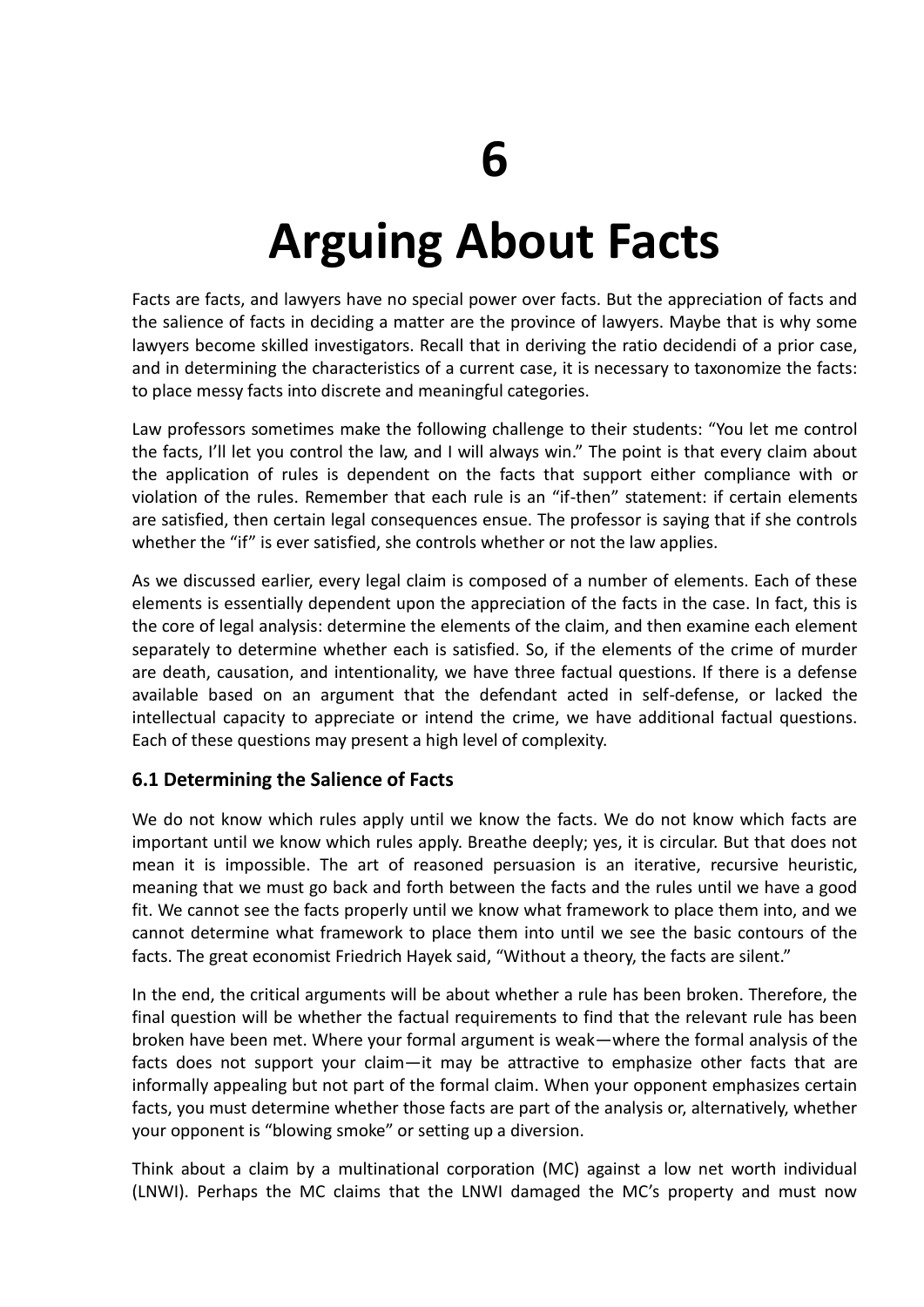# 6

# Arguing About Facts

Facts are facts, and lawyers have no special power over facts. But the appreciation of facts and the salience of facts in deciding a matter are the province of lawyers. Maybe that is why some lawyers become skilled investigators. Recall that in deriving the ratio decidendi of a prior case, and in determining the characteristics of a current case, it is necessary to taxonomize the facts: to place messy facts into discrete and meaningful categories.

Law professors sometimes make the following challenge to their students: "You let me control the facts, I'll let you control the law, and I will always win." The point is that every claim about the application of rules is dependent on the facts that support either compliance with or violation of the rules. Remember that each rule is an "if-then" statement: if certain elements are satisfied, then certain legal consequences ensue. The professor is saying that if she controls whether the "if" is ever satisfied, she controls whether or not the law applies.

As we discussed earlier, every legal claim is composed of a number of elements. Each of these elements is essentially dependent upon the appreciation of the facts in the case. In fact, this is the core of legal analysis: determine the elements of the claim, and then examine each element separately to determine whether each is satisfied. So, if the elements of the crime of murder are death, causation, and intentionality, we have three factual questions. If there is a defense available based on an argument that the defendant acted in self-defense, or lacked the intellectual capacity to appreciate or intend the crime, we have additional factual questions. Each of these questions may present a high level of complexity.

### 6.1 Determining the Salience of Facts

We do not know which rules apply until we know the facts. We do not know which facts are important until we know which rules apply. Breathe deeply; yes, it is circular. But that does not mean it is impossible. The art of reasoned persuasion is an iterative, recursive heuristic, meaning that we must go back and forth between the facts and the rules until we have a good fit. We cannot see the facts properly until we know what framework to place them into, and we cannot determine what framework to place them into until we see the basic contours of the facts. The great economist Friedrich Hayek said, "Without a theory, the facts are silent."

In the end, the critical arguments will be about whether a rule has been broken. Therefore, the final question will be whether the factual requirements to find that the relevant rule has been broken have been met. Where your formal argument is weak—where the formal analysis of the facts does not support your claim—it may be attractive to emphasize other facts that are informally appealing but not part of the formal claim. When your opponent emphasizes certain facts, you must determine whether those facts are part of the analysis or, alternatively, whether your opponent is "blowing smoke" or setting up a diversion.

Think about a claim by a multinational corporation (MC) against a low net worth individual (LNWI). Perhaps the MC claims that the LNWI damaged the MC's property and must now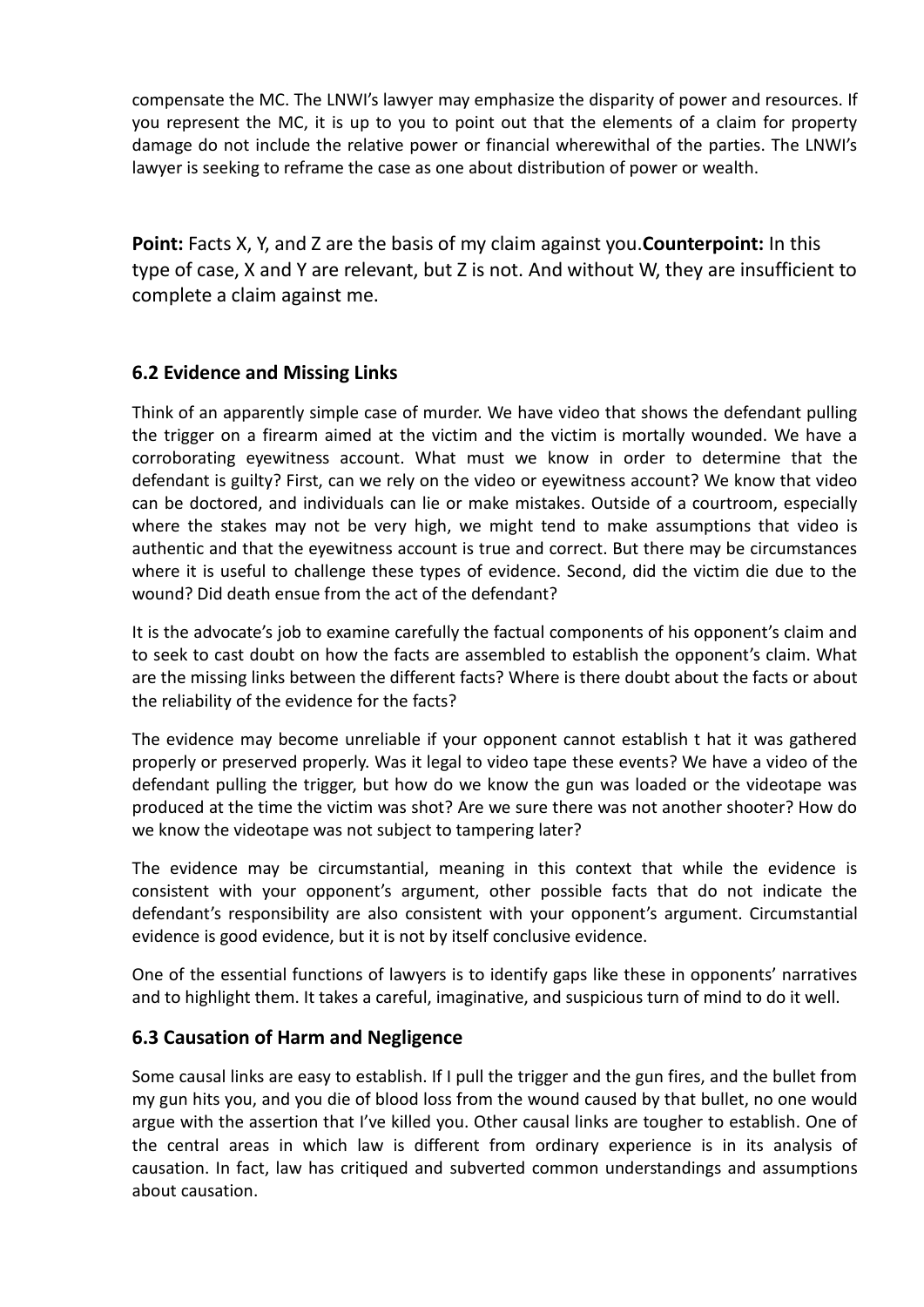compensate the MC. The LNWI's lawyer may emphasize the disparity of power and resources. If you represent the MC, it is up to you to point out that the elements of a claim for property damage do not include the relative power or financial wherewithal of the parties. The LNWI's lawyer is seeking to reframe the case as one about distribution of power or wealth.

**Point:** Facts X, Y, and Z are the basis of my claim against you.**Counterpoint:** In this type of case, X and Y are relevant, but Z is not. And without W, they are insufficient to complete a claim against me.

## 6.2 Evidence and Missing Links

Think of an apparently simple case of murder. We have video that shows the defendant pulling the trigger on a firearm aimed at the victim and the victim is mortally wounded. We have a corroborating eyewitness account. What must we know in order to determine that the defendant is guilty? First, can we rely on the video or eyewitness account? We know that video can be doctored, and individuals can lie or make mistakes. Outside of a courtroom, especially where the stakes may not be very high, we might tend to make assumptions that video is authentic and that the eyewitness account is true and correct. But there may be circumstances where it is useful to challenge these types of evidence. Second, did the victim die due to the wound? Did death ensue from the act of the defendant?

It is the advocate's job to examine carefully the factual components of his opponent's claim and to seek to cast doubt on how the facts are assembled to establish the opponent's claim. What are the missing links between the different facts? Where is there doubt about the facts or about the reliability of the evidence for the facts?

The evidence may become unreliable if your opponent cannot establish t hat it was gathered properly or preserved properly. Was it legal to video tape these events? We have a video of the defendant pulling the trigger, but how do we know the gun was loaded or the videotape was produced at the time the victim was shot? Are we sure there was not another shooter? How do we know the videotape was not subject to tampering later?

The evidence may be circumstantial, meaning in this context that while the evidence is consistent with your opponent's argument, other possible facts that do not indicate the defendant's responsibility are also consistent with your opponent's argument. Circumstantial evidence is good evidence, but it is not by itself conclusive evidence.

One of the essential functions of lawyers is to identify gaps like these in opponents' narratives and to highlight them. It takes a careful, imaginative, and suspicious turn of mind to do it well.

## 6.3 Causation of Harm and Negligence

Some causal links are easy to establish. If I pull the trigger and the gun fires, and the bullet from my gun hits you, and you die of blood loss from the wound caused by that bullet, no one would argue with the assertion that I've killed you. Other causal links are tougher to establish. One of the central areas in which law is different from ordinary experience is in its analysis of causation. In fact, law has critiqued and subverted common understandings and assumptions about causation.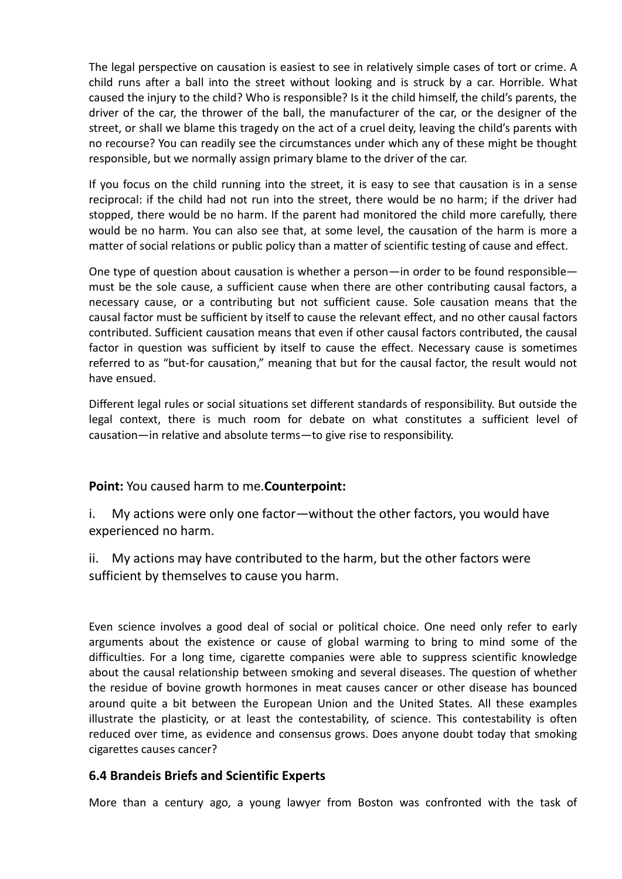The legal perspective on causation is easiest to see in relatively simple cases of tort or crime. A child runs after a ball into the street without looking and is struck by a car. Horrible. What caused the injury to the child? Who is responsible? Is it the child himself, the child's parents, the driver of the car, the thrower of the ball, the manufacturer of the car, or the designer of the street, or shall we blame this tragedy on the act of a cruel deity, leaving the child's parents with no recourse? You can readily see the circumstances under which any of these might be thought responsible, but we normally assign primary blame to the driver of the car.

If you focus on the child running into the street, it is easy to see that causation is in a sense reciprocal: if the child had not run into the street, there would be no harm; if the driver had stopped, there would be no harm. If the parent had monitored the child more carefully, there would be no harm. You can also see that, at some level, the causation of the harm is more a matter of social relations or public policy than a matter of scientific testing of cause and effect.

One type of question about causation is whether a person—in order to be found responsible—must be the sole cause, a sufficient cause when there are other contributing causal factors, a necessary cause, or a contributing but not sufficient cause. Sole causation means that the causal factor must be sufficient by itself to cause the relevant effect, and no other causal factors contributed. Sufficient causation means that even if other causal factors contributed, the causal factor in question was sufficient by itself to cause the effect. Necessary cause is sometimes referred to as "but-for causation," meaning that but for the causal factor, the result would not have ensued.

Different legal rules or social situations set different standards of responsibility. But outside the legal context, there is much room for debate on what constitutes a sufficient level of causation—in relative and absolute terms—to give rise to responsibility.

**Point:** You caused harm to me.**Counterpoint:**

i. My actions were only one factor—without the other factors, you would have experienced no harm.

ii. My actions may have contributed to the harm, but the other factors were sufficient by themselves to cause you harm.

Even science involves a good deal of social or political choice. One need only refer to early arguments about the existence or cause of global warming to bring to mind some of the difficulties. For a long time, cigarette companies were able to suppress scientific knowledge about the causal relationship between smoking and several diseases. The question of whether the residue of bovine growth hormones in meat causes cancer or other disease has bounced around quite a bit between the European Union and the United States. All these examples illustrate the plasticity, or at least the contestability, of science. This contestability is often reduced over time, as evidence and consensus grows. Does anyone doubt today that smoking cigarettes causes cancer?

### 6.4 Brandeis Briefs and Scientific Experts

More than a century ago, a young lawyer from Boston was confronted with the task of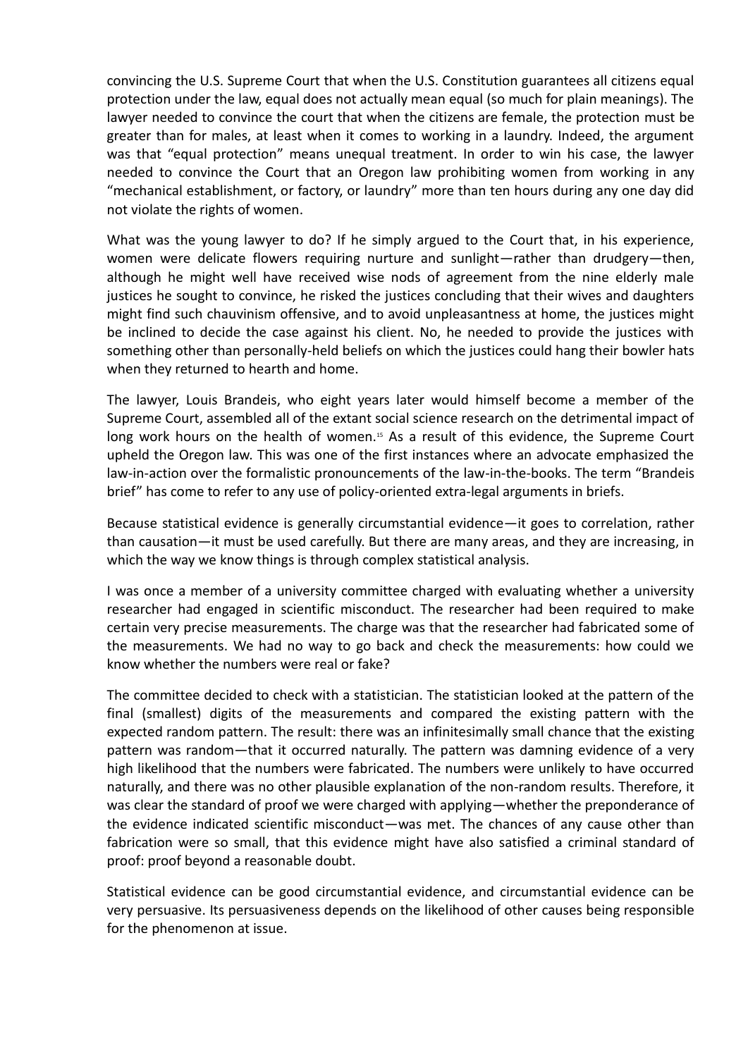convincing the U.S. Supreme Court that when the U.S. Constitution guarantees all citizens equal protection under the law, equal does not actually mean equal (so much for plain meanings). The lawyer needed to convince the court that when the citizens are female, the protection must be greater than for males, at least when it comes to working in a laundry. Indeed, the argument was that "equal protection" means unequal treatment. In order to win his case, the lawyer needed to convince the Court that an Oregon law prohibiting women from working in any "mechanical establishment, or factory, or laundry" more than ten hours during any one day did not violate the rights of women.

What was the young lawyer to do? If he simply argued to the Court that, in his experience, women were delicate flowers requiring nurture and sunlight—rather than drudgery—then, although he might well have received wise nods of agreement from the nine elderly male justices he sought to convince, he risked the justices concluding that their wives and daughters might find such chauvinism offensive, and to avoid unpleasantness at home, the justices might be inclined to decide the case against his client. No, he needed to provide the justices with something other than personally-held beliefs on which the justices could hang their bowler hats when they returned to hearth and home.

The lawyer, Louis Brandeis, who eight years later would himself become a member of the Supreme Court, assembled all of the extant social science research on the detrimental impact of long work hours on the health of women.[15] As a result of this evidence, the Supreme Court upheld the Oregon law. This was one of the first instances where an advocate emphasized the law-in-action over the formalistic pronouncements of the law-in-the-books. The term "Brandeis brief" has come to refer to any use of policy-oriented extra-legal arguments in briefs.

Because statistical evidence is generally circumstantial evidence—it goes to correlation, rather than causation—it must be used carefully. But there are many areas, and they are increasing, in which the way we know things is through complex statistical analysis.

I was once a member of a university committee charged with evaluating whether a university researcher had engaged in scientific misconduct. The researcher had been required to make certain very precise measurements. The charge was that the researcher had fabricated some of the measurements. We had no way to go back and check the measurements: how could we know whether the numbers were real or fake?

The committee decided to check with a statistician. The statistician looked at the pattern of the final (smallest) digits of the measurements and compared the existing pattern with the expected random pattern. The result: there was an infinitesimally small chance that the existing pattern was random—that it occurred naturally. The pattern was damning evidence of a very high likelihood that the numbers were fabricated. The numbers were unlikely to have occurred naturally, and there was no other plausible explanation of the non-random results. Therefore, it was clear the standard of proof we were charged with applying—whether the preponderance of the evidence indicated scientific misconduct—was met. The chances of any cause other than fabrication were so small, that this evidence might have also satisfied a criminal standard of proof: proof beyond a reasonable doubt.

Statistical evidence can be good circumstantial evidence, and circumstantial evidence can be very persuasive. Its persuasiveness depends on the likelihood of other causes being responsible for the phenomenon at issue.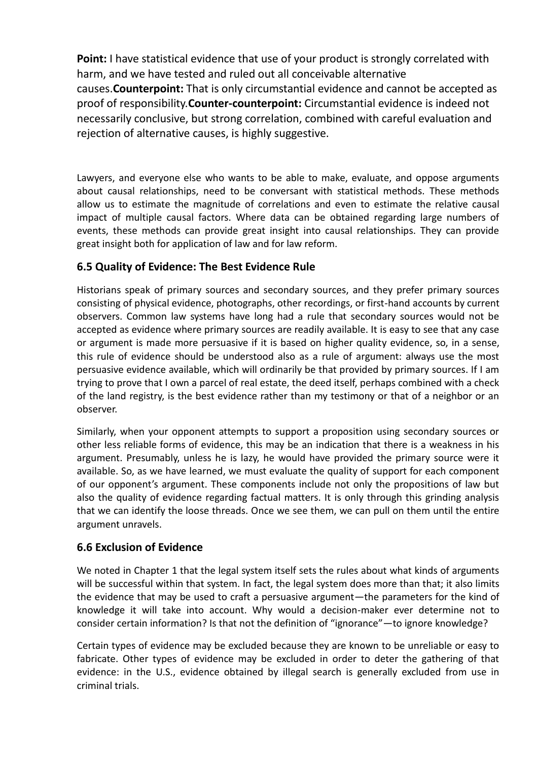**Point:** I have statistical evidence that use of your product is strongly correlated with harm, and we have tested and ruled out all conceivable alternative causes.**Counterpoint:** That is only circumstantial evidence and cannot be accepted as proof of responsibility.**Counter-counterpoint:** Circumstantial evidence is indeed not necessarily conclusive, but strong correlation, combined with careful evaluation and rejection of alternative causes, is highly suggestive.

Lawyers, and everyone else who wants to be able to make, evaluate, and oppose arguments about causal relationships, need to be conversant with statistical methods. These methods allow us to estimate the magnitude of correlations and even to estimate the relative causal impact of multiple causal factors. Where data can be obtained regarding large numbers of events, these methods can provide great insight into causal relationships. They can provide great insight both for application of law and for law reform.

## 6.5 Quality of Evidence: The Best Evidence Rule

Historians speak of primary sources and secondary sources, and they prefer primary sources consisting of physical evidence, photographs, other recordings, or first-hand accounts by current observers. Common law systems have long had a rule that secondary sources would not be accepted as evidence where primary sources are readily available. It is easy to see that any case or argument is made more persuasive if it is based on higher quality evidence, so, in a sense, this rule of evidence should be understood also as a rule of argument: always use the most persuasive evidence available, which will ordinarily be that provided by primary sources. If I am trying to prove that I own a parcel of real estate, the deed itself, perhaps combined with a check of the land registry, is the best evidence rather than my testimony or that of a neighbor or an observer.

Similarly, when your opponent attempts to support a proposition using secondary sources or other less reliable forms of evidence, this may be an indication that there is a weakness in his argument. Presumably, unless he is lazy, he would have provided the primary source were it available. So, as we have learned, we must evaluate the quality of support for each component of our opponent's argument. These components include not only the propositions of law but also the quality of evidence regarding factual matters. It is only through this grinding analysis that we can identify the loose threads. Once we see them, we can pull on them until the entire argument unravels.

## 6.6 Exclusion of Evidence

We noted in Chapter 1 that the legal system itself sets the rules about what kinds of arguments will be successful within that system. In fact, the legal system does more than that; it also limits the evidence that may be used to craft a persuasive argument—the parameters for the kind of knowledge it will take into account. Why would a decision-maker ever determine not to consider certain information? Is that not the definition of "ignorance"—to ignore knowledge?

Certain types of evidence may be excluded because they are known to be unreliable or easy to fabricate. Other types of evidence may be excluded in order to deter the gathering of that evidence: in the U.S., evidence obtained by illegal search is generally excluded from use in criminal trials.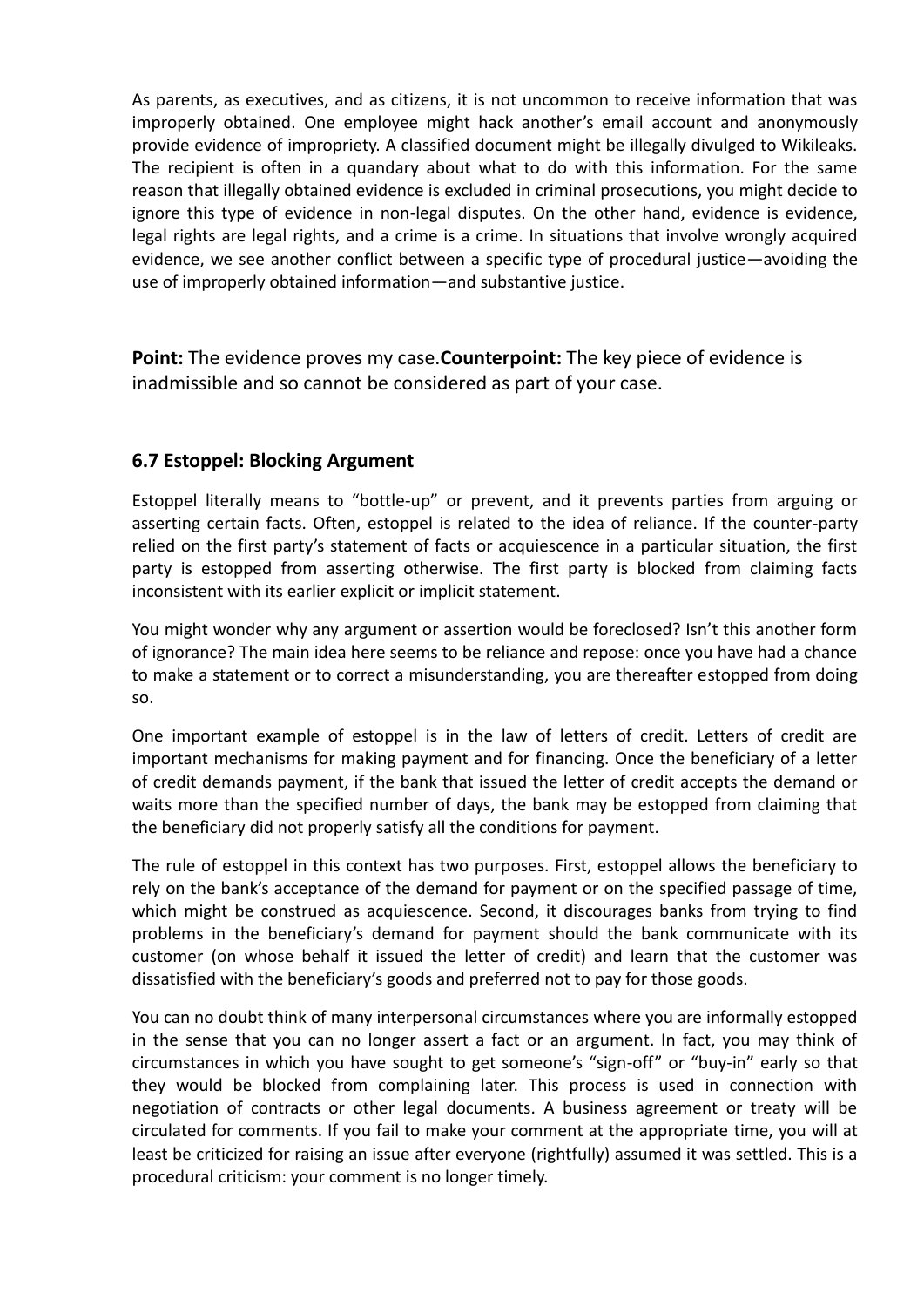As parents, as executives, and as citizens, it is not uncommon to receive information that was improperly obtained. One employee might hack another's email account and anonymously provide evidence of impropriety. A classified document might be illegally divulged to Wikileaks. The recipient is often in a quandary about what to do with this information. For the same reason that illegally obtained evidence is excluded in criminal prosecutions, you might decide to ignore this type of evidence in non-legal disputes. On the other hand, evidence is evidence, legal rights are legal rights, and a crime is a crime. In situations that involve wrongly acquired evidence, we see another conflict between a specific type of procedural justice—avoiding the use of improperly obtained information—and substantive justice.

**Point:** The evidence proves my case.**Counterpoint:** The key piece of evidence is inadmissible and so cannot be considered as part of your case.

### 6.7 Estoppel: Blocking Argument

Estoppel literally means to "bottle-up" or prevent, and it prevents parties from arguing or asserting certain facts. Often, estoppel is related to the idea of reliance. If the counter-party relied on the first party's statement of facts or acquiescence in a particular situation, the first party is estopped from asserting otherwise. The first party is blocked from claiming facts inconsistent with its earlier explicit or implicit statement.

You might wonder why any argument or assertion would be foreclosed? Isn't this another form of ignorance? The main idea here seems to be reliance and repose: once you have had a chance to make a statement or to correct a misunderstanding, you are thereafter estopped from doing so.

One important example of estoppel is in the law of letters of credit. Letters of credit are important mechanisms for making payment and for financing. Once the beneficiary of a letter of credit demands payment, if the bank that issued the letter of credit accepts the demand or waits more than the specified number of days, the bank may be estopped from claiming that the beneficiary did not properly satisfy all the conditions for payment.

The rule of estoppel in this context has two purposes. First, estoppel allows the beneficiary to rely on the bank's acceptance of the demand for payment or on the specified passage of time, which might be construed as acquiescence. Second, it discourages banks from trying to find problems in the beneficiary's demand for payment should the bank communicate with its customer (on whose behalf it issued the letter of credit) and learn that the customer was dissatisfied with the beneficiary's goods and preferred not to pay for those goods.

You can no doubt think of many interpersonal circumstances where you are informally estopped in the sense that you can no longer assert a fact or an argument. In fact, you may think of circumstances in which you have sought to get someone's "sign-off" or "buy-in" early so that they would be blocked from complaining later. This process is used in connection with negotiation of contracts or other legal documents. A business agreement or treaty will be circulated for comments. If you fail to make your comment at the appropriate time, you will at least be criticized for raising an issue after everyone (rightfully) assumed it was settled. This is a procedural criticism: your comment is no longer timely.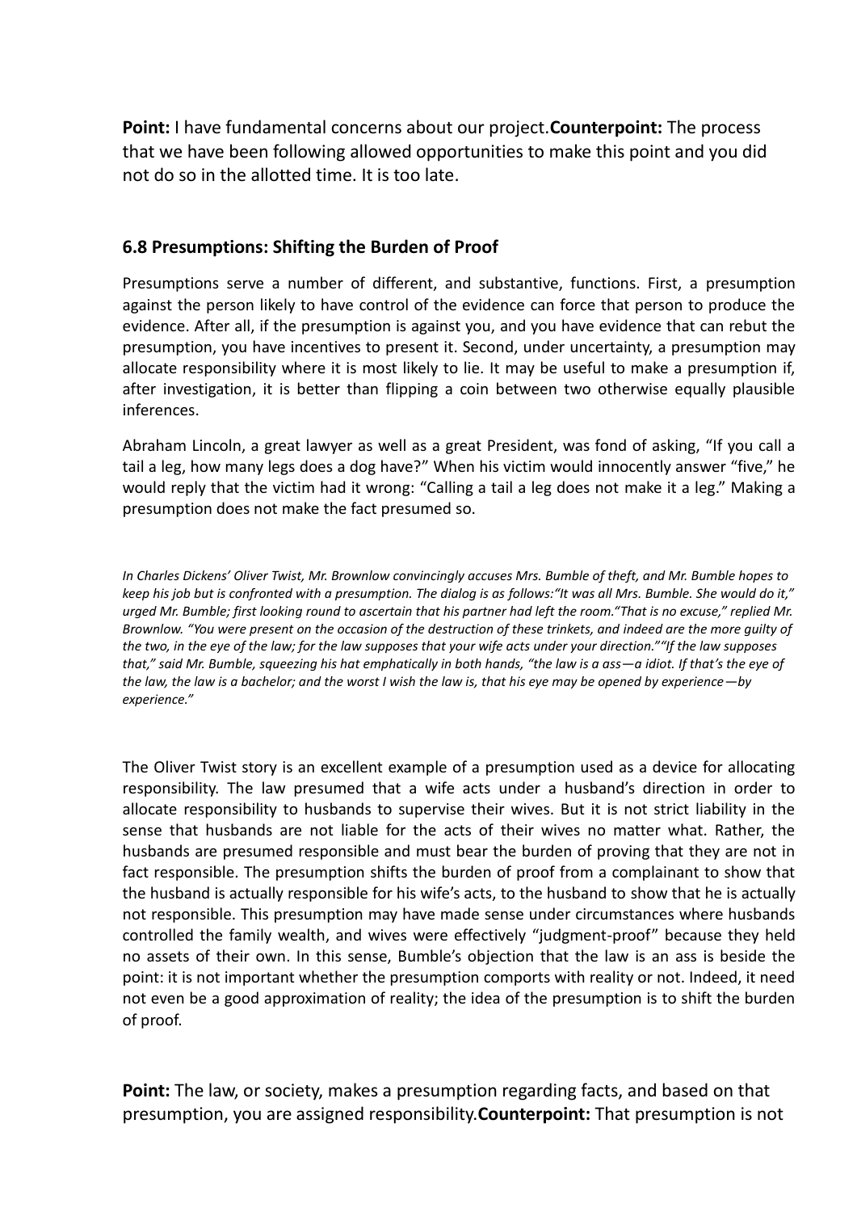**Point:** I have fundamental concerns about our project.**Counterpoint:** The process that we have been following allowed opportunities to make this point and you did not do so in the allotted time. It is too late.

### 6.8 Presumptions: Shifting the Burden of Proof

Presumptions serve a number of different, and substantive, functions. First, a presumption against the person likely to have control of the evidence can force that person to produce the evidence. After all, if the presumption is against you, and you have evidence that can rebut the presumption, you have incentives to present it. Second, under uncertainty, a presumption may allocate responsibility where it is most likely to lie. It may be useful to make a presumption if, after investigation, it is better than flipping a coin between two otherwise equally plausible inferences.

Abraham Lincoln, a great lawyer as well as a great President, was fond of asking, "If you call a tail a leg, how many legs does a dog have?" When his victim would innocently answer "five," he would reply that the victim had it wrong: "Calling a tail a leg does not make it a leg." Making a presumption does not make the fact presumed so.

*In Charles Dickens' Oliver Twist, Mr. Brownlow convincingly accuses Mrs. Bumble of theft, and Mr. Bumble hopes to keep his job but is confronted with a presumption. The dialog is as follows:"It was all Mrs. Bumble. She would do it," urged Mr. Bumble; first looking round to ascertain that his partner had left the room."That is no excuse," replied Mr. Brownlow. "You were present on the occasion of the destruction of these trinkets, and indeed are the more guilty of the two, in the eye of the law; for the law supposes that your wife acts under your direction.""If the law supposes that," said Mr. Bumble, squeezing his hat emphatically in both hands, "the law is a ass—a idiot. If that's the eye of the law, the law is a bachelor; and the worst I wish the law is, that his eye may be opened by experience—by experience."*

The Oliver Twist story is an excellent example of a presumption used as a device for allocating responsibility. The law presumed that a wife acts under a husband's direction in order to allocate responsibility to husbands to supervise their wives. But it is not strict liability in the sense that husbands are not liable for the acts of their wives no matter what. Rather, the husbands are presumed responsible and must bear the burden of proving that they are not in fact responsible. The presumption shifts the burden of proof from a complainant to show that the husband is actually responsible for his wife's acts, to the husband to show that he is actually not responsible. This presumption may have made sense under circumstances where husbands controlled the family wealth, and wives were effectively "judgment-proof" because they held no assets of their own. In this sense, Bumble's objection that the law is an ass is beside the point: it is not important whether the presumption comports with reality or not. Indeed, it need not even be a good approximation of reality; the idea of the presumption is to shift the burden of proof.

**Point:** The law, or society, makes a presumption regarding facts, and based on that presumption, you are assigned responsibility.**Counterpoint:** That presumption is not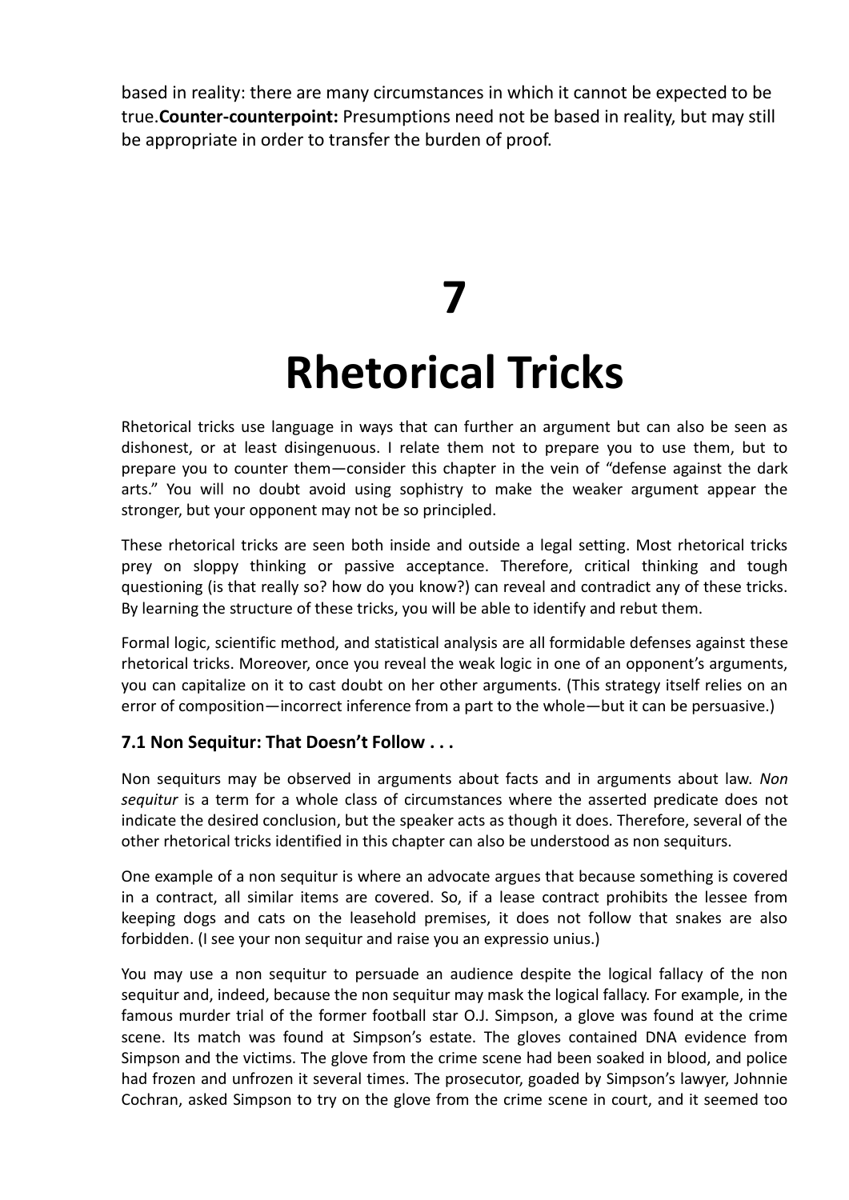based in reality: there are many circumstances in which it cannot be expected to be true.**Counter-counterpoint:** Presumptions need not be based in reality, but may still be appropriate in order to transfer the burden of proof.

# 7

# Rhetorical Tricks

Rhetorical tricks use language in ways that can further an argument but can also be seen as dishonest, or at least disingenuous. I relate them not to prepare you to use them, but to prepare you to counter them—consider this chapter in the vein of "defense against the dark arts." You will no doubt avoid using sophistry to make the weaker argument appear the stronger, but your opponent may not be so principled.

These rhetorical tricks are seen both inside and outside a legal setting. Most rhetorical tricks prey on sloppy thinking or passive acceptance. Therefore, critical thinking and tough questioning (is that really so? how do you know?) can reveal and contradict any of these tricks. By learning the structure of these tricks, you will be able to identify and rebut them.

Formal logic, scientific method, and statistical analysis are all formidable defenses against these rhetorical tricks. Moreover, once you reveal the weak logic in one of an opponent's arguments, you can capitalize on it to cast doubt on her other arguments. (This strategy itself relies on an error of composition—incorrect inference from a part to the whole—but it can be persuasive.)

### 7.1 Non Sequitur: That Doesn't Follow . . .

Non sequiturs may be observed in arguments about facts and in arguments about law. *Non sequitur* is a term for a whole class of circumstances where the asserted predicate does not indicate the desired conclusion, but the speaker acts as though it does. Therefore, several of the other rhetorical tricks identified in this chapter can also be understood as non sequiturs.

One example of a non sequitur is where an advocate argues that because something is covered in a contract, all similar items are covered. So, if a lease contract prohibits the lessee from keeping dogs and cats on the leasehold premises, it does not follow that snakes are also forbidden. (I see your non sequitur and raise you an expressio unius.)

You may use a non sequitur to persuade an audience despite the logical fallacy of the non sequitur and, indeed, because the non sequitur may mask the logical fallacy. For example, in the famous murder trial of the former football star O.J. Simpson, a glove was found at the crime scene. Its match was found at Simpson's estate. The gloves contained DNA evidence from Simpson and the victims. The glove from the crime scene had been soaked in blood, and police had frozen and unfrozen it several times. The prosecutor, goaded by Simpson's lawyer, Johnnie Cochran, asked Simpson to try on the glove from the crime scene in court, and it seemed too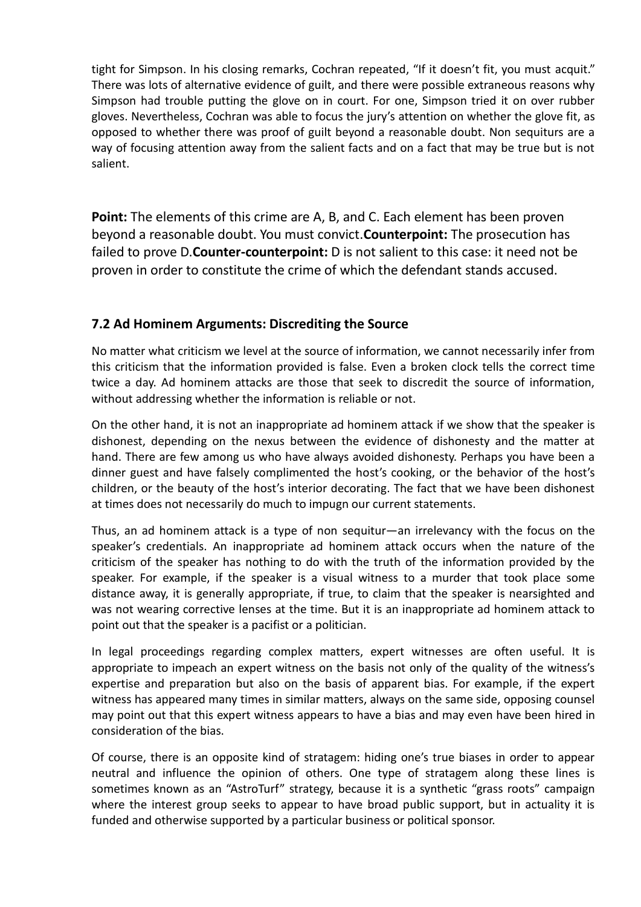tight for Simpson. In his closing remarks, Cochran repeated, "If it doesn't fit, you must acquit." There was lots of alternative evidence of guilt, and there were possible extraneous reasons why Simpson had trouble putting the glove on in court. For one, Simpson tried it on over rubber gloves. Nevertheless, Cochran was able to focus the jury's attention on whether the glove fit, as opposed to whether there was proof of guilt beyond a reasonable doubt. Non sequiturs are a way of focusing attention away from the salient facts and on a fact that may be true but is not salient.

**Point:** The elements of this crime are A, B, and C. Each element has been proven beyond a reasonable doubt. You must convict.**Counterpoint:** The prosecution has failed to prove D.**Counter-counterpoint:** D is not salient to this case: it need not be proven in order to constitute the crime of which the defendant stands accused.

### 7.2 Ad Hominem Arguments: Discrediting the Source

No matter what criticism we level at the source of information, we cannot necessarily infer from this criticism that the information provided is false. Even a broken clock tells the correct time twice a day. Ad hominem attacks are those that seek to discredit the source of information, without addressing whether the information is reliable or not.

On the other hand, it is not an inappropriate ad hominem attack if we show that the speaker is dishonest, depending on the nexus between the evidence of dishonesty and the matter at hand. There are few among us who have always avoided dishonesty. Perhaps you have been a dinner guest and have falsely complimented the host's cooking, or the behavior of the host's children, or the beauty of the host's interior decorating. The fact that we have been dishonest at times does not necessarily do much to impugn our current statements.

Thus, an ad hominem attack is a type of non sequitur—an irrelevancy with the focus on the speaker's credentials. An inappropriate ad hominem attack occurs when the nature of the criticism of the speaker has nothing to do with the truth of the information provided by the speaker. For example, if the speaker is a visual witness to a murder that took place some distance away, it is generally appropriate, if true, to claim that the speaker is nearsighted and was not wearing corrective lenses at the time. But it is an inappropriate ad hominem attack to point out that the speaker is a pacifist or a politician.

In legal proceedings regarding complex matters, expert witnesses are often useful. It is appropriate to impeach an expert witness on the basis not only of the quality of the witness's expertise and preparation but also on the basis of apparent bias. For example, if the expert witness has appeared many times in similar matters, always on the same side, opposing counsel may point out that this expert witness appears to have a bias and may even have been hired in consideration of the bias.

Of course, there is an opposite kind of stratagem: hiding one's true biases in order to appear neutral and influence the opinion of others. One type of stratagem along these lines is sometimes known as an "AstroTurf" strategy, because it is a synthetic "grass roots" campaign where the interest group seeks to appear to have broad public support, but in actuality it is funded and otherwise supported by a particular business or political sponsor.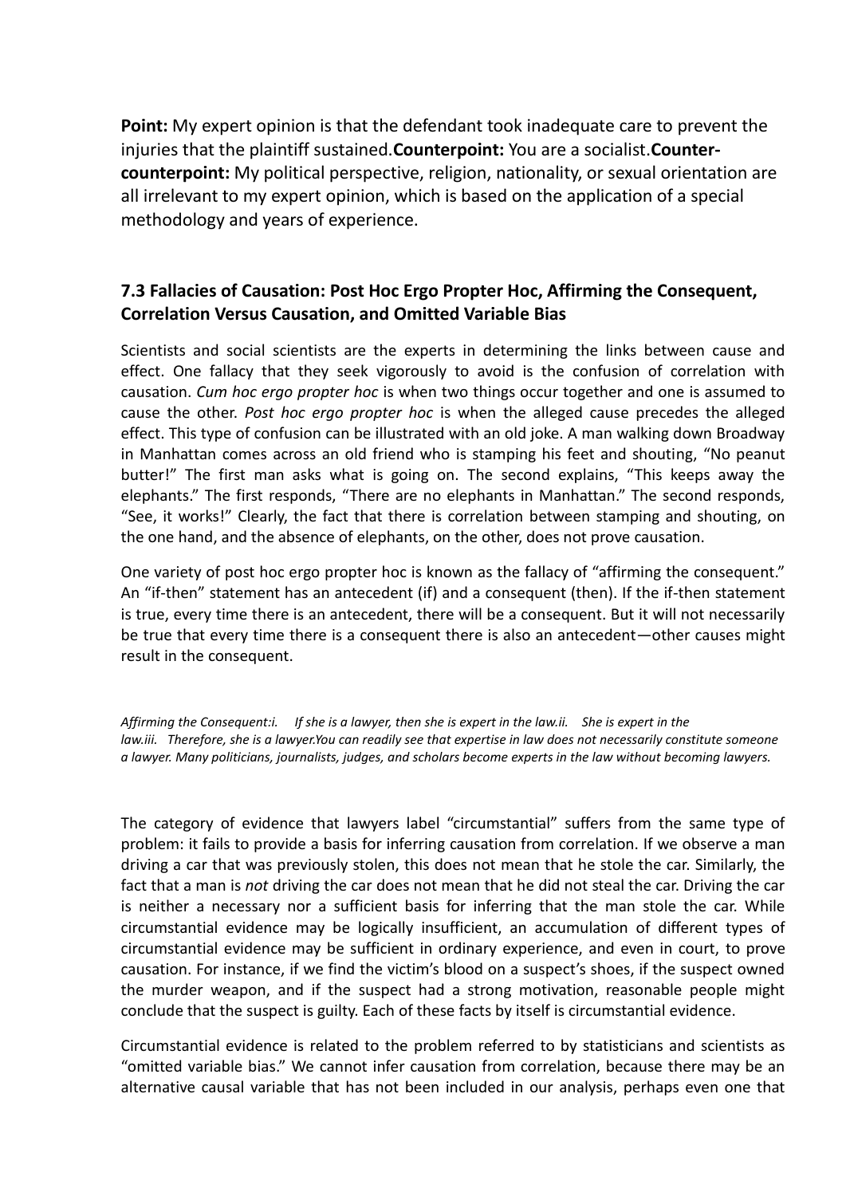**Point:** My expert opinion is that the defendant took inadequate care to prevent the injuries that the plaintiff sustained.**Counterpoint:** You are a socialist.**Counter-counterpoint:** My political perspective, religion, nationality, or sexual orientation are all irrelevant to my expert opinion, which is based on the application of a special methodology and years of experience.

### 7.3 Fallacies of Causation: Post Hoc Ergo Propter Hoc, Affirming the Consequent, Correlation Versus Causation, and Omitted Variable Bias

Scientists and social scientists are the experts in determining the links between cause and effect. One fallacy that they seek vigorously to avoid is the confusion of correlation with causation. *Cum hoc ergo propter hoc* is when two things occur together and one is assumed to cause the other. *Post hoc ergo propter hoc* is when the alleged cause precedes the alleged effect. This type of confusion can be illustrated with an old joke. A man walking down Broadway in Manhattan comes across an old friend who is stamping his feet and shouting, "No peanut butter!" The first man asks what is going on. The second explains, "This keeps away the elephants." The first responds, "There are no elephants in Manhattan." The second responds, "See, it works!" Clearly, the fact that there is correlation between stamping and shouting, on the one hand, and the absence of elephants, on the other, does not prove causation.

One variety of post hoc ergo propter hoc is known as the fallacy of "affirming the consequent." An "if-then" statement has an antecedent (if) and a consequent (then). If the if-then statement is true, every time there is an antecedent, there will be a consequent. But it will not necessarily be true that every time there is a consequent there is also an antecedent—other causes might result in the consequent.

*Affirming the Consequent:i. If she is a lawyer, then she is expert in the law.ii. She is expert in the law.iii. Therefore, she is a lawyer.You can readily see that expertise in law does not necessarily constitute someone a lawyer. Many politicians, journalists, judges, and scholars become experts in the law without becoming lawyers.*

The category of evidence that lawyers label "circumstantial" suffers from the same type of problem: it fails to provide a basis for inferring causation from correlation. If we observe a man driving a car that was previously stolen, this does not mean that he stole the car. Similarly, the fact that a man is *not* driving the car does not mean that he did not steal the car. Driving the car is neither a necessary nor a sufficient basis for inferring that the man stole the car. While circumstantial evidence may be logically insufficient, an accumulation of different types of circumstantial evidence may be sufficient in ordinary experience, and even in court, to prove causation. For instance, if we find the victim's blood on a suspect's shoes, if the suspect owned the murder weapon, and if the suspect had a strong motivation, reasonable people might conclude that the suspect is guilty. Each of these facts by itself is circumstantial evidence.

Circumstantial evidence is related to the problem referred to by statisticians and scientists as "omitted variable bias." We cannot infer causation from correlation, because there may be an alternative causal variable that has not been included in our analysis, perhaps even one that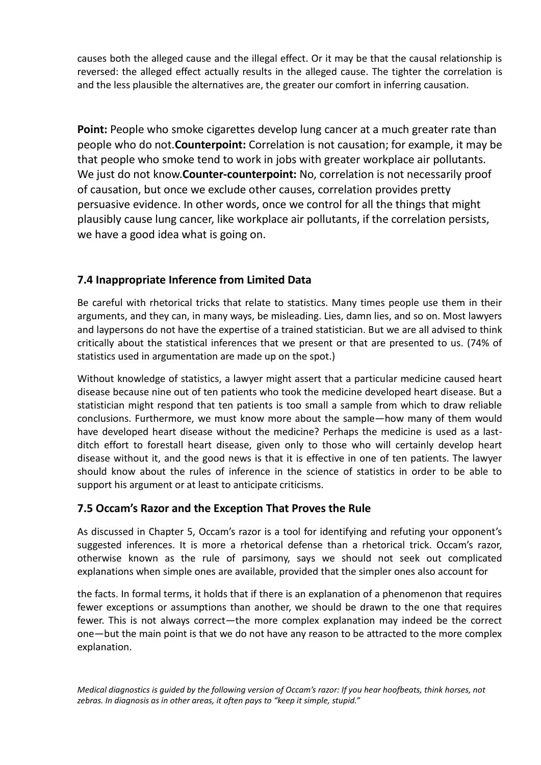causes both the alleged cause and the illegal effect. Or it may be that the causal relationship is reversed: the alleged effect actually results in the alleged cause. The tighter the correlation is and the less plausible the alternatives are, the greater our comfort in inferring causation.

**Point:** People who smoke cigarettes develop lung cancer at a much greater rate than people who do not.**Counterpoint:** Correlation is not causation; for example, it may be that people who smoke tend to work in jobs with greater workplace air pollutants. We just do not know.**Counter-counterpoint:** No, correlation is not necessarily proof of causation, but once we exclude other causes, correlation provides pretty persuasive evidence. In other words, once we control for all the things that might plausibly cause lung cancer, like workplace air pollutants, if the correlation persists, we have a good idea what is going on.

## 7.4 Inappropriate Inference from Limited Data

Be careful with rhetorical tricks that relate to statistics. Many times people use them in their arguments, and they can, in many ways, be misleading. Lies, damn lies, and so on. Most lawyers and laypersons do not have the expertise of a trained statistician. But we are all advised to think critically about the statistical inferences that we present or that are presented to us. (74% of statistics used in argumentation are made up on the spot.)

Without knowledge of statistics, a lawyer might assert that a particular medicine caused heart disease because nine out of ten patients who took the medicine developed heart disease. But a statistician might respond that ten patients is too small a sample from which to draw reliable conclusions. Furthermore, we must know more about the sample—how many of them would have developed heart disease without the medicine? Perhaps the medicine is used as a last-ditch effort to forestall heart disease, given only to those who will certainly develop heart disease without it, and the good news is that it is effective in one of ten patients. The lawyer should know about the rules of inference in the science of statistics in order to be able to support his argument or at least to anticipate criticisms.

## 7.5 Occam's Razor and the Exception That Proves the Rule

As discussed in Chapter 5, Occam's razor is a tool for identifying and refuting your opponent's suggested inferences. It is more a rhetorical defense than a rhetorical trick. Occam's razor, otherwise known as the rule of parsimony, says we should not seek out complicated explanations when simple ones are available, provided that the simpler ones also account for

the facts. In formal terms, it holds that if there is an explanation of a phenomenon that requires fewer exceptions or assumptions than another, we should be drawn to the one that requires fewer. This is not always correct—the more complex explanation may indeed be the correct one—but the main point is that we do not have any reason to be attracted to the more complex explanation.

*Medical diagnostics is guided by the following version of Occam's razor: If you hear hoofbeats, think horses, not zebras. In diagnosis as in other areas, it often pays to "keep it simple, stupid."*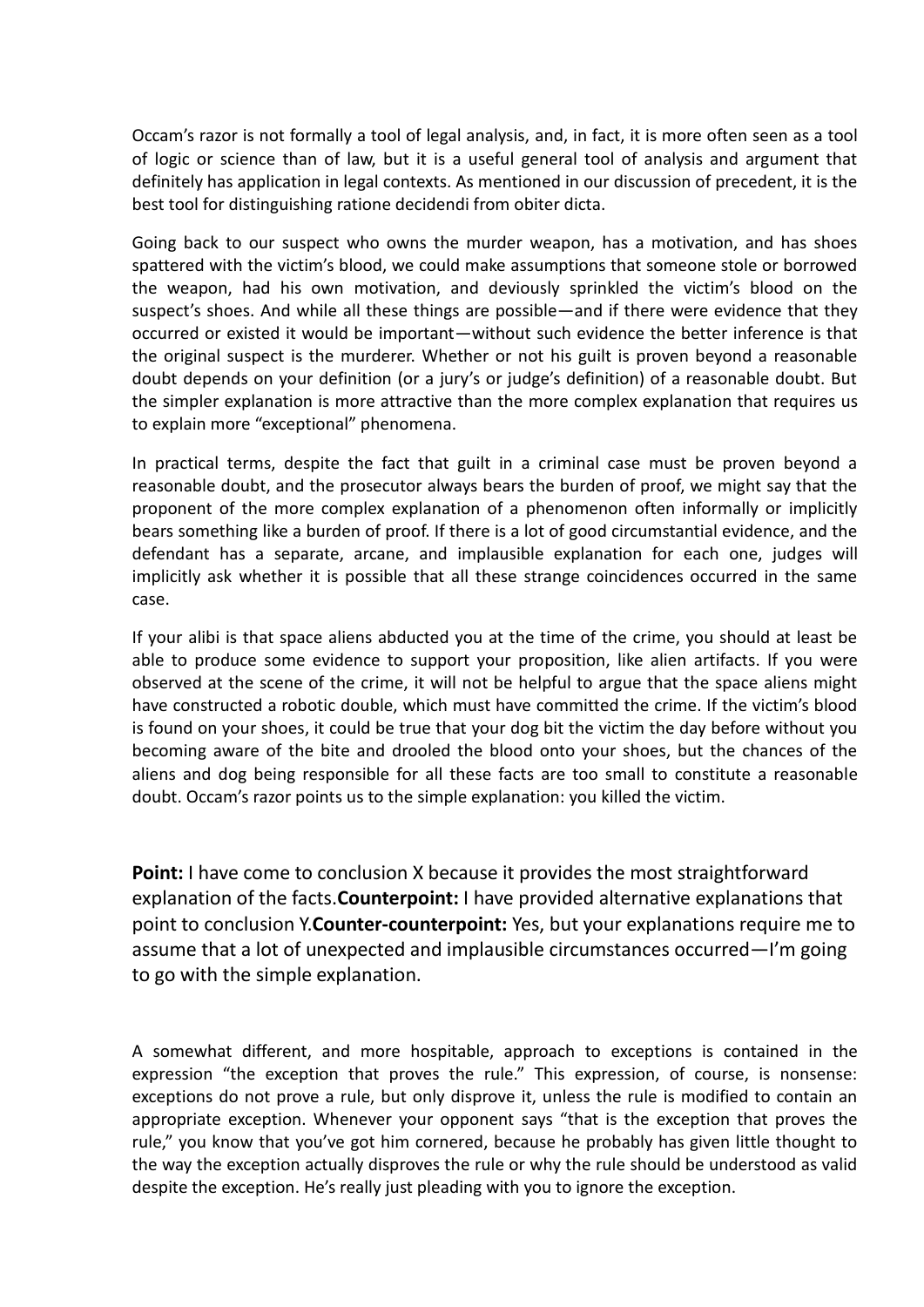Occam's razor is not formally a tool of legal analysis, and, in fact, it is more often seen as a tool of logic or science than of law, but it is a useful general tool of analysis and argument that definitely has application in legal contexts. As mentioned in our discussion of precedent, it is the best tool for distinguishing ratione decidendi from obiter dicta.

Going back to our suspect who owns the murder weapon, has a motivation, and has shoes spattered with the victim's blood, we could make assumptions that someone stole or borrowed the weapon, had his own motivation, and deviously sprinkled the victim's blood on the suspect's shoes. And while all these things are possible—and if there were evidence that they occurred or existed it would be important—without such evidence the better inference is that the original suspect is the murderer. Whether or not his guilt is proven beyond a reasonable doubt depends on your definition (or a jury's or judge's definition) of a reasonable doubt. But the simpler explanation is more attractive than the more complex explanation that requires us to explain more "exceptional" phenomena.

In practical terms, despite the fact that guilt in a criminal case must be proven beyond a reasonable doubt, and the prosecutor always bears the burden of proof, we might say that the proponent of the more complex explanation of a phenomenon often informally or implicitly bears something like a burden of proof. If there is a lot of good circumstantial evidence, and the defendant has a separate, arcane, and implausible explanation for each one, judges will implicitly ask whether it is possible that all these strange coincidences occurred in the same case.

If your alibi is that space aliens abducted you at the time of the crime, you should at least be able to produce some evidence to support your proposition, like alien artifacts. If you were observed at the scene of the crime, it will not be helpful to argue that the space aliens might have constructed a robotic double, which must have committed the crime. If the victim's blood is found on your shoes, it could be true that your dog bit the victim the day before without you becoming aware of the bite and drooled the blood onto your shoes, but the chances of the aliens and dog being responsible for all these facts are too small to constitute a reasonable doubt. Occam's razor points us to the simple explanation: you killed the victim.

**Point:** I have come to conclusion X because it provides the most straightforward explanation of the facts.**Counterpoint:** I have provided alternative explanations that point to conclusion Y.**Counter-counterpoint:** Yes, but your explanations require me to assume that a lot of unexpected and implausible circumstances occurred—I'm going to go with the simple explanation.

A somewhat different, and more hospitable, approach to exceptions is contained in the expression "the exception that proves the rule." This expression, of course, is nonsense: exceptions do not prove a rule, but only disprove it, unless the rule is modified to contain an appropriate exception. Whenever your opponent says "that is the exception that proves the rule," you know that you've got him cornered, because he probably has given little thought to the way the exception actually disproves the rule or why the rule should be understood as valid despite the exception. He's really just pleading with you to ignore the exception.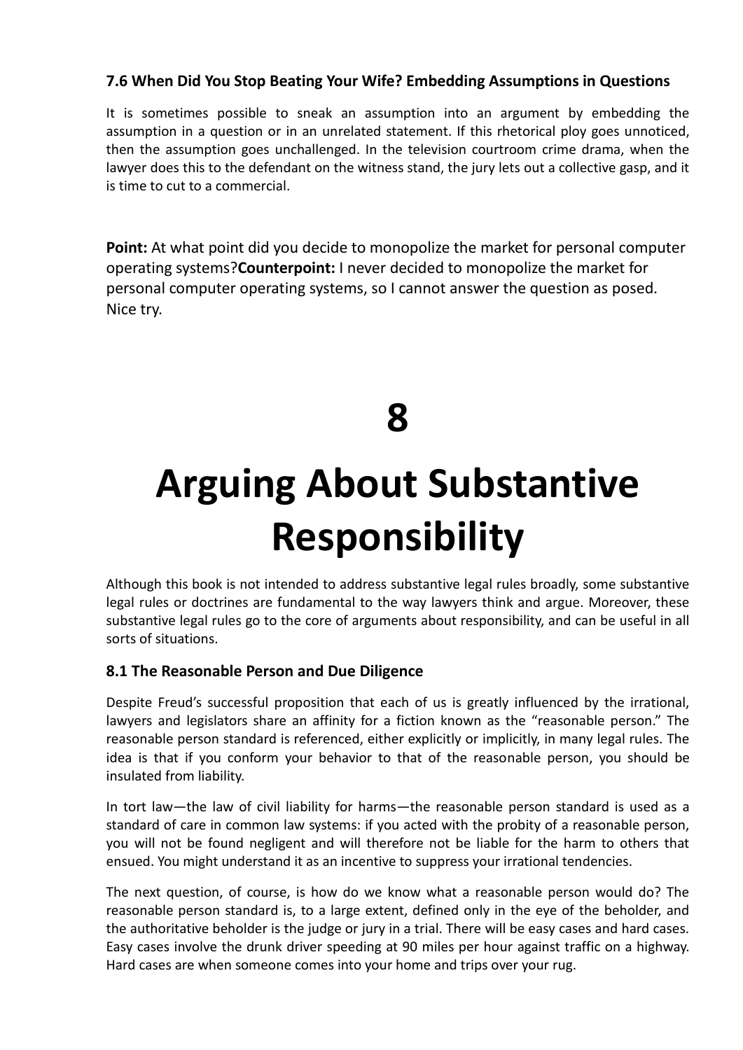### 7.6 When Did You Stop Beating Your Wife? Embedding Assumptions in Questions

It is sometimes possible to sneak an assumption into an argument by embedding the assumption in a question or in an unrelated statement. If this rhetorical ploy goes unnoticed, then the assumption goes unchallenged. In the television courtroom crime drama, when the lawyer does this to the defendant on the witness stand, the jury lets out a collective gasp, and it is time to cut to a commercial.

**Point:** At what point did you decide to monopolize the market for personal computer operating systems?**Counterpoint:** I never decided to monopolize the market for personal computer operating systems, so I cannot answer the question as posed. Nice try.

# 8

# Arguing About Substantive Responsibility

Although this book is not intended to address substantive legal rules broadly, some substantive legal rules or doctrines are fundamental to the way lawyers think and argue. Moreover, these substantive legal rules go to the core of arguments about responsibility, and can be useful in all sorts of situations.

### 8.1 The Reasonable Person and Due Diligence

Despite Freud's successful proposition that each of us is greatly influenced by the irrational, lawyers and legislators share an affinity for a fiction known as the "reasonable person." The reasonable person standard is referenced, either explicitly or implicitly, in many legal rules. The idea is that if you conform your behavior to that of the reasonable person, you should be insulated from liability.

In tort law—the law of civil liability for harms—the reasonable person standard is used as a standard of care in common law systems: if you acted with the probity of a reasonable person, you will not be found negligent and will therefore not be liable for the harm to others that ensued. You might understand it as an incentive to suppress your irrational tendencies.

The next question, of course, is how do we know what a reasonable person would do? The reasonable person standard is, to a large extent, defined only in the eye of the beholder, and the authoritative beholder is the judge or jury in a trial. There will be easy cases and hard cases. Easy cases involve the drunk driver speeding at 90 miles per hour against traffic on a highway. Hard cases are when someone comes into your home and trips over your rug.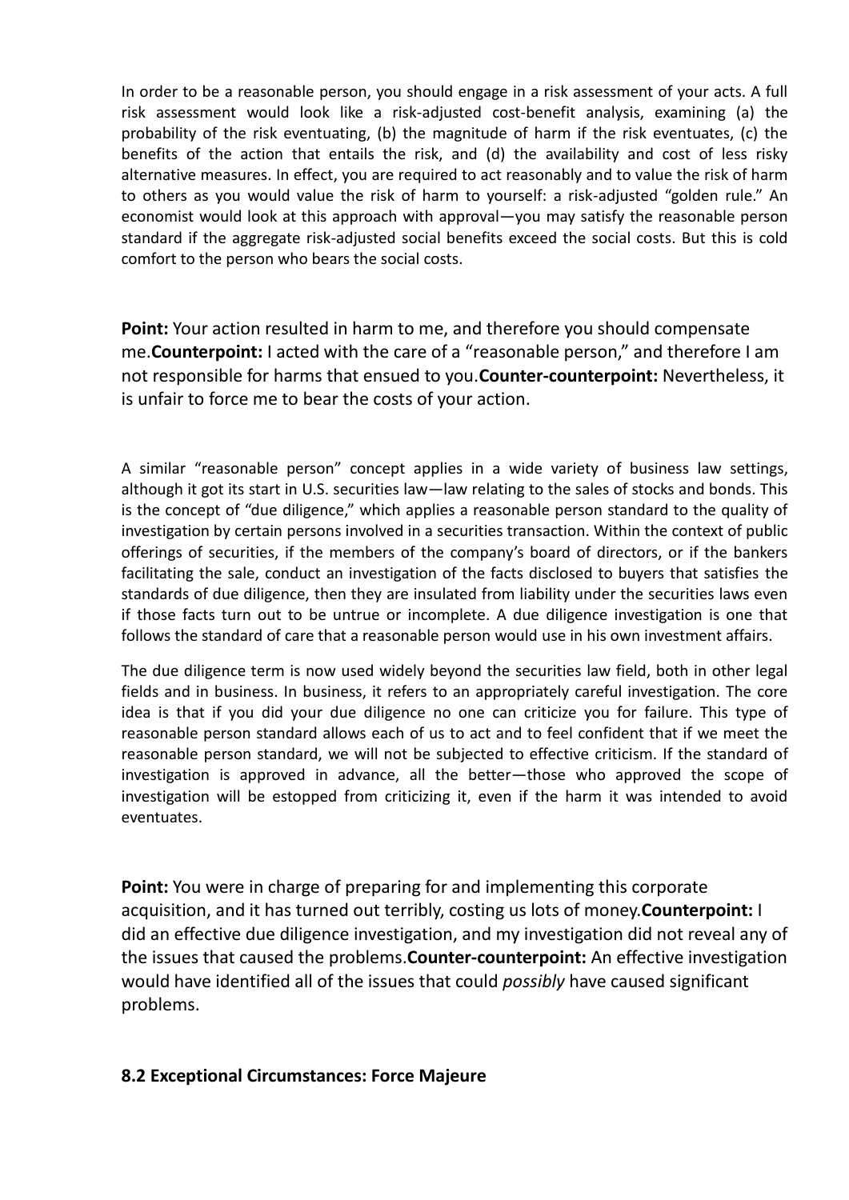In order to be a reasonable person, you should engage in a risk assessment of your acts. A full risk assessment would look like a risk-adjusted cost-benefit analysis, examining (a) the probability of the risk eventuating, (b) the magnitude of harm if the risk eventuates, (c) the benefits of the action that entails the risk, and (d) the availability and cost of less risky alternative measures. In effect, you are required to act reasonably and to value the risk of harm to others as you would value the risk of harm to yourself: a risk-adjusted "golden rule." An economist would look at this approach with approval—you may satisfy the reasonable person standard if the aggregate risk-adjusted social benefits exceed the social costs. But this is cold comfort to the person who bears the social costs.

**Point:** Your action resulted in harm to me, and therefore you should compensate me.**Counterpoint:** I acted with the care of a "reasonable person," and therefore I am not responsible for harms that ensued to you.**Counter-counterpoint:** Nevertheless, it is unfair to force me to bear the costs of your action.

A similar "reasonable person" concept applies in a wide variety of business law settings, although it got its start in U.S. securities law—law relating to the sales of stocks and bonds. This is the concept of "due diligence," which applies a reasonable person standard to the quality of investigation by certain persons involved in a securities transaction. Within the context of public offerings of securities, if the members of the company's board of directors, or if the bankers facilitating the sale, conduct an investigation of the facts disclosed to buyers that satisfies the standards of due diligence, then they are insulated from liability under the securities laws even if those facts turn out to be untrue or incomplete. A due diligence investigation is one that follows the standard of care that a reasonable person would use in his own investment affairs.

The due diligence term is now used widely beyond the securities law field, both in other legal fields and in business. In business, it refers to an appropriately careful investigation. The core idea is that if you did your due diligence no one can criticize you for failure. This type of reasonable person standard allows each of us to act and to feel confident that if we meet the reasonable person standard, we will not be subjected to effective criticism. If the standard of investigation is approved in advance, all the better—those who approved the scope of investigation will be estopped from criticizing it, even if the harm it was intended to avoid eventuates.

**Point:** You were in charge of preparing for and implementing this corporate acquisition, and it has turned out terribly, costing us lots of money.**Counterpoint:** I did an effective due diligence investigation, and my investigation did not reveal any of the issues that caused the problems.**Counter-counterpoint:** An effective investigation would have identified all of the issues that could *possibly* have caused significant problems.

## 8.2 Exceptional Circumstances: Force Majeure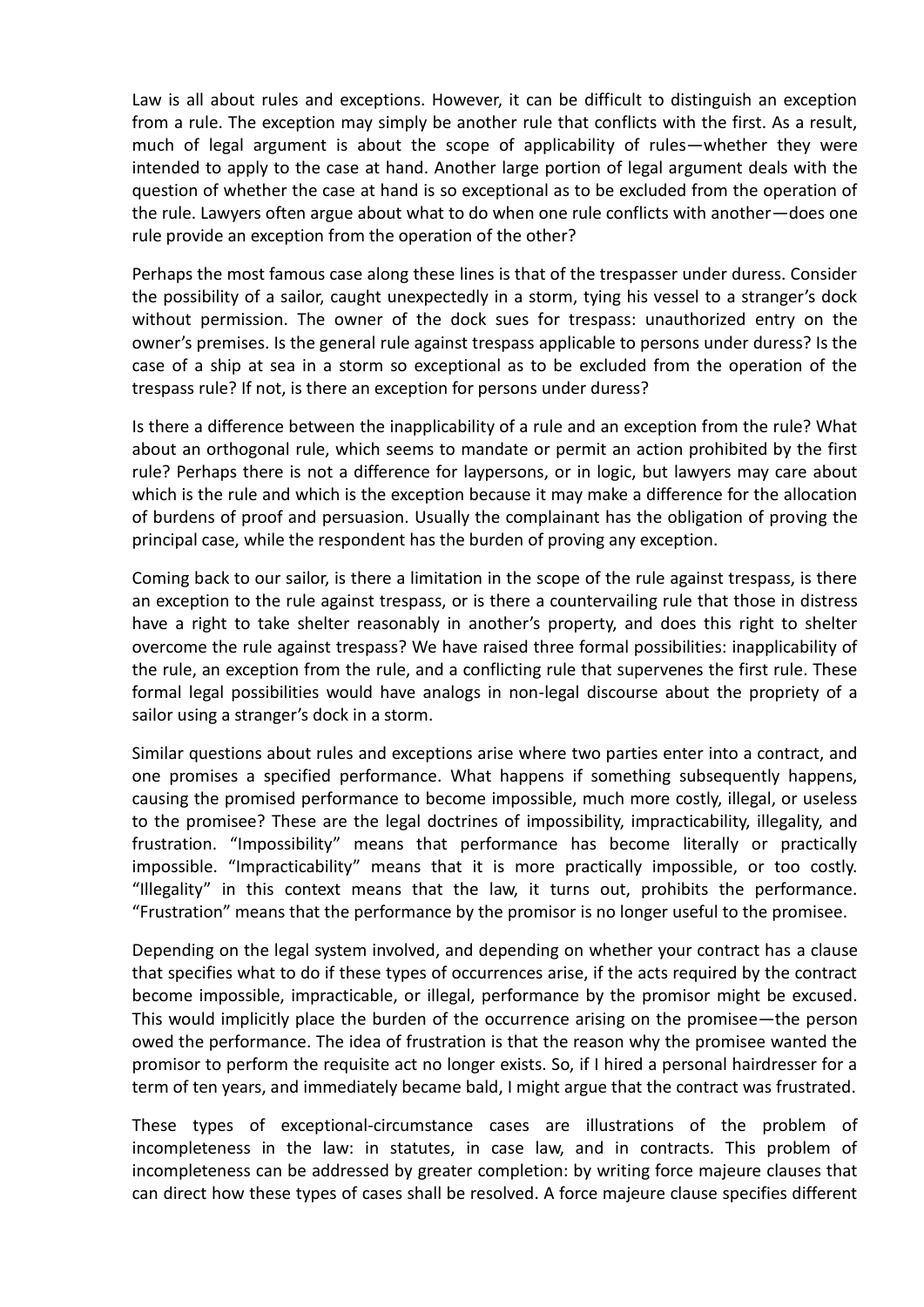Law is all about rules and exceptions. However, it can be difficult to distinguish an exception from a rule. The exception may simply be another rule that conflicts with the first. As a result, much of legal argument is about the scope of applicability of rules—whether they were intended to apply to the case at hand. Another large portion of legal argument deals with the question of whether the case at hand is so exceptional as to be excluded from the operation of the rule. Lawyers often argue about what to do when one rule conflicts with another—does one rule provide an exception from the operation of the other?

Perhaps the most famous case along these lines is that of the trespasser under duress. Consider the possibility of a sailor, caught unexpectedly in a storm, tying his vessel to a stranger's dock without permission. The owner of the dock sues for trespass: unauthorized entry on the owner's premises. Is the general rule against trespass applicable to persons under duress? Is the case of a ship at sea in a storm so exceptional as to be excluded from the operation of the trespass rule? If not, is there an exception for persons under duress?

Is there a difference between the inapplicability of a rule and an exception from the rule? What about an orthogonal rule, which seems to mandate or permit an action prohibited by the first rule? Perhaps there is not a difference for laypersons, or in logic, but lawyers may care about which is the rule and which is the exception because it may make a difference for the allocation of burdens of proof and persuasion. Usually the complainant has the obligation of proving the principal case, while the respondent has the burden of proving any exception.

Coming back to our sailor, is there a limitation in the scope of the rule against trespass, is there an exception to the rule against trespass, or is there a countervailing rule that those in distress have a right to take shelter reasonably in another's property, and does this right to shelter overcome the rule against trespass? We have raised three formal possibilities: inapplicability of the rule, an exception from the rule, and a conflicting rule that supervenes the first rule. These formal legal possibilities would have analogs in non-legal discourse about the propriety of a sailor using a stranger's dock in a storm.

Similar questions about rules and exceptions arise where two parties enter into a contract, and one promises a specified performance. What happens if something subsequently happens, causing the promised performance to become impossible, much more costly, illegal, or useless to the promisee? These are the legal doctrines of impossibility, impracticability, illegality, and frustration. "Impossibility" means that performance has become literally or practically impossible. "Impracticability" means that it is more practically impossible, or too costly. "Illegality" in this context means that the law, it turns out, prohibits the performance. "Frustration" means that the performance by the promisor is no longer useful to the promisee.

Depending on the legal system involved, and depending on whether your contract has a clause that specifies what to do if these types of occurrences arise, if the acts required by the contract become impossible, impracticable, or illegal, performance by the promisor might be excused. This would implicitly place the burden of the occurrence arising on the promisee—the person owed the performance. The idea of frustration is that the reason why the promisee wanted the promisor to perform the requisite act no longer exists. So, if I hired a personal hairdresser for a term of ten years, and immediately became bald, I might argue that the contract was frustrated.

These types of exceptional-circumstance cases are illustrations of the problem of incompleteness in the law: in statutes, in case law, and in contracts. This problem of incompleteness can be addressed by greater completion: by writing force majeure clauses that can direct how these types of cases shall be resolved. A force majeure clause specifies different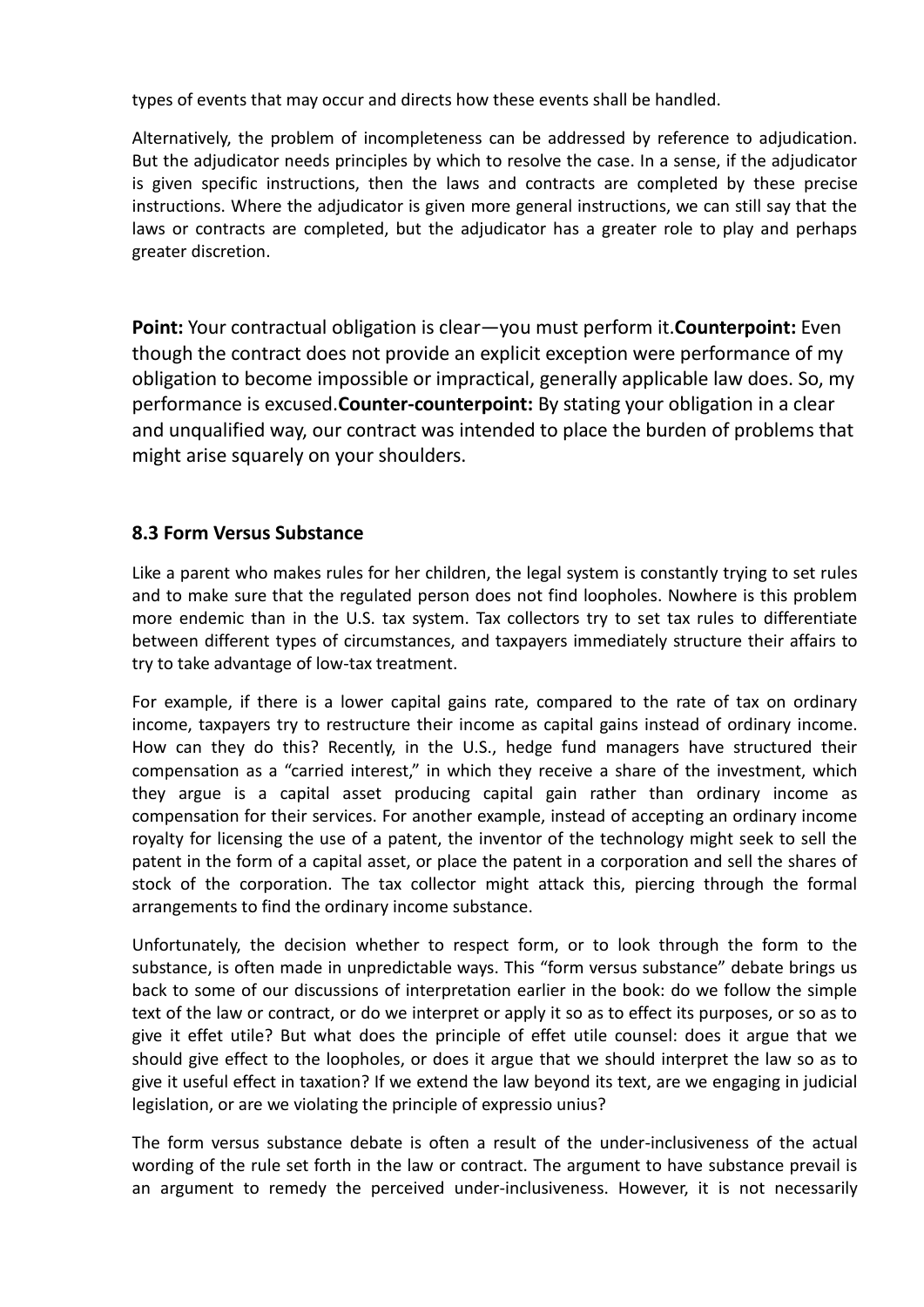types of events that may occur and directs how these events shall be handled.

Alternatively, the problem of incompleteness can be addressed by reference to adjudication. But the adjudicator needs principles by which to resolve the case. In a sense, if the adjudicator is given specific instructions, then the laws and contracts are completed by these precise instructions. Where the adjudicator is given more general instructions, we can still say that the laws or contracts are completed, but the adjudicator has a greater role to play and perhaps greater discretion.

**Point:** Your contractual obligation is clear—you must perform it.**Counterpoint:** Even though the contract does not provide an explicit exception were performance of my obligation to become impossible or impractical, generally applicable law does. So, my performance is excused.**Counter-counterpoint:** By stating your obligation in a clear and unqualified way, our contract was intended to place the burden of problems that might arise squarely on your shoulders.

### 8.3 Form Versus Substance

Like a parent who makes rules for her children, the legal system is constantly trying to set rules and to make sure that the regulated person does not find loopholes. Nowhere is this problem more endemic than in the U.S. tax system. Tax collectors try to set tax rules to differentiate between different types of circumstances, and taxpayers immediately structure their affairs to try to take advantage of low-tax treatment.

For example, if there is a lower capital gains rate, compared to the rate of tax on ordinary income, taxpayers try to restructure their income as capital gains instead of ordinary income. How can they do this? Recently, in the U.S., hedge fund managers have structured their compensation as a "carried interest," in which they receive a share of the investment, which they argue is a capital asset producing capital gain rather than ordinary income as compensation for their services. For another example, instead of accepting an ordinary income royalty for licensing the use of a patent, the inventor of the technology might seek to sell the patent in the form of a capital asset, or place the patent in a corporation and sell the shares of stock of the corporation. The tax collector might attack this, piercing through the formal arrangements to find the ordinary income substance.

Unfortunately, the decision whether to respect form, or to look through the form to the substance, is often made in unpredictable ways. This "form versus substance" debate brings us back to some of our discussions of interpretation earlier in the book: do we follow the simple text of the law or contract, or do we interpret or apply it so as to effect its purposes, or so as to give it effet utile? But what does the principle of effet utile counsel: does it argue that we should give effect to the loopholes, or does it argue that we should interpret the law so as to give it useful effect in taxation? If we extend the law beyond its text, are we engaging in judicial legislation, or are we violating the principle of expressio unius?

The form versus substance debate is often a result of the under-inclusiveness of the actual wording of the rule set forth in the law or contract. The argument to have substance prevail is an argument to remedy the perceived under-inclusiveness. However, it is not necessarily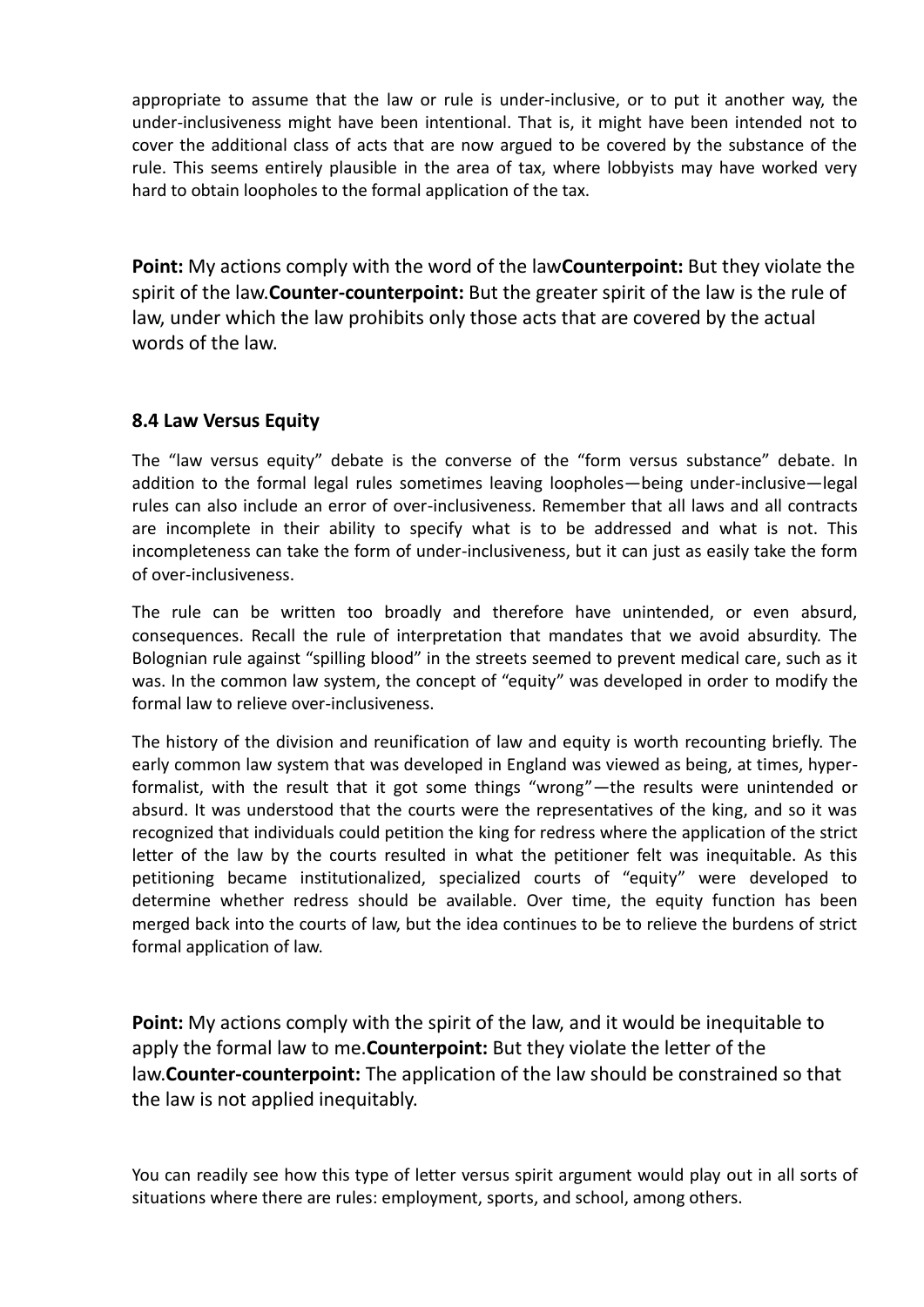appropriate to assume that the law or rule is under-inclusive, or to put it another way, the under-inclusiveness might have been intentional. That is, it might have been intended not to cover the additional class of acts that are now argued to be covered by the substance of the rule. This seems entirely plausible in the area of tax, where lobbyists may have worked very hard to obtain loopholes to the formal application of the tax.

**Point:** My actions comply with the word of the law**Counterpoint:** But they violate the spirit of the law.**Counter-counterpoint:** But the greater spirit of the law is the rule of law, under which the law prohibits only those acts that are covered by the actual words of the law.

### 8.4 Law Versus Equity

The "law versus equity" debate is the converse of the "form versus substance" debate. In addition to the formal legal rules sometimes leaving loopholes—being under-inclusive—legal rules can also include an error of over-inclusiveness. Remember that all laws and all contracts are incomplete in their ability to specify what is to be addressed and what is not. This incompleteness can take the form of under-inclusiveness, but it can just as easily take the form of over-inclusiveness.

The rule can be written too broadly and therefore have unintended, or even absurd, consequences. Recall the rule of interpretation that mandates that we avoid absurdity. The Bolognian rule against "spilling blood" in the streets seemed to prevent medical care, such as it was. In the common law system, the concept of "equity" was developed in order to modify the formal law to relieve over-inclusiveness.

The history of the division and reunification of law and equity is worth recounting briefly. The early common law system that was developed in England was viewed as being, at times, hyper-formalist, with the result that it got some things "wrong"—the results were unintended or absurd. It was understood that the courts were the representatives of the king, and so it was recognized that individuals could petition the king for redress where the application of the strict letter of the law by the courts resulted in what the petitioner felt was inequitable. As this petitioning became institutionalized, specialized courts of "equity" were developed to determine whether redress should be available. Over time, the equity function has been merged back into the courts of law, but the idea continues to be to relieve the burdens of strict formal application of law.

**Point:** My actions comply with the spirit of the law, and it would be inequitable to apply the formal law to me.**Counterpoint:** But they violate the letter of the law.**Counter-counterpoint:** The application of the law should be constrained so that the law is not applied inequitably.

You can readily see how this type of letter versus spirit argument would play out in all sorts of situations where there are rules: employment, sports, and school, among others.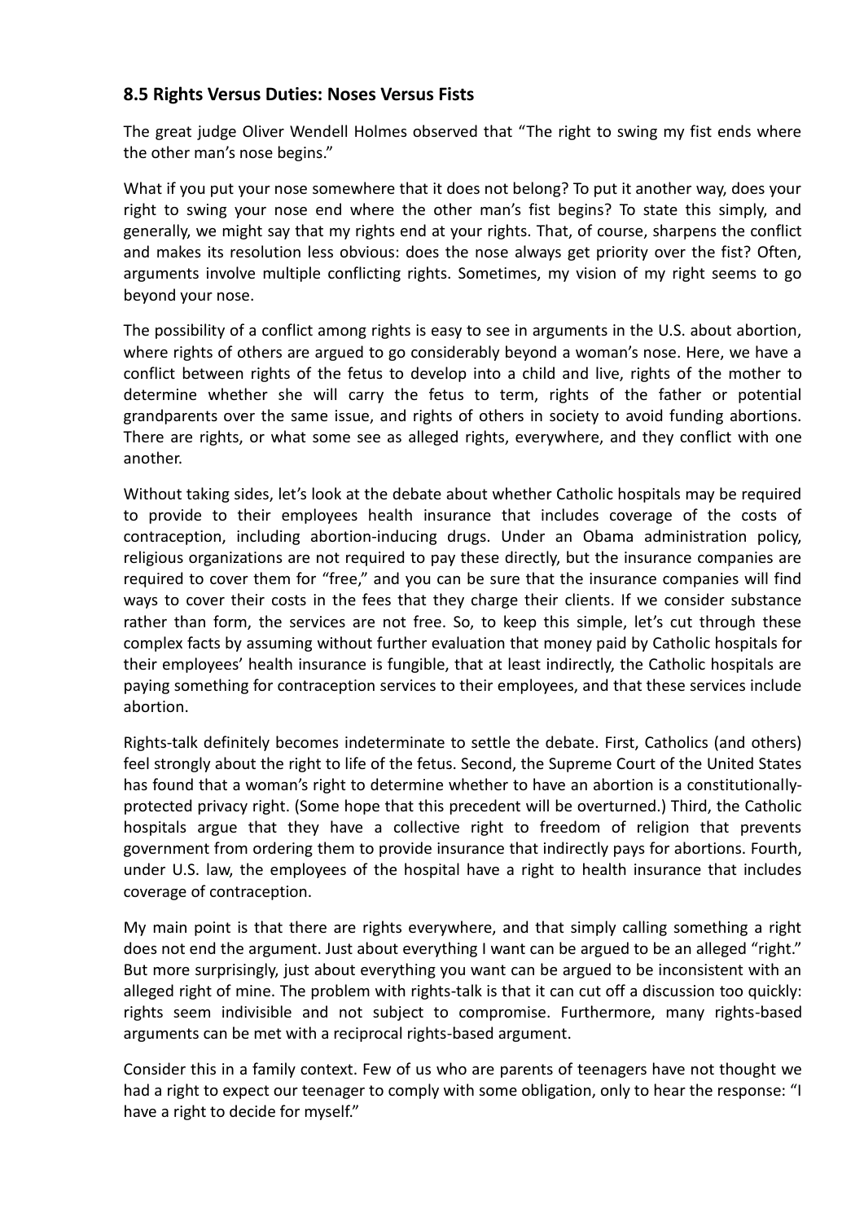## 8.5 Rights Versus Duties: Noses Versus Fists

The great judge Oliver Wendell Holmes observed that "The right to swing my fist ends where the other man's nose begins."

What if you put your nose somewhere that it does not belong? To put it another way, does your right to swing your nose end where the other man's fist begins? To state this simply, and generally, we might say that my rights end at your rights. That, of course, sharpens the conflict and makes its resolution less obvious: does the nose always get priority over the fist? Often, arguments involve multiple conflicting rights. Sometimes, my vision of my right seems to go beyond your nose.

The possibility of a conflict among rights is easy to see in arguments in the U.S. about abortion, where rights of others are argued to go considerably beyond a woman's nose. Here, we have a conflict between rights of the fetus to develop into a child and live, rights of the mother to determine whether she will carry the fetus to term, rights of the father or potential grandparents over the same issue, and rights of others in society to avoid funding abortions. There are rights, or what some see as alleged rights, everywhere, and they conflict with one another.

Without taking sides, let's look at the debate about whether Catholic hospitals may be required to provide to their employees health insurance that includes coverage of the costs of contraception, including abortion-inducing drugs. Under an Obama administration policy, religious organizations are not required to pay these directly, but the insurance companies are required to cover them for "free," and you can be sure that the insurance companies will find ways to cover their costs in the fees that they charge their clients. If we consider substance rather than form, the services are not free. So, to keep this simple, let's cut through these complex facts by assuming without further evaluation that money paid by Catholic hospitals for their employees' health insurance is fungible, that at least indirectly, the Catholic hospitals are paying something for contraception services to their employees, and that these services include abortion.

Rights-talk definitely becomes indeterminate to settle the debate. First, Catholics (and others) feel strongly about the right to life of the fetus. Second, the Supreme Court of the United States has found that a woman's right to determine whether to have an abortion is a constitutionally-protected privacy right. (Some hope that this precedent will be overturned.) Third, the Catholic hospitals argue that they have a collective right to freedom of religion that prevents government from ordering them to provide insurance that indirectly pays for abortions. Fourth, under U.S. law, the employees of the hospital have a right to health insurance that includes coverage of contraception.

My main point is that there are rights everywhere, and that simply calling something a right does not end the argument. Just about everything I want can be argued to be an alleged "right." But more surprisingly, just about everything you want can be argued to be inconsistent with an alleged right of mine. The problem with rights-talk is that it can cut off a discussion too quickly: rights seem indivisible and not subject to compromise. Furthermore, many rights-based arguments can be met with a reciprocal rights-based argument.

Consider this in a family context. Few of us who are parents of teenagers have not thought we had a right to expect our teenager to comply with some obligation, only to hear the response: "I have a right to decide for myself."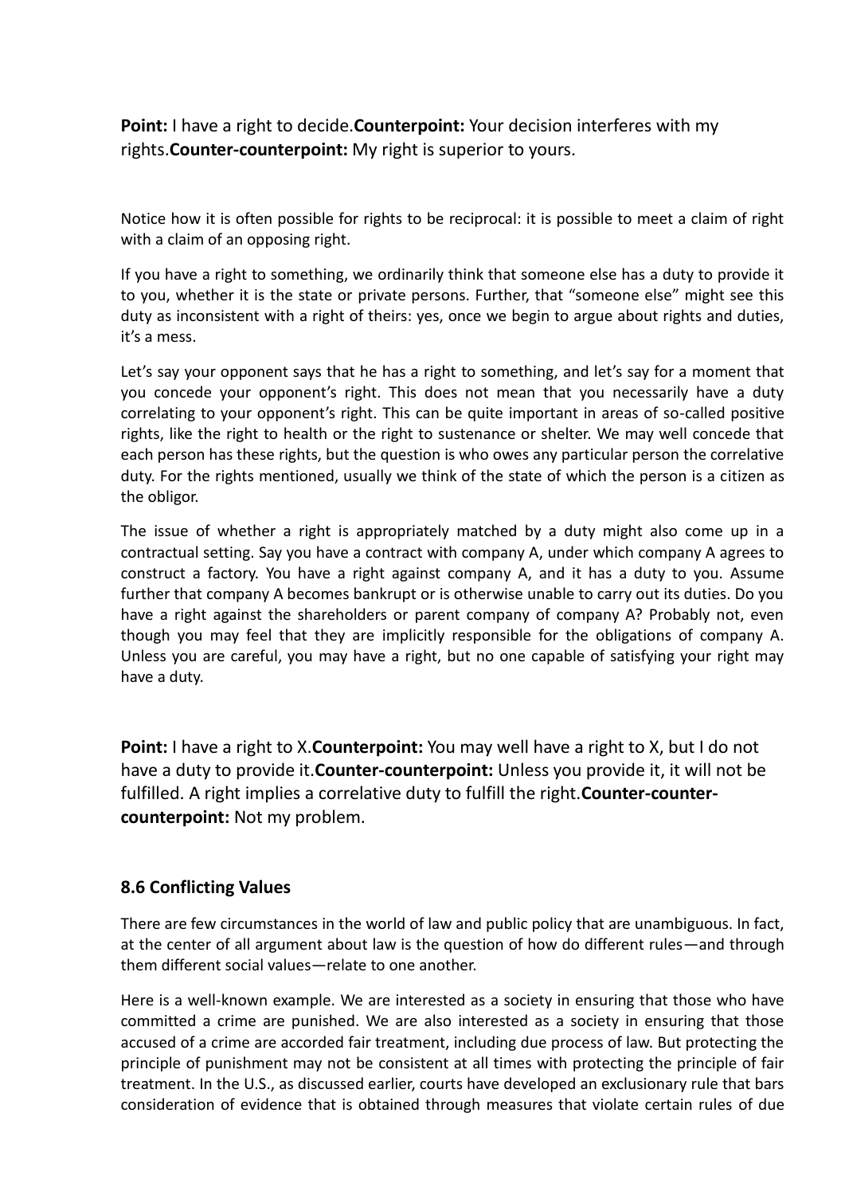**Point:** I have a right to decide.**Counterpoint:** Your decision interferes with my rights.**Counter-counterpoint:** My right is superior to yours.

Notice how it is often possible for rights to be reciprocal: it is possible to meet a claim of right with a claim of an opposing right.

If you have a right to something, we ordinarily think that someone else has a duty to provide it to you, whether it is the state or private persons. Further, that "someone else" might see this duty as inconsistent with a right of theirs: yes, once we begin to argue about rights and duties, it's a mess.

Let's say your opponent says that he has a right to something, and let's say for a moment that you concede your opponent's right. This does not mean that you necessarily have a duty correlating to your opponent's right. This can be quite important in areas of so-called positive rights, like the right to health or the right to sustenance or shelter. We may well concede that each person has these rights, but the question is who owes any particular person the correlative duty. For the rights mentioned, usually we think of the state of which the person is a citizen as the obligor.

The issue of whether a right is appropriately matched by a duty might also come up in a contractual setting. Say you have a contract with company A, under which company A agrees to construct a factory. You have a right against company A, and it has a duty to you. Assume further that company A becomes bankrupt or is otherwise unable to carry out its duties. Do you have a right against the shareholders or parent company of company A? Probably not, even though you may feel that they are implicitly responsible for the obligations of company A. Unless you are careful, you may have a right, but no one capable of satisfying your right may have a duty.

**Point:** I have a right to X.**Counterpoint:** You may well have a right to X, but I do not have a duty to provide it.**Counter-counterpoint:** Unless you provide it, it will not be fulfilled. A right implies a correlative duty to fulfill the right.**Counter-counter-counterpoint:** Not my problem.

### 8.6 Conflicting Values

There are few circumstances in the world of law and public policy that are unambiguous. In fact, at the center of all argument about law is the question of how do different rules—and through them different social values—relate to one another.

Here is a well-known example. We are interested as a society in ensuring that those who have committed a crime are punished. We are also interested as a society in ensuring that those accused of a crime are accorded fair treatment, including due process of law. But protecting the principle of punishment may not be consistent at all times with protecting the principle of fair treatment. In the U.S., as discussed earlier, courts have developed an exclusionary rule that bars consideration of evidence that is obtained through measures that violate certain rules of due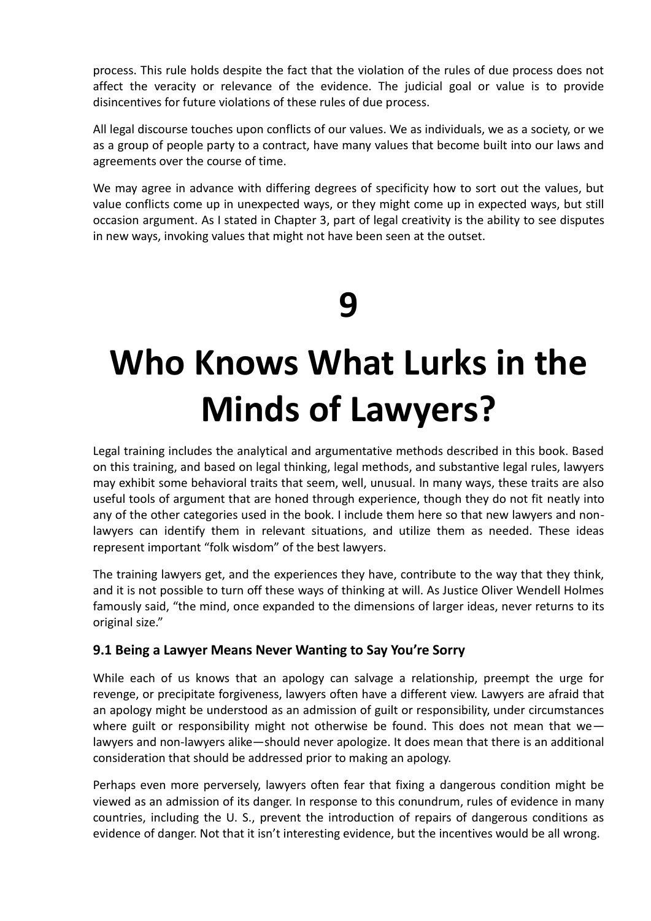process. This rule holds despite the fact that the violation of the rules of due process does not affect the veracity or relevance of the evidence. The judicial goal or value is to provide disincentives for future violations of these rules of due process.

All legal discourse touches upon conflicts of our values. We as individuals, we as a society, or we as a group of people party to a contract, have many values that become built into our laws and agreements over the course of time.

We may agree in advance with differing degrees of specificity how to sort out the values, but value conflicts come up in unexpected ways, or they might come up in expected ways, but still occasion argument. As I stated in Chapter 3, part of legal creativity is the ability to see disputes in new ways, invoking values that might not have been seen at the outset.

# 9

# Who Knows What Lurks in the Minds of Lawyers?

Legal training includes the analytical and argumentative methods described in this book. Based on this training, and based on legal thinking, legal methods, and substantive legal rules, lawyers may exhibit some behavioral traits that seem, well, unusual. In many ways, these traits are also useful tools of argument that are honed through experience, though they do not fit neatly into any of the other categories used in the book. I include them here so that new lawyers and non-lawyers can identify them in relevant situations, and utilize them as needed. These ideas represent important "folk wisdom" of the best lawyers.

The training lawyers get, and the experiences they have, contribute to the way that they think, and it is not possible to turn off these ways of thinking at will. As Justice Oliver Wendell Holmes famously said, "the mind, once expanded to the dimensions of larger ideas, never returns to its original size."

### 9.1 Being a Lawyer Means Never Wanting to Say You're Sorry

While each of us knows that an apology can salvage a relationship, preempt the urge for revenge, or precipitate forgiveness, lawyers often have a different view. Lawyers are afraid that an apology might be understood as an admission of guilt or responsibility, under circumstances where guilt or responsibility might not otherwise be found. This does not mean that we—lawyers and non-lawyers alike—should never apologize. It does mean that there is an additional consideration that should be addressed prior to making an apology.

Perhaps even more perversely, lawyers often fear that fixing a dangerous condition might be viewed as an admission of its danger. In response to this conundrum, rules of evidence in many countries, including the U. S., prevent the introduction of repairs of dangerous conditions as evidence of danger. Not that it isn't interesting evidence, but the incentives would be all wrong.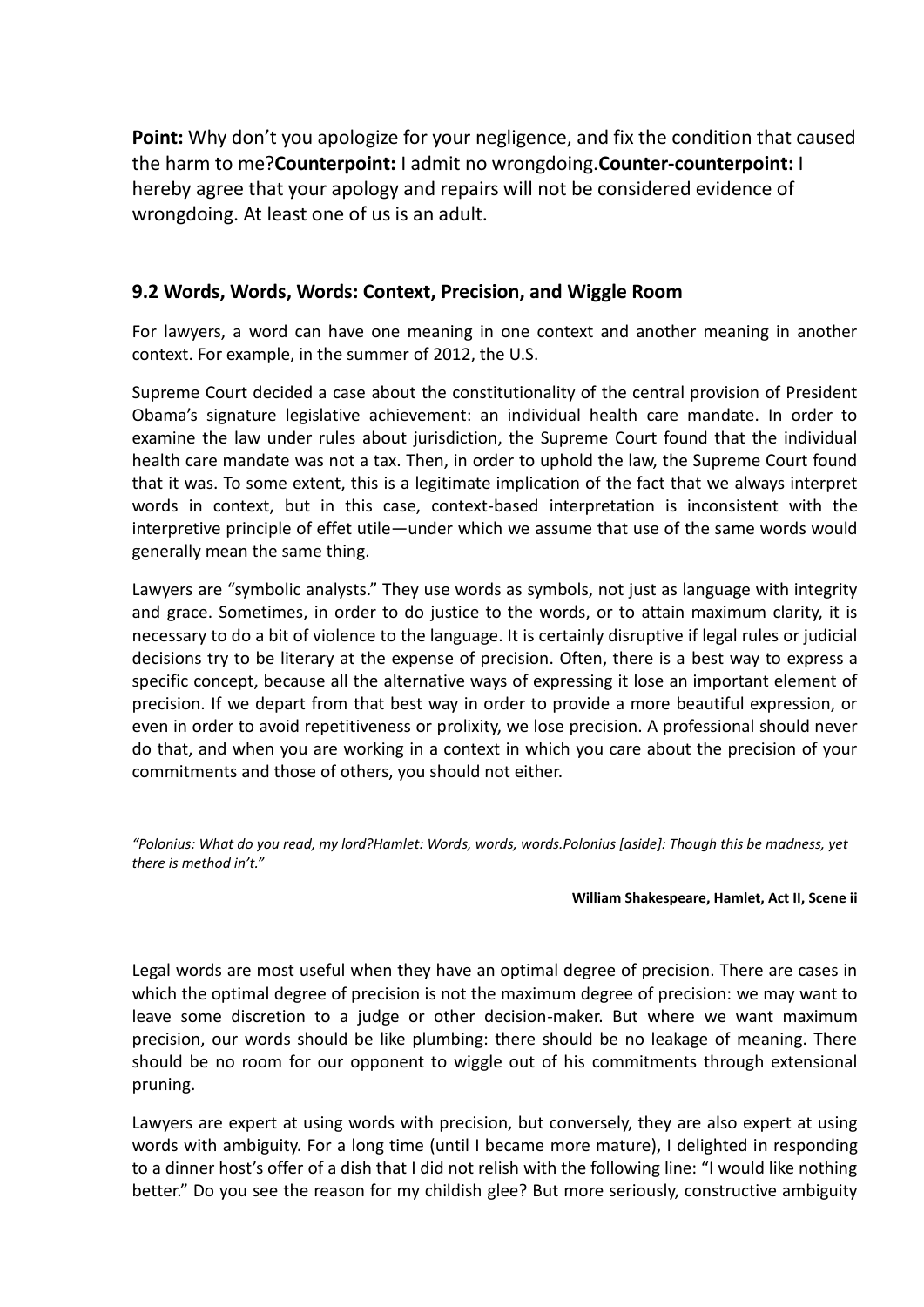**Point:** Why don't you apologize for your negligence, and fix the condition that caused the harm to me?**Counterpoint:** I admit no wrongdoing.**Counter-counterpoint:** I hereby agree that your apology and repairs will not be considered evidence of wrongdoing. At least one of us is an adult.

### 9.2 Words, Words, Words: Context, Precision, and Wiggle Room

For lawyers, a word can have one meaning in one context and another meaning in another context. For example, in the summer of 2012, the U.S.

Supreme Court decided a case about the constitutionality of the central provision of President Obama's signature legislative achievement: an individual health care mandate. In order to examine the law under rules about jurisdiction, the Supreme Court found that the individual health care mandate was not a tax. Then, in order to uphold the law, the Supreme Court found that it was. To some extent, this is a legitimate implication of the fact that we always interpret words in context, but in this case, context-based interpretation is inconsistent with the interpretive principle of effet utile—under which we assume that use of the same words would generally mean the same thing.

Lawyers are "symbolic analysts." They use words as symbols, not just as language with integrity and grace. Sometimes, in order to do justice to the words, or to attain maximum clarity, it is necessary to do a bit of violence to the language. It is certainly disruptive if legal rules or judicial decisions try to be literary at the expense of precision. Often, there is a best way to express a specific concept, because all the alternative ways of expressing it lose an important element of precision. If we depart from that best way in order to provide a more beautiful expression, or even in order to avoid repetitiveness or prolixity, we lose precision. A professional should never do that, and when you are working in a context in which you care about the precision of your commitments and those of others, you should not either.

*"Polonius: What do you read, my lord?Hamlet: Words, words, words.Polonius [aside]: Though this be madness, yet there is method in't."*

**William Shakespeare, Hamlet, Act II, Scene ii**

Legal words are most useful when they have an optimal degree of precision. There are cases in which the optimal degree of precision is not the maximum degree of precision: we may want to leave some discretion to a judge or other decision-maker. But where we want maximum precision, our words should be like plumbing: there should be no leakage of meaning. There should be no room for our opponent to wiggle out of his commitments through extensional pruning.

Lawyers are expert at using words with precision, but conversely, they are also expert at using words with ambiguity. For a long time (until I became more mature), I delighted in responding to a dinner host's offer of a dish that I did not relish with the following line: "I would like nothing better." Do you see the reason for my childish glee? But more seriously, constructive ambiguity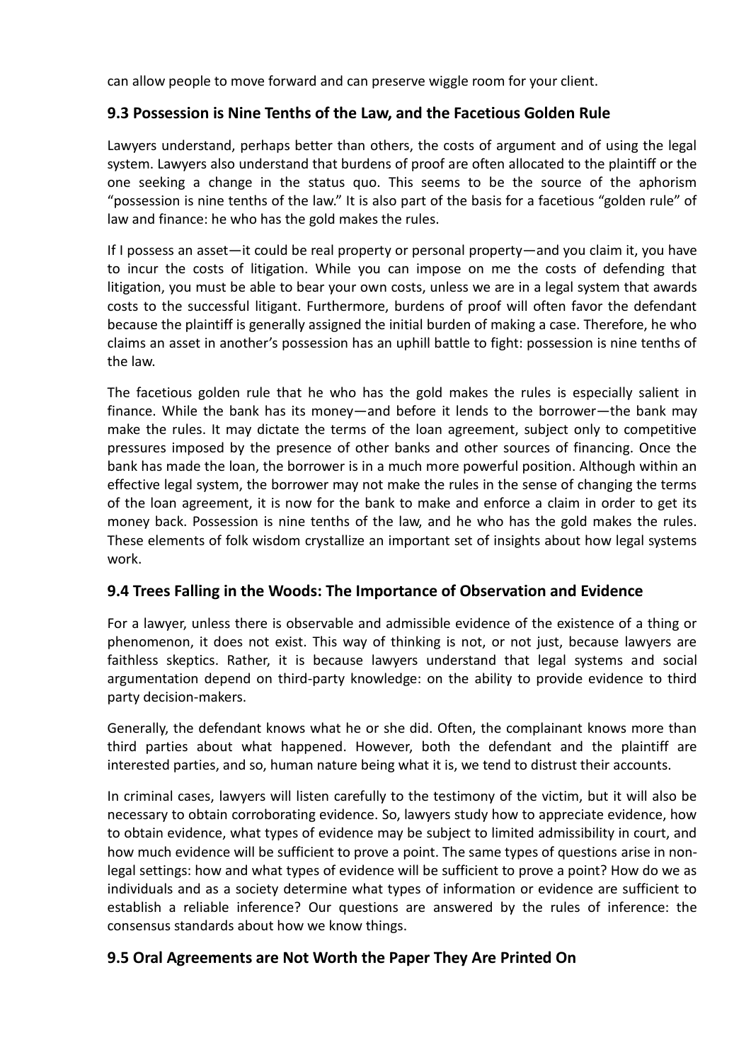can allow people to move forward and can preserve wiggle room for your client.

## 9.3 Possession is Nine Tenths of the Law, and the Facetious Golden Rule

Lawyers understand, perhaps better than others, the costs of argument and of using the legal system. Lawyers also understand that burdens of proof are often allocated to the plaintiff or the one seeking a change in the status quo. This seems to be the source of the aphorism "possession is nine tenths of the law." It is also part of the basis for a facetious "golden rule" of law and finance: he who has the gold makes the rules.

If I possess an asset—it could be real property or personal property—and you claim it, you have to incur the costs of litigation. While you can impose on me the costs of defending that litigation, you must be able to bear your own costs, unless we are in a legal system that awards costs to the successful litigant. Furthermore, burdens of proof will often favor the defendant because the plaintiff is generally assigned the initial burden of making a case. Therefore, he who claims an asset in another's possession has an uphill battle to fight: possession is nine tenths of the law.

The facetious golden rule that he who has the gold makes the rules is especially salient in finance. While the bank has its money—and before it lends to the borrower—the bank may make the rules. It may dictate the terms of the loan agreement, subject only to competitive pressures imposed by the presence of other banks and other sources of financing. Once the bank has made the loan, the borrower is in a much more powerful position. Although within an effective legal system, the borrower may not make the rules in the sense of changing the terms of the loan agreement, it is now for the bank to make and enforce a claim in order to get its money back. Possession is nine tenths of the law, and he who has the gold makes the rules. These elements of folk wisdom crystallize an important set of insights about how legal systems work.

## 9.4 Trees Falling in the Woods: The Importance of Observation and Evidence

For a lawyer, unless there is observable and admissible evidence of the existence of a thing or phenomenon, it does not exist. This way of thinking is not, or not just, because lawyers are faithless skeptics. Rather, it is because lawyers understand that legal systems and social argumentation depend on third-party knowledge: on the ability to provide evidence to third party decision-makers.

Generally, the defendant knows what he or she did. Often, the complainant knows more than third parties about what happened. However, both the defendant and the plaintiff are interested parties, and so, human nature being what it is, we tend to distrust their accounts.

In criminal cases, lawyers will listen carefully to the testimony of the victim, but it will also be necessary to obtain corroborating evidence. So, lawyers study how to appreciate evidence, how to obtain evidence, what types of evidence may be subject to limited admissibility in court, and how much evidence will be sufficient to prove a point. The same types of questions arise in non-legal settings: how and what types of evidence will be sufficient to prove a point? How do we as individuals and as a society determine what types of information or evidence are sufficient to establish a reliable inference? Our questions are answered by the rules of inference: the consensus standards about how we know things.

## 9.5 Oral Agreements are Not Worth the Paper They Are Printed On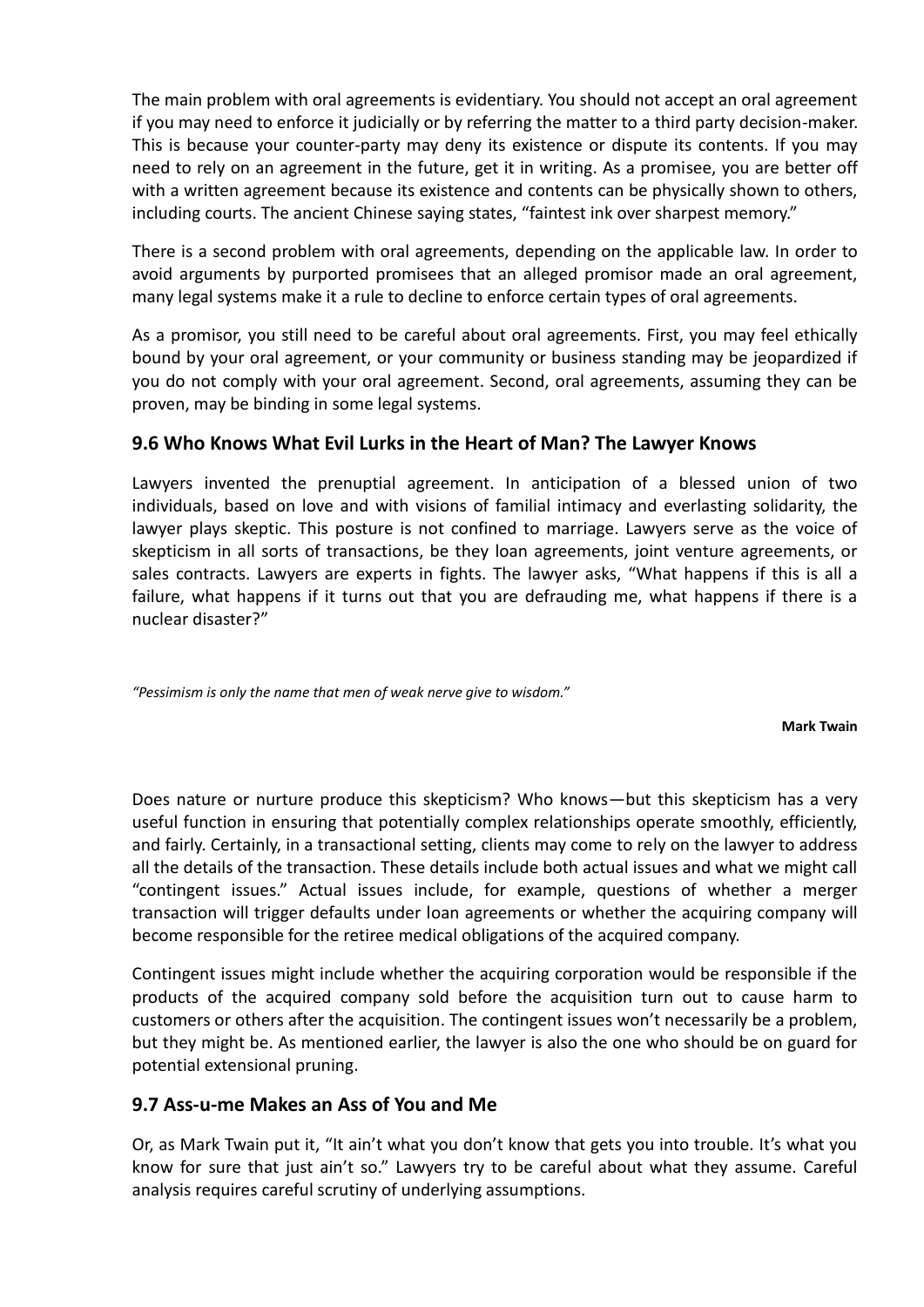The main problem with oral agreements is evidentiary. You should not accept an oral agreement if you may need to enforce it judicially or by referring the matter to a third party decision-maker. This is because your counter-party may deny its existence or dispute its contents. If you may need to rely on an agreement in the future, get it in writing. As a promisee, you are better off with a written agreement because its existence and contents can be physically shown to others, including courts. The ancient Chinese saying states, "faintest ink over sharpest memory."

There is a second problem with oral agreements, depending on the applicable law. In order to avoid arguments by purported promisees that an alleged promisor made an oral agreement, many legal systems make it a rule to decline to enforce certain types of oral agreements.

As a promisor, you still need to be careful about oral agreements. First, you may feel ethically bound by your oral agreement, or your community or business standing may be jeopardized if you do not comply with your oral agreement. Second, oral agreements, assuming they can be proven, may be binding in some legal systems.

## 9.6 Who Knows What Evil Lurks in the Heart of Man? The Lawyer Knows

Lawyers invented the prenuptial agreement. In anticipation of a blessed union of two individuals, based on love and with visions of familial intimacy and everlasting solidarity, the lawyer plays skeptic. This posture is not confined to marriage. Lawyers serve as the voice of skepticism in all sorts of transactions, be they loan agreements, joint venture agreements, or sales contracts. Lawyers are experts in fights. The lawyer asks, "What happens if this is all a failure, what happens if it turns out that you are defrauding me, what happens if there is a nuclear disaster?"

*"Pessimism is only the name that men of weak nerve give to wisdom."*

**Mark Twain**

Does nature or nurture produce this skepticism? Who knows—but this skepticism has a very useful function in ensuring that potentially complex relationships operate smoothly, efficiently, and fairly. Certainly, in a transactional setting, clients may come to rely on the lawyer to address all the details of the transaction. These details include both actual issues and what we might call "contingent issues." Actual issues include, for example, questions of whether a merger transaction will trigger defaults under loan agreements or whether the acquiring company will become responsible for the retiree medical obligations of the acquired company.

Contingent issues might include whether the acquiring corporation would be responsible if the products of the acquired company sold before the acquisition turn out to cause harm to customers or others after the acquisition. The contingent issues won't necessarily be a problem, but they might be. As mentioned earlier, the lawyer is also the one who should be on guard for potential extensional pruning.

## 9.7 Ass-u-me Makes an Ass of You and Me

Or, as Mark Twain put it, "It ain't what you don't know that gets you into trouble. It's what you know for sure that just ain't so." Lawyers try to be careful about what they assume. Careful analysis requires careful scrutiny of underlying assumptions.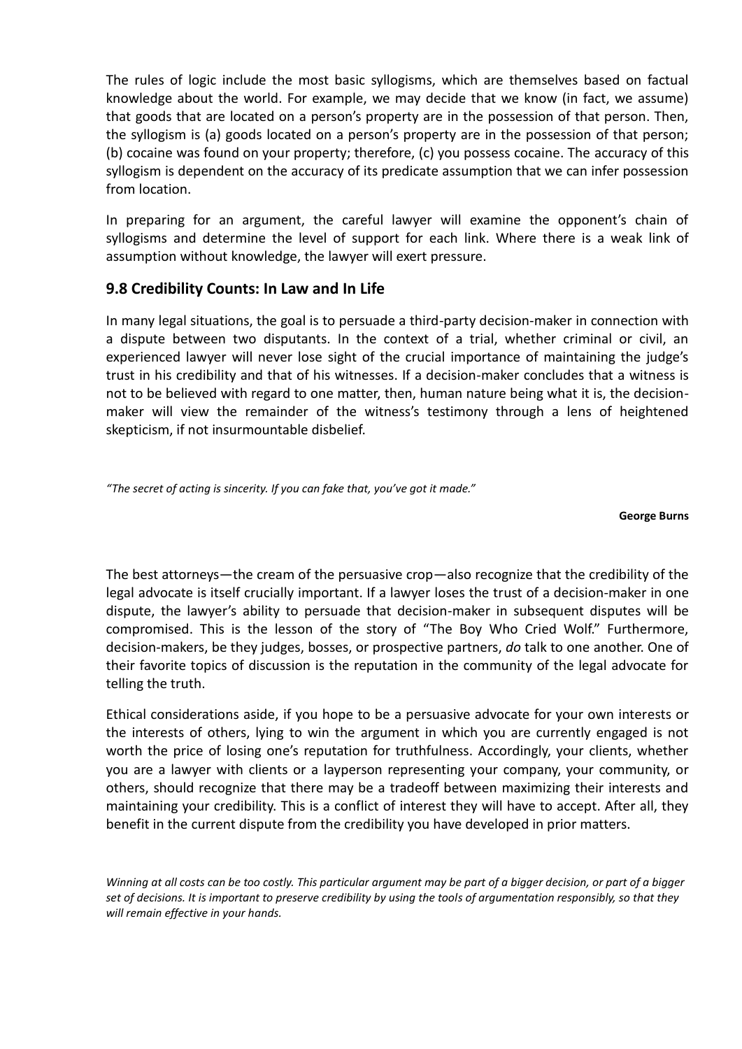The rules of logic include the most basic syllogisms, which are themselves based on factual knowledge about the world. For example, we may decide that we know (in fact, we assume) that goods that are located on a person's property are in the possession of that person. Then, the syllogism is (a) goods located on a person's property are in the possession of that person; (b) cocaine was found on your property; therefore, (c) you possess cocaine. The accuracy of this syllogism is dependent on the accuracy of its predicate assumption that we can infer possession from location.

In preparing for an argument, the careful lawyer will examine the opponent's chain of syllogisms and determine the level of support for each link. Where there is a weak link of assumption without knowledge, the lawyer will exert pressure.

## 9.8 Credibility Counts: In Law and In Life

In many legal situations, the goal is to persuade a third-party decision-maker in connection with a dispute between two disputants. In the context of a trial, whether criminal or civil, an experienced lawyer will never lose sight of the crucial importance of maintaining the judge's trust in his credibility and that of his witnesses. If a decision-maker concludes that a witness is not to be believed with regard to one matter, then, human nature being what it is, the decision-maker will view the remainder of the witness's testimony through a lens of heightened skepticism, if not insurmountable disbelief.

*"The secret of acting is sincerity. If you can fake that, you've got it made."*

**George Burns**

The best attorneys—the cream of the persuasive crop—also recognize that the credibility of the legal advocate is itself crucially important. If a lawyer loses the trust of a decision-maker in one dispute, the lawyer's ability to persuade that decision-maker in subsequent disputes will be compromised. This is the lesson of the story of "The Boy Who Cried Wolf." Furthermore, decision-makers, be they judges, bosses, or prospective partners, *do* talk to one another. One of their favorite topics of discussion is the reputation in the community of the legal advocate for telling the truth.

Ethical considerations aside, if you hope to be a persuasive advocate for your own interests or the interests of others, lying to win the argument in which you are currently engaged is not worth the price of losing one's reputation for truthfulness. Accordingly, your clients, whether you are a lawyer with clients or a layperson representing your company, your community, or others, should recognize that there may be a tradeoff between maximizing their interests and maintaining your credibility. This is a conflict of interest they will have to accept. After all, they benefit in the current dispute from the credibility you have developed in prior matters.

*Winning at all costs can be too costly. This particular argument may be part of a bigger decision, or part of a bigger set of decisions. It is important to preserve credibility by using the tools of argumentation responsibly, so that they will remain effective in your hands.*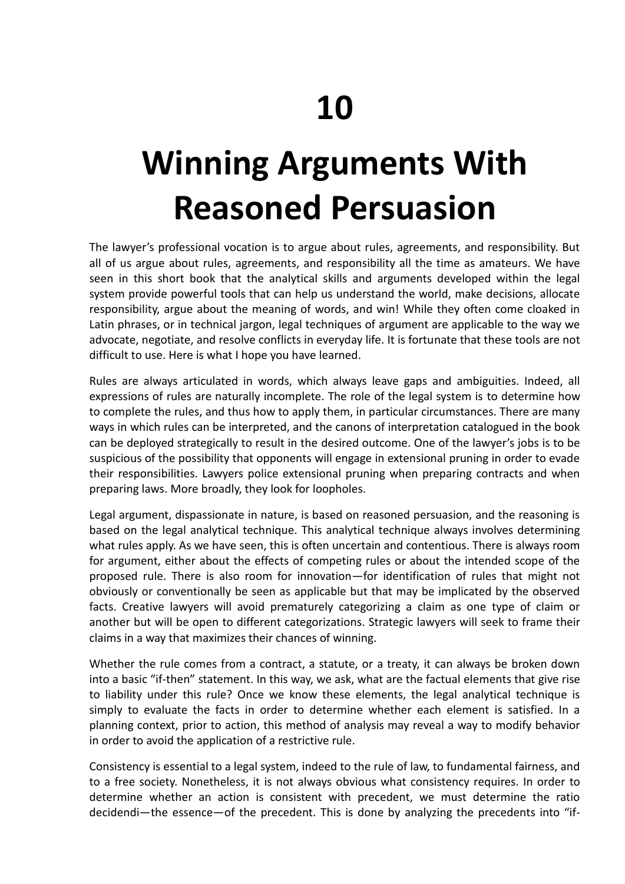# 10

# Winning Arguments With Reasoned Persuasion

The lawyer's professional vocation is to argue about rules, agreements, and responsibility. But all of us argue about rules, agreements, and responsibility all the time as amateurs. We have seen in this short book that the analytical skills and arguments developed within the legal system provide powerful tools that can help us understand the world, make decisions, allocate responsibility, argue about the meaning of words, and win! While they often come cloaked in Latin phrases, or in technical jargon, legal techniques of argument are applicable to the way we advocate, negotiate, and resolve conflicts in everyday life. It is fortunate that these tools are not difficult to use. Here is what I hope you have learned.

Rules are always articulated in words, which always leave gaps and ambiguities. Indeed, all expressions of rules are naturally incomplete. The role of the legal system is to determine how to complete the rules, and thus how to apply them, in particular circumstances. There are many ways in which rules can be interpreted, and the canons of interpretation catalogued in the book can be deployed strategically to result in the desired outcome. One of the lawyer's jobs is to be suspicious of the possibility that opponents will engage in extensional pruning in order to evade their responsibilities. Lawyers police extensional pruning when preparing contracts and when preparing laws. More broadly, they look for loopholes.

Legal argument, dispassionate in nature, is based on reasoned persuasion, and the reasoning is based on the legal analytical technique. This analytical technique always involves determining what rules apply. As we have seen, this is often uncertain and contentious. There is always room for argument, either about the effects of competing rules or about the intended scope of the proposed rule. There is also room for innovation—for identification of rules that might not obviously or conventionally be seen as applicable but that may be implicated by the observed facts. Creative lawyers will avoid prematurely categorizing a claim as one type of claim or another but will be open to different categorizations. Strategic lawyers will seek to frame their claims in a way that maximizes their chances of winning.

Whether the rule comes from a contract, a statute, or a treaty, it can always be broken down into a basic "if-then" statement. In this way, we ask, what are the factual elements that give rise to liability under this rule? Once we know these elements, the legal analytical technique is simply to evaluate the facts in order to determine whether each element is satisfied. In a planning context, prior to action, this method of analysis may reveal a way to modify behavior in order to avoid the application of a restrictive rule.

Consistency is essential to a legal system, indeed to the rule of law, to fundamental fairness, and to a free society. Nonetheless, it is not always obvious what consistency requires. In order to determine whether an action is consistent with precedent, we must determine the ratio decidendi—the essence—of the precedent. This is done by analyzing the precedents into "if-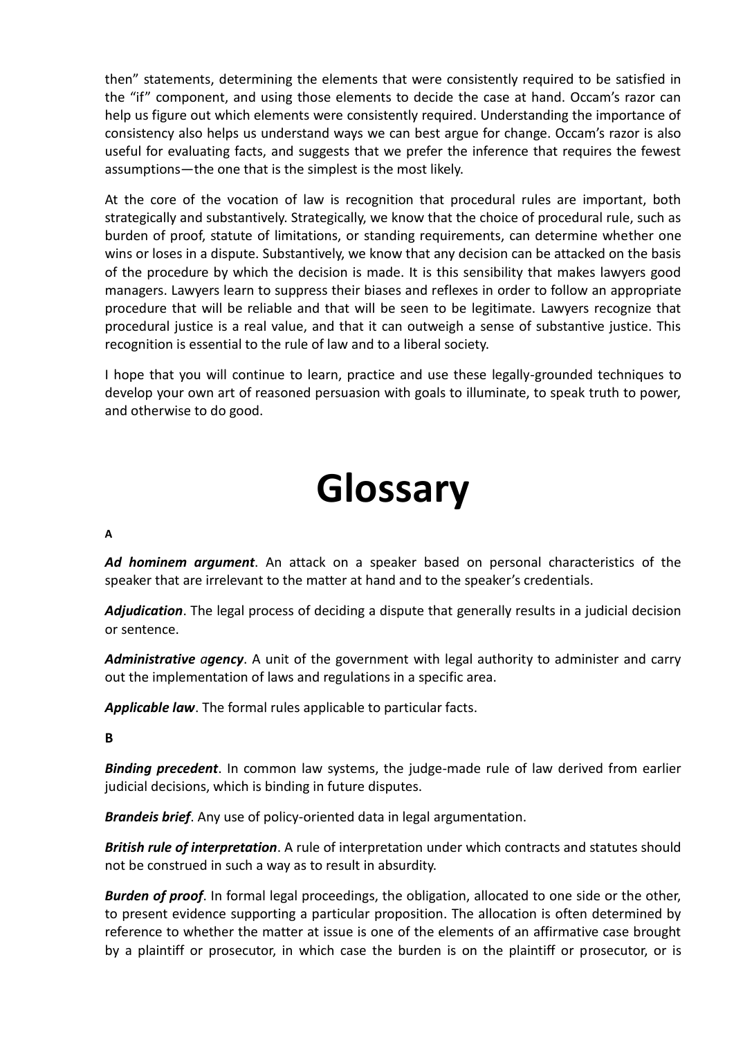then" statements, determining the elements that were consistently required to be satisfied in the "if" component, and using those elements to decide the case at hand. Occam's razor can help us figure out which elements were consistently required. Understanding the importance of consistency also helps us understand ways we can best argue for change. Occam's razor is also useful for evaluating facts, and suggests that we prefer the inference that requires the fewest assumptions—the one that is the simplest is the most likely.

At the core of the vocation of law is recognition that procedural rules are important, both strategically and substantively. Strategically, we know that the choice of procedural rule, such as burden of proof, statute of limitations, or standing requirements, can determine whether one wins or loses in a dispute. Substantively, we know that any decision can be attacked on the basis of the procedure by which the decision is made. It is this sensibility that makes lawyers good managers. Lawyers learn to suppress their biases and reflexes in order to follow an appropriate procedure that will be reliable and that will be seen to be legitimate. Lawyers recognize that procedural justice is a real value, and that it can outweigh a sense of substantive justice. This recognition is essential to the rule of law and to a liberal society.

I hope that you will continue to learn, practice and use these legally-grounded techniques to develop your own art of reasoned persuasion with goals to illuminate, to speak truth to power, and otherwise to do good.

# Glossary

**A**

***Ad hominem argument***. An attack on a speaker based on personal characteristics of the speaker that are irrelevant to the matter at hand and to the speaker's credentials.

***Adjudication***. The legal process of deciding a dispute that generally results in a judicial decision or sentence.

***Administrative agency***. A unit of the government with legal authority to administer and carry out the implementation of laws and regulations in a specific area.

***Applicable law***. The formal rules applicable to particular facts.

**B**

***Binding precedent***. In common law systems, the judge-made rule of law derived from earlier judicial decisions, which is binding in future disputes.

***Brandeis brief***. Any use of policy-oriented data in legal argumentation.

***British rule of interpretation***. A rule of interpretation under which contracts and statutes should not be construed in such a way as to result in absurdity.

***Burden of proof***. In formal legal proceedings, the obligation, allocated to one side or the other, to present evidence supporting a particular proposition. The allocation is often determined by reference to whether the matter at issue is one of the elements of an affirmative case brought by a plaintiff or prosecutor, in which case the burden is on the plaintiff or prosecutor, or is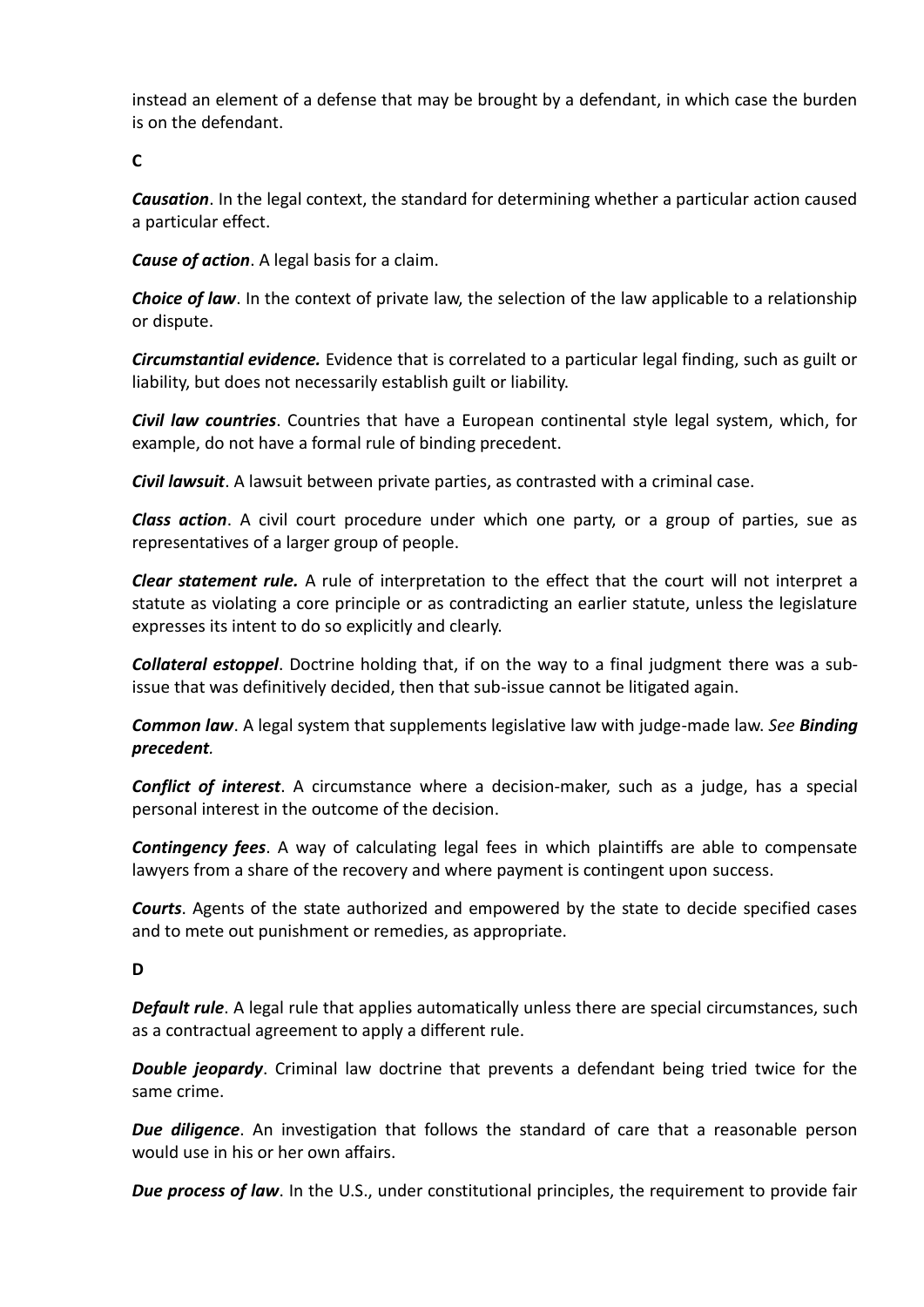instead an element of a defense that may be brought by a defendant, in which case the burden is on the defendant.

**C**

***Causation***. In the legal context, the standard for determining whether a particular action caused a particular effect.

***Cause of action***. A legal basis for a claim.

***Choice of law***. In the context of private law, the selection of the law applicable to a relationship or dispute.

***Circumstantial evidence.*** Evidence that is correlated to a particular legal finding, such as guilt or liability, but does not necessarily establish guilt or liability.

***Civil law countries***. Countries that have a European continental style legal system, which, for example, do not have a formal rule of binding precedent.

***Civil lawsuit***. A lawsuit between private parties, as contrasted with a criminal case.

***Class action***. A civil court procedure under which one party, or a group of parties, sue as representatives of a larger group of people.

***Clear statement rule.*** A rule of interpretation to the effect that the court will not interpret a statute as violating a core principle or as contradicting an earlier statute, unless the legislature expresses its intent to do so explicitly and clearly.

***Collateral estoppel***. Doctrine holding that, if on the way to a final judgment there was a sub-issue that was definitively decided, then that sub-issue cannot be litigated again.

***Common law***. A legal system that supplements legislative law with judge-made law. *See* ***Binding precedent.***

***Conflict of interest***. A circumstance where a decision-maker, such as a judge, has a special personal interest in the outcome of the decision.

***Contingency fees***. A way of calculating legal fees in which plaintiffs are able to compensate lawyers from a share of the recovery and where payment is contingent upon success.

***Courts***. Agents of the state authorized and empowered by the state to decide specified cases and to mete out punishment or remedies, as appropriate.

**D**

***Default rule***. A legal rule that applies automatically unless there are special circumstances, such as a contractual agreement to apply a different rule.

***Double jeopardy***. Criminal law doctrine that prevents a defendant being tried twice for the same crime.

***Due diligence***. An investigation that follows the standard of care that a reasonable person would use in his or her own affairs.

***Due process of law***. In the U.S., under constitutional principles, the requirement to provide fair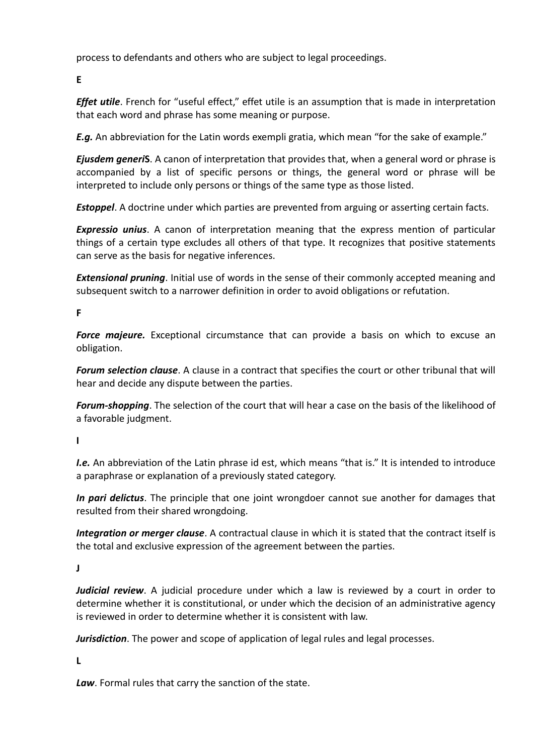process to defendants and others who are subject to legal proceedings.

**E**

***Effet utile***. French for "useful effect," effet utile is an assumption that is made in interpretation that each word and phrase has some meaning or purpose.

***E.g.*** An abbreviation for the Latin words exempli gratia, which mean "for the sake of example."

***Ejusdem generi*S**. A canon of interpretation that provides that, when a general word or phrase is accompanied by a list of specific persons or things, the general word or phrase will be interpreted to include only persons or things of the same type as those listed.

***Estoppel***. A doctrine under which parties are prevented from arguing or asserting certain facts.

***Expressio unius***. A canon of interpretation meaning that the express mention of particular things of a certain type excludes all others of that type. It recognizes that positive statements can serve as the basis for negative inferences.

***Extensional pruning***. Initial use of words in the sense of their commonly accepted meaning and subsequent switch to a narrower definition in order to avoid obligations or refutation.

**F**

***Force majeure.*** Exceptional circumstance that can provide a basis on which to excuse an obligation.

***Forum selection clause***. A clause in a contract that specifies the court or other tribunal that will hear and decide any dispute between the parties.

***Forum-shopping***. The selection of the court that will hear a case on the basis of the likelihood of a favorable judgment.

**I**

***I.e.*** An abbreviation of the Latin phrase id est, which means "that is." It is intended to introduce a paraphrase or explanation of a previously stated category.

***In pari delictus***. The principle that one joint wrongdoer cannot sue another for damages that resulted from their shared wrongdoing.

***Integration or merger clause***. A contractual clause in which it is stated that the contract itself is the total and exclusive expression of the agreement between the parties.

**J**

***Judicial review***. A judicial procedure under which a law is reviewed by a court in order to determine whether it is constitutional, or under which the decision of an administrative agency is reviewed in order to determine whether it is consistent with law.

***Jurisdiction***. The power and scope of application of legal rules and legal processes.

**L**

***Law***. Formal rules that carry the sanction of the state.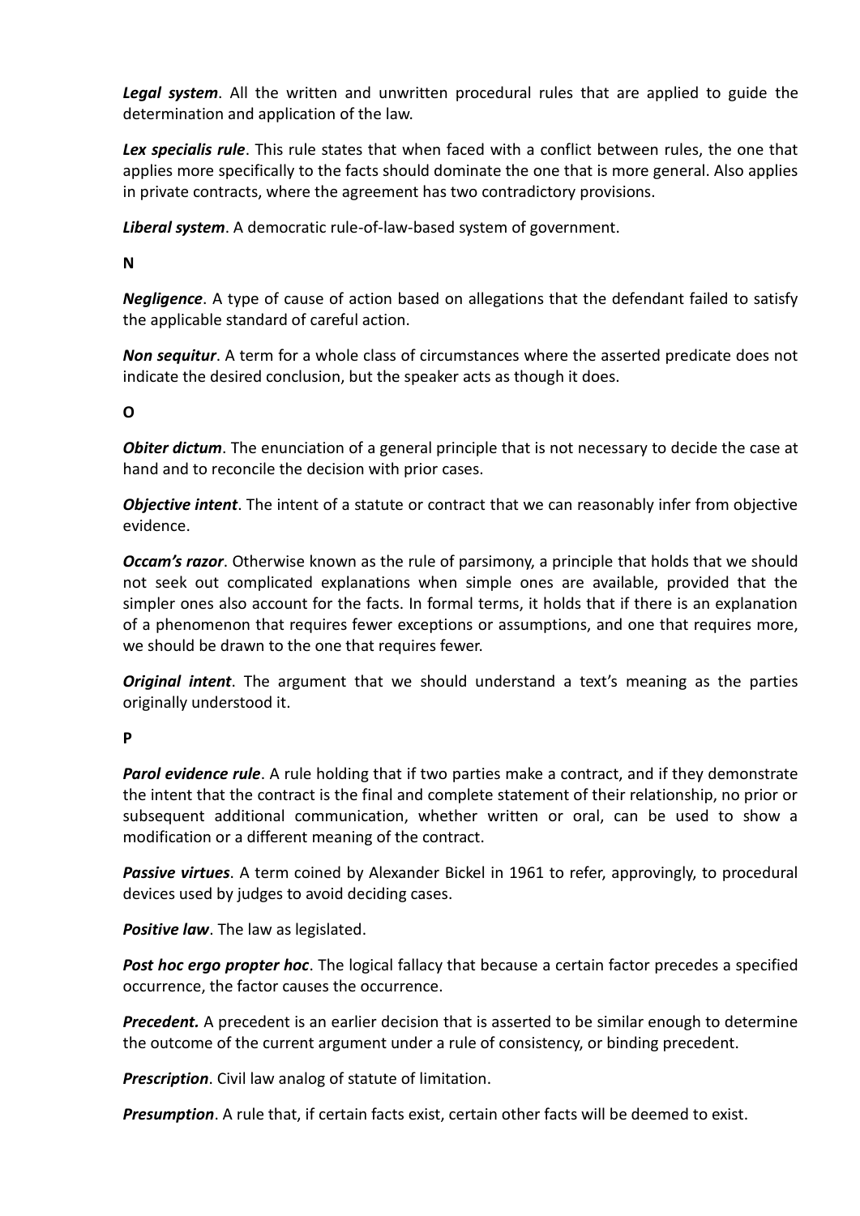***Legal system***. All the written and unwritten procedural rules that are applied to guide the determination and application of the law.

***Lex specialis rule***. This rule states that when faced with a conflict between rules, the one that applies more specifically to the facts should dominate the one that is more general. Also applies in private contracts, where the agreement has two contradictory provisions.

***Liberal system***. A democratic rule-of-law-based system of government.

**N**

***Negligence***. A type of cause of action based on allegations that the defendant failed to satisfy the applicable standard of careful action.

***Non sequitur***. A term for a whole class of circumstances where the asserted predicate does not indicate the desired conclusion, but the speaker acts as though it does.

**O**

***Obiter dictum***. The enunciation of a general principle that is not necessary to decide the case at hand and to reconcile the decision with prior cases.

***Objective intent***. The intent of a statute or contract that we can reasonably infer from objective evidence.

***Occam's razor***. Otherwise known as the rule of parsimony, a principle that holds that we should not seek out complicated explanations when simple ones are available, provided that the simpler ones also account for the facts. In formal terms, it holds that if there is an explanation of a phenomenon that requires fewer exceptions or assumptions, and one that requires more, we should be drawn to the one that requires fewer.

***Original intent***. The argument that we should understand a text's meaning as the parties originally understood it.

**P**

***Parol evidence rule***. A rule holding that if two parties make a contract, and if they demonstrate the intent that the contract is the final and complete statement of their relationship, no prior or subsequent additional communication, whether written or oral, can be used to show a modification or a different meaning of the contract.

***Passive virtues***. A term coined by Alexander Bickel in 1961 to refer, approvingly, to procedural devices used by judges to avoid deciding cases.

***Positive law***. The law as legislated.

***Post hoc ergo propter hoc***. The logical fallacy that because a certain factor precedes a specified occurrence, the factor causes the occurrence.

***Precedent.*** A precedent is an earlier decision that is asserted to be similar enough to determine the outcome of the current argument under a rule of consistency, or binding precedent.

***Prescription***. Civil law analog of statute of limitation.

***Presumption***. A rule that, if certain facts exist, certain other facts will be deemed to exist.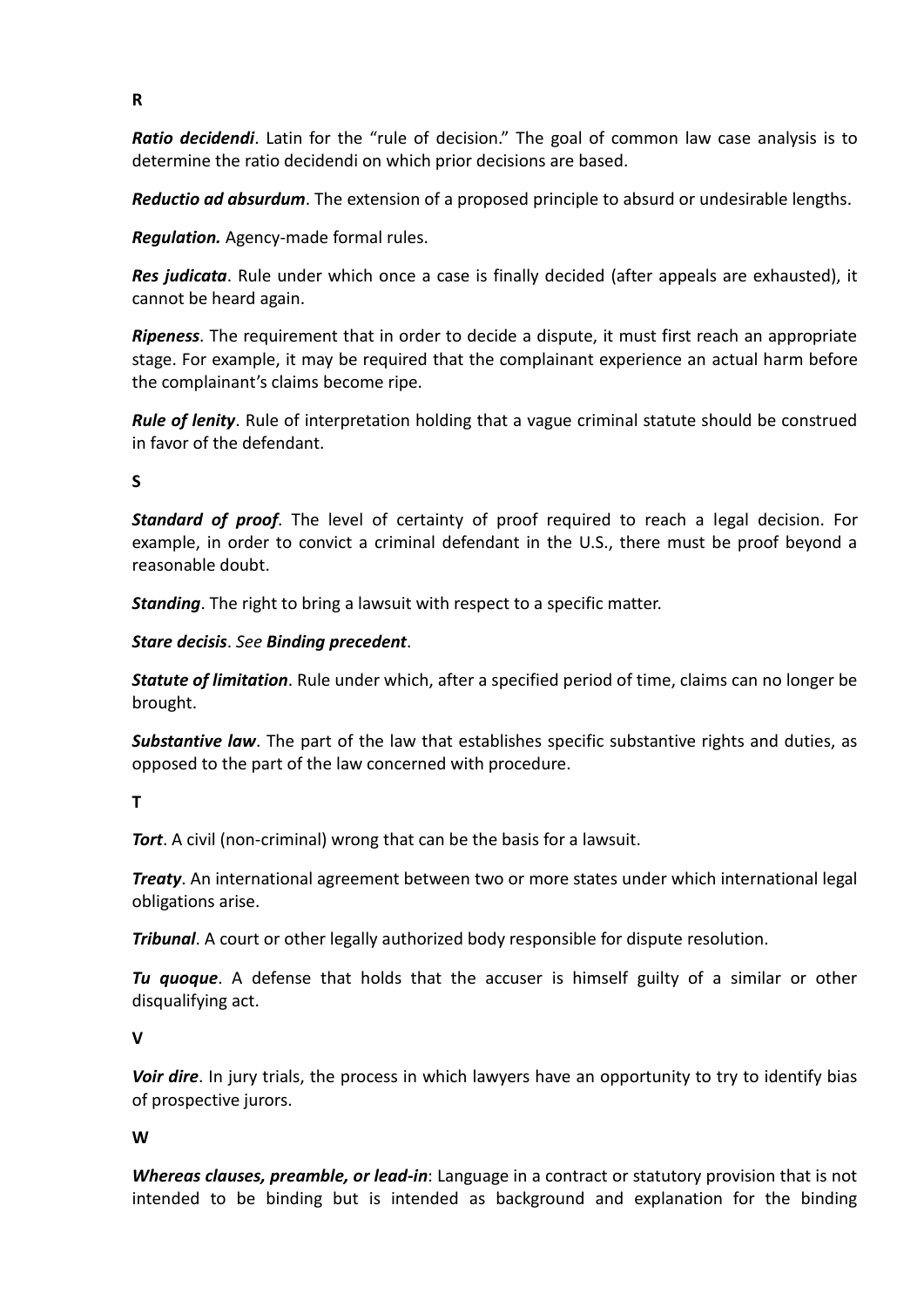**R**

***Ratio decidendi***. Latin for the "rule of decision." The goal of common law case analysis is to determine the ratio decidendi on which prior decisions are based.

***Reductio ad absurdum***. The extension of a proposed principle to absurd or undesirable lengths.

***Regulation.*** Agency-made formal rules.

***Res judicata***. Rule under which once a case is finally decided (after appeals are exhausted), it cannot be heard again.

***Ripeness***. The requirement that in order to decide a dispute, it must first reach an appropriate stage. For example, it may be required that the complainant experience an actual harm before the complainant's claims become ripe.

***Rule of lenity***. Rule of interpretation holding that a vague criminal statute should be construed in favor of the defendant.

**S**

***Standard of proof***. The level of certainty of proof required to reach a legal decision. For example, in order to convict a criminal defendant in the U.S., there must be proof beyond a reasonable doubt.

***Standing***. The right to bring a lawsuit with respect to a specific matter.

***Stare decisis***. *See* ***Binding precedent***.

***Statute of limitation***. Rule under which, after a specified period of time, claims can no longer be brought.

***Substantive law***. The part of the law that establishes specific substantive rights and duties, as opposed to the part of the law concerned with procedure.

**T**

***Tort***. A civil (non-criminal) wrong that can be the basis for a lawsuit.

***Treaty***. An international agreement between two or more states under which international legal obligations arise.

***Tribunal***. A court or other legally authorized body responsible for dispute resolution.

***Tu quoque***. A defense that holds that the accuser is himself guilty of a similar or other disqualifying act.

**V**

***Voir dire***. In jury trials, the process in which lawyers have an opportunity to try to identify bias of prospective jurors.

**W**

***Whereas clauses, preamble, or lead-in***: Language in a contract or statutory provision that is not intended to be binding but is intended as background and explanation for the binding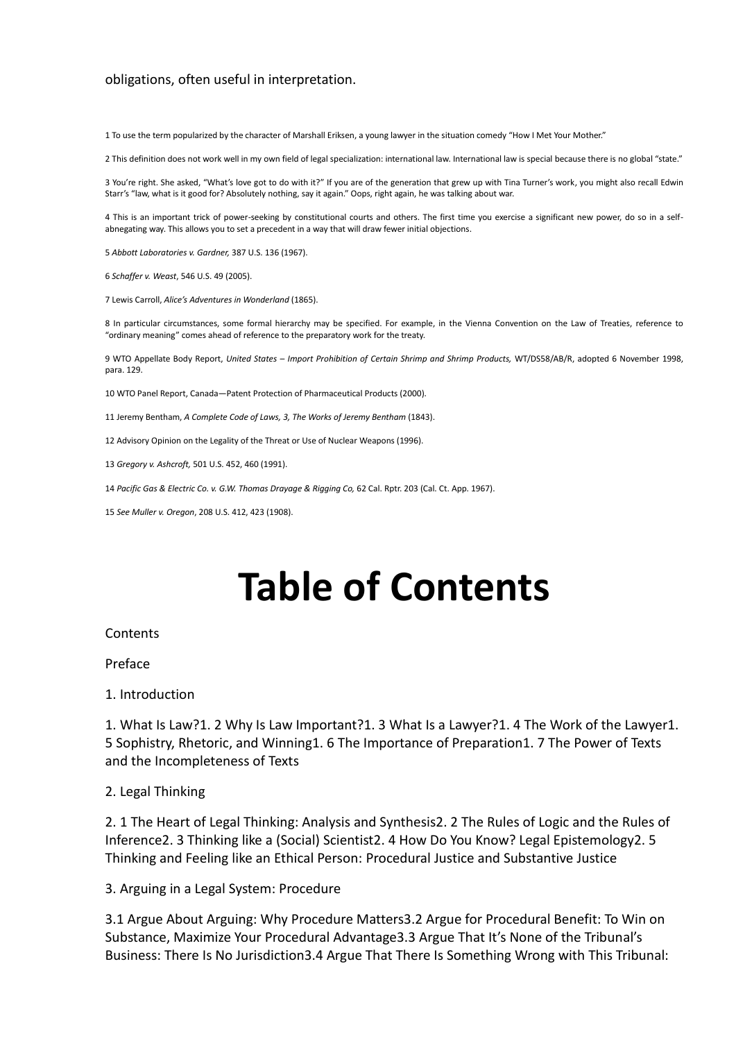obligations, often useful in interpretation.

1 To use the term popularized by the character of Marshall Eriksen, a young lawyer in the situation comedy "How I Met Your Mother."

2 This definition does not work well in my own field of legal specialization: international law. International law is special because there is no global "state."

3 You're right. She asked, "What's love got to do with it?" If you are of the generation that grew up with Tina Turner's work, you might also recall Edwin Starr's "law, what is it good for? Absolutely nothing, say it again." Oops, right again, he was talking about war.

4 This is an important trick of power-seeking by constitutional courts and others. The first time you exercise a significant new power, do so in a self-abnegating way. This allows you to set a precedent in a way that will draw fewer initial objections.

5 *Abbott Laboratories v. Gardner,* 387 U.S. 136 (1967).

6 *Schaffer v. Weast*, 546 U.S. 49 (2005).

7 Lewis Carroll, *Alice's Adventures in Wonderland* (1865).

8 In particular circumstances, some formal hierarchy may be specified. For example, in the Vienna Convention on the Law of Treaties, reference to "ordinary meaning" comes ahead of reference to the preparatory work for the treaty.

9 WTO Appellate Body Report, *United States – Import Prohibition of Certain Shrimp and Shrimp Products,* WT/DS58/AB/R, adopted 6 November 1998, para. 129.

10 WTO Panel Report, Canada—Patent Protection of Pharmaceutical Products (2000).

11 Jeremy Bentham, *A Complete Code of Laws, 3, The Works of Jeremy Bentham* (1843).

12 Advisory Opinion on the Legality of the Threat or Use of Nuclear Weapons (1996).

13 *Gregory v. Ashcroft,* 501 U.S. 452, 460 (1991).

14 *Pacific Gas & Electric Co. v. G.W. Thomas Drayage & Rigging Co,* 62 Cal. Rptr. 203 (Cal. Ct. App. 1967).

15 *See Muller v. Oregon*, 208 U.S. 412, 423 (1908).

# Table of Contents

Contents

Preface

1. Introduction

1. What Is Law?1. 2 Why Is Law Important?1. 3 What Is a Lawyer?1. 4 The Work of the Lawyer1. 5 Sophistry, Rhetoric, and Winning1. 6 The Importance of Preparation1. 7 The Power of Texts and the Incompleteness of Texts

2. Legal Thinking

2. 1 The Heart of Legal Thinking: Analysis and Synthesis2. 2 The Rules of Logic and the Rules of Inference2. 3 Thinking like a (Social) Scientist2. 4 How Do You Know? Legal Epistemology2. 5 Thinking and Feeling like an Ethical Person: Procedural Justice and Substantive Justice

3. Arguing in a Legal System: Procedure

3.1 Argue About Arguing: Why Procedure Matters3.2 Argue for Procedural Benefit: To Win on Substance, Maximize Your Procedural Advantage3.3 Argue That It's None of the Tribunal's Business: There Is No Jurisdiction3.4 Argue That There Is Something Wrong with This Tribunal: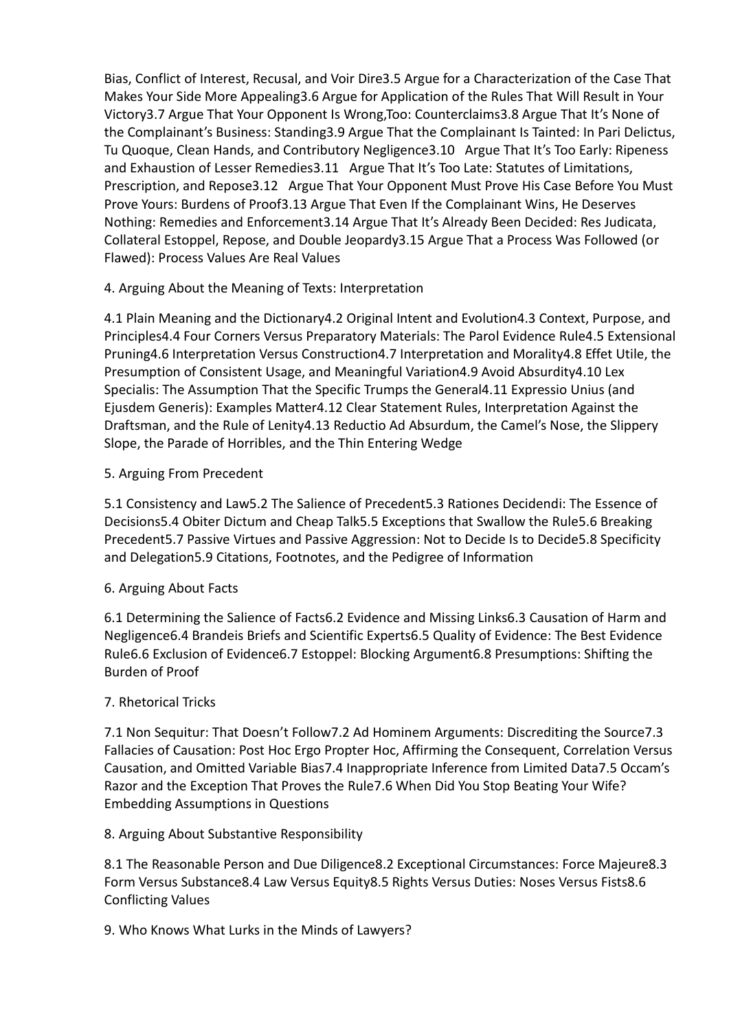Bias, Conflict of Interest, Recusal, and Voir Dire3.5 Argue for a Characterization of the Case That Makes Your Side More Appealing3.6 Argue for Application of the Rules That Will Result in Your Victory3.7 Argue That Your Opponent Is Wrong,Too: Counterclaims3.8 Argue That It's None of the Complainant's Business: Standing3.9 Argue That the Complainant Is Tainted: In Pari Delictus, Tu Quoque, Clean Hands, and Contributory Negligence3.10 Argue That It's Too Early: Ripeness and Exhaustion of Lesser Remedies3.11 Argue That It's Too Late: Statutes of Limitations, Prescription, and Repose3.12 Argue That Your Opponent Must Prove His Case Before You Must Prove Yours: Burdens of Proof3.13 Argue That Even If the Complainant Wins, He Deserves Nothing: Remedies and Enforcement3.14 Argue That It's Already Been Decided: Res Judicata, Collateral Estoppel, Repose, and Double Jeopardy3.15 Argue That a Process Was Followed (or Flawed): Process Values Are Real Values

4. Arguing About the Meaning of Texts: Interpretation

4.1 Plain Meaning and the Dictionary4.2 Original Intent and Evolution4.3 Context, Purpose, and Principles4.4 Four Corners Versus Preparatory Materials: The Parol Evidence Rule4.5 Extensional Pruning4.6 Interpretation Versus Construction4.7 Interpretation and Morality4.8 Effet Utile, the Presumption of Consistent Usage, and Meaningful Variation4.9 Avoid Absurdity4.10 Lex Specialis: The Assumption That the Specific Trumps the General4.11 Expressio Unius (and Ejusdem Generis): Examples Matter4.12 Clear Statement Rules, Interpretation Against the Draftsman, and the Rule of Lenity4.13 Reductio Ad Absurdum, the Camel's Nose, the Slippery Slope, the Parade of Horribles, and the Thin Entering Wedge

5. Arguing From Precedent

5.1 Consistency and Law5.2 The Salience of Precedent5.3 Rationes Decidendi: The Essence of Decisions5.4 Obiter Dictum and Cheap Talk5.5 Exceptions that Swallow the Rule5.6 Breaking Precedent5.7 Passive Virtues and Passive Aggression: Not to Decide Is to Decide5.8 Specificity and Delegation5.9 Citations, Footnotes, and the Pedigree of Information

6. Arguing About Facts

6.1 Determining the Salience of Facts6.2 Evidence and Missing Links6.3 Causation of Harm and Negligence6.4 Brandeis Briefs and Scientific Experts6.5 Quality of Evidence: The Best Evidence Rule6.6 Exclusion of Evidence6.7 Estoppel: Blocking Argument6.8 Presumptions: Shifting the Burden of Proof

7. Rhetorical Tricks

7.1 Non Sequitur: That Doesn't Follow7.2 Ad Hominem Arguments: Discrediting the Source7.3 Fallacies of Causation: Post Hoc Ergo Propter Hoc, Affirming the Consequent, Correlation Versus Causation, and Omitted Variable Bias7.4 Inappropriate Inference from Limited Data7.5 Occam's Razor and the Exception That Proves the Rule7.6 When Did You Stop Beating Your Wife? Embedding Assumptions in Questions

8. Arguing About Substantive Responsibility

8.1 The Reasonable Person and Due Diligence8.2 Exceptional Circumstances: Force Majeure8.3 Form Versus Substance8.4 Law Versus Equity8.5 Rights Versus Duties: Noses Versus Fists8.6 Conflicting Values

9. Who Knows What Lurks in the Minds of Lawyers?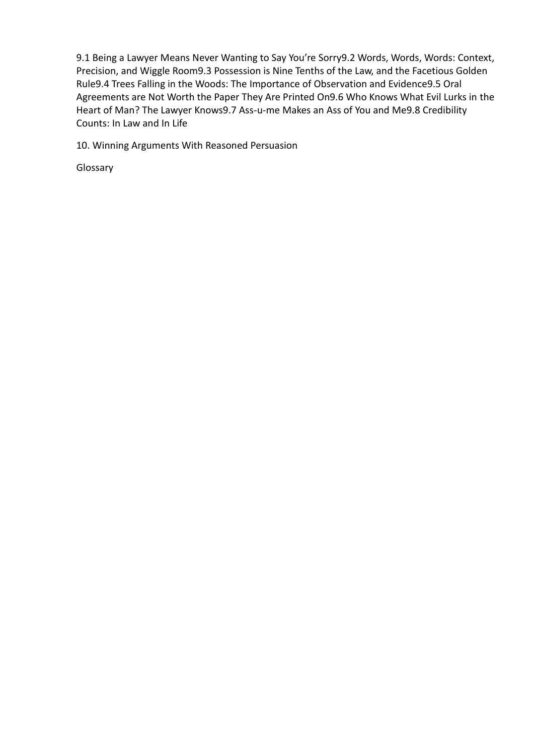9.1 Being a Lawyer Means Never Wanting to Say You're Sorry9.2 Words, Words, Words: Context, Precision, and Wiggle Room9.3 Possession is Nine Tenths of the Law, and the Facetious Golden Rule9.4 Trees Falling in the Woods: The Importance of Observation and Evidence9.5 Oral Agreements are Not Worth the Paper They Are Printed On9.6 Who Knows What Evil Lurks in the Heart of Man? The Lawyer Knows9.7 Ass-u-me Makes an Ass of You and Me9.8 Credibility Counts: In Law and In Life

10. Winning Arguments With Reasoned Persuasion

Glossary